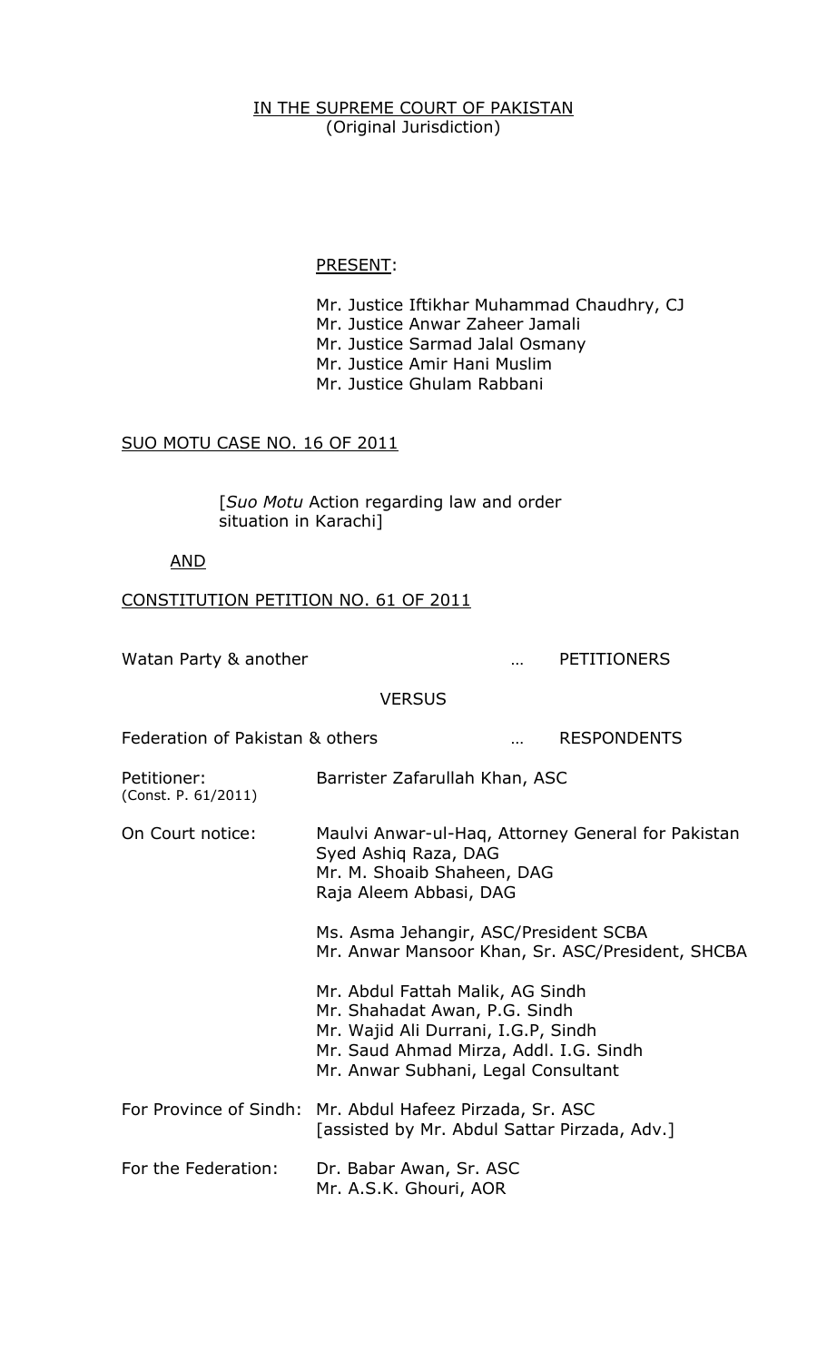IN THE SUPREME COURT OF PAKISTAN
(Original Jurisdiction)

PRESENT:

Mr. Justice Iftikhar Muhammad Chaudhry, CJ
Mr. Justice Anwar Zaheer Jamali
Mr. Justice Sarmad Jalal Osmany
Mr. Justice Amir Hani Muslim
Mr. Justice Ghulam Rabbani

SUO MOTU CASE NO. 16 OF 2011

[*Suo Motu* Action regarding law and order situation in Karachi]

AND

CONSTITUTION PETITION NO. 61 OF 2011

Watan Party & another … PETITIONERS

VERSUS

Federation of Pakistan & others … RESPONDENTS

Petitioner: (Const. P. 61/2011) Barrister Zafarullah Khan, ASC

On Court notice: Maulvi Anwar-ul-Haq, Attorney General for Pakistan
Syed Ashiq Raza, DAG
Mr. M. Shoaib Shaheen, DAG
Raja Aleem Abbasi, DAG

Ms. Asma Jehangir, ASC/President SCBA
Mr. Anwar Mansoor Khan, Sr. ASC/President, SHCBA

Mr. Abdul Fattah Malik, AG Sindh
Mr. Shahadat Awan, P.G. Sindh
Mr. Wajid Ali Durrani, I.G.P, Sindh
Mr. Saud Ahmad Mirza, Addl. I.G. Sindh
Mr. Anwar Subhani, Legal Consultant

For Province of Sindh: Mr. Abdul Hafeez Pirzada, Sr. ASC
[assisted by Mr. Abdul Sattar Pirzada, Adv.]

For the Federation: Dr. Babar Awan, Sr. ASC
Mr. A.S.K. Ghouri, AOR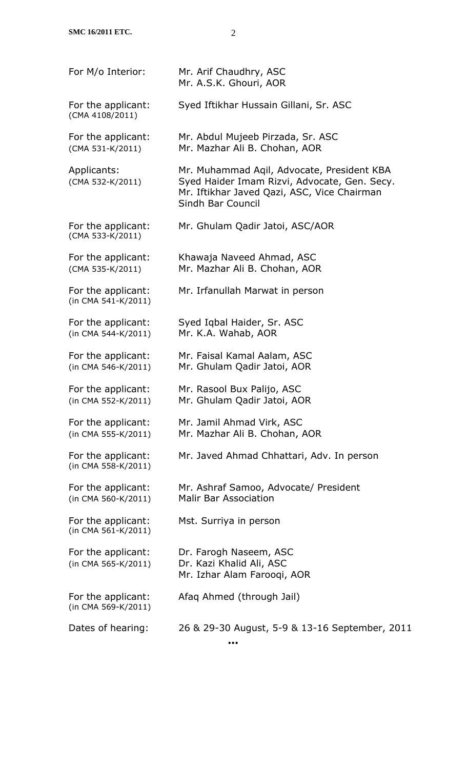| | |
|---|---|
| For M/o Interior: | Mr. Arif Chaudhry, ASC<br>Mr. A.S.K. Ghouri, AOR |
| For the applicant:<br>(CMA 4108/2011) | Syed Iftikhar Hussain Gillani, Sr. ASC |
| For the applicant:<br>(CMA 531-K/2011) | Mr. Abdul Mujeeb Pirzada, Sr. ASC<br>Mr. Mazhar Ali B. Chohan, AOR |
| Applicants:<br>(CMA 532-K/2011) | Mr. Muhammad Aqil, Advocate, President KBA<br>Syed Haider Imam Rizvi, Advocate, Gen. Secy.<br>Mr. Iftikhar Javed Qazi, ASC, Vice Chairman Sindh Bar Council |
| For the applicant:<br>(CMA 533-K/2011) | Mr. Ghulam Qadir Jatoi, ASC/AOR |
| For the applicant:<br>(CMA 535-K/2011) | Khawaja Naveed Ahmad, ASC<br>Mr. Mazhar Ali B. Chohan, AOR |
| For the applicant:<br>(in CMA 541-K/2011) | Mr. Irfanullah Marwat in person |
| For the applicant:<br>(in CMA 544-K/2011) | Syed Iqbal Haider, Sr. ASC<br>Mr. K.A. Wahab, AOR |
| For the applicant:<br>(in CMA 546-K/2011) | Mr. Faisal Kamal Aalam, ASC<br>Mr. Ghulam Qadir Jatoi, AOR |
| For the applicant:<br>(in CMA 552-K/2011) | Mr. Rasool Bux Palijo, ASC<br>Mr. Ghulam Qadir Jatoi, AOR |
| For the applicant:<br>(in CMA 555-K/2011) | Mr. Jamil Ahmad Virk, ASC<br>Mr. Mazhar Ali B. Chohan, AOR |
| For the applicant:<br>(in CMA 558-K/2011) | Mr. Javed Ahmad Chhattari, Adv. In person |
| For the applicant:<br>(in CMA 560-K/2011) | Mr. Ashraf Samoo, Advocate/ President Malir Bar Association |
| For the applicant:<br>(in CMA 561-K/2011) | Mst. Surriya in person |
| For the applicant:<br>(in CMA 565-K/2011) | Dr. Farogh Naseem, ASC<br>Dr. Kazi Khalid Ali, ASC<br>Mr. Izhar Alam Farooqi, AOR |
| For the applicant:<br>(in CMA 569-K/2011) | Afaq Ahmed (through Jail) |
| Dates of hearing: | 26 & 29-30 August, 5-9 & 13-16 September, 2011 |

...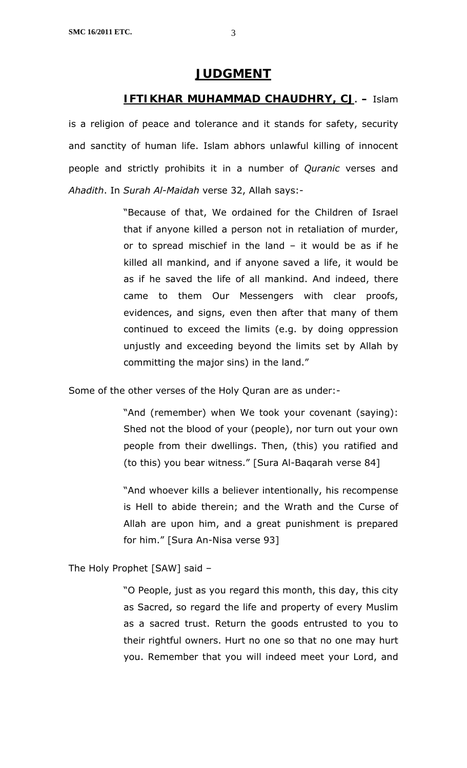# JUDGMENT

**IFTIKHAR MUHAMMAD CHAUDHRY, CJ. –** Islam is a religion of peace and tolerance and it stands for safety, security and sanctity of human life. Islam abhors unlawful killing of innocent people and strictly prohibits it in a number of *Quranic* verses and *Ahadith*. In *Surah Al-Maidah* verse 32, Allah says:-

> "Because of that, We ordained for the Children of Israel that if anyone killed a person not in retaliation of murder, or to spread mischief in the land – it would be as if he killed all mankind, and if anyone saved a life, it would be as if he saved the life of all mankind. And indeed, there came to them Our Messengers with clear proofs, evidences, and signs, even then after that many of them continued to exceed the limits (e.g. by doing oppression unjustly and exceeding beyond the limits set by Allah by committing the major sins) in the land."

Some of the other verses of the Holy Quran are as under:-

> "And (remember) when We took your covenant (saying): Shed not the blood of your (people), nor turn out your own people from their dwellings. Then, (this) you ratified and (to this) you bear witness." [Sura Al-Baqarah verse 84]

> "And whoever kills a believer intentionally, his recompense is Hell to abide therein; and the Wrath and the Curse of Allah are upon him, and a great punishment is prepared for him." [Sura An-Nisa verse 93]

The Holy Prophet [SAW] said –

> "O People, just as you regard this month, this day, this city as Sacred, so regard the life and property of every Muslim as a sacred trust. Return the goods entrusted to you to their rightful owners. Hurt no one so that no one may hurt you. Remember that you will indeed meet your Lord, and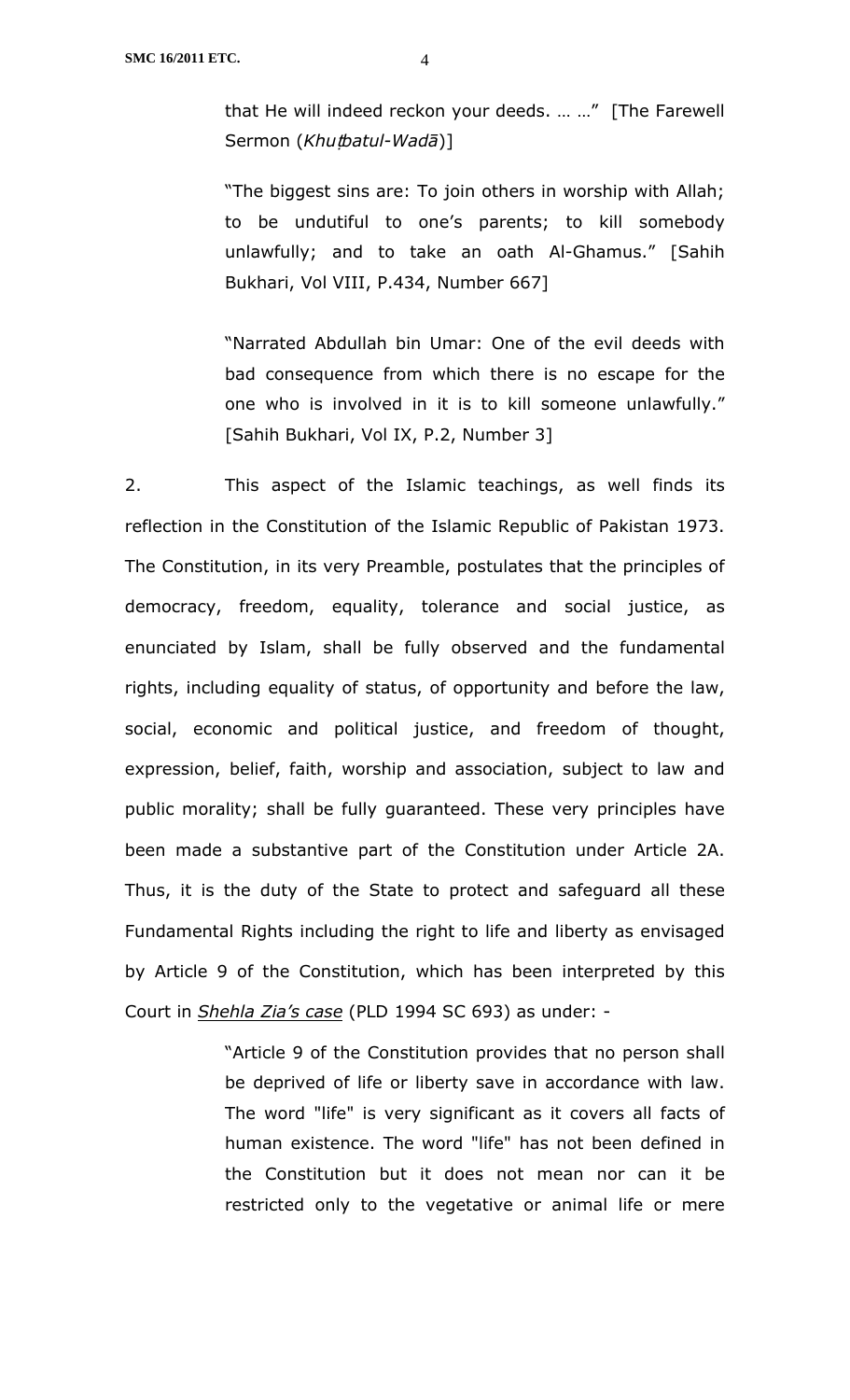> that He will indeed reckon your deeds. … …" [The Farewell Sermon (*Khuṭbatul-Wadā*)]

> "The biggest sins are: To join others in worship with Allah; to be undutiful to one's parents; to kill somebody unlawfully; and to take an oath Al-Ghamus." [Sahih Bukhari, Vol VIII, P.434, Number 667]

> "Narrated Abdullah bin Umar: One of the evil deeds with bad consequence from which there is no escape for the one who is involved in it is to kill someone unlawfully." [Sahih Bukhari, Vol IX, P.2, Number 3]

2. This aspect of the Islamic teachings, as well finds its reflection in the Constitution of the Islamic Republic of Pakistan 1973. The Constitution, in its very Preamble, postulates that the principles of democracy, freedom, equality, tolerance and social justice, as enunciated by Islam, shall be fully observed and the fundamental rights, including equality of status, of opportunity and before the law, social, economic and political justice, and freedom of thought, expression, belief, faith, worship and association, subject to law and public morality; shall be fully guaranteed. These very principles have been made a substantive part of the Constitution under Article 2A. Thus, it is the duty of the State to protect and safeguard all these Fundamental Rights including the right to life and liberty as envisaged by Article 9 of the Constitution, which has been interpreted by this Court in ***Shehla Zia's case*** (PLD 1994 SC 693) as under: -

> "Article 9 of the Constitution provides that no person shall be deprived of life or liberty save in accordance with law. The word "life" is very significant as it covers all facts of human existence. The word "life" has not been defined in the Constitution but it does not mean nor can it be restricted only to the vegetative or animal life or mere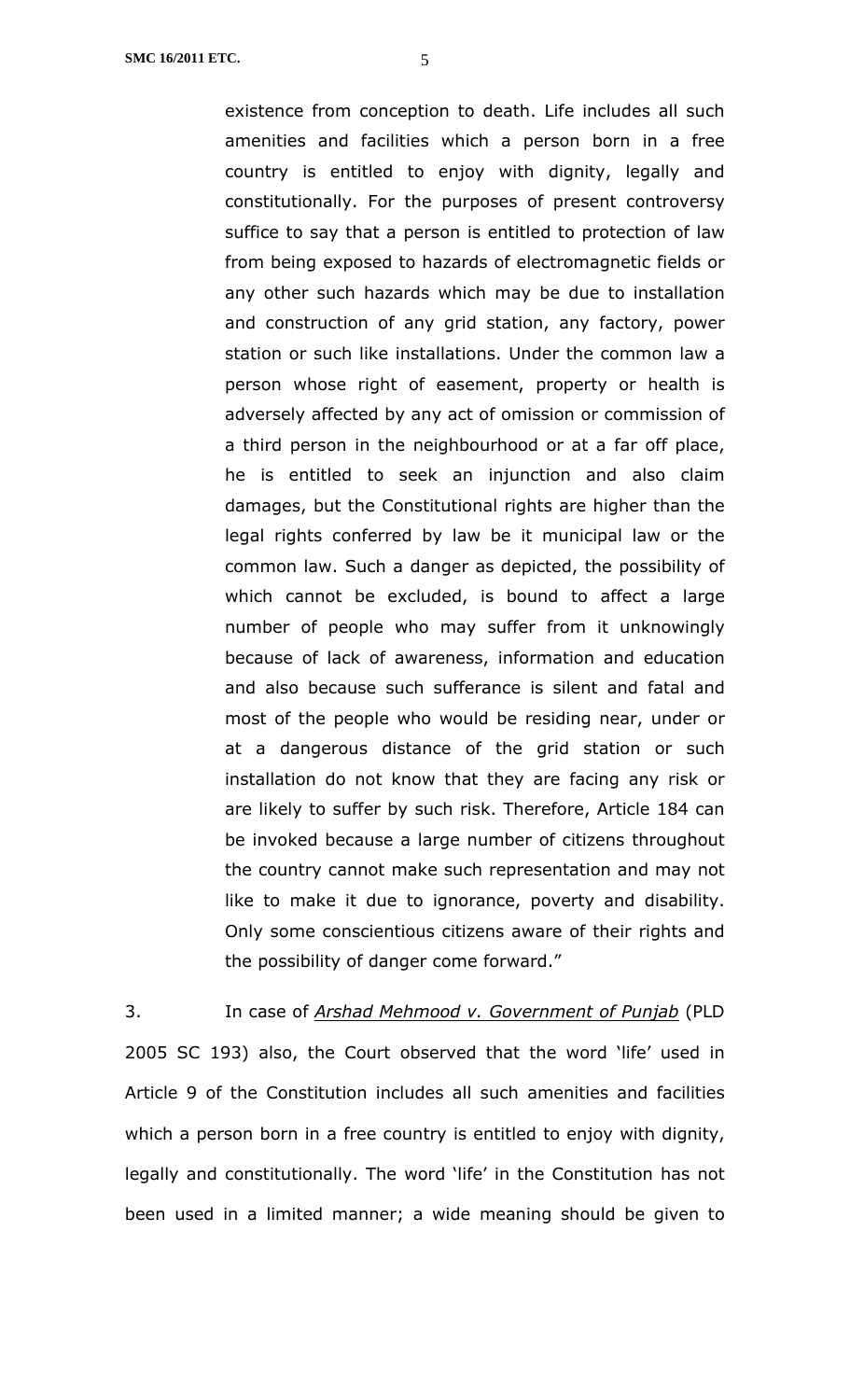> existence from conception to death. Life includes all such amenities and facilities which a person born in a free country is entitled to enjoy with dignity, legally and constitutionally. For the purposes of present controversy suffice to say that a person is entitled to protection of law from being exposed to hazards of electromagnetic fields or any other such hazards which may be due to installation and construction of any grid station, any factory, power station or such like installations. Under the common law a person whose right of easement, property or health is adversely affected by any act of omission or commission of a third person in the neighbourhood or at a far off place, he is entitled to seek an injunction and also claim damages, but the Constitutional rights are higher than the legal rights conferred by law be it municipal law or the common law. Such a danger as depicted, the possibility of which cannot be excluded, is bound to affect a large number of people who may suffer from it unknowingly because of lack of awareness, information and education and also because such sufferance is silent and fatal and most of the people who would be residing near, under or at a dangerous distance of the grid station or such installation do not know that they are facing any risk or are likely to suffer by such risk. Therefore, Article 184 can be invoked because a large number of citizens throughout the country cannot make such representation and may not like to make it due to ignorance, poverty and disability. Only some conscientious citizens aware of their rights and the possibility of danger come forward."

3. In case of *Arshad Mehmood v. Government of Punjab* (PLD 2005 SC 193) also, the Court observed that the word 'life' used in Article 9 of the Constitution includes all such amenities and facilities which a person born in a free country is entitled to enjoy with dignity, legally and constitutionally. The word 'life' in the Constitution has not been used in a limited manner; a wide meaning should be given to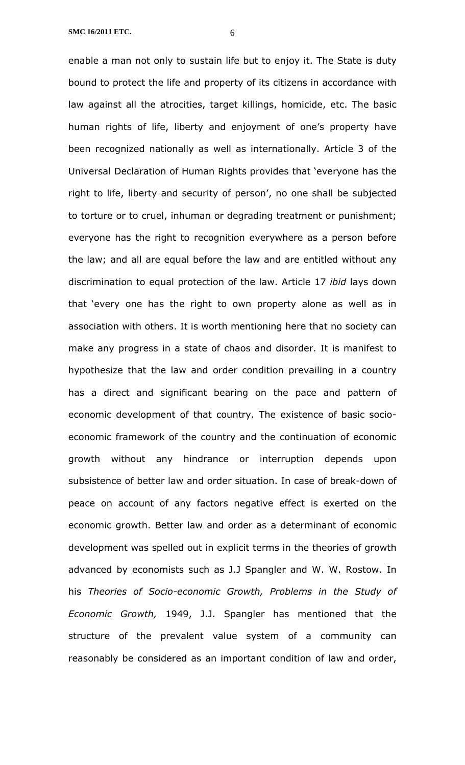enable a man not only to sustain life but to enjoy it. The State is duty bound to protect the life and property of its citizens in accordance with law against all the atrocities, target killings, homicide, etc. The basic human rights of life, liberty and enjoyment of one's property have been recognized nationally as well as internationally. Article 3 of the Universal Declaration of Human Rights provides that 'everyone has the right to life, liberty and security of person', no one shall be subjected to torture or to cruel, inhuman or degrading treatment or punishment; everyone has the right to recognition everywhere as a person before the law; and all are equal before the law and are entitled without any discrimination to equal protection of the law. Article 17 *ibid* lays down that 'every one has the right to own property alone as well as in association with others. It is worth mentioning here that no society can make any progress in a state of chaos and disorder. It is manifest to hypothesize that the law and order condition prevailing in a country has a direct and significant bearing on the pace and pattern of economic development of that country. The existence of basic socio-economic framework of the country and the continuation of economic growth without any hindrance or interruption depends upon subsistence of better law and order situation. In case of break-down of peace on account of any factors negative effect is exerted on the economic growth. Better law and order as a determinant of economic development was spelled out in explicit terms in the theories of growth advanced by economists such as J.J Spangler and W. W. Rostow. In his *Theories of Socio-economic Growth, Problems in the Study of Economic Growth,* 1949, J.J. Spangler has mentioned that the structure of the prevalent value system of a community can reasonably be considered as an important condition of law and order,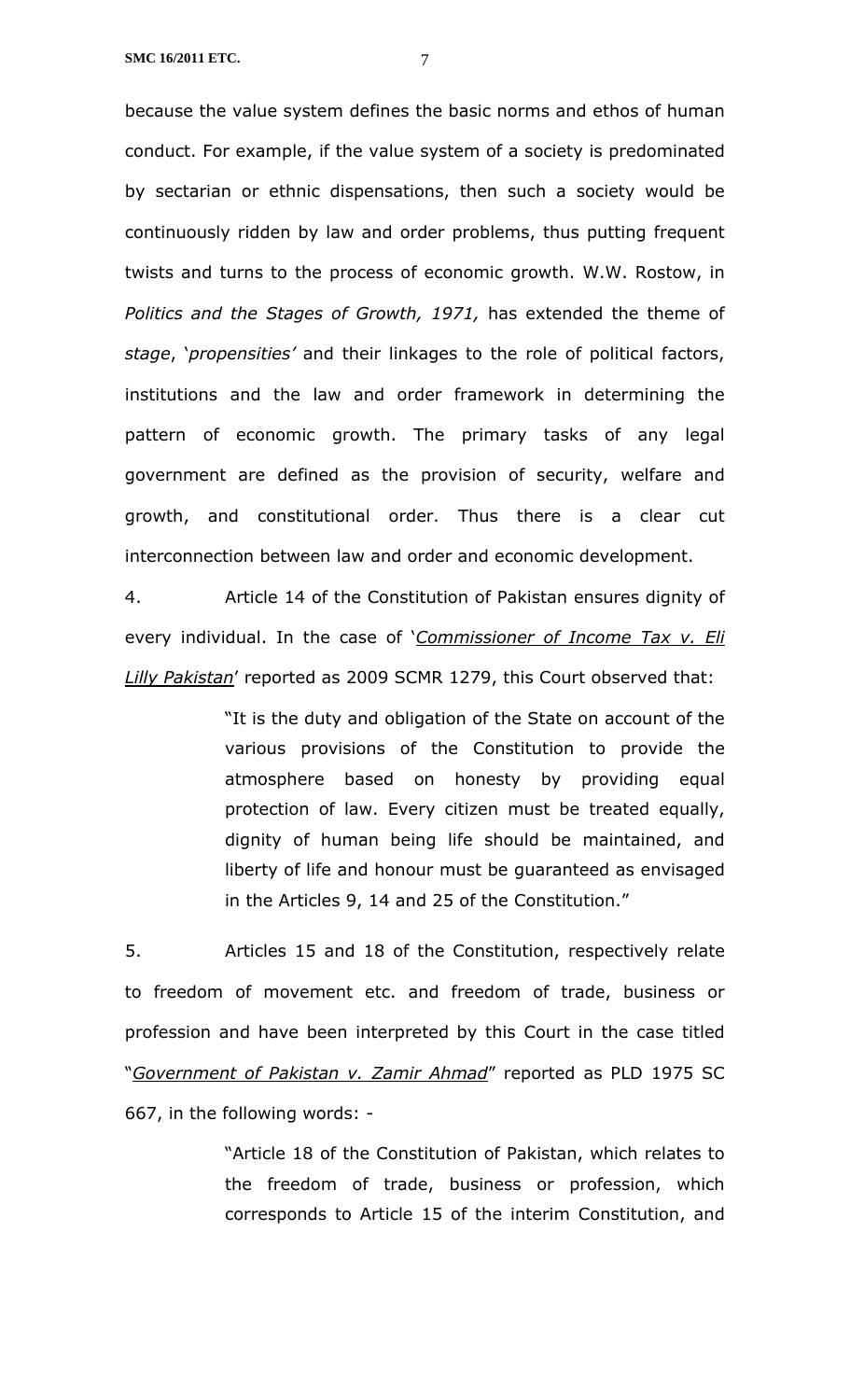because the value system defines the basic norms and ethos of human conduct. For example, if the value system of a society is predominated by sectarian or ethnic dispensations, then such a society would be continuously ridden by law and order problems, thus putting frequent twists and turns to the process of economic growth. W.W. Rostow, in *Politics and the Stages of Growth, 1971,* has extended the theme of *stage*, '*propensities'* and their linkages to the role of political factors, institutions and the law and order framework in determining the pattern of economic growth. The primary tasks of any legal government are defined as the provision of security, welfare and growth, and constitutional order. Thus there is a clear cut interconnection between law and order and economic development.

4. Article 14 of the Constitution of Pakistan ensures dignity of every individual. In the case of '*Commissioner of Income Tax v. Eli Lilly Pakistan*' reported as 2009 SCMR 1279, this Court observed that:

> "It is the duty and obligation of the State on account of the various provisions of the Constitution to provide the atmosphere based on honesty by providing equal protection of law. Every citizen must be treated equally, dignity of human being life should be maintained, and liberty of life and honour must be guaranteed as envisaged in the Articles 9, 14 and 25 of the Constitution."

5. Articles 15 and 18 of the Constitution, respectively relate to freedom of movement etc. and freedom of trade, business or profession and have been interpreted by this Court in the case titled "*Government of Pakistan v. Zamir Ahmad*" reported as PLD 1975 SC 667, in the following words: -

> "Article 18 of the Constitution of Pakistan, which relates to the freedom of trade, business or profession, which corresponds to Article 15 of the interim Constitution, and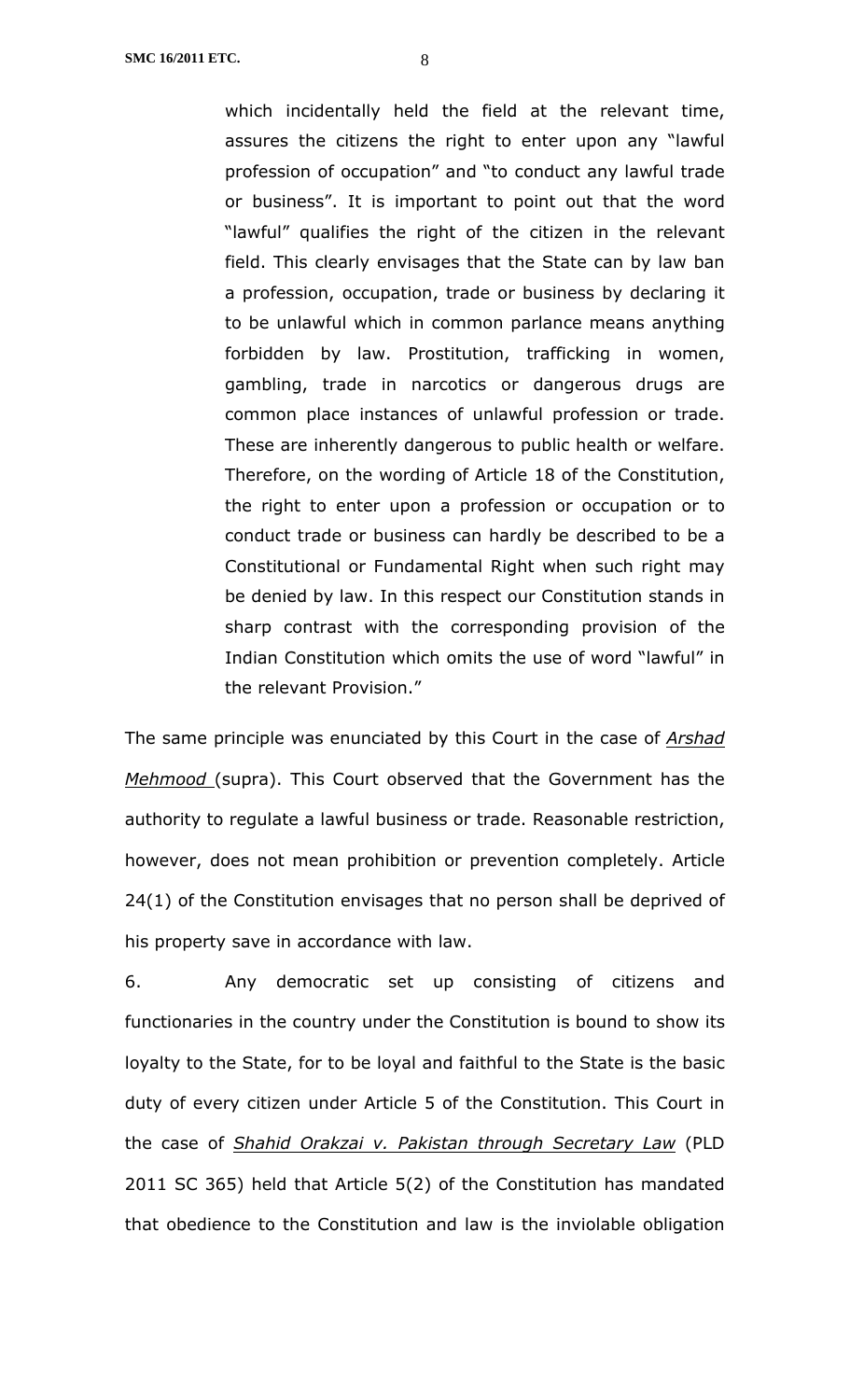> which incidentally held the field at the relevant time, assures the citizens the right to enter upon any "lawful profession of occupation" and "to conduct any lawful trade or business". It is important to point out that the word "lawful" qualifies the right of the citizen in the relevant field. This clearly envisages that the State can by law ban a profession, occupation, trade or business by declaring it to be unlawful which in common parlance means anything forbidden by law. Prostitution, trafficking in women, gambling, trade in narcotics or dangerous drugs are common place instances of unlawful profession or trade. These are inherently dangerous to public health or welfare. Therefore, on the wording of Article 18 of the Constitution, the right to enter upon a profession or occupation or to conduct trade or business can hardly be described to be a Constitutional or Fundamental Right when such right may be denied by law. In this respect our Constitution stands in sharp contrast with the corresponding provision of the Indian Constitution which omits the use of word "lawful" in the relevant Provision."

The same principle was enunciated by this Court in the case of *Arshad Mehmood* (supra). This Court observed that the Government has the authority to regulate a lawful business or trade. Reasonable restriction, however, does not mean prohibition or prevention completely. Article 24(1) of the Constitution envisages that no person shall be deprived of his property save in accordance with law.

6. Any democratic set up consisting of citizens and functionaries in the country under the Constitution is bound to show its loyalty to the State, for to be loyal and faithful to the State is the basic duty of every citizen under Article 5 of the Constitution. This Court in the case of *Shahid Orakzai v. Pakistan through Secretary Law* (PLD 2011 SC 365) held that Article 5(2) of the Constitution has mandated that obedience to the Constitution and law is the inviolable obligation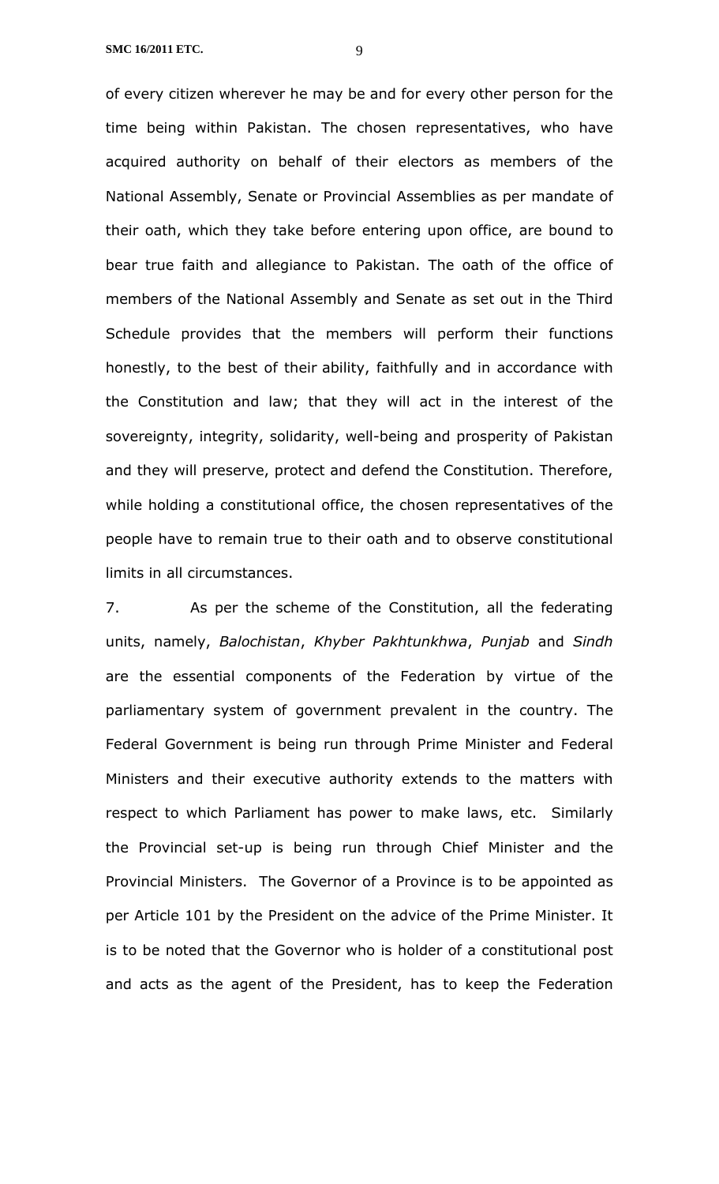of every citizen wherever he may be and for every other person for the time being within Pakistan. The chosen representatives, who have acquired authority on behalf of their electors as members of the National Assembly, Senate or Provincial Assemblies as per mandate of their oath, which they take before entering upon office, are bound to bear true faith and allegiance to Pakistan. The oath of the office of members of the National Assembly and Senate as set out in the Third Schedule provides that the members will perform their functions honestly, to the best of their ability, faithfully and in accordance with the Constitution and law; that they will act in the interest of the sovereignty, integrity, solidarity, well-being and prosperity of Pakistan and they will preserve, protect and defend the Constitution. Therefore, while holding a constitutional office, the chosen representatives of the people have to remain true to their oath and to observe constitutional limits in all circumstances.

7. As per the scheme of the Constitution, all the federating units, namely, *Balochistan*, *Khyber Pakhtunkhwa*, *Punjab* and *Sindh* are the essential components of the Federation by virtue of the parliamentary system of government prevalent in the country. The Federal Government is being run through Prime Minister and Federal Ministers and their executive authority extends to the matters with respect to which Parliament has power to make laws, etc. Similarly the Provincial set-up is being run through Chief Minister and the Provincial Ministers. The Governor of a Province is to be appointed as per Article 101 by the President on the advice of the Prime Minister. It is to be noted that the Governor who is holder of a constitutional post and acts as the agent of the President, has to keep the Federation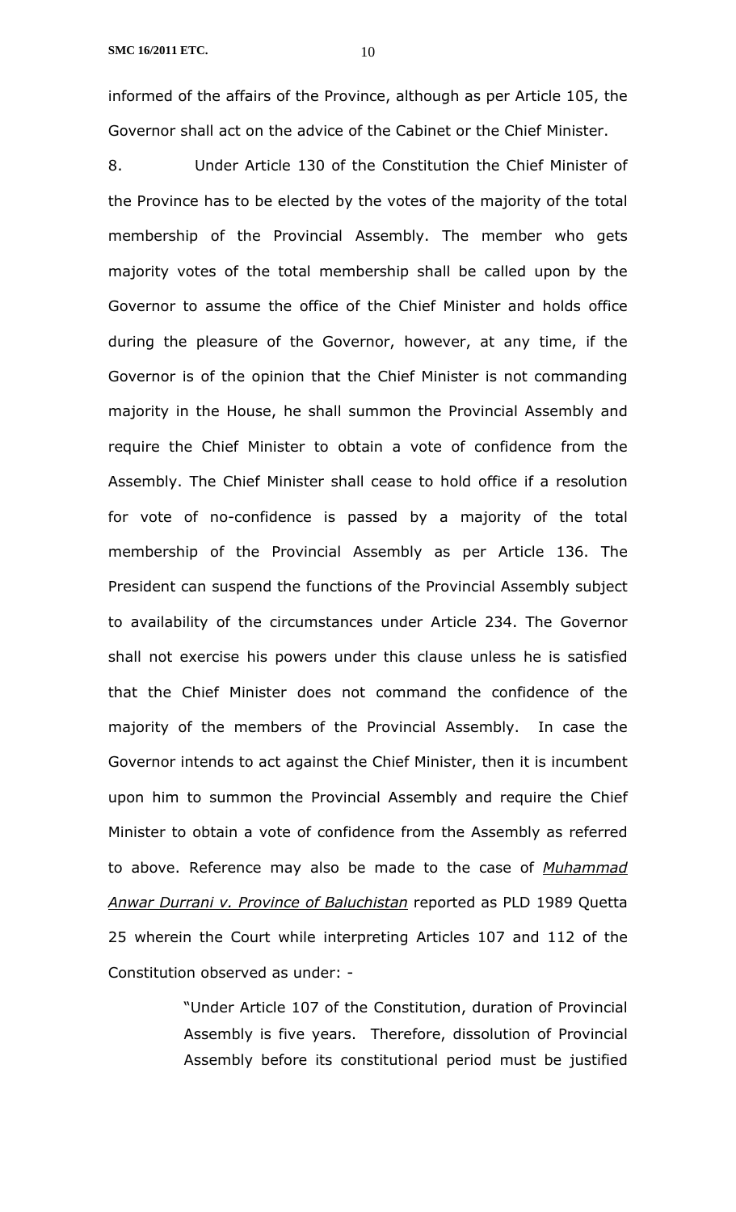informed of the affairs of the Province, although as per Article 105, the Governor shall act on the advice of the Cabinet or the Chief Minister.

8. Under Article 130 of the Constitution the Chief Minister of the Province has to be elected by the votes of the majority of the total membership of the Provincial Assembly. The member who gets majority votes of the total membership shall be called upon by the Governor to assume the office of the Chief Minister and holds office during the pleasure of the Governor, however, at any time, if the Governor is of the opinion that the Chief Minister is not commanding majority in the House, he shall summon the Provincial Assembly and require the Chief Minister to obtain a vote of confidence from the Assembly. The Chief Minister shall cease to hold office if a resolution for vote of no-confidence is passed by a majority of the total membership of the Provincial Assembly as per Article 136. The President can suspend the functions of the Provincial Assembly subject to availability of the circumstances under Article 234. The Governor shall not exercise his powers under this clause unless he is satisfied that the Chief Minister does not command the confidence of the majority of the members of the Provincial Assembly. In case the Governor intends to act against the Chief Minister, then it is incumbent upon him to summon the Provincial Assembly and require the Chief Minister to obtain a vote of confidence from the Assembly as referred to above. Reference may also be made to the case of *Muhammad Anwar Durrani v. Province of Baluchistan* reported as PLD 1989 Quetta 25 wherein the Court while interpreting Articles 107 and 112 of the Constitution observed as under: -

> "Under Article 107 of the Constitution, duration of Provincial Assembly is five years. Therefore, dissolution of Provincial Assembly before its constitutional period must be justified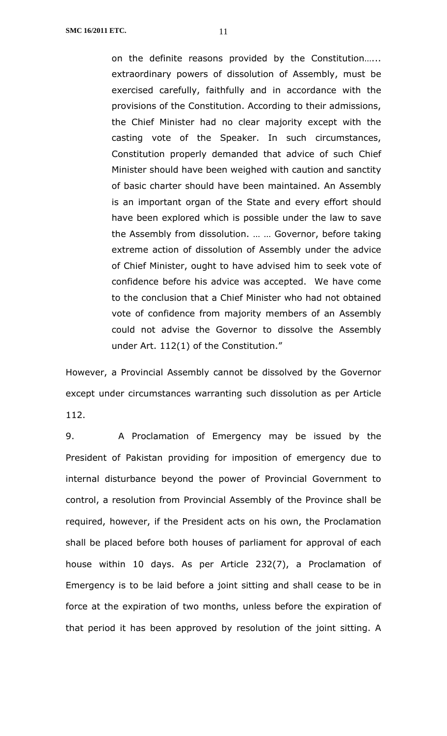> on the definite reasons provided by the Constitution…... extraordinary powers of dissolution of Assembly, must be exercised carefully, faithfully and in accordance with the provisions of the Constitution. According to their admissions, the Chief Minister had no clear majority except with the casting vote of the Speaker. In such circumstances, Constitution properly demanded that advice of such Chief Minister should have been weighed with caution and sanctity of basic charter should have been maintained. An Assembly is an important organ of the State and every effort should have been explored which is possible under the law to save the Assembly from dissolution. … … Governor, before taking extreme action of dissolution of Assembly under the advice of Chief Minister, ought to have advised him to seek vote of confidence before his advice was accepted. We have come to the conclusion that a Chief Minister who had not obtained vote of confidence from majority members of an Assembly could not advise the Governor to dissolve the Assembly under Art. 112(1) of the Constitution."

However, a Provincial Assembly cannot be dissolved by the Governor except under circumstances warranting such dissolution as per Article 112.

9. A Proclamation of Emergency may be issued by the President of Pakistan providing for imposition of emergency due to internal disturbance beyond the power of Provincial Government to control, a resolution from Provincial Assembly of the Province shall be required, however, if the President acts on his own, the Proclamation shall be placed before both houses of parliament for approval of each house within 10 days. As per Article 232(7), a Proclamation of Emergency is to be laid before a joint sitting and shall cease to be in force at the expiration of two months, unless before the expiration of that period it has been approved by resolution of the joint sitting. A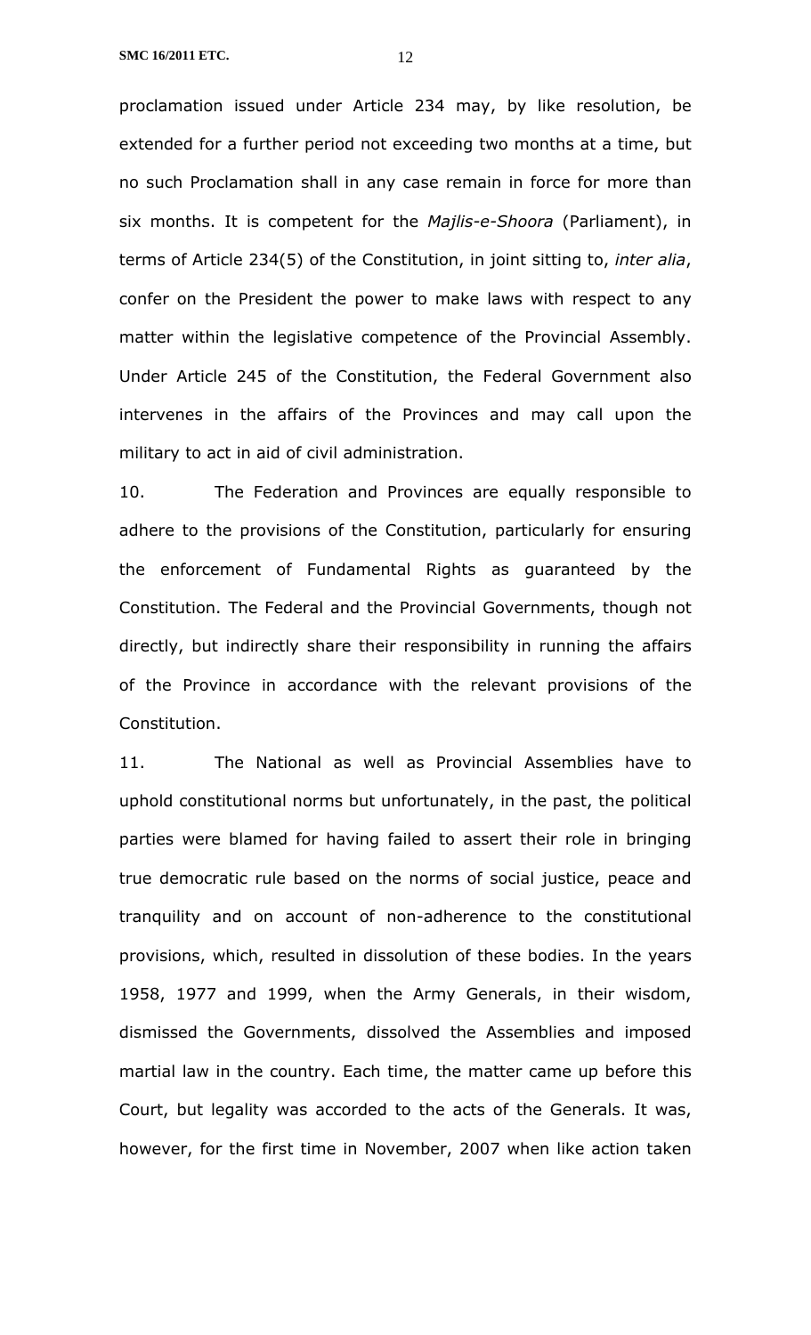proclamation issued under Article 234 may, by like resolution, be extended for a further period not exceeding two months at a time, but no such Proclamation shall in any case remain in force for more than six months. It is competent for the *Majlis-e-Shoora* (Parliament), in terms of Article 234(5) of the Constitution, in joint sitting to, *inter alia*, confer on the President the power to make laws with respect to any matter within the legislative competence of the Provincial Assembly. Under Article 245 of the Constitution, the Federal Government also intervenes in the affairs of the Provinces and may call upon the military to act in aid of civil administration.

10. The Federation and Provinces are equally responsible to adhere to the provisions of the Constitution, particularly for ensuring the enforcement of Fundamental Rights as guaranteed by the Constitution. The Federal and the Provincial Governments, though not directly, but indirectly share their responsibility in running the affairs of the Province in accordance with the relevant provisions of the Constitution.

11. The National as well as Provincial Assemblies have to uphold constitutional norms but unfortunately, in the past, the political parties were blamed for having failed to assert their role in bringing true democratic rule based on the norms of social justice, peace and tranquility and on account of non-adherence to the constitutional provisions, which, resulted in dissolution of these bodies. In the years 1958, 1977 and 1999, when the Army Generals, in their wisdom, dismissed the Governments, dissolved the Assemblies and imposed martial law in the country. Each time, the matter came up before this Court, but legality was accorded to the acts of the Generals. It was, however, for the first time in November, 2007 when like action taken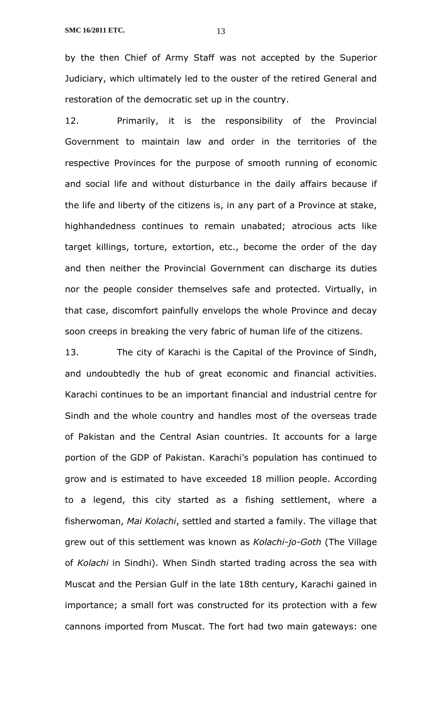by the then Chief of Army Staff was not accepted by the Superior Judiciary, which ultimately led to the ouster of the retired General and restoration of the democratic set up in the country.

12. Primarily, it is the responsibility of the Provincial Government to maintain law and order in the territories of the respective Provinces for the purpose of smooth running of economic and social life and without disturbance in the daily affairs because if the life and liberty of the citizens is, in any part of a Province at stake, highhandedness continues to remain unabated; atrocious acts like target killings, torture, extortion, etc., become the order of the day and then neither the Provincial Government can discharge its duties nor the people consider themselves safe and protected. Virtually, in that case, discomfort painfully envelops the whole Province and decay soon creeps in breaking the very fabric of human life of the citizens.

13. The city of Karachi is the Capital of the Province of Sindh, and undoubtedly the hub of great economic and financial activities. Karachi continues to be an important financial and industrial centre for Sindh and the whole country and handles most of the overseas trade of Pakistan and the Central Asian countries. It accounts for a large portion of the GDP of Pakistan. Karachi's population has continued to grow and is estimated to have exceeded 18 million people. According to a legend, this city started as a fishing settlement, where a fisherwoman, *Mai Kolachi*, settled and started a family. The village that grew out of this settlement was known as *Kolachi-jo-Goth* (The Village of *Kolachi* in Sindhi). When Sindh started trading across the sea with Muscat and the Persian Gulf in the late 18th century, Karachi gained in importance; a small fort was constructed for its protection with a few cannons imported from Muscat. The fort had two main gateways: one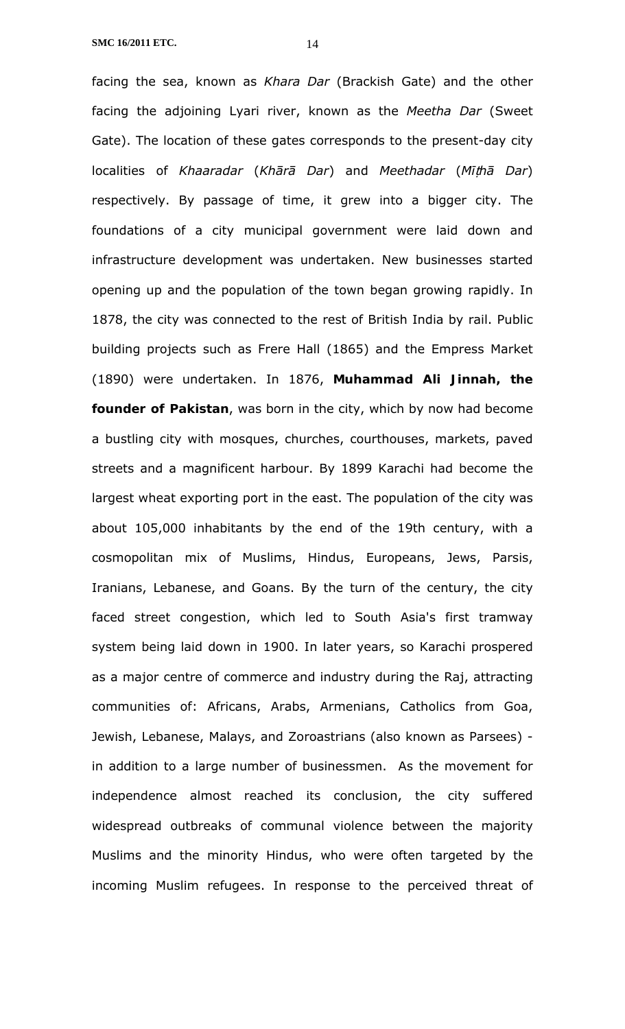facing the sea, known as *Khara Dar* (Brackish Gate) and the other facing the adjoining Lyari river, known as the *Meetha Dar* (Sweet Gate). The location of these gates corresponds to the present-day city localities of *Khaaradar* (*Khārā Dar*) and *Meethadar* (*Mīṭhā Dar*) respectively. By passage of time, it grew into a bigger city. The foundations of a city municipal government were laid down and infrastructure development was undertaken. New businesses started opening up and the population of the town began growing rapidly. In 1878, the city was connected to the rest of British India by rail. Public building projects such as Frere Hall (1865) and the Empress Market (1890) were undertaken. In 1876, **Muhammad Ali Jinnah, the founder of Pakistan**, was born in the city, which by now had become a bustling city with mosques, churches, courthouses, markets, paved streets and a magnificent harbour. By 1899 Karachi had become the largest wheat exporting port in the east. The population of the city was about 105,000 inhabitants by the end of the 19th century, with a cosmopolitan mix of Muslims, Hindus, Europeans, Jews, Parsis, Iranians, Lebanese, and Goans. By the turn of the century, the city faced street congestion, which led to South Asia's first tramway system being laid down in 1900. In later years, so Karachi prospered as a major centre of commerce and industry during the Raj, attracting communities of: Africans, Arabs, Armenians, Catholics from Goa, Jewish, Lebanese, Malays, and Zoroastrians (also known as Parsees) - in addition to a large number of businessmen. As the movement for independence almost reached its conclusion, the city suffered widespread outbreaks of communal violence between the majority Muslims and the minority Hindus, who were often targeted by the incoming Muslim refugees. In response to the perceived threat of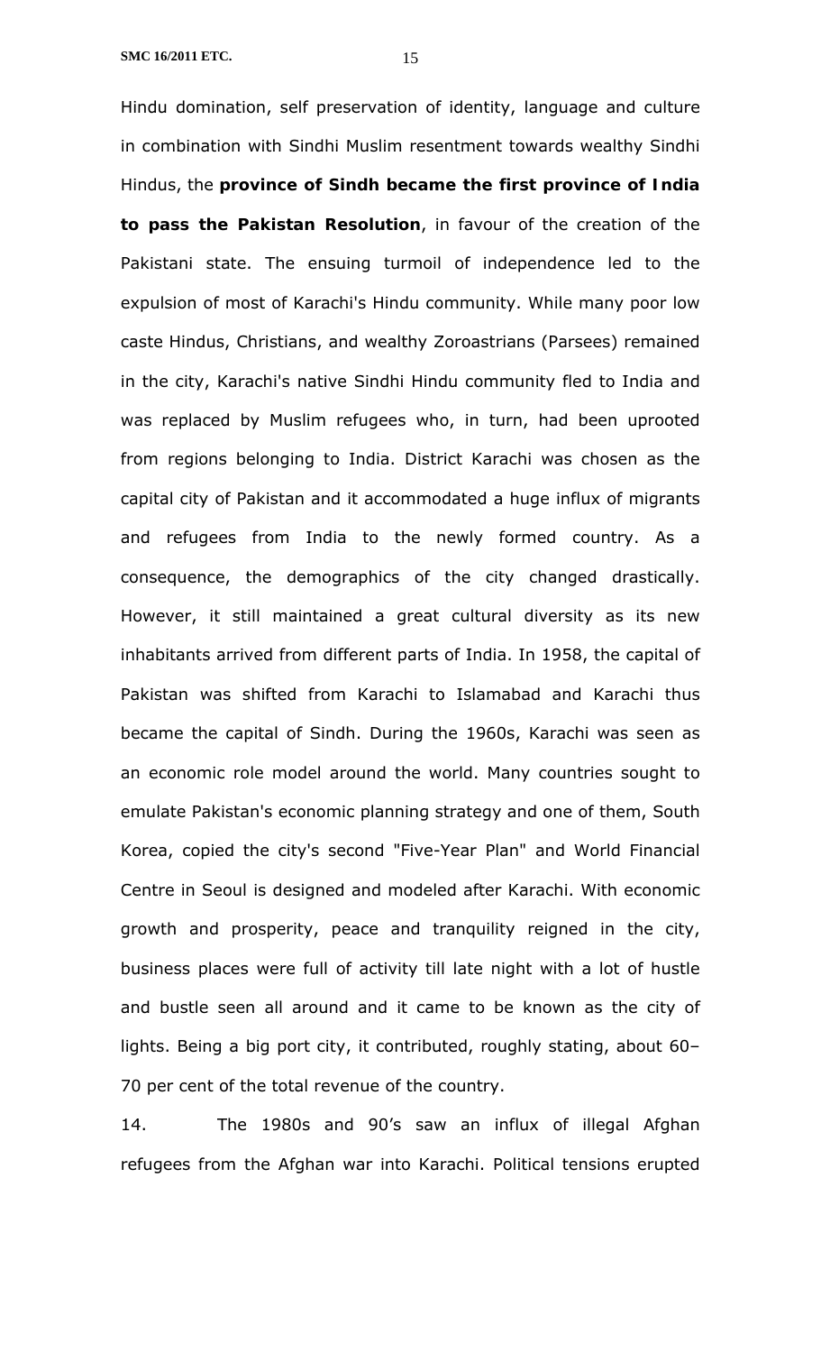Hindu domination, self preservation of identity, language and culture in combination with Sindhi Muslim resentment towards wealthy Sindhi Hindus, the **province of Sindh became the first province of India to pass the Pakistan Resolution**, in favour of the creation of the Pakistani state. The ensuing turmoil of independence led to the expulsion of most of Karachi's Hindu community. While many poor low caste Hindus, Christians, and wealthy Zoroastrians (Parsees) remained in the city, Karachi's native Sindhi Hindu community fled to India and was replaced by Muslim refugees who, in turn, had been uprooted from regions belonging to India. District Karachi was chosen as the capital city of Pakistan and it accommodated a huge influx of migrants and refugees from India to the newly formed country. As a consequence, the demographics of the city changed drastically. However, it still maintained a great cultural diversity as its new inhabitants arrived from different parts of India. In 1958, the capital of Pakistan was shifted from Karachi to Islamabad and Karachi thus became the capital of Sindh. During the 1960s, Karachi was seen as an economic role model around the world. Many countries sought to emulate Pakistan's economic planning strategy and one of them, South Korea, copied the city's second "Five-Year Plan" and World Financial Centre in Seoul is designed and modeled after Karachi. With economic growth and prosperity, peace and tranquility reigned in the city, business places were full of activity till late night with a lot of hustle and bustle seen all around and it came to be known as the city of lights. Being a big port city, it contributed, roughly stating, about 60–70 per cent of the total revenue of the country.

14. The 1980s and 90's saw an influx of illegal Afghan refugees from the Afghan war into Karachi. Political tensions erupted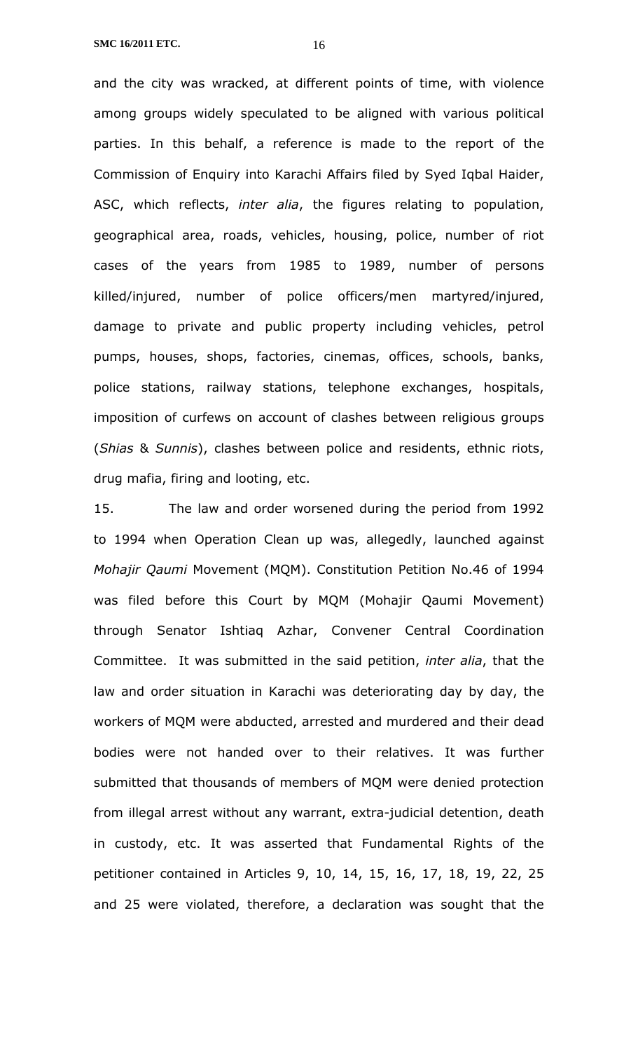and the city was wracked, at different points of time, with violence among groups widely speculated to be aligned with various political parties. In this behalf, a reference is made to the report of the Commission of Enquiry into Karachi Affairs filed by Syed Iqbal Haider, ASC, which reflects, *inter alia*, the figures relating to population, geographical area, roads, vehicles, housing, police, number of riot cases of the years from 1985 to 1989, number of persons killed/injured, number of police officers/men martyred/injured, damage to private and public property including vehicles, petrol pumps, houses, shops, factories, cinemas, offices, schools, banks, police stations, railway stations, telephone exchanges, hospitals, imposition of curfews on account of clashes between religious groups (*Shias* & *Sunnis*), clashes between police and residents, ethnic riots, drug mafia, firing and looting, etc.

15. The law and order worsened during the period from 1992 to 1994 when Operation Clean up was, allegedly, launched against *Mohajir Qaumi* Movement (MQM). Constitution Petition No.46 of 1994 was filed before this Court by MQM (Mohajir Qaumi Movement) through Senator Ishtiaq Azhar, Convener Central Coordination Committee. It was submitted in the said petition, *inter alia*, that the law and order situation in Karachi was deteriorating day by day, the workers of MQM were abducted, arrested and murdered and their dead bodies were not handed over to their relatives. It was further submitted that thousands of members of MQM were denied protection from illegal arrest without any warrant, extra-judicial detention, death in custody, etc. It was asserted that Fundamental Rights of the petitioner contained in Articles 9, 10, 14, 15, 16, 17, 18, 19, 22, 25 and 25 were violated, therefore, a declaration was sought that the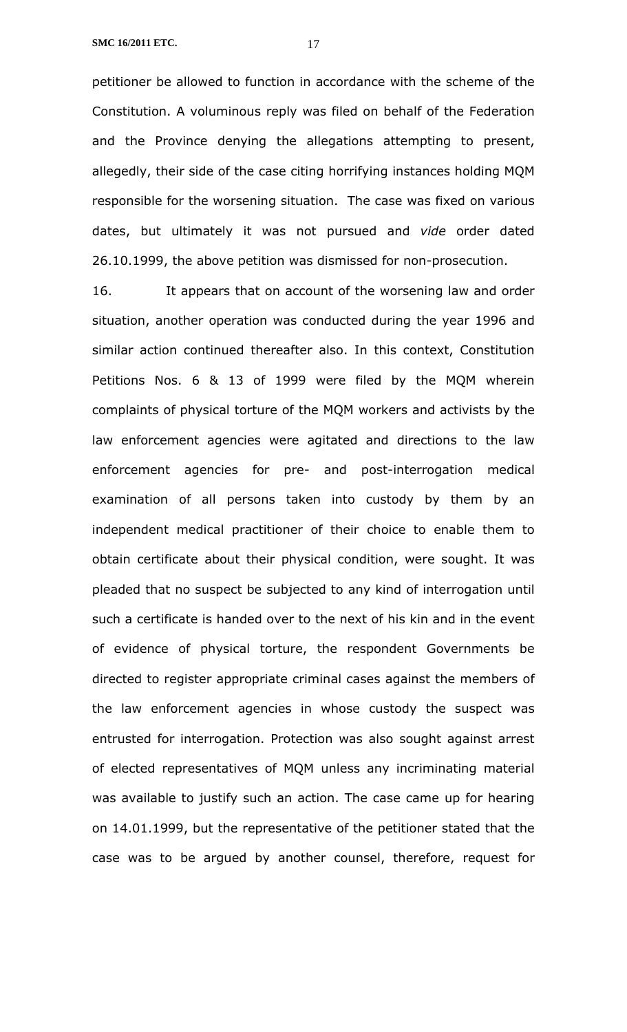petitioner be allowed to function in accordance with the scheme of the Constitution. A voluminous reply was filed on behalf of the Federation and the Province denying the allegations attempting to present, allegedly, their side of the case citing horrifying instances holding MQM responsible for the worsening situation. The case was fixed on various dates, but ultimately it was not pursued and *vide* order dated 26.10.1999, the above petition was dismissed for non-prosecution.

16. It appears that on account of the worsening law and order situation, another operation was conducted during the year 1996 and similar action continued thereafter also. In this context, Constitution Petitions Nos. 6 & 13 of 1999 were filed by the MQM wherein complaints of physical torture of the MQM workers and activists by the law enforcement agencies were agitated and directions to the law enforcement agencies for pre- and post-interrogation medical examination of all persons taken into custody by them by an independent medical practitioner of their choice to enable them to obtain certificate about their physical condition, were sought. It was pleaded that no suspect be subjected to any kind of interrogation until such a certificate is handed over to the next of his kin and in the event of evidence of physical torture, the respondent Governments be directed to register appropriate criminal cases against the members of the law enforcement agencies in whose custody the suspect was entrusted for interrogation. Protection was also sought against arrest of elected representatives of MQM unless any incriminating material was available to justify such an action. The case came up for hearing on 14.01.1999, but the representative of the petitioner stated that the case was to be argued by another counsel, therefore, request for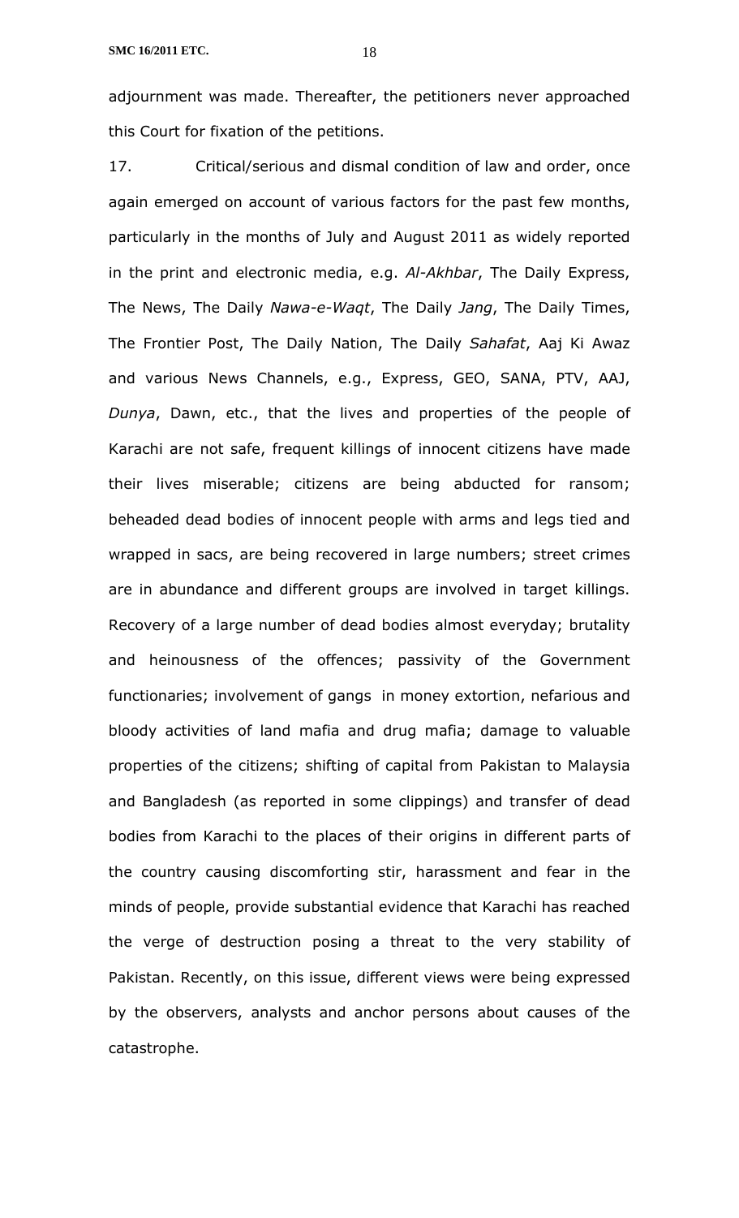adjournment was made. Thereafter, the petitioners never approached this Court for fixation of the petitions.

17. Critical/serious and dismal condition of law and order, once again emerged on account of various factors for the past few months, particularly in the months of July and August 2011 as widely reported in the print and electronic media, e.g. *Al-Akhbar*, The Daily Express, The News, The Daily *Nawa-e-Waqt*, The Daily *Jang*, The Daily Times, The Frontier Post, The Daily Nation, The Daily *Sahafat*, Aaj Ki Awaz and various News Channels, e.g., Express, GEO, SANA, PTV, AAJ, *Dunya*, Dawn, etc., that the lives and properties of the people of Karachi are not safe, frequent killings of innocent citizens have made their lives miserable; citizens are being abducted for ransom; beheaded dead bodies of innocent people with arms and legs tied and wrapped in sacs, are being recovered in large numbers; street crimes are in abundance and different groups are involved in target killings. Recovery of a large number of dead bodies almost everyday; brutality and heinousness of the offences; passivity of the Government functionaries; involvement of gangs in money extortion, nefarious and bloody activities of land mafia and drug mafia; damage to valuable properties of the citizens; shifting of capital from Pakistan to Malaysia and Bangladesh (as reported in some clippings) and transfer of dead bodies from Karachi to the places of their origins in different parts of the country causing discomforting stir, harassment and fear in the minds of people, provide substantial evidence that Karachi has reached the verge of destruction posing a threat to the very stability of Pakistan. Recently, on this issue, different views were being expressed by the observers, analysts and anchor persons about causes of the catastrophe.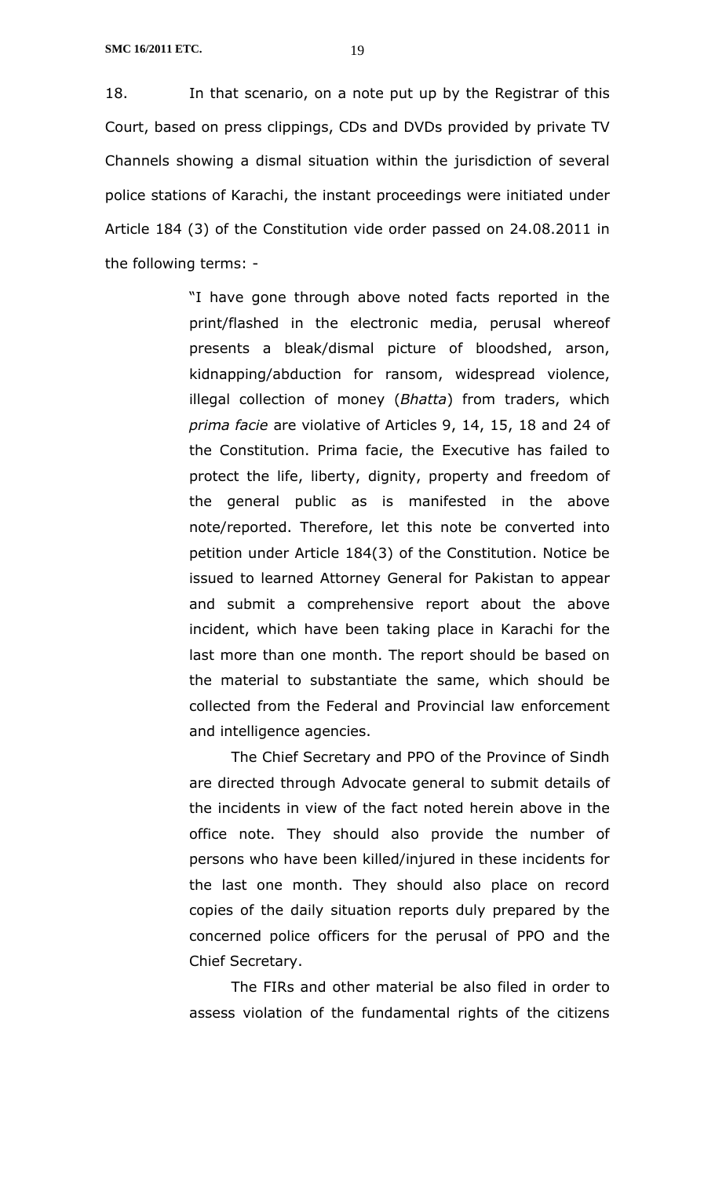18. In that scenario, on a note put up by the Registrar of this Court, based on press clippings, CDs and DVDs provided by private TV Channels showing a dismal situation within the jurisdiction of several police stations of Karachi, the instant proceedings were initiated under Article 184 (3) of the Constitution vide order passed on 24.08.2011 in the following terms: -

> "I have gone through above noted facts reported in the print/flashed in the electronic media, perusal whereof presents a bleak/dismal picture of bloodshed, arson, kidnapping/abduction for ransom, widespread violence, illegal collection of money (*Bhatta*) from traders, which *prima facie* are violative of Articles 9, 14, 15, 18 and 24 of the Constitution. Prima facie, the Executive has failed to protect the life, liberty, dignity, property and freedom of the general public as is manifested in the above note/reported. Therefore, let this note be converted into petition under Article 184(3) of the Constitution. Notice be issued to learned Attorney General for Pakistan to appear and submit a comprehensive report about the above incident, which have been taking place in Karachi for the last more than one month. The report should be based on the material to substantiate the same, which should be collected from the Federal and Provincial law enforcement and intelligence agencies.
>
> The Chief Secretary and PPO of the Province of Sindh are directed through Advocate general to submit details of the incidents in view of the fact noted herein above in the office note. They should also provide the number of persons who have been killed/injured in these incidents for the last one month. They should also place on record copies of the daily situation reports duly prepared by the concerned police officers for the perusal of PPO and the Chief Secretary.
>
> The FIRs and other material be also filed in order to assess violation of the fundamental rights of the citizens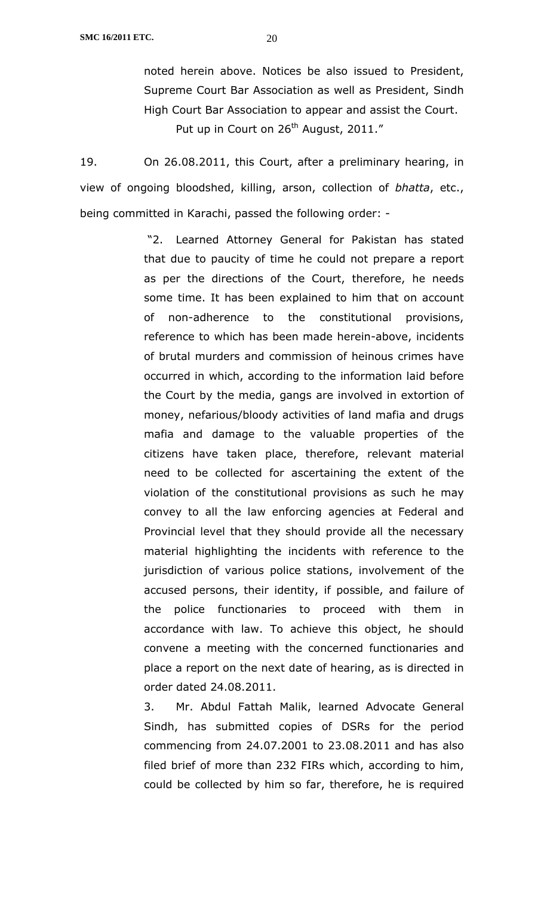> noted herein above. Notices be also issued to President, Supreme Court Bar Association as well as President, Sindh High Court Bar Association to appear and assist the Court.
>
> Put up in Court on 26th August, 2011."

19. On 26.08.2011, this Court, after a preliminary hearing, in view of ongoing bloodshed, killing, arson, collection of *bhatta*, etc., being committed in Karachi, passed the following order: -

> "2. Learned Attorney General for Pakistan has stated that due to paucity of time he could not prepare a report as per the directions of the Court, therefore, he needs some time. It has been explained to him that on account of non-adherence to the constitutional provisions, reference to which has been made herein-above, incidents of brutal murders and commission of heinous crimes have occurred in which, according to the information laid before the Court by the media, gangs are involved in extortion of money, nefarious/bloody activities of land mafia and drugs mafia and damage to the valuable properties of the citizens have taken place, therefore, relevant material need to be collected for ascertaining the extent of the violation of the constitutional provisions as such he may convey to all the law enforcing agencies at Federal and Provincial level that they should provide all the necessary material highlighting the incidents with reference to the jurisdiction of various police stations, involvement of the accused persons, their identity, if possible, and failure of the police functionaries to proceed with them in accordance with law. To achieve this object, he should convene a meeting with the concerned functionaries and place a report on the next date of hearing, as is directed in order dated 24.08.2011.
>
> 3. Mr. Abdul Fattah Malik, learned Advocate General Sindh, has submitted copies of DSRs for the period commencing from 24.07.2001 to 23.08.2011 and has also filed brief of more than 232 FIRs which, according to him, could be collected by him so far, therefore, he is required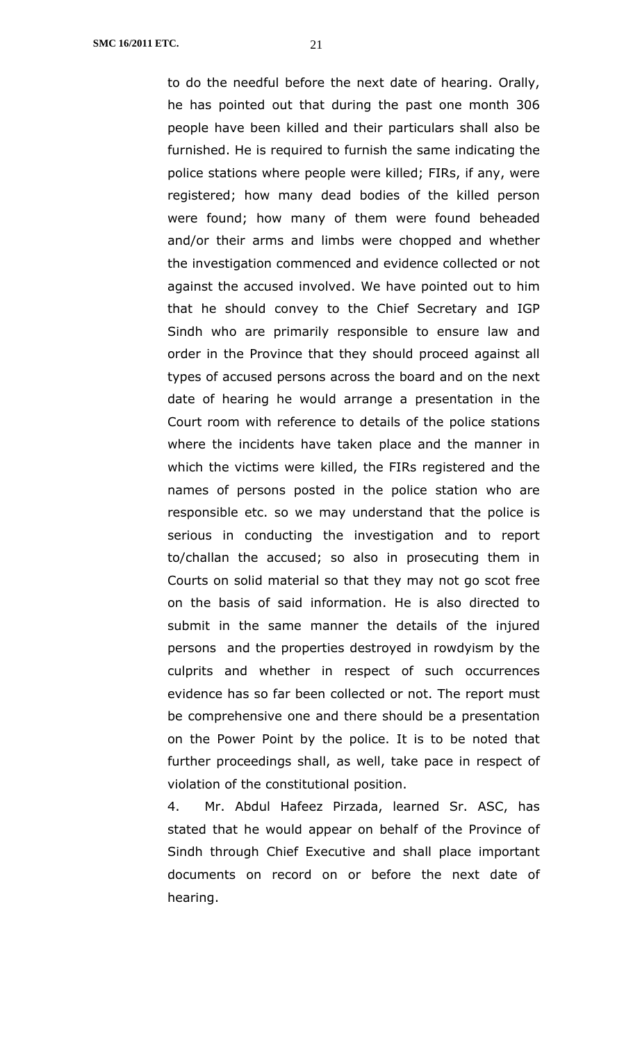to do the needful before the next date of hearing. Orally, he has pointed out that during the past one month 306 people have been killed and their particulars shall also be furnished. He is required to furnish the same indicating the police stations where people were killed; FIRs, if any, were registered; how many dead bodies of the killed person were found; how many of them were found beheaded and/or their arms and limbs were chopped and whether the investigation commenced and evidence collected or not against the accused involved. We have pointed out to him that he should convey to the Chief Secretary and IGP Sindh who are primarily responsible to ensure law and order in the Province that they should proceed against all types of accused persons across the board and on the next date of hearing he would arrange a presentation in the Court room with reference to details of the police stations where the incidents have taken place and the manner in which the victims were killed, the FIRs registered and the names of persons posted in the police station who are responsible etc. so we may understand that the police is serious in conducting the investigation and to report to/challan the accused; so also in prosecuting them in Courts on solid material so that they may not go scot free on the basis of said information. He is also directed to submit in the same manner the details of the injured persons and the properties destroyed in rowdyism by the culprits and whether in respect of such occurrences evidence has so far been collected or not. The report must be comprehensive one and there should be a presentation on the Power Point by the police. It is to be noted that further proceedings shall, as well, take pace in respect of violation of the constitutional position.

4. Mr. Abdul Hafeez Pirzada, learned Sr. ASC, has stated that he would appear on behalf of the Province of Sindh through Chief Executive and shall place important documents on record on or before the next date of hearing.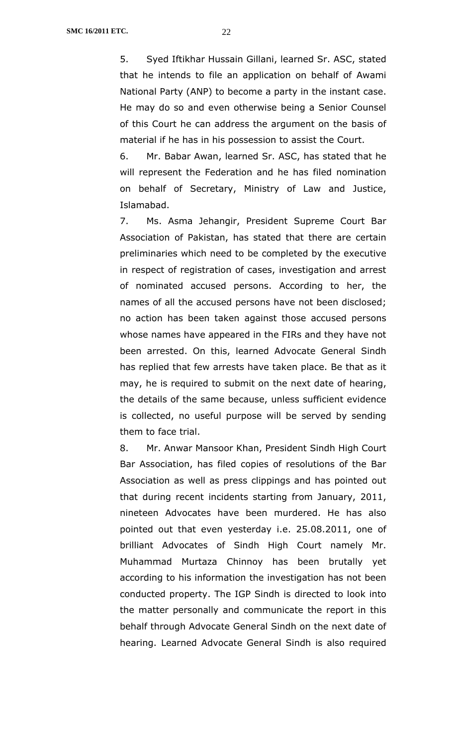5. Syed Iftikhar Hussain Gillani, learned Sr. ASC, stated that he intends to file an application on behalf of Awami National Party (ANP) to become a party in the instant case. He may do so and even otherwise being a Senior Counsel of this Court he can address the argument on the basis of material if he has in his possession to assist the Court.

6. Mr. Babar Awan, learned Sr. ASC, has stated that he will represent the Federation and he has filed nomination on behalf of Secretary, Ministry of Law and Justice, Islamabad.

7. Ms. Asma Jehangir, President Supreme Court Bar Association of Pakistan, has stated that there are certain preliminaries which need to be completed by the executive in respect of registration of cases, investigation and arrest of nominated accused persons. According to her, the names of all the accused persons have not been disclosed; no action has been taken against those accused persons whose names have appeared in the FIRs and they have not been arrested. On this, learned Advocate General Sindh has replied that few arrests have taken place. Be that as it may, he is required to submit on the next date of hearing, the details of the same because, unless sufficient evidence is collected, no useful purpose will be served by sending them to face trial.

8. Mr. Anwar Mansoor Khan, President Sindh High Court Bar Association, has filed copies of resolutions of the Bar Association as well as press clippings and has pointed out that during recent incidents starting from January, 2011, nineteen Advocates have been murdered. He has also pointed out that even yesterday i.e. 25.08.2011, one of brilliant Advocates of Sindh High Court namely Mr. Muhammad Murtaza Chinnoy has been brutally yet according to his information the investigation has not been conducted property. The IGP Sindh is directed to look into the matter personally and communicate the report in this behalf through Advocate General Sindh on the next date of hearing. Learned Advocate General Sindh is also required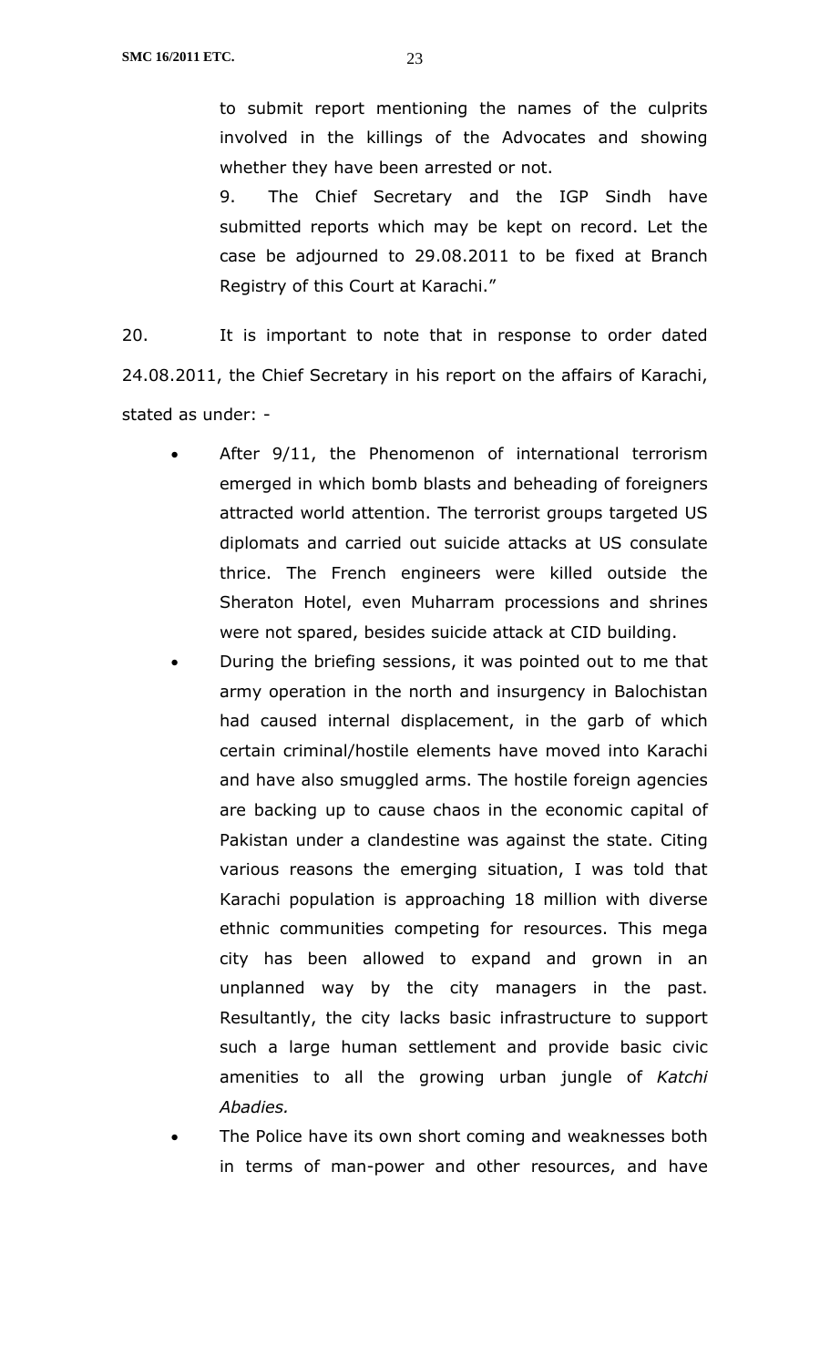to submit report mentioning the names of the culprits involved in the killings of the Advocates and showing whether they have been arrested or not.

9. The Chief Secretary and the IGP Sindh have submitted reports which may be kept on record. Let the case be adjourned to 29.08.2011 to be fixed at Branch Registry of this Court at Karachi."

20. It is important to note that in response to order dated 24.08.2011, the Chief Secretary in his report on the affairs of Karachi, stated as under: -

- After 9/11, the Phenomenon of international terrorism emerged in which bomb blasts and beheading of foreigners attracted world attention. The terrorist groups targeted US diplomats and carried out suicide attacks at US consulate thrice. The French engineers were killed outside the Sheraton Hotel, even Muharram processions and shrines were not spared, besides suicide attack at CID building.
- During the briefing sessions, it was pointed out to me that army operation in the north and insurgency in Balochistan had caused internal displacement, in the garb of which certain criminal/hostile elements have moved into Karachi and have also smuggled arms. The hostile foreign agencies are backing up to cause chaos in the economic capital of Pakistan under a clandestine was against the state. Citing various reasons the emerging situation, I was told that Karachi population is approaching 18 million with diverse ethnic communities competing for resources. This mega city has been allowed to expand and grown in an unplanned way by the city managers in the past. Resultantly, the city lacks basic infrastructure to support such a large human settlement and provide basic civic amenities to all the growing urban jungle of *Katchi Abadies.*
- The Police have its own short coming and weaknesses both in terms of man-power and other resources, and have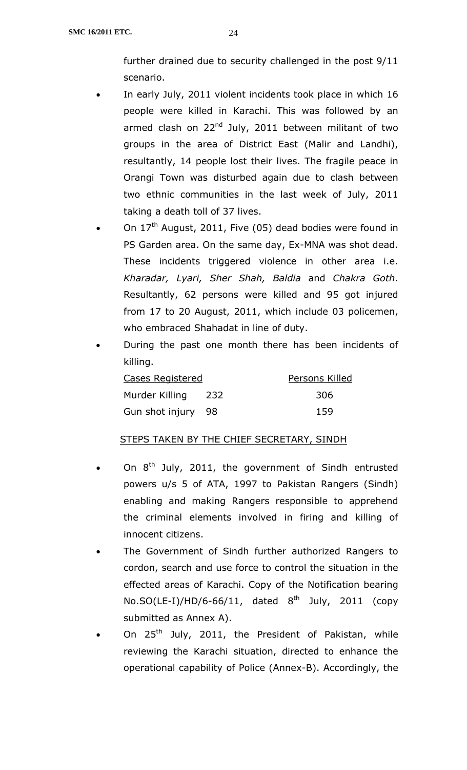further drained due to security challenged in the post 9/11 scenario.

- In early July, 2011 violent incidents took place in which 16 people were killed in Karachi. This was followed by an armed clash on 22nd July, 2011 between militant of two groups in the area of District East (Malir and Landhi), resultantly, 14 people lost their lives. The fragile peace in Orangi Town was disturbed again due to clash between two ethnic communities in the last week of July, 2011 taking a death toll of 37 lives.
- On 17th August, 2011, Five (05) dead bodies were found in PS Garden area. On the same day, Ex-MNA was shot dead. These incidents triggered violence in other area i.e. *Kharadar, Lyari, Sher Shah, Baldia* and *Chakra Goth*. Resultantly, 62 persons were killed and 95 got injured from 17 to 20 August, 2011, which include 03 policemen, who embraced Shahadat in line of duty.
- During the past one month there has been incidents of killing.

| Cases Registered | | Persons Killed |
|---|---|---|
| Murder Killing | 232 | 306 |
| Gun shot injury | 98 | 159 |

STEPS TAKEN BY THE CHIEF SECRETARY, SINDH

- On 8th July, 2011, the government of Sindh entrusted powers u/s 5 of ATA, 1997 to Pakistan Rangers (Sindh) enabling and making Rangers responsible to apprehend the criminal elements involved in firing and killing of innocent citizens.
- The Government of Sindh further authorized Rangers to cordon, search and use force to control the situation in the effected areas of Karachi. Copy of the Notification bearing No.SO(LE-I)/HD/6-66/11, dated 8th July, 2011 (copy submitted as Annex A).
- On 25th July, 2011, the President of Pakistan, while reviewing the Karachi situation, directed to enhance the operational capability of Police (Annex-B). Accordingly, the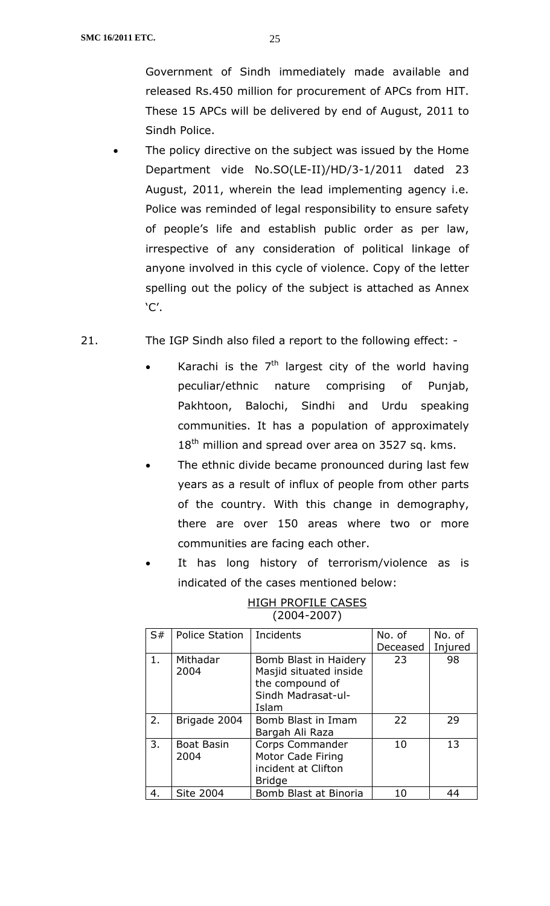Government of Sindh immediately made available and released Rs.450 million for procurement of APCs from HIT. These 15 APCs will be delivered by end of August, 2011 to Sindh Police.

- The policy directive on the subject was issued by the Home Department vide No.SO(LE-II)/HD/3-1/2011 dated 23 August, 2011, wherein the lead implementing agency i.e. Police was reminded of legal responsibility to ensure safety of people's life and establish public order as per law, irrespective of any consideration of political linkage of anyone involved in this cycle of violence. Copy of the letter spelling out the policy of the subject is attached as Annex 'C'.

21. The IGP Sindh also filed a report to the following effect: -

- Karachi is the 7th largest city of the world having peculiar/ethnic nature comprising of Punjab, Pakhtoon, Balochi, Sindhi and Urdu speaking communities. It has a population of approximately 18th million and spread over area on 3527 sq. kms.
- The ethnic divide became pronounced during last few years as a result of influx of people from other parts of the country. With this change in demography, there are over 150 areas where two or more communities are facing each other.
- It has long history of terrorism/violence as is indicated of the cases mentioned below:

<u>HIGH PROFILE CASES</u>
(2004-2007)

| S# | Police Station | Incidents | No. of Deceased | No. of Injured |
|---|---|---|---|---|
| 1. | Mithadar 2004 | Bomb Blast in Haidery Masjid situated inside the compound of Sindh Madrasat-ul-Islam | 23 | 98 |
| 2. | Brigade 2004 | Bomb Blast in Imam Bargah Ali Raza | 22 | 29 |
| 3. | Boat Basin 2004 | Corps Commander Motor Cade Firing incident at Clifton Bridge | 10 | 13 |
| 4. | Site 2004 | Bomb Blast at Binoria | 10 | 44 |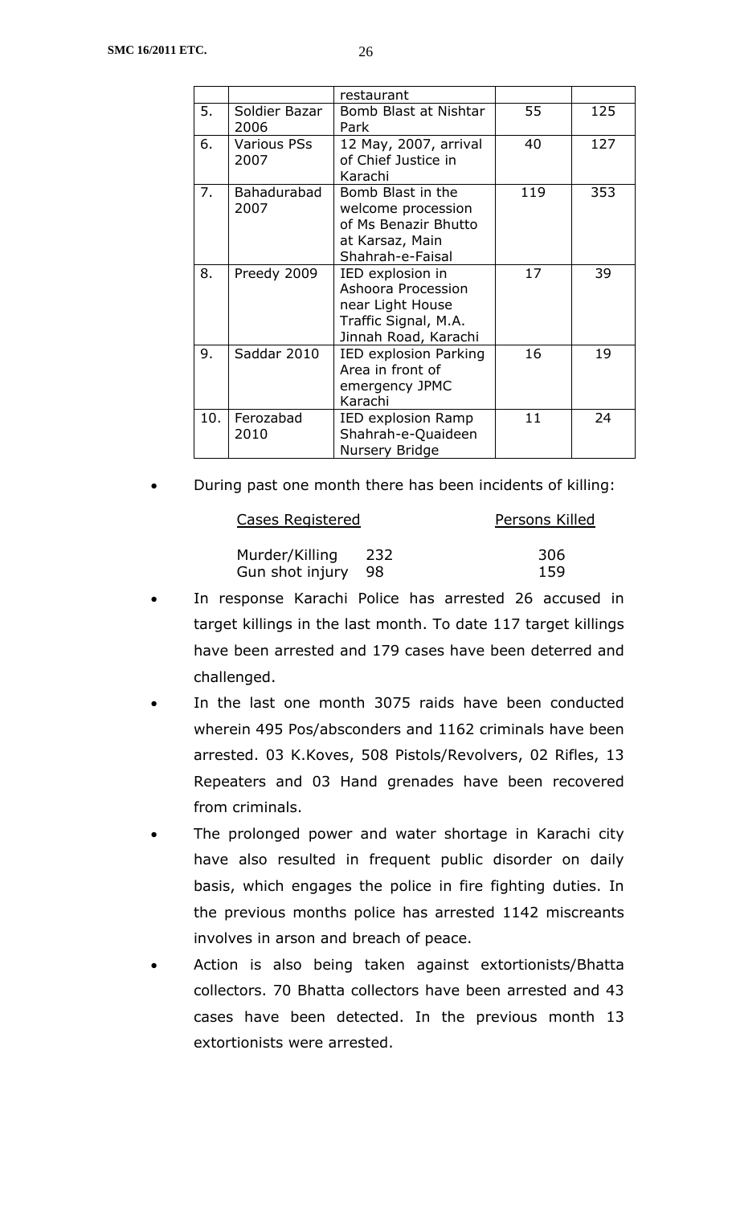|  |  | restaurant |  |  |
|---|---|---|---|---|
| 5. | Soldier Bazar 2006 | Bomb Blast at Nishtar Park | 55 | 125 |
| 6. | Various PSs 2007 | 12 May, 2007, arrival of Chief Justice in Karachi | 40 | 127 |
| 7. | Bahadurabad 2007 | Bomb Blast in the welcome procession of Ms Benazir Bhutto at Karsaz, Main Shahrah-e-Faisal | 119 | 353 |
| 8. | Preedy 2009 | IED explosion in Ashoora Procession near Light House Traffic Signal, M.A. Jinnah Road, Karachi | 17 | 39 |
| 9. | Saddar 2010 | IED explosion Parking Area in front of emergency JPMC Karachi | 16 | 19 |
| 10. | Ferozabad 2010 | IED explosion Ramp Shahrah-e-Quaideen Nursery Bridge | 11 | 24 |

- During past one month there has been incidents of killing:

| Cases Registered |  | Persons Killed |
|---|---|---|
| Murder/Killing | 232 | 306 |
| Gun shot injury | 98 | 159 |

- In response Karachi Police has arrested 26 accused in target killings in the last month. To date 117 target killings have been arrested and 179 cases have been deterred and challenged.
- In the last one month 3075 raids have been conducted wherein 495 Pos/absconders and 1162 criminals have been arrested. 03 K.Koves, 508 Pistols/Revolvers, 02 Rifles, 13 Repeaters and 03 Hand grenades have been recovered from criminals.
- The prolonged power and water shortage in Karachi city have also resulted in frequent public disorder on daily basis, which engages the police in fire fighting duties. In the previous months police has arrested 1142 miscreants involves in arson and breach of peace.
- Action is also being taken against extortionists/Bhatta collectors. 70 Bhatta collectors have been arrested and 43 cases have been detected. In the previous month 13 extortionists were arrested.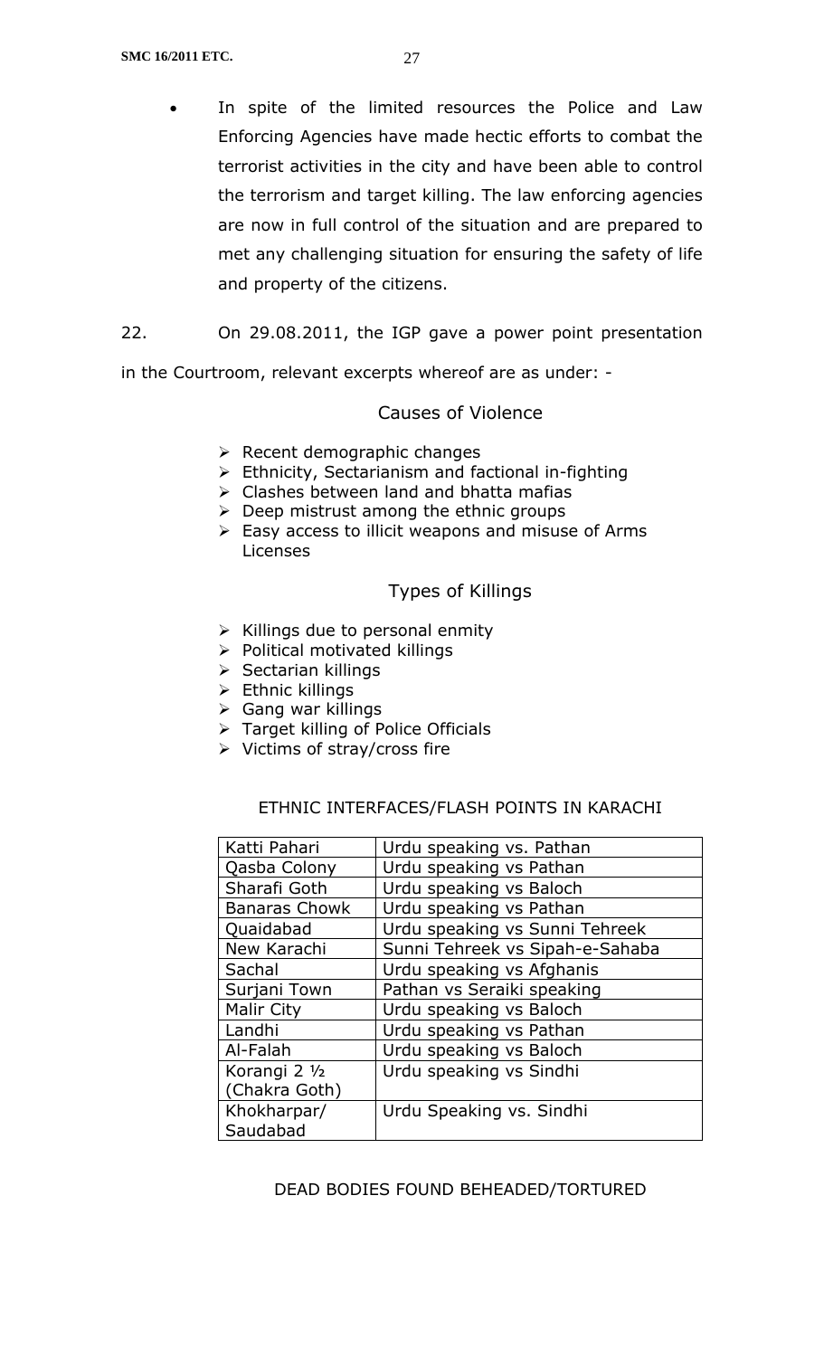- In spite of the limited resources the Police and Law Enforcing Agencies have made hectic efforts to combat the terrorist activities in the city and have been able to control the terrorism and target killing. The law enforcing agencies are now in full control of the situation and are prepared to met any challenging situation for ensuring the safety of life and property of the citizens.

22. On 29.08.2011, the IGP gave a power point presentation in the Courtroom, relevant excerpts whereof are as under: -

### Causes of Violence

- ➢ Recent demographic changes
- ➢ Ethnicity, Sectarianism and factional in-fighting
- ➢ Clashes between land and bhatta mafias
- ➢ Deep mistrust among the ethnic groups
- ➢ Easy access to illicit weapons and misuse of Arms Licenses

### Types of Killings

- ➢ Killings due to personal enmity
- ➢ Political motivated killings
- ➢ Sectarian killings
- ➢ Ethnic killings
- ➢ Gang war killings
- ➢ Target killing of Police Officials
- ➢ Victims of stray/cross fire

ETHNIC INTERFACES/FLASH POINTS IN KARACHI

| | |
|---|---|
| Katti Pahari | Urdu speaking vs. Pathan |
| Qasba Colony | Urdu speaking vs Pathan |
| Sharafi Goth | Urdu speaking vs Baloch |
| Banaras Chowk | Urdu speaking vs Pathan |
| Quaidabad | Urdu speaking vs Sunni Tehreek |
| New Karachi | Sunni Tehreek vs Sipah-e-Sahaba |
| Sachal | Urdu speaking vs Afghanis |
| Surjani Town | Pathan vs Seraiki speaking |
| Malir City | Urdu speaking vs Baloch |
| Landhi | Urdu speaking vs Pathan |
| Al-Falah | Urdu speaking vs Baloch |
| Korangi 2 ½ (Chakra Goth) | Urdu speaking vs Sindhi |
| Khokharpar/ Saudabad | Urdu Speaking vs. Sindhi |

DEAD BODIES FOUND BEHEADED/TORTURED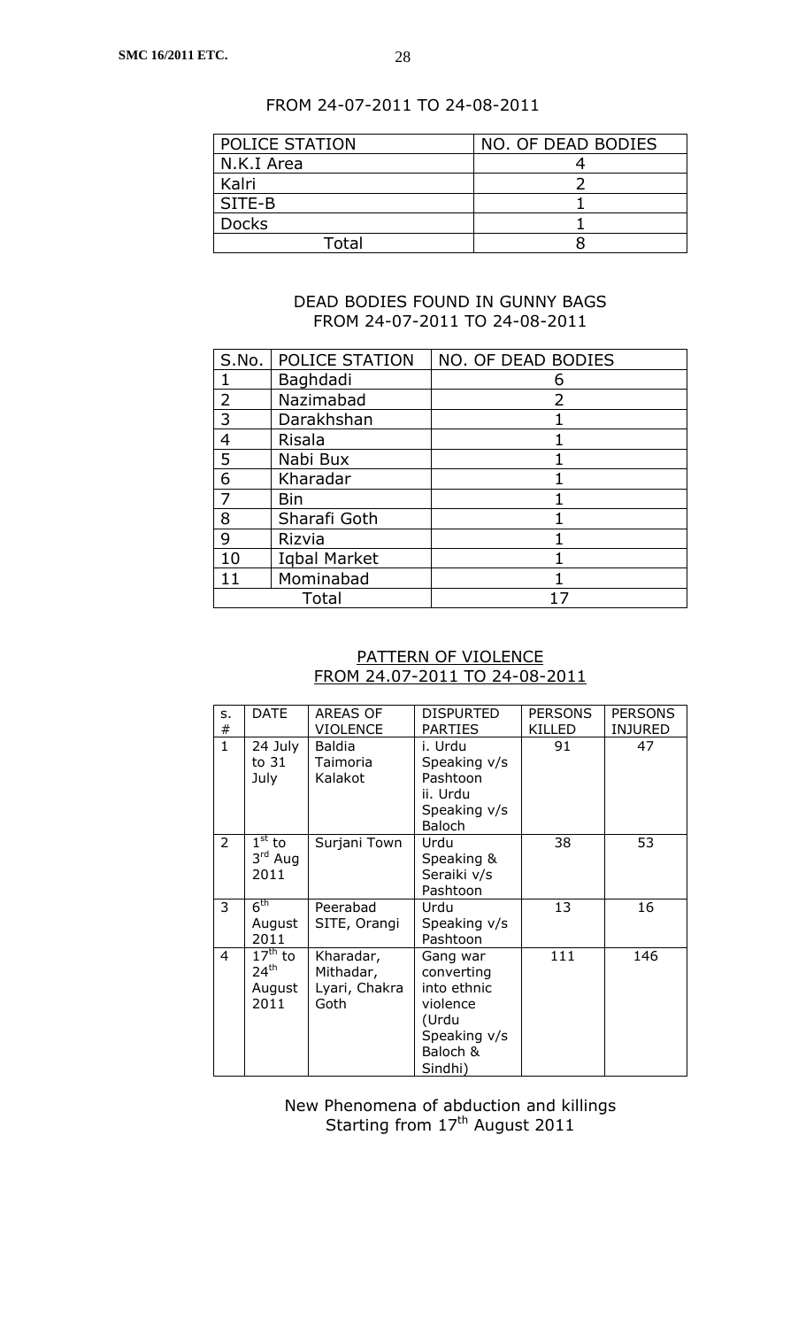FROM 24-07-2011 TO 24-08-2011

| POLICE STATION | NO. OF DEAD BODIES |
|---|---|
| N.K.I Area | 4 |
| Kalri | 2 |
| SITE-B | 1 |
| Docks | 1 |
| Total | 8 |

DEAD BODIES FOUND IN GUNNY BAGS
FROM 24-07-2011 TO 24-08-2011

| S.No. | POLICE STATION | NO. OF DEAD BODIES |
|---|---|---|
| 1 | Baghdadi | 6 |
| 2 | Nazimabad | 2 |
| 3 | Darakhshan | 1 |
| 4 | Risala | 1 |
| 5 | Nabi Bux | 1 |
| 6 | Kharadar | 1 |
| 7 | Bin | 1 |
| 8 | Sharafi Goth | 1 |
| 9 | Rizvia | 1 |
| 10 | Iqbal Market | 1 |
| 11 | Mominabad | 1 |
| Total | | 17 |

<u>PATTERN OF VIOLENCE</u>
<u>FROM 24.07-2011 TO 24-08-2011</u>

| S. # | DATE | AREAS OF VIOLENCE | DISPURTED PARTIES | PERSONS KILLED | PERSONS INJURED |
|---|---|---|---|---|---|
| 1 | 24 July to 31 July | Baldia Taimoria Kalakot | i. Urdu Speaking v/s Pashtoon ii. Urdu Speaking v/s Baloch | 91 | 47 |
| 2 | 1st to 3rd Aug 2011 | Surjani Town | Urdu Speaking & Seraiki v/s Pashtoon | 38 | 53 |
| 3 | 6th August 2011 | Peerabad SITE, Orangi | Urdu Speaking v/s Pashtoon | 13 | 16 |
| 4 | 17th to 24th August 2011 | Kharadar, Mithadar, Lyari, Chakra Goth | Gang war converting into ethnic violence (Urdu Speaking v/s Baloch & Sindhi) | 111 | 146 |

New Phenomena of abduction and killings
Starting from 17th August 2011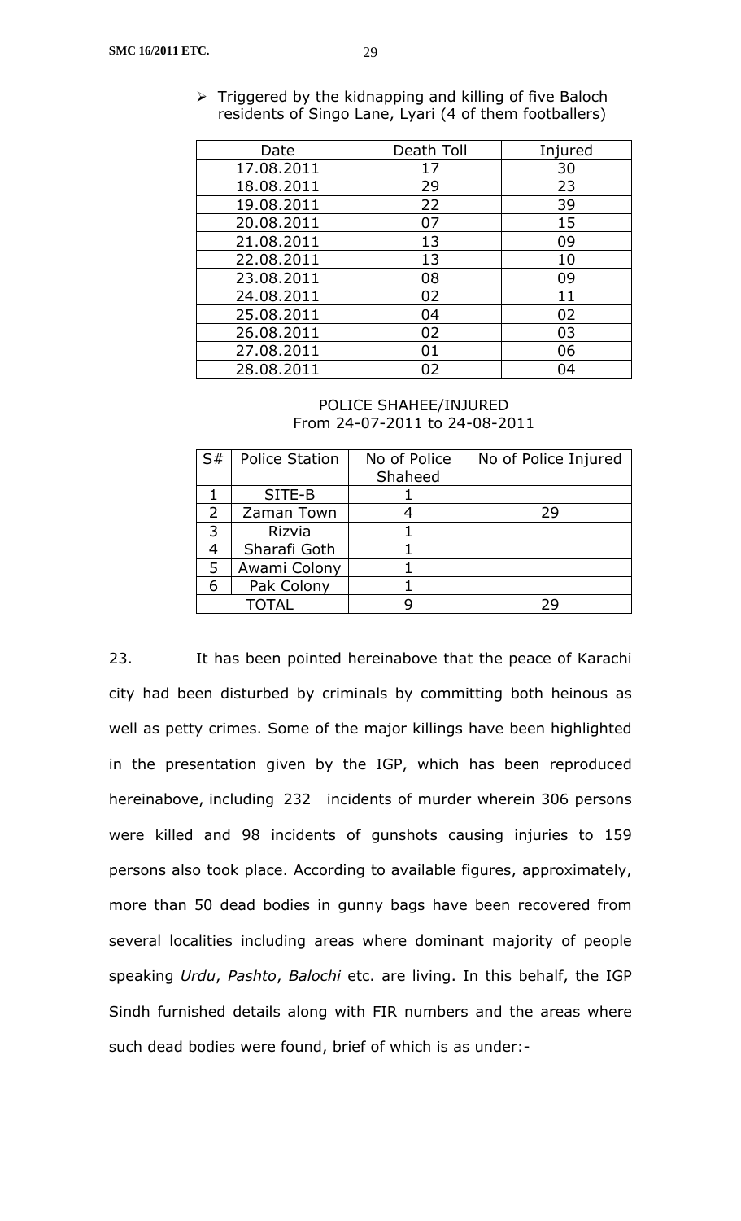- Triggered by the kidnapping and killing of five Baloch residents of Singo Lane, Lyari (4 of them footballers)

| Date | Death Toll | Injured |
|---|---|---|
| 17.08.2011 | 17 | 30 |
| 18.08.2011 | 29 | 23 |
| 19.08.2011 | 22 | 39 |
| 20.08.2011 | 07 | 15 |
| 21.08.2011 | 13 | 09 |
| 22.08.2011 | 13 | 10 |
| 23.08.2011 | 08 | 09 |
| 24.08.2011 | 02 | 11 |
| 25.08.2011 | 04 | 02 |
| 26.08.2011 | 02 | 03 |
| 27.08.2011 | 01 | 06 |
| 28.08.2011 | 02 | 04 |

POLICE SHAHEE/INJURED
From 24-07-2011 to 24-08-2011

| S# | Police Station | No of Police Shaheed | No of Police Injured |
|---|---|---|---|
| 1 | SITE-B | 1 | |
| 2 | Zaman Town | 4 | 29 |
| 3 | Rizvia | 1 | |
| 4 | Sharafi Goth | 1 | |
| 5 | Awami Colony | 1 | |
| 6 | Pak Colony | 1 | |
| TOTAL | | 9 | 29 |

23. It has been pointed hereinabove that the peace of Karachi city had been disturbed by criminals by committing both heinous as well as petty crimes. Some of the major killings have been highlighted in the presentation given by the IGP, which has been reproduced hereinabove, including 232 incidents of murder wherein 306 persons were killed and 98 incidents of gunshots causing injuries to 159 persons also took place. According to available figures, approximately, more than 50 dead bodies in gunny bags have been recovered from several localities including areas where dominant majority of people speaking *Urdu*, *Pashto*, *Balochi* etc. are living. In this behalf, the IGP Sindh furnished details along with FIR numbers and the areas where such dead bodies were found, brief of which is as under:-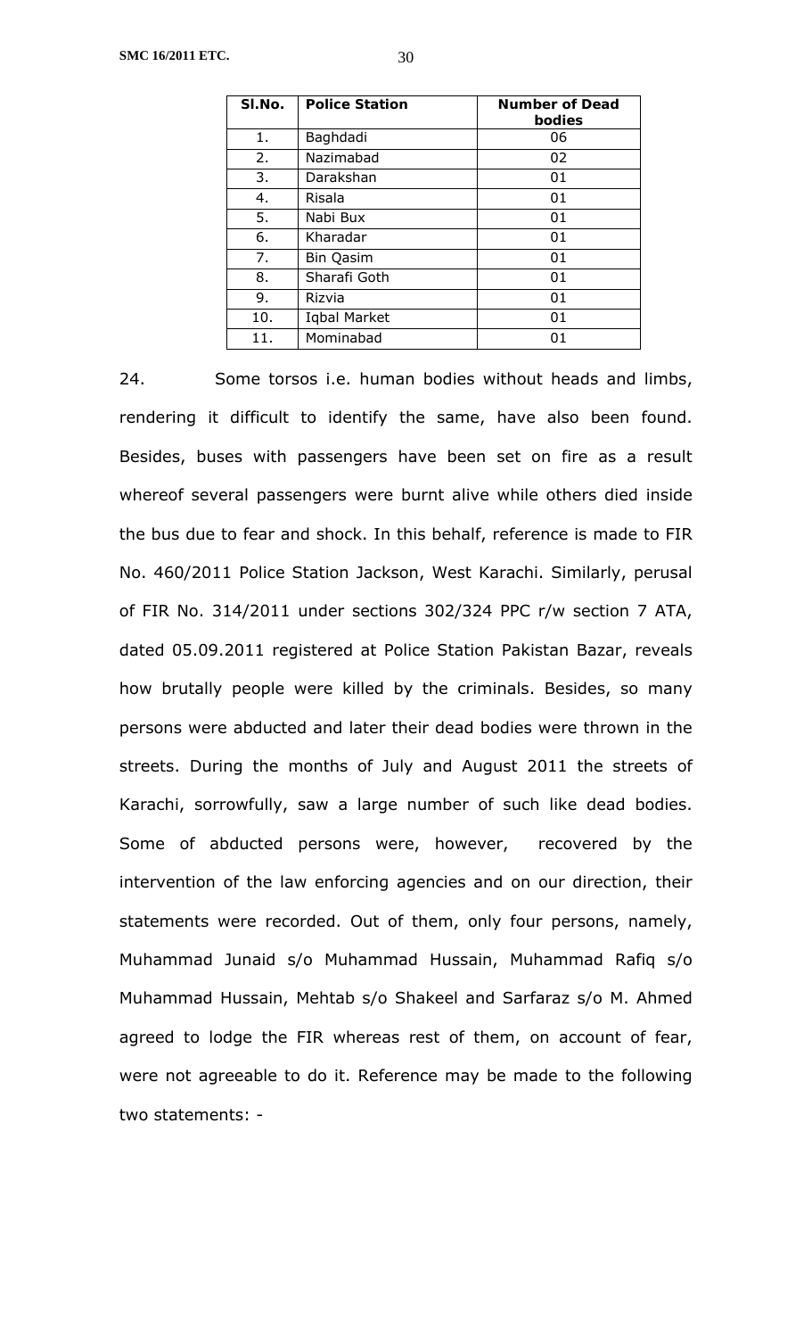| Sl.No. | Police Station | Number of Dead bodies |
|---|---|---|
| 1. | Baghdadi | 06 |
| 2. | Nazimabad | 02 |
| 3. | Darakshan | 01 |
| 4. | Risala | 01 |
| 5. | Nabi Bux | 01 |
| 6. | Kharadar | 01 |
| 7. | Bin Qasim | 01 |
| 8. | Sharafi Goth | 01 |
| 9. | Rizvia | 01 |
| 10. | Iqbal Market | 01 |
| 11. | Mominabad | 01 |

24. Some torsos i.e. human bodies without heads and limbs, rendering it difficult to identify the same, have also been found. Besides, buses with passengers have been set on fire as a result whereof several passengers were burnt alive while others died inside the bus due to fear and shock. In this behalf, reference is made to FIR No. 460/2011 Police Station Jackson, West Karachi. Similarly, perusal of FIR No. 314/2011 under sections 302/324 PPC r/w section 7 ATA, dated 05.09.2011 registered at Police Station Pakistan Bazar, reveals how brutally people were killed by the criminals. Besides, so many persons were abducted and later their dead bodies were thrown in the streets. During the months of July and August 2011 the streets of Karachi, sorrowfully, saw a large number of such like dead bodies. Some of abducted persons were, however, recovered by the intervention of the law enforcing agencies and on our direction, their statements were recorded. Out of them, only four persons, namely, Muhammad Junaid s/o Muhammad Hussain, Muhammad Rafiq s/o Muhammad Hussain, Mehtab s/o Shakeel and Sarfaraz s/o M. Ahmed agreed to lodge the FIR whereas rest of them, on account of fear, were not agreeable to do it. Reference may be made to the following two statements: -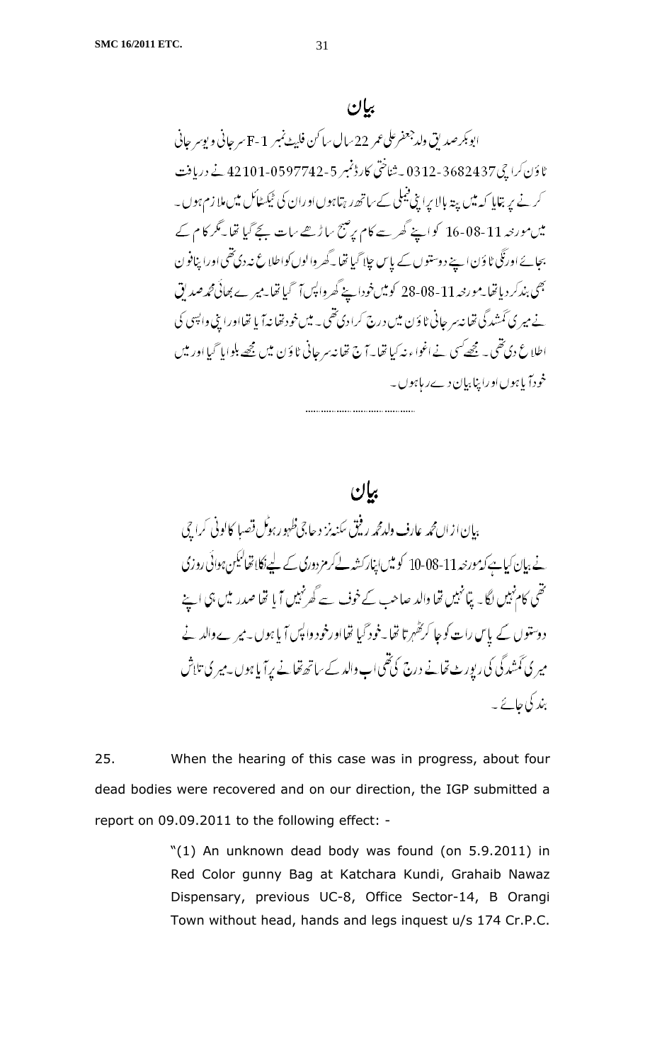## بیان

ابوبکر صدیق ولد جعفر علی عمر 22 سال ساکن فلیٹ نمبر F-1 سرجانی ویو سرجانی ٹاؤن کراچی 0312-3682437 ۔ شناختی کارڈ نمبر 42101-0597742-5 نے دریافت کرنے پر بتایا کہ میں پتہ بالا پر اپنی فیملی کے ساتھ رہتا ہوں اور ان کی ٹیکسٹائل میں ملازم ہوں۔ میں مورخہ 16-08-11 کو اپنے گھر سے کام پر صبح ساڑھے سات بجے گیا تھا۔ مگر کام کے بجائے اورنگی ٹاؤن اپنے دوستوں کے پاس چلا گیا تھا۔ گھر والوں کو اطلاع نہ دی تھی اور اپنا فون بھی بند کر دیا تھا۔ مورخہ 28-08-11 کو میں خود اپنے گھر واپس آ گیا تھا۔ میرے بھائی محمد صدیق نے میری گمشدگی تھانہ سرجانی ٹاؤن میں درج کرا دی تھی۔ میں خود تھانہ آیا تھا اور اپنی واپسی کی اطلاع دی تھی۔ مجھے کسی نے اغواء نہ کیا تھا۔ آج تھانہ سرجانی ٹاؤن میں مجھے بلوایا گیا اور میں خود آیا ہوں اور اپنا بیان دے رہا ہوں۔

.................................................

## بیان

بیان از اں محمد عارف ولد محمد رفیق سکنہ نزد حاجی ظہور ہوٹل قصبا کالونی کراچی نے بیان کیا ہے کہ مورخہ 10-08-11 کو میں اپنا رکشہ لے کر مزدوری کے لیے نکلا تھا لیکن ہوائی روزی تھی کام نہیں لگا۔ پتا نہیں تھا والد صاحب کے خوف سے گھر نہیں آیا تھا صدر میں ہی اپنے دوستوں کے پاس رات کو جا کر ٹھہرتا تھا۔ خود گیا تھا اور خود واپس آیا ہوں۔ میرے والد نے میری گمشدگی کی رپورٹ تھانے درج کی تھی اب والد کے ساتھ تھانے پر آیا ہوں۔ میری تلاش بند کی جائے۔

25. When the hearing of this case was in progress, about four dead bodies were recovered and on our direction, the IGP submitted a report on 09.09.2011 to the following effect: -

> "(1) An unknown dead body was found (on 5.9.2011) in Red Color gunny Bag at Katchara Kundi, Grahaib Nawaz Dispensary, previous UC-8, Office Sector-14, B Orangi Town without head, hands and legs inquest u/s 174 Cr.P.C.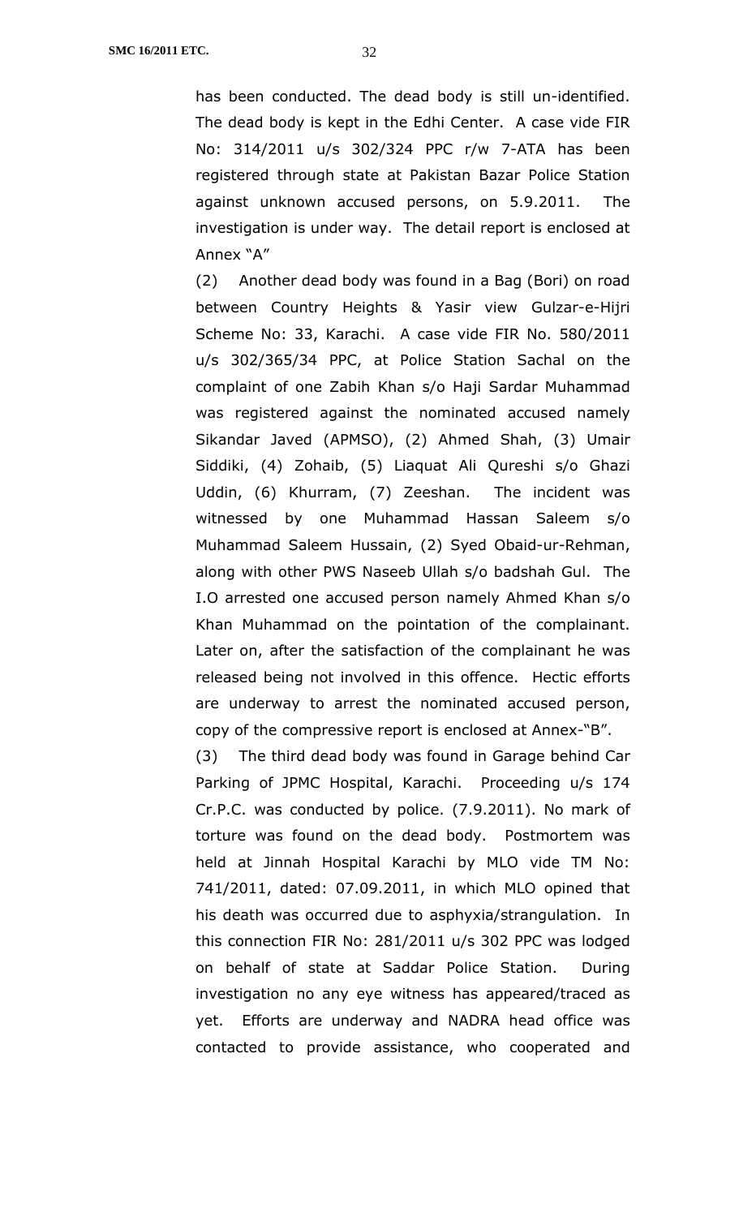has been conducted. The dead body is still un-identified. The dead body is kept in the Edhi Center. A case vide FIR No: 314/2011 u/s 302/324 PPC r/w 7-ATA has been registered through state at Pakistan Bazar Police Station against unknown accused persons, on 5.9.2011. The investigation is under way. The detail report is enclosed at Annex "A"

(2) Another dead body was found in a Bag (Bori) on road between Country Heights & Yasir view Gulzar-e-Hijri Scheme No: 33, Karachi. A case vide FIR No. 580/2011 u/s 302/365/34 PPC, at Police Station Sachal on the complaint of one Zabih Khan s/o Haji Sardar Muhammad was registered against the nominated accused namely Sikandar Javed (APMSO), (2) Ahmed Shah, (3) Umair Siddiki, (4) Zohaib, (5) Liaquat Ali Qureshi s/o Ghazi Uddin, (6) Khurram, (7) Zeeshan. The incident was witnessed by one Muhammad Hassan Saleem s/o Muhammad Saleem Hussain, (2) Syed Obaid-ur-Rehman, along with other PWS Naseeb Ullah s/o badshah Gul. The I.O arrested one accused person namely Ahmed Khan s/o Khan Muhammad on the pointation of the complainant. Later on, after the satisfaction of the complainant he was released being not involved in this offence. Hectic efforts are underway to arrest the nominated accused person, copy of the compressive report is enclosed at Annex-"B".

(3) The third dead body was found in Garage behind Car Parking of JPMC Hospital, Karachi. Proceeding u/s 174 Cr.P.C. was conducted by police. (7.9.2011). No mark of torture was found on the dead body. Postmortem was held at Jinnah Hospital Karachi by MLO vide TM No: 741/2011, dated: 07.09.2011, in which MLO opined that his death was occurred due to asphyxia/strangulation. In this connection FIR No: 281/2011 u/s 302 PPC was lodged on behalf of state at Saddar Police Station. During investigation no any eye witness has appeared/traced as yet. Efforts are underway and NADRA head office was contacted to provide assistance, who cooperated and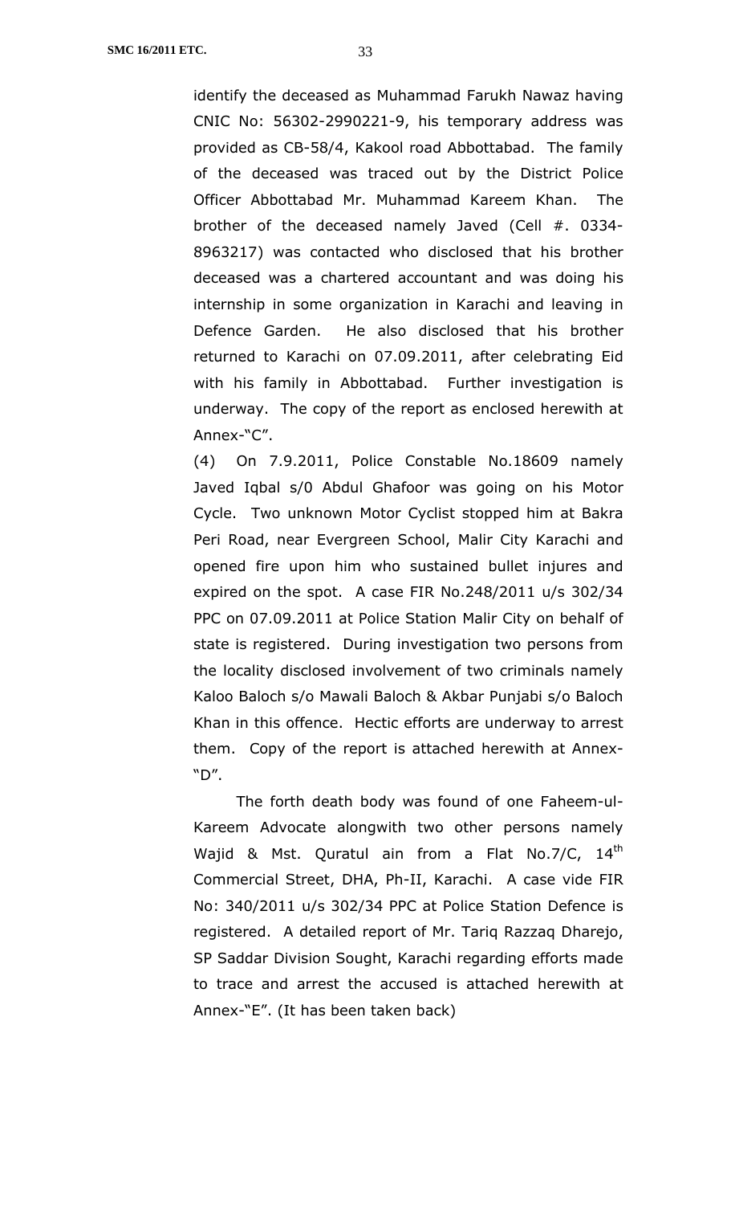identify the deceased as Muhammad Farukh Nawaz having CNIC No: 56302-2990221-9, his temporary address was provided as CB-58/4, Kakool road Abbottabad. The family of the deceased was traced out by the District Police Officer Abbottabad Mr. Muhammad Kareem Khan. The brother of the deceased namely Javed (Cell #. 0334-8963217) was contacted who disclosed that his brother deceased was a chartered accountant and was doing his internship in some organization in Karachi and leaving in Defence Garden. He also disclosed that his brother returned to Karachi on 07.09.2011, after celebrating Eid with his family in Abbottabad. Further investigation is underway. The copy of the report as enclosed herewith at Annex-"C".

(4) On 7.9.2011, Police Constable No.18609 namely Javed Iqbal s/0 Abdul Ghafoor was going on his Motor Cycle. Two unknown Motor Cyclist stopped him at Bakra Peri Road, near Evergreen School, Malir City Karachi and opened fire upon him who sustained bullet injures and expired on the spot. A case FIR No.248/2011 u/s 302/34 PPC on 07.09.2011 at Police Station Malir City on behalf of state is registered. During investigation two persons from the locality disclosed involvement of two criminals namely Kaloo Baloch s/o Mawali Baloch & Akbar Punjabi s/o Baloch Khan in this offence. Hectic efforts are underway to arrest them. Copy of the report is attached herewith at Annex-"D".

The forth death body was found of one Faheem-ul-Kareem Advocate alongwith two other persons namely Wajid & Mst. Quratul ain from a Flat No.7/C, 14th Commercial Street, DHA, Ph-II, Karachi. A case vide FIR No: 340/2011 u/s 302/34 PPC at Police Station Defence is registered. A detailed report of Mr. Tariq Razzaq Dharejo, SP Saddar Division Sought, Karachi regarding efforts made to trace and arrest the accused is attached herewith at Annex-"E". (It has been taken back)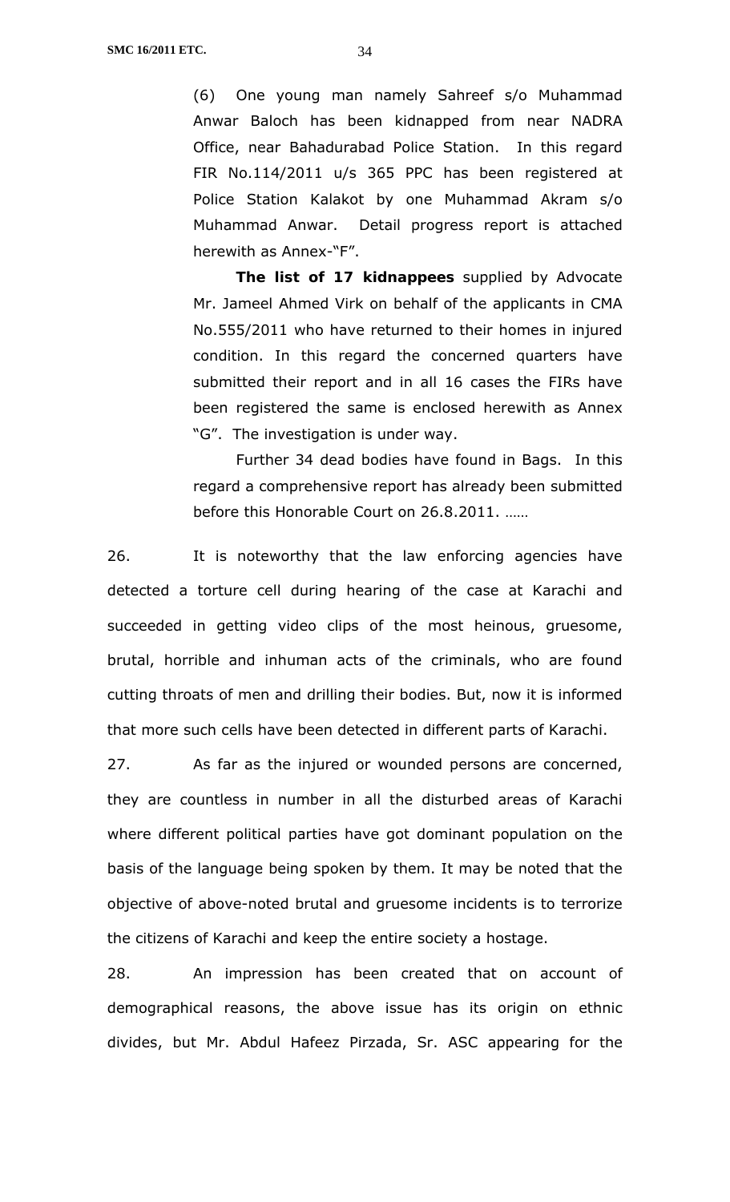(6) One young man namely Sahreef s/o Muhammad Anwar Baloch has been kidnapped from near NADRA Office, near Bahadurabad Police Station. In this regard FIR No.114/2011 u/s 365 PPC has been registered at Police Station Kalakot by one Muhammad Akram s/o Muhammad Anwar. Detail progress report is attached herewith as Annex-"F".

**The list of 17 kidnappees** supplied by Advocate Mr. Jameel Ahmed Virk on behalf of the applicants in CMA No.555/2011 who have returned to their homes in injured condition. In this regard the concerned quarters have submitted their report and in all 16 cases the FIRs have been registered the same is enclosed herewith as Annex "G". The investigation is under way.

Further 34 dead bodies have found in Bags. In this regard a comprehensive report has already been submitted before this Honorable Court on 26.8.2011. ……

26. It is noteworthy that the law enforcing agencies have detected a torture cell during hearing of the case at Karachi and succeeded in getting video clips of the most heinous, gruesome, brutal, horrible and inhuman acts of the criminals, who are found cutting throats of men and drilling their bodies. But, now it is informed that more such cells have been detected in different parts of Karachi.

27. As far as the injured or wounded persons are concerned, they are countless in number in all the disturbed areas of Karachi where different political parties have got dominant population on the basis of the language being spoken by them. It may be noted that the objective of above-noted brutal and gruesome incidents is to terrorize the citizens of Karachi and keep the entire society a hostage.

28. An impression has been created that on account of demographical reasons, the above issue has its origin on ethnic divides, but Mr. Abdul Hafeez Pirzada, Sr. ASC appearing for the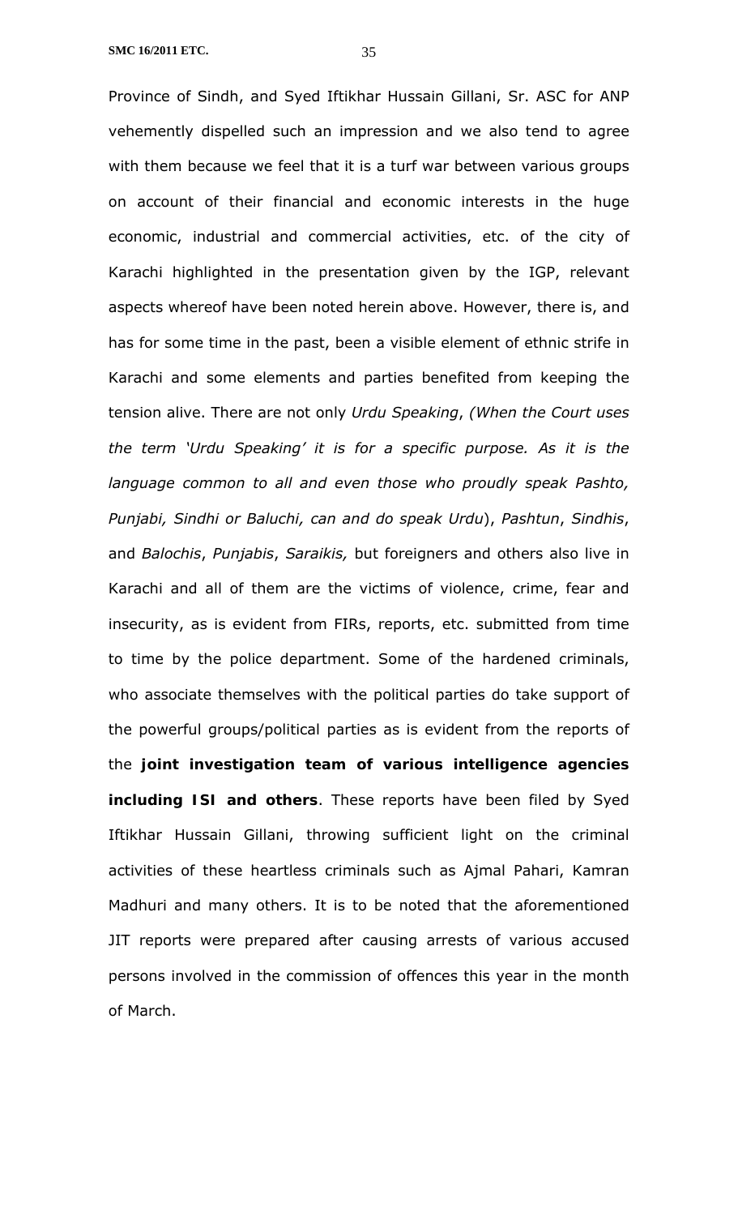Province of Sindh, and Syed Iftikhar Hussain Gillani, Sr. ASC for ANP vehemently dispelled such an impression and we also tend to agree with them because we feel that it is a turf war between various groups on account of their financial and economic interests in the huge economic, industrial and commercial activities, etc. of the city of Karachi highlighted in the presentation given by the IGP, relevant aspects whereof have been noted herein above. However, there is, and has for some time in the past, been a visible element of ethnic strife in Karachi and some elements and parties benefited from keeping the tension alive. There are not only *Urdu Speaking*, *(When the Court uses the term 'Urdu Speaking' it is for a specific purpose. As it is the language common to all and even those who proudly speak Pashto, Punjabi, Sindhi or Baluchi, can and do speak Urdu*), *Pashtun*, *Sindhis*, and *Balochis*, *Punjabis*, *Saraikis,* but foreigners and others also live in Karachi and all of them are the victims of violence, crime, fear and insecurity, as is evident from FIRs, reports, etc. submitted from time to time by the police department. Some of the hardened criminals, who associate themselves with the political parties do take support of the powerful groups/political parties as is evident from the reports of the **joint investigation team of various intelligence agencies including ISI and others**. These reports have been filed by Syed Iftikhar Hussain Gillani, throwing sufficient light on the criminal activities of these heartless criminals such as Ajmal Pahari, Kamran Madhuri and many others. It is to be noted that the aforementioned JIT reports were prepared after causing arrests of various accused persons involved in the commission of offences this year in the month of March.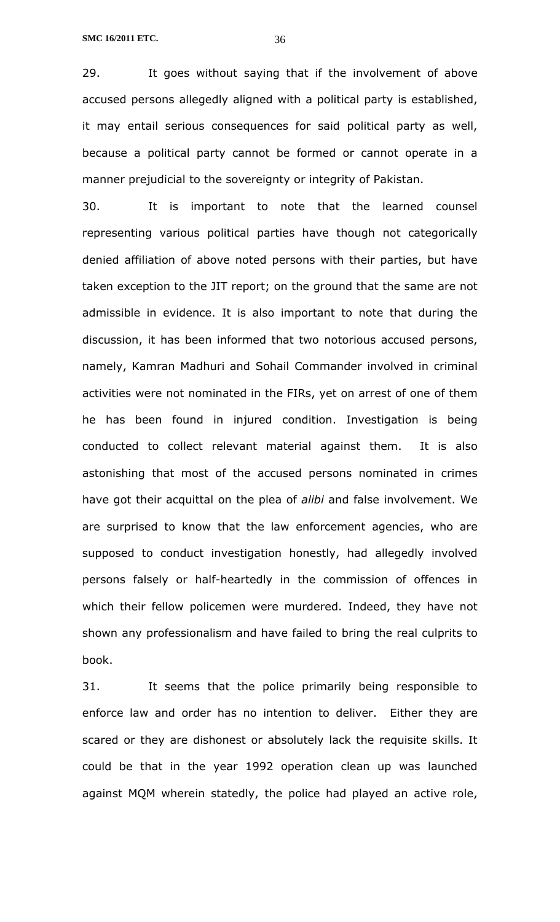29. It goes without saying that if the involvement of above accused persons allegedly aligned with a political party is established, it may entail serious consequences for said political party as well, because a political party cannot be formed or cannot operate in a manner prejudicial to the sovereignty or integrity of Pakistan.

30. It is important to note that the learned counsel representing various political parties have though not categorically denied affiliation of above noted persons with their parties, but have taken exception to the JIT report; on the ground that the same are not admissible in evidence. It is also important to note that during the discussion, it has been informed that two notorious accused persons, namely, Kamran Madhuri and Sohail Commander involved in criminal activities were not nominated in the FIRs, yet on arrest of one of them he has been found in injured condition. Investigation is being conducted to collect relevant material against them. It is also astonishing that most of the accused persons nominated in crimes have got their acquittal on the plea of *alibi* and false involvement. We are surprised to know that the law enforcement agencies, who are supposed to conduct investigation honestly, had allegedly involved persons falsely or half-heartedly in the commission of offences in which their fellow policemen were murdered. Indeed, they have not shown any professionalism and have failed to bring the real culprits to book.

31. It seems that the police primarily being responsible to enforce law and order has no intention to deliver. Either they are scared or they are dishonest or absolutely lack the requisite skills. It could be that in the year 1992 operation clean up was launched against MQM wherein statedly, the police had played an active role,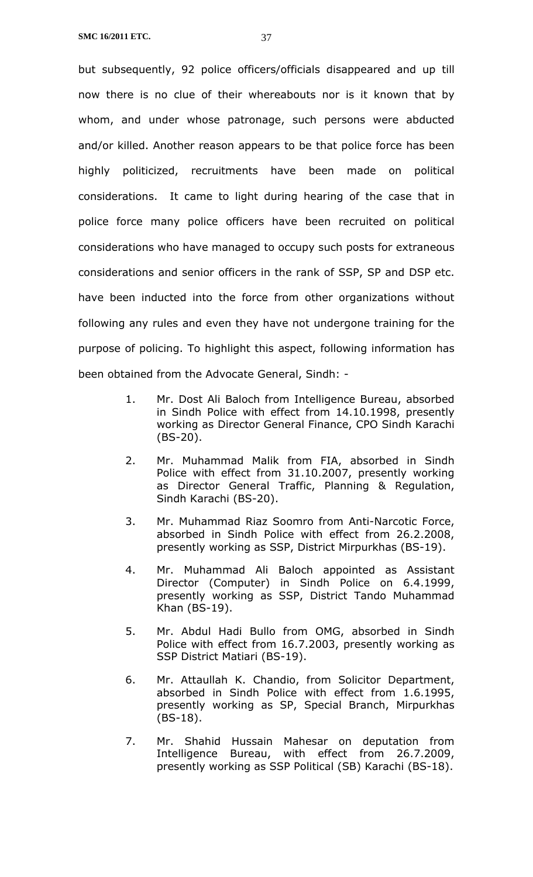but subsequently, 92 police officers/officials disappeared and up till now there is no clue of their whereabouts nor is it known that by whom, and under whose patronage, such persons were abducted and/or killed. Another reason appears to be that police force has been highly politicized, recruitments have been made on political considerations. It came to light during hearing of the case that in police force many police officers have been recruited on political considerations who have managed to occupy such posts for extraneous considerations and senior officers in the rank of SSP, SP and DSP etc. have been inducted into the force from other organizations without following any rules and even they have not undergone training for the purpose of policing. To highlight this aspect, following information has been obtained from the Advocate General, Sindh: -

1. Mr. Dost Ali Baloch from Intelligence Bureau, absorbed in Sindh Police with effect from 14.10.1998, presently working as Director General Finance, CPO Sindh Karachi (BS-20).
2. Mr. Muhammad Malik from FIA, absorbed in Sindh Police with effect from 31.10.2007, presently working as Director General Traffic, Planning & Regulation, Sindh Karachi (BS-20).
3. Mr. Muhammad Riaz Soomro from Anti-Narcotic Force, absorbed in Sindh Police with effect from 26.2.2008, presently working as SSP, District Mirpurkhas (BS-19).
4. Mr. Muhammad Ali Baloch appointed as Assistant Director (Computer) in Sindh Police on 6.4.1999, presently working as SSP, District Tando Muhammad Khan (BS-19).
5. Mr. Abdul Hadi Bullo from OMG, absorbed in Sindh Police with effect from 16.7.2003, presently working as SSP District Matiari (BS-19).
6. Mr. Attaullah K. Chandio, from Solicitor Department, absorbed in Sindh Police with effect from 1.6.1995, presently working as SP, Special Branch, Mirpurkhas (BS-18).
7. Mr. Shahid Hussain Mahesar on deputation from Intelligence Bureau, with effect from 26.7.2009, presently working as SSP Political (SB) Karachi (BS-18).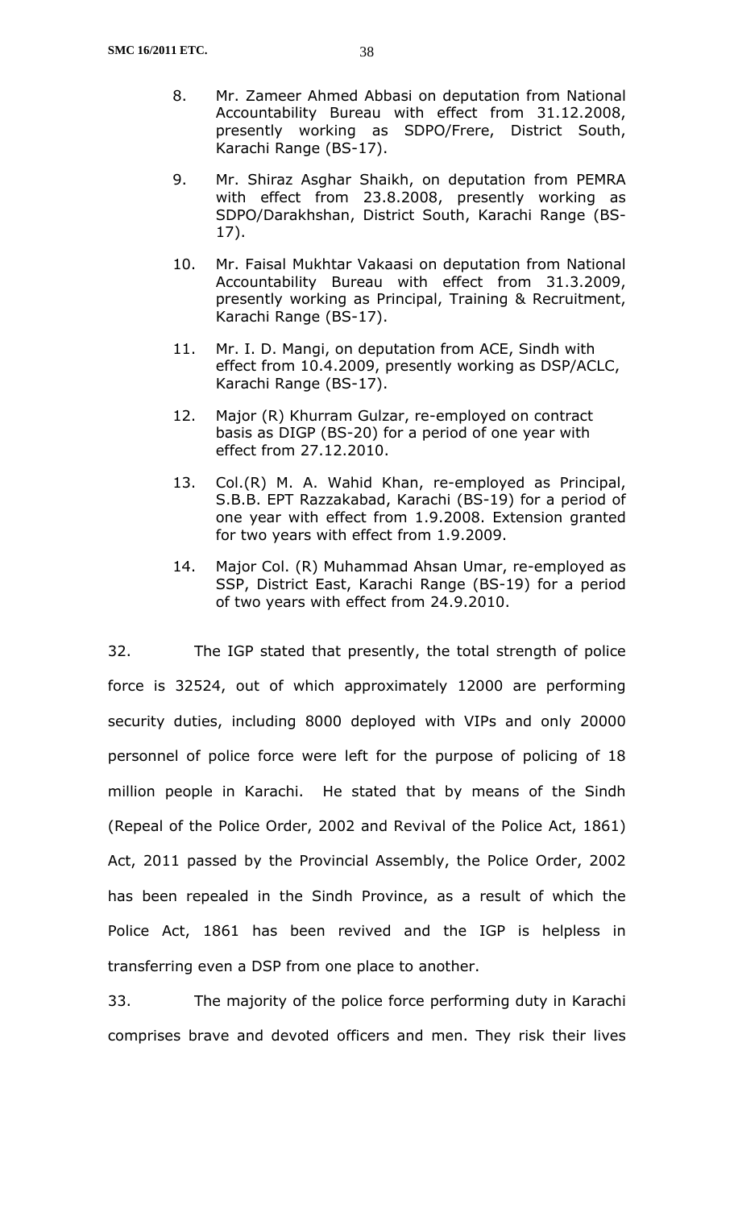8. Mr. Zameer Ahmed Abbasi on deputation from National Accountability Bureau with effect from 31.12.2008, presently working as SDPO/Frere, District South, Karachi Range (BS-17).

9. Mr. Shiraz Asghar Shaikh, on deputation from PEMRA with effect from 23.8.2008, presently working as SDPO/Darakhshan, District South, Karachi Range (BS-17).

10. Mr. Faisal Mukhtar Vakaasi on deputation from National Accountability Bureau with effect from 31.3.2009, presently working as Principal, Training & Recruitment, Karachi Range (BS-17).

11. Mr. I. D. Mangi, on deputation from ACE, Sindh with effect from 10.4.2009, presently working as DSP/ACLC, Karachi Range (BS-17).

12. Major (R) Khurram Gulzar, re-employed on contract basis as DIGP (BS-20) for a period of one year with effect from 27.12.2010.

13. Col.(R) M. A. Wahid Khan, re-employed as Principal, S.B.B. EPT Razzakabad, Karachi (BS-19) for a period of one year with effect from 1.9.2008. Extension granted for two years with effect from 1.9.2009.

14. Major Col. (R) Muhammad Ahsan Umar, re-employed as SSP, District East, Karachi Range (BS-19) for a period of two years with effect from 24.9.2010.

32. The IGP stated that presently, the total strength of police force is 32524, out of which approximately 12000 are performing security duties, including 8000 deployed with VIPs and only 20000 personnel of police force were left for the purpose of policing of 18 million people in Karachi. He stated that by means of the Sindh (Repeal of the Police Order, 2002 and Revival of the Police Act, 1861) Act, 2011 passed by the Provincial Assembly, the Police Order, 2002 has been repealed in the Sindh Province, as a result of which the Police Act, 1861 has been revived and the IGP is helpless in transferring even a DSP from one place to another.

33. The majority of the police force performing duty in Karachi comprises brave and devoted officers and men. They risk their lives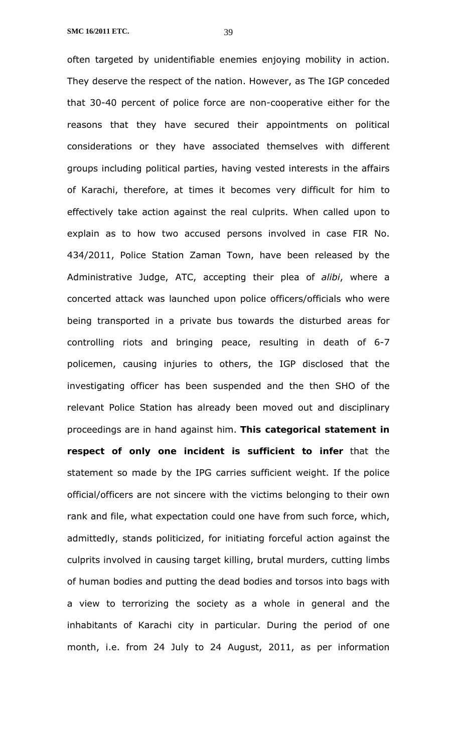often targeted by unidentifiable enemies enjoying mobility in action. They deserve the respect of the nation. However, as The IGP conceded that 30-40 percent of police force are non-cooperative either for the reasons that they have secured their appointments on political considerations or they have associated themselves with different groups including political parties, having vested interests in the affairs of Karachi, therefore, at times it becomes very difficult for him to effectively take action against the real culprits. When called upon to explain as to how two accused persons involved in case FIR No. 434/2011, Police Station Zaman Town, have been released by the Administrative Judge, ATC, accepting their plea of *alibi*, where a concerted attack was launched upon police officers/officials who were being transported in a private bus towards the disturbed areas for controlling riots and bringing peace, resulting in death of 6-7 policemen, causing injuries to others, the IGP disclosed that the investigating officer has been suspended and the then SHO of the relevant Police Station has already been moved out and disciplinary proceedings are in hand against him. **This categorical statement in respect of only one incident is sufficient to infer** that the statement so made by the IPG carries sufficient weight. If the police official/officers are not sincere with the victims belonging to their own rank and file, what expectation could one have from such force, which, admittedly, stands politicized, for initiating forceful action against the culprits involved in causing target killing, brutal murders, cutting limbs of human bodies and putting the dead bodies and torsos into bags with a view to terrorizing the society as a whole in general and the inhabitants of Karachi city in particular. During the period of one month, i.e. from 24 July to 24 August, 2011, as per information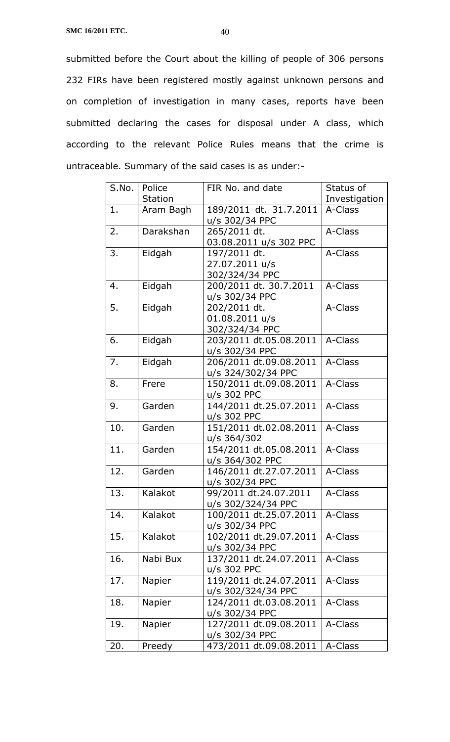submitted before the Court about the killing of people of 306 persons 232 FIRs have been registered mostly against unknown persons and on completion of investigation in many cases, reports have been submitted declaring the cases for disposal under A class, which according to the relevant Police Rules means that the crime is untraceable. Summary of the said cases is as under:-

| S.No. | Police Station | FIR No. and date | Status of Investigation |
|---|---|---|---|
| 1. | Aram Bagh | 189/2011 dt. 31.7.2011 u/s 302/34 PPC | A-Class |
| 2. | Darakshan | 265/2011 dt. 03.08.2011 u/s 302 PPC | A-Class |
| 3. | Eidgah | 197/2011 dt. 27.07.2011 u/s 302/324/34 PPC | A-Class |
| 4. | Eidgah | 200/2011 dt. 30.7.2011 u/s 302/34 PPC | A-Class |
| 5. | Eidgah | 202/2011 dt. 01.08.2011 u/s 302/324/34 PPC | A-Class |
| 6. | Eidgah | 203/2011 dt.05.08.2011 u/s 302/34 PPC | A-Class |
| 7. | Eidgah | 206/2011 dt.09.08.2011 u/s 324/302/34 PPC | A-Class |
| 8. | Frere | 150/2011 dt.09.08.2011 u/s 302 PPC | A-Class |
| 9. | Garden | 144/2011 dt.25.07.2011 u/s 302 PPC | A-Class |
| 10. | Garden | 151/2011 dt.02.08.2011 u/s 364/302 | A-Class |
| 11. | Garden | 154/2011 dt.05.08.2011 u/s 364/302 PPC | A-Class |
| 12. | Garden | 146/2011 dt.27.07.2011 u/s 302/34 PPC | A-Class |
| 13. | Kalakot | 99/2011 dt.24.07.2011 u/s 302/324/34 PPC | A-Class |
| 14. | Kalakot | 100/2011 dt.25.07.2011 u/s 302/34 PPC | A-Class |
| 15. | Kalakot | 102/2011 dt.29.07.2011 u/s 302/34 PPC | A-Class |
| 16. | Nabi Bux | 137/2011 dt.24.07.2011 u/s 302 PPC | A-Class |
| 17. | Napier | 119/2011 dt.24.07.2011 u/s 302/324/34 PPC | A-Class |
| 18. | Napier | 124/2011 dt.03.08.2011 u/s 302/34 PPC | A-Class |
| 19. | Napier | 127/2011 dt.09.08.2011 u/s 302/34 PPC | A-Class |
| 20. | Preedy | 473/2011 dt.09.08.2011 | A-Class |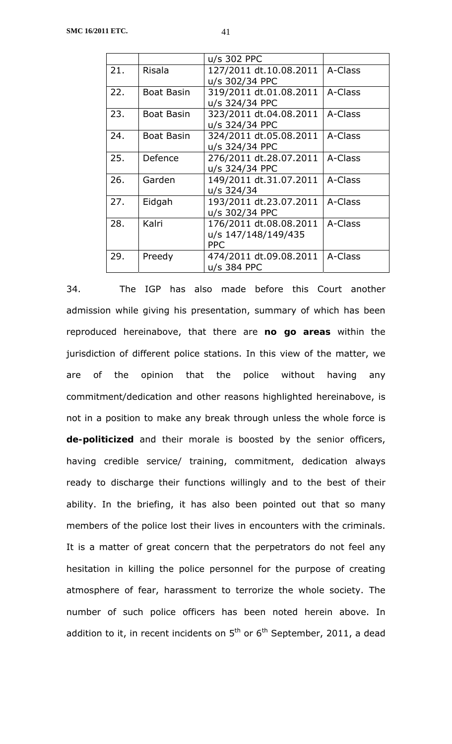| | | | |
|---|---|---|---|
| | | u/s 302 PPC | |
| 21. | Risala | 127/2011 dt.10.08.2011 u/s 302/34 PPC | A-Class |
| 22. | Boat Basin | 319/2011 dt.01.08.2011 u/s 324/34 PPC | A-Class |
| 23. | Boat Basin | 323/2011 dt.04.08.2011 u/s 324/34 PPC | A-Class |
| 24. | Boat Basin | 324/2011 dt.05.08.2011 u/s 324/34 PPC | A-Class |
| 25. | Defence | 276/2011 dt.28.07.2011 u/s 324/34 PPC | A-Class |
| 26. | Garden | 149/2011 dt.31.07.2011 u/s 324/34 | A-Class |
| 27. | Eidgah | 193/2011 dt.23.07.2011 u/s 302/34 PPC | A-Class |
| 28. | Kalri | 176/2011 dt.08.08.2011 u/s 147/148/149/435 PPC | A-Class |
| 29. | Preedy | 474/2011 dt.09.08.2011 u/s 384 PPC | A-Class |

34. The IGP has also made before this Court another admission while giving his presentation, summary of which has been reproduced hereinabove, that there are **no go areas** within the jurisdiction of different police stations. In this view of the matter, we are of the opinion that the police without having any commitment/dedication and other reasons highlighted hereinabove, is not in a position to make any break through unless the whole force is **de-politicized** and their morale is boosted by the senior officers, having credible service/ training, commitment, dedication always ready to discharge their functions willingly and to the best of their ability. In the briefing, it has also been pointed out that so many members of the police lost their lives in encounters with the criminals. It is a matter of great concern that the perpetrators do not feel any hesitation in killing the police personnel for the purpose of creating atmosphere of fear, harassment to terrorize the whole society. The number of such police officers has been noted herein above. In addition to it, in recent incidents on 5th or 6th September, 2011, a dead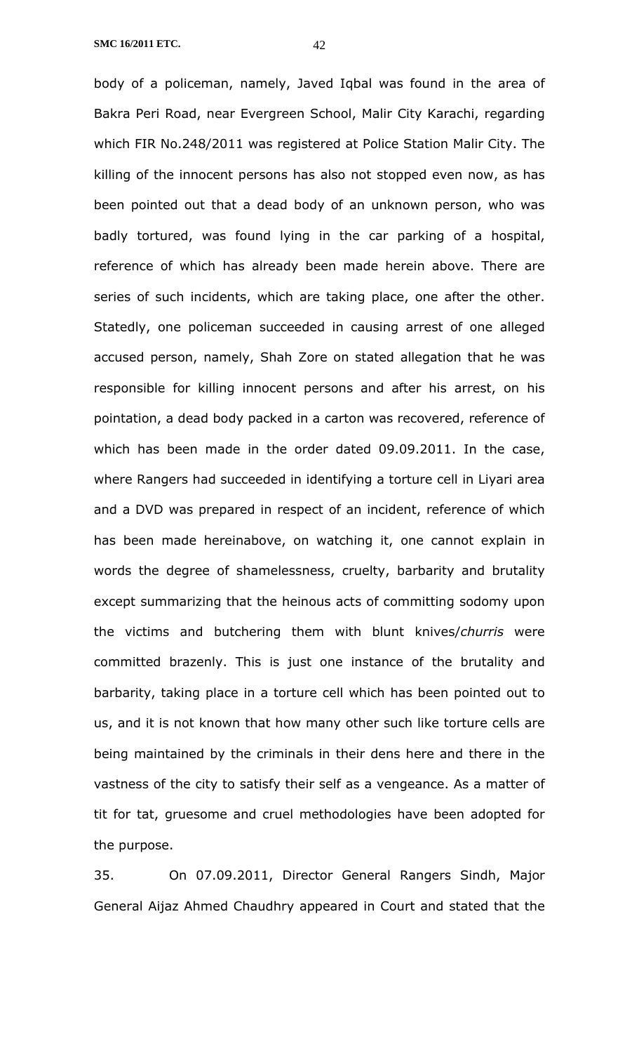body of a policeman, namely, Javed Iqbal was found in the area of Bakra Peri Road, near Evergreen School, Malir City Karachi, regarding which FIR No.248/2011 was registered at Police Station Malir City. The killing of the innocent persons has also not stopped even now, as has been pointed out that a dead body of an unknown person, who was badly tortured, was found lying in the car parking of a hospital, reference of which has already been made herein above. There are series of such incidents, which are taking place, one after the other. Statedly, one policeman succeeded in causing arrest of one alleged accused person, namely, Shah Zore on stated allegation that he was responsible for killing innocent persons and after his arrest, on his pointation, a dead body packed in a carton was recovered, reference of which has been made in the order dated 09.09.2011. In the case, where Rangers had succeeded in identifying a torture cell in Liyari area and a DVD was prepared in respect of an incident, reference of which has been made hereinabove, on watching it, one cannot explain in words the degree of shamelessness, cruelty, barbarity and brutality except summarizing that the heinous acts of committing sodomy upon the victims and butchering them with blunt knives/*churris* were committed brazenly. This is just one instance of the brutality and barbarity, taking place in a torture cell which has been pointed out to us, and it is not known that how many other such like torture cells are being maintained by the criminals in their dens here and there in the vastness of the city to satisfy their self as a vengeance. As a matter of tit for tat, gruesome and cruel methodologies have been adopted for the purpose.

35. On 07.09.2011, Director General Rangers Sindh, Major General Aijaz Ahmed Chaudhry appeared in Court and stated that the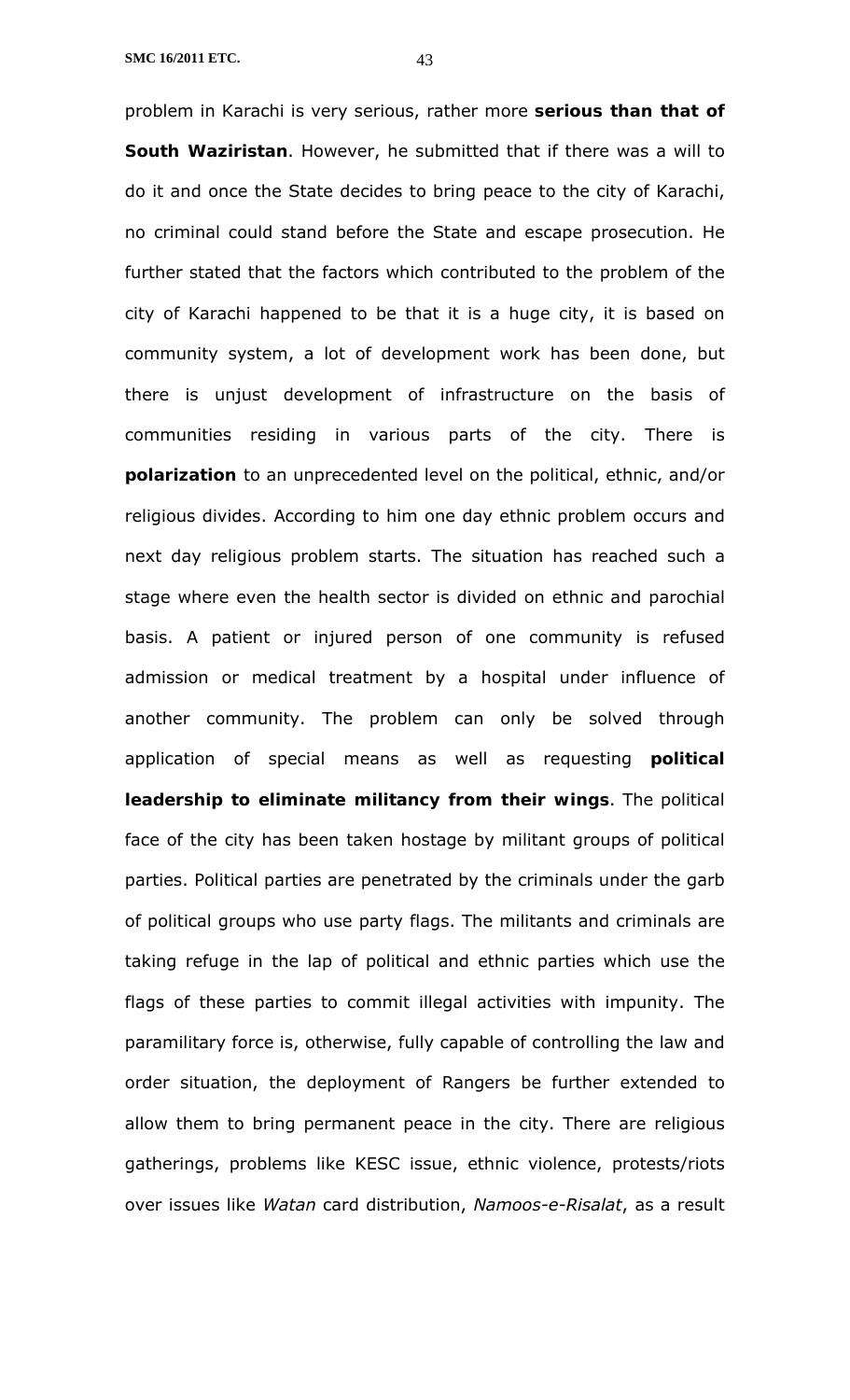problem in Karachi is very serious, rather more **serious than that of South Waziristan**. However, he submitted that if there was a will to do it and once the State decides to bring peace to the city of Karachi, no criminal could stand before the State and escape prosecution. He further stated that the factors which contributed to the problem of the city of Karachi happened to be that it is a huge city, it is based on community system, a lot of development work has been done, but there is unjust development of infrastructure on the basis of communities residing in various parts of the city. There is **polarization** to an unprecedented level on the political, ethnic, and/or religious divides. According to him one day ethnic problem occurs and next day religious problem starts. The situation has reached such a stage where even the health sector is divided on ethnic and parochial basis. A patient or injured person of one community is refused admission or medical treatment by a hospital under influence of another community. The problem can only be solved through application of special means as well as requesting **political leadership to eliminate militancy from their wings**. The political face of the city has been taken hostage by militant groups of political parties. Political parties are penetrated by the criminals under the garb of political groups who use party flags. The militants and criminals are taking refuge in the lap of political and ethnic parties which use the flags of these parties to commit illegal activities with impunity. The paramilitary force is, otherwise, fully capable of controlling the law and order situation, the deployment of Rangers be further extended to allow them to bring permanent peace in the city. There are religious gatherings, problems like KESC issue, ethnic violence, protests/riots over issues like *Watan* card distribution, *Namoos-e-Risalat*, as a result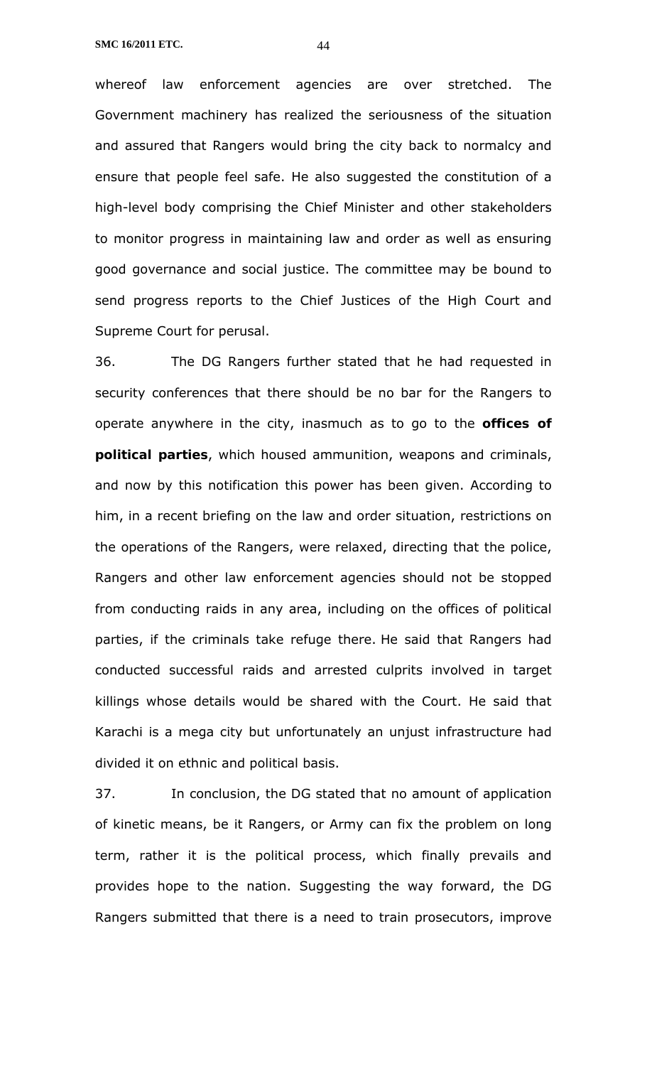whereof law enforcement agencies are over stretched. The Government machinery has realized the seriousness of the situation and assured that Rangers would bring the city back to normalcy and ensure that people feel safe. He also suggested the constitution of a high-level body comprising the Chief Minister and other stakeholders to monitor progress in maintaining law and order as well as ensuring good governance and social justice. The committee may be bound to send progress reports to the Chief Justices of the High Court and Supreme Court for perusal.

36. The DG Rangers further stated that he had requested in security conferences that there should be no bar for the Rangers to operate anywhere in the city, inasmuch as to go to the **offices of political parties**, which housed ammunition, weapons and criminals, and now by this notification this power has been given. According to him, in a recent briefing on the law and order situation, restrictions on the operations of the Rangers, were relaxed, directing that the police, Rangers and other law enforcement agencies should not be stopped from conducting raids in any area, including on the offices of political parties, if the criminals take refuge there. He said that Rangers had conducted successful raids and arrested culprits involved in target killings whose details would be shared with the Court. He said that Karachi is a mega city but unfortunately an unjust infrastructure had divided it on ethnic and political basis.

37. In conclusion, the DG stated that no amount of application of kinetic means, be it Rangers, or Army can fix the problem on long term, rather it is the political process, which finally prevails and provides hope to the nation. Suggesting the way forward, the DG Rangers submitted that there is a need to train prosecutors, improve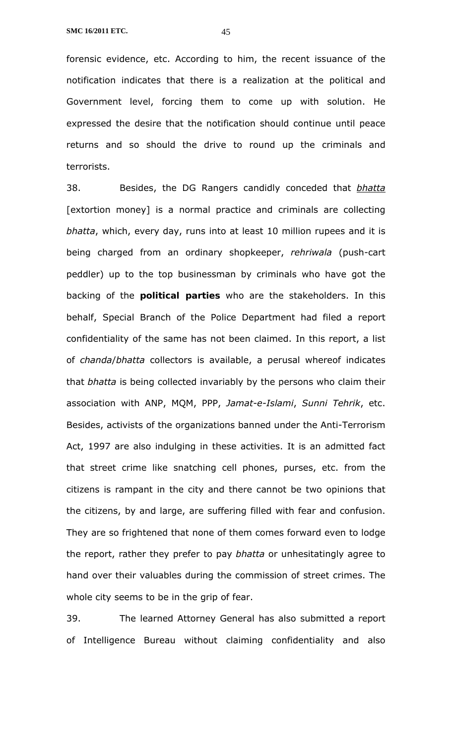forensic evidence, etc. According to him, the recent issuance of the notification indicates that there is a realization at the political and Government level, forcing them to come up with solution. He expressed the desire that the notification should continue until peace returns and so should the drive to round up the criminals and terrorists.

38. Besides, the DG Rangers candidly conceded that ***bhatta*** [extortion money] is a normal practice and criminals are collecting *bhatta*, which, every day, runs into at least 10 million rupees and it is being charged from an ordinary shopkeeper, *rehriwala* (push-cart peddler) up to the top businessman by criminals who have got the backing of the **political parties** who are the stakeholders. In this behalf, Special Branch of the Police Department had filed a report confidentiality of the same has not been claimed. In this report, a list of *chanda*/*bhatta* collectors is available, a perusal whereof indicates that *bhatta* is being collected invariably by the persons who claim their association with ANP, MQM, PPP, *Jamat-e-Islami*, *Sunni Tehrik*, etc. Besides, activists of the organizations banned under the Anti-Terrorism Act, 1997 are also indulging in these activities. It is an admitted fact that street crime like snatching cell phones, purses, etc. from the citizens is rampant in the city and there cannot be two opinions that the citizens, by and large, are suffering filled with fear and confusion. They are so frightened that none of them comes forward even to lodge the report, rather they prefer to pay *bhatta* or unhesitatingly agree to hand over their valuables during the commission of street crimes. The whole city seems to be in the grip of fear.

39. The learned Attorney General has also submitted a report of Intelligence Bureau without claiming confidentiality and also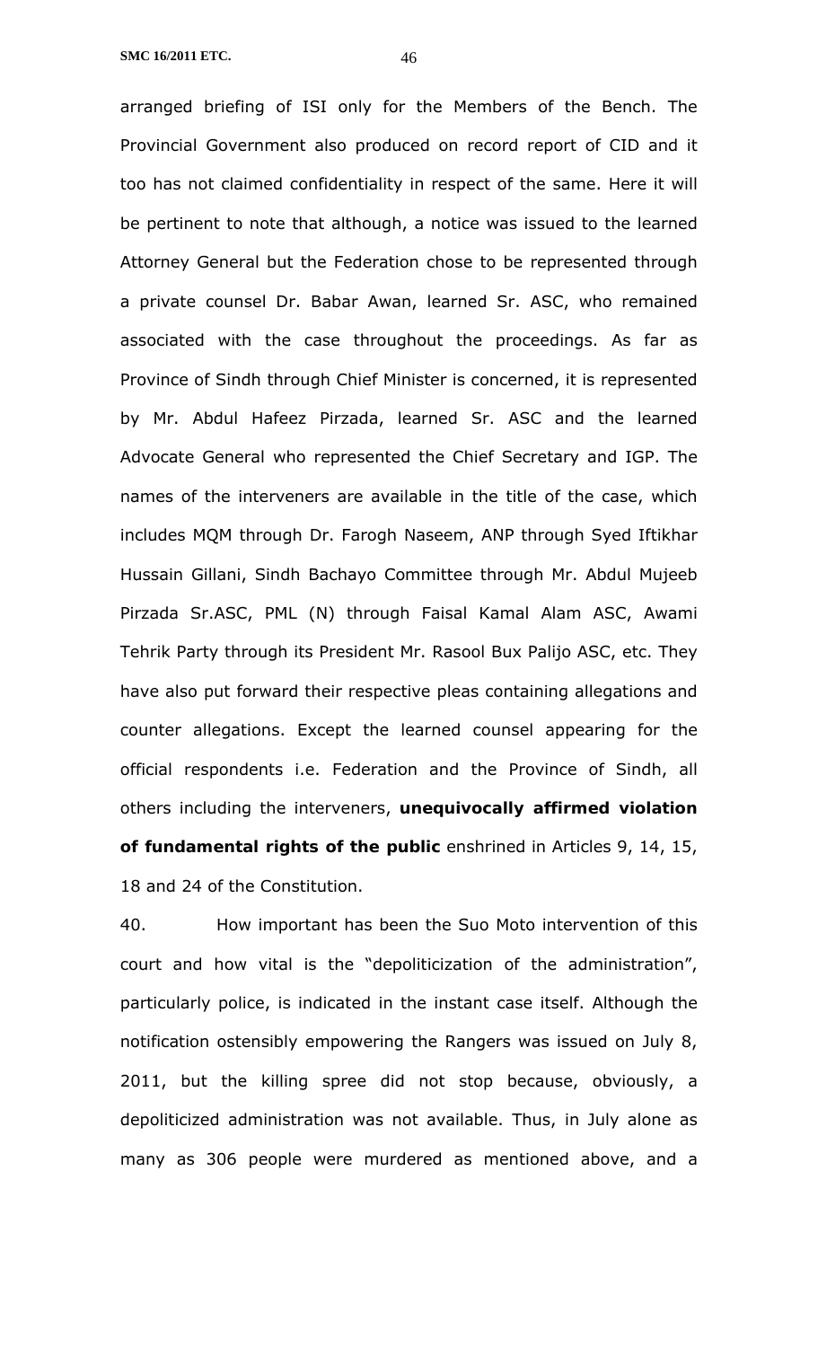arranged briefing of ISI only for the Members of the Bench. The Provincial Government also produced on record report of CID and it too has not claimed confidentiality in respect of the same. Here it will be pertinent to note that although, a notice was issued to the learned Attorney General but the Federation chose to be represented through a private counsel Dr. Babar Awan, learned Sr. ASC, who remained associated with the case throughout the proceedings. As far as Province of Sindh through Chief Minister is concerned, it is represented by Mr. Abdul Hafeez Pirzada, learned Sr. ASC and the learned Advocate General who represented the Chief Secretary and IGP. The names of the interveners are available in the title of the case, which includes MQM through Dr. Farogh Naseem, ANP through Syed Iftikhar Hussain Gillani, Sindh Bachayo Committee through Mr. Abdul Mujeeb Pirzada Sr.ASC, PML (N) through Faisal Kamal Alam ASC, Awami Tehrik Party through its President Mr. Rasool Bux Palijo ASC, etc. They have also put forward their respective pleas containing allegations and counter allegations. Except the learned counsel appearing for the official respondents i.e. Federation and the Province of Sindh, all others including the interveners, **unequivocally affirmed violation of fundamental rights of the public** enshrined in Articles 9, 14, 15, 18 and 24 of the Constitution.

40. How important has been the Suo Moto intervention of this court and how vital is the "depoliticization of the administration", particularly police, is indicated in the instant case itself. Although the notification ostensibly empowering the Rangers was issued on July 8, 2011, but the killing spree did not stop because, obviously, a depoliticized administration was not available. Thus, in July alone as many as 306 people were murdered as mentioned above, and a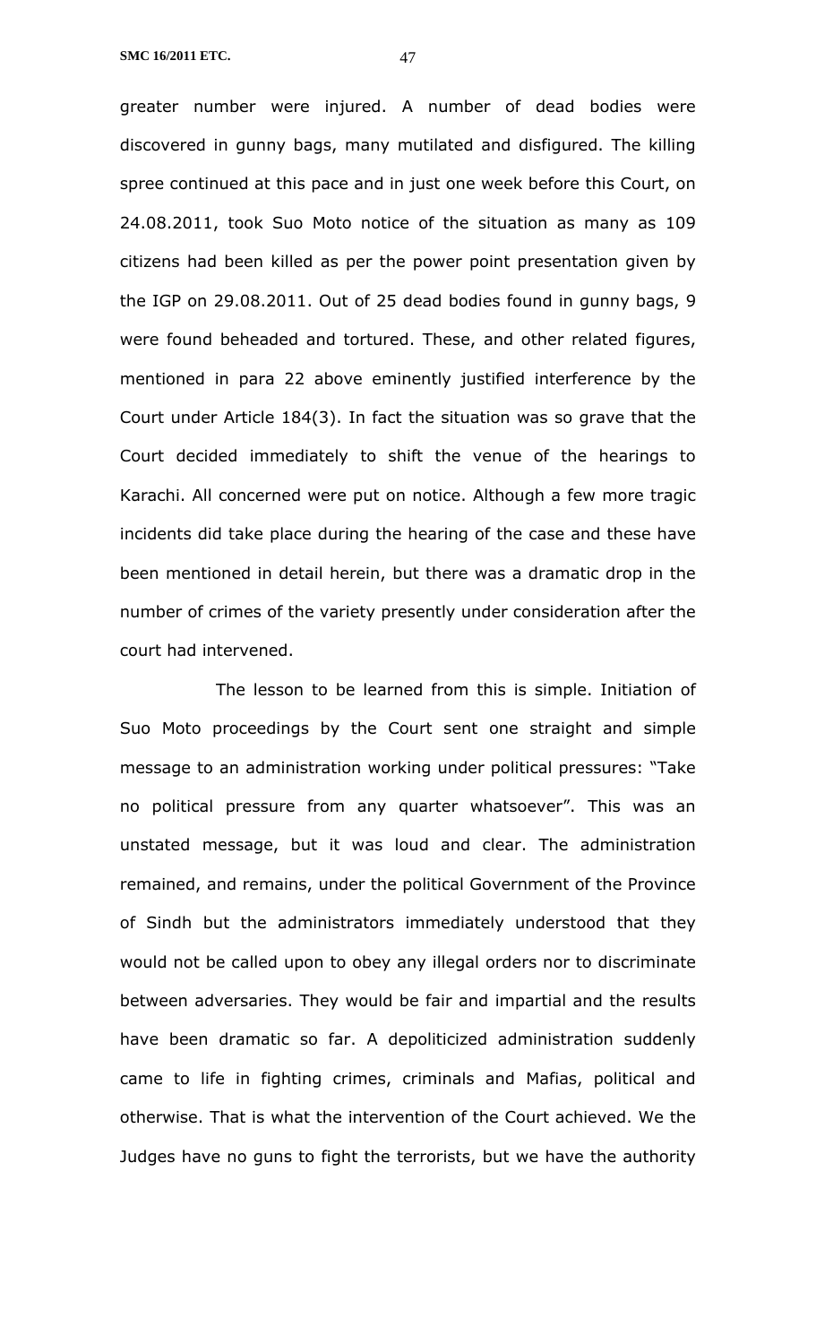greater number were injured. A number of dead bodies were discovered in gunny bags, many mutilated and disfigured. The killing spree continued at this pace and in just one week before this Court, on 24.08.2011, took Suo Moto notice of the situation as many as 109 citizens had been killed as per the power point presentation given by the IGP on 29.08.2011. Out of 25 dead bodies found in gunny bags, 9 were found beheaded and tortured. These, and other related figures, mentioned in para 22 above eminently justified interference by the Court under Article 184(3). In fact the situation was so grave that the Court decided immediately to shift the venue of the hearings to Karachi. All concerned were put on notice. Although a few more tragic incidents did take place during the hearing of the case and these have been mentioned in detail herein, but there was a dramatic drop in the number of crimes of the variety presently under consideration after the court had intervened.

The lesson to be learned from this is simple. Initiation of Suo Moto proceedings by the Court sent one straight and simple message to an administration working under political pressures: "Take no political pressure from any quarter whatsoever". This was an unstated message, but it was loud and clear. The administration remained, and remains, under the political Government of the Province of Sindh but the administrators immediately understood that they would not be called upon to obey any illegal orders nor to discriminate between adversaries. They would be fair and impartial and the results have been dramatic so far. A depoliticized administration suddenly came to life in fighting crimes, criminals and Mafias, political and otherwise. That is what the intervention of the Court achieved. We the Judges have no guns to fight the terrorists, but we have the authority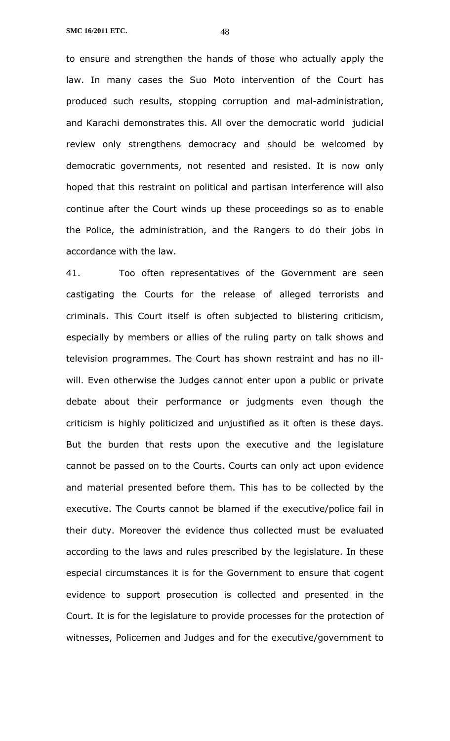to ensure and strengthen the hands of those who actually apply the law. In many cases the Suo Moto intervention of the Court has produced such results, stopping corruption and mal-administration, and Karachi demonstrates this. All over the democratic world judicial review only strengthens democracy and should be welcomed by democratic governments, not resented and resisted. It is now only hoped that this restraint on political and partisan interference will also continue after the Court winds up these proceedings so as to enable the Police, the administration, and the Rangers to do their jobs in accordance with the law.

41. Too often representatives of the Government are seen castigating the Courts for the release of alleged terrorists and criminals. This Court itself is often subjected to blistering criticism, especially by members or allies of the ruling party on talk shows and television programmes. The Court has shown restraint and has no ill-will. Even otherwise the Judges cannot enter upon a public or private debate about their performance or judgments even though the criticism is highly politicized and unjustified as it often is these days. But the burden that rests upon the executive and the legislature cannot be passed on to the Courts. Courts can only act upon evidence and material presented before them. This has to be collected by the executive. The Courts cannot be blamed if the executive/police fail in their duty. Moreover the evidence thus collected must be evaluated according to the laws and rules prescribed by the legislature. In these especial circumstances it is for the Government to ensure that cogent evidence to support prosecution is collected and presented in the Court. It is for the legislature to provide processes for the protection of witnesses, Policemen and Judges and for the executive/government to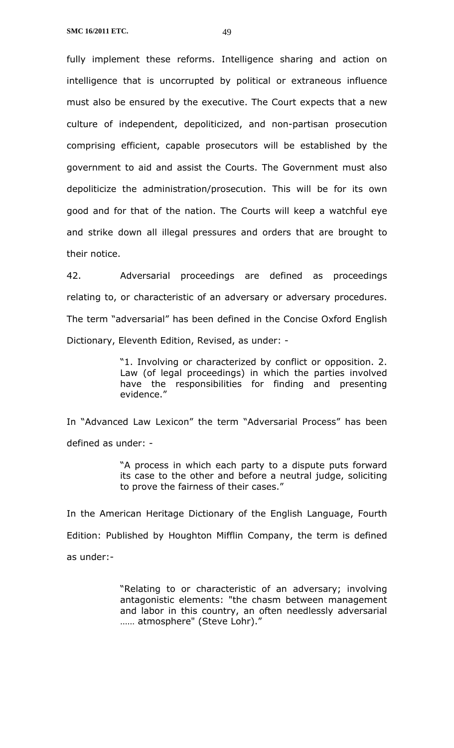fully implement these reforms. Intelligence sharing and action on intelligence that is uncorrupted by political or extraneous influence must also be ensured by the executive. The Court expects that a new culture of independent, depoliticized, and non-partisan prosecution comprising efficient, capable prosecutors will be established by the government to aid and assist the Courts. The Government must also depoliticize the administration/prosecution. This will be for its own good and for that of the nation. The Courts will keep a watchful eye and strike down all illegal pressures and orders that are brought to their notice.

42. Adversarial proceedings are defined as proceedings relating to, or characteristic of an adversary or adversary procedures. The term "adversarial" has been defined in the Concise Oxford English Dictionary, Eleventh Edition, Revised, as under: -

> "1. Involving or characterized by conflict or opposition. 2. Law (of legal proceedings) in which the parties involved have the responsibilities for finding and presenting evidence."

In "Advanced Law Lexicon" the term "Adversarial Process" has been defined as under: -

> "A process in which each party to a dispute puts forward its case to the other and before a neutral judge, soliciting to prove the fairness of their cases."

In the American Heritage Dictionary of the English Language, Fourth Edition: Published by Houghton Mifflin Company, the term is defined as under:-

> "Relating to or characteristic of an adversary; involving antagonistic elements: "the chasm between management and labor in this country, an often needlessly adversarial …… atmosphere" (Steve Lohr)."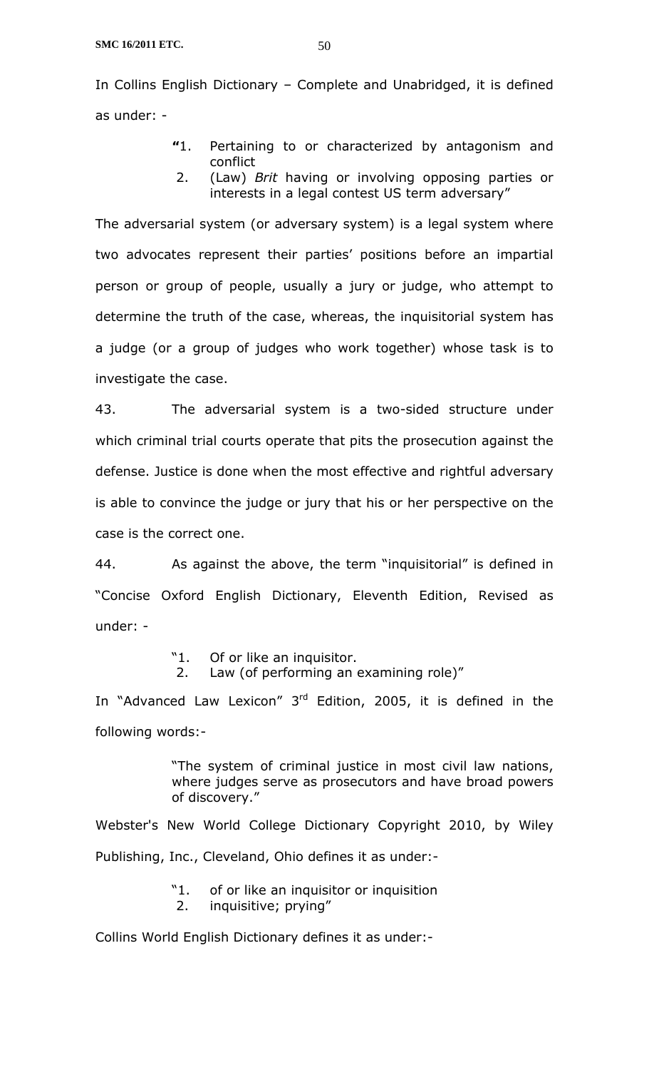In Collins English Dictionary – Complete and Unabridged, it is defined as under: -

> "1. Pertaining to or characterized by antagonism and conflict
> 2. (Law) *Brit* having or involving opposing parties or interests in a legal contest US term adversary"

The adversarial system (or adversary system) is a legal system where two advocates represent their parties' positions before an impartial person or group of people, usually a jury or judge, who attempt to determine the truth of the case, whereas, the inquisitorial system has a judge (or a group of judges who work together) whose task is to investigate the case.

43. The adversarial system is a two-sided structure under which criminal trial courts operate that pits the prosecution against the defense. Justice is done when the most effective and rightful adversary is able to convince the judge or jury that his or her perspective on the case is the correct one.

44. As against the above, the term "inquisitorial" is defined in "Concise Oxford English Dictionary, Eleventh Edition, Revised as under: -

> "1. Of or like an inquisitor.
> 2. Law (of performing an examining role)"

In "Advanced Law Lexicon" 3rd Edition, 2005, it is defined in the following words:-

> "The system of criminal justice in most civil law nations, where judges serve as prosecutors and have broad powers of discovery."

Webster's New World College Dictionary Copyright 2010, by Wiley Publishing, Inc., Cleveland, Ohio defines it as under:-

> "1. of or like an inquisitor or inquisition
> 2. inquisitive; prying"

Collins World English Dictionary defines it as under:-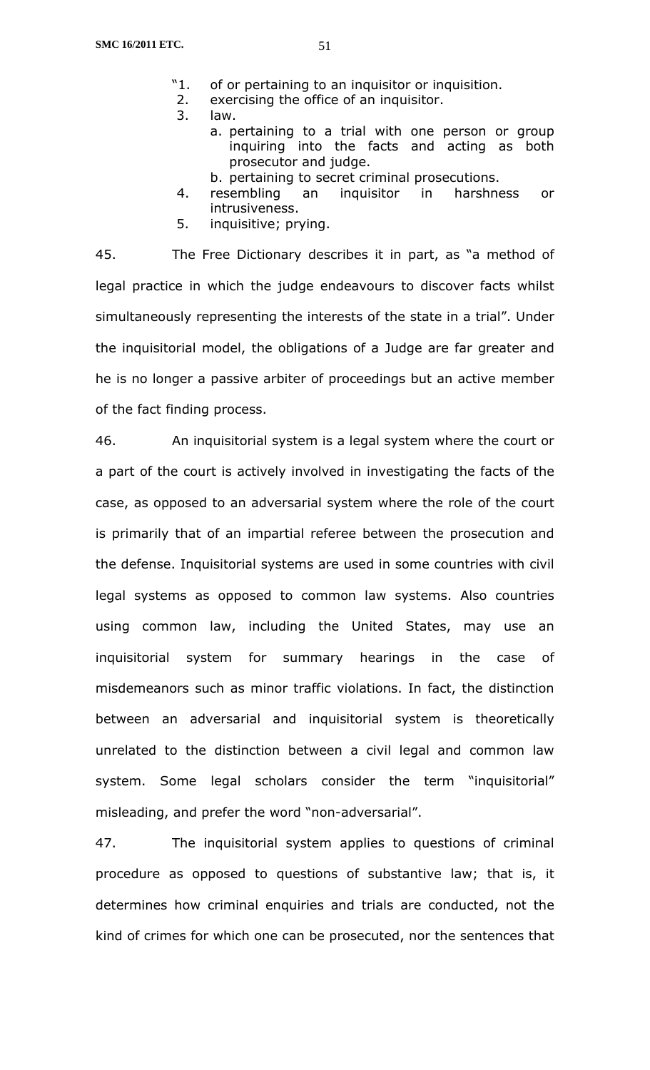"1. of or pertaining to an inquisitor or inquisition.
2. exercising the office of an inquisitor.
3. law.
   a. pertaining to a trial with one person or group inquiring into the facts and acting as both prosecutor and judge.
   b. pertaining to secret criminal prosecutions.
4. resembling an inquisitor in harshness or intrusiveness.
5. inquisitive; prying.

45. The Free Dictionary describes it in part, as "a method of legal practice in which the judge endeavours to discover facts whilst simultaneously representing the interests of the state in a trial". Under the inquisitorial model, the obligations of a Judge are far greater and he is no longer a passive arbiter of proceedings but an active member of the fact finding process.

46. An inquisitorial system is a legal system where the court or a part of the court is actively involved in investigating the facts of the case, as opposed to an adversarial system where the role of the court is primarily that of an impartial referee between the prosecution and the defense. Inquisitorial systems are used in some countries with civil legal systems as opposed to common law systems. Also countries using common law, including the United States, may use an inquisitorial system for summary hearings in the case of misdemeanors such as minor traffic violations. In fact, the distinction between an adversarial and inquisitorial system is theoretically unrelated to the distinction between a civil legal and common law system. Some legal scholars consider the term "inquisitorial" misleading, and prefer the word "non-adversarial".

47. The inquisitorial system applies to questions of criminal procedure as opposed to questions of substantive law; that is, it determines how criminal enquiries and trials are conducted, not the kind of crimes for which one can be prosecuted, nor the sentences that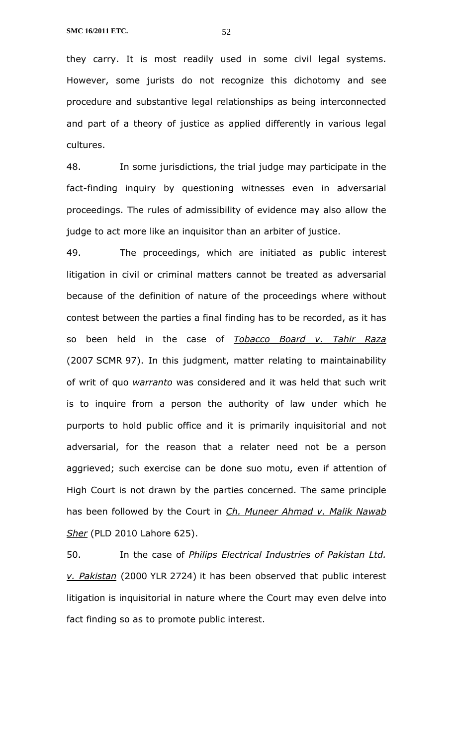they carry. It is most readily used in some civil legal systems. However, some jurists do not recognize this dichotomy and see procedure and substantive legal relationships as being interconnected and part of a theory of justice as applied differently in various legal cultures.

48. In some jurisdictions, the trial judge may participate in the fact-finding inquiry by questioning witnesses even in adversarial proceedings. The rules of admissibility of evidence may also allow the judge to act more like an inquisitor than an arbiter of justice.

49. The proceedings, which are initiated as public interest litigation in civil or criminal matters cannot be treated as adversarial because of the definition of nature of the proceedings where without contest between the parties a final finding has to be recorded, as it has so been held in the case of *Tobacco Board v. Tahir Raza* (2007 SCMR 97). In this judgment, matter relating to maintainability of writ of quo *warranto* was considered and it was held that such writ is to inquire from a person the authority of law under which he purports to hold public office and it is primarily inquisitorial and not adversarial, for the reason that a relater need not be a person aggrieved; such exercise can be done suo motu, even if attention of High Court is not drawn by the parties concerned. The same principle has been followed by the Court in *Ch. Muneer Ahmad v. Malik Nawab Sher* (PLD 2010 Lahore 625).

50. In the case of *Philips Electrical Industries of Pakistan Ltd. v. Pakistan* (2000 YLR 2724) it has been observed that public interest litigation is inquisitorial in nature where the Court may even delve into fact finding so as to promote public interest.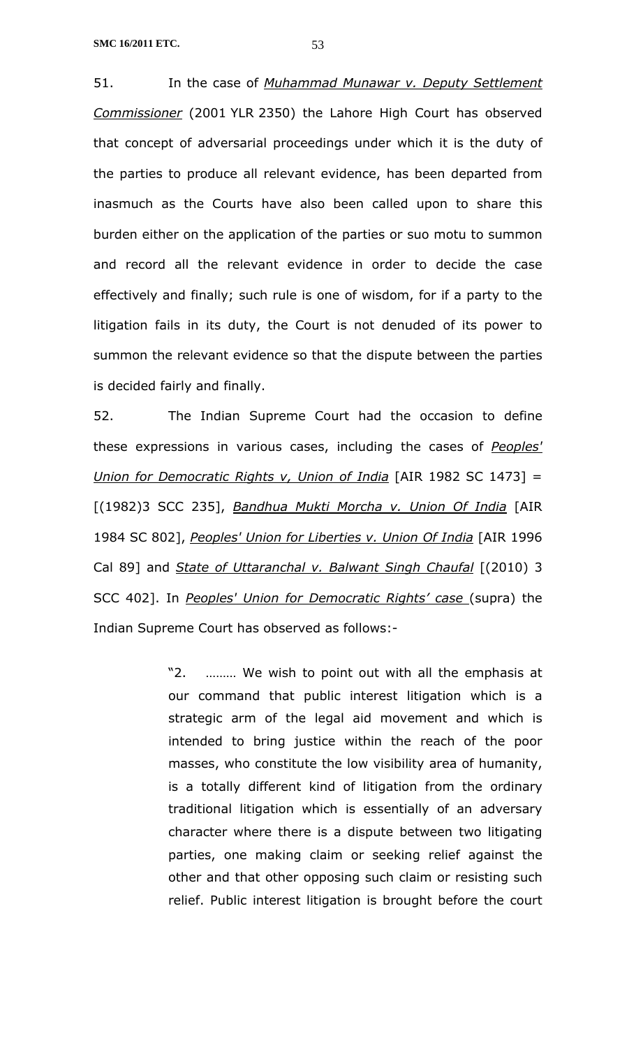51. In the case of *Muhammad Munawar v. Deputy Settlement Commissioner* (2001 YLR 2350) the Lahore High Court has observed that concept of adversarial proceedings under which it is the duty of the parties to produce all relevant evidence, has been departed from inasmuch as the Courts have also been called upon to share this burden either on the application of the parties or suo motu to summon and record all the relevant evidence in order to decide the case effectively and finally; such rule is one of wisdom, for if a party to the litigation fails in its duty, the Court is not denuded of its power to summon the relevant evidence so that the dispute between the parties is decided fairly and finally.

52. The Indian Supreme Court had the occasion to define these expressions in various cases, including the cases of *Peoples' Union for Democratic Rights v, Union of India* [AIR 1982 SC 1473] = [(1982)3 SCC 235], *Bandhua Mukti Morcha v. Union Of India* [AIR 1984 SC 802], *Peoples' Union for Liberties v. Union Of India* [AIR 1996 Cal 89] and *State of Uttaranchal v. Balwant Singh Chaufal* [(2010) 3 SCC 402]. In *Peoples' Union for Democratic Rights' case* (supra) the Indian Supreme Court has observed as follows:-

> "2. ……… We wish to point out with all the emphasis at our command that public interest litigation which is a strategic arm of the legal aid movement and which is intended to bring justice within the reach of the poor masses, who constitute the low visibility area of humanity, is a totally different kind of litigation from the ordinary traditional litigation which is essentially of an adversary character where there is a dispute between two litigating parties, one making claim or seeking relief against the other and that other opposing such claim or resisting such relief. Public interest litigation is brought before the court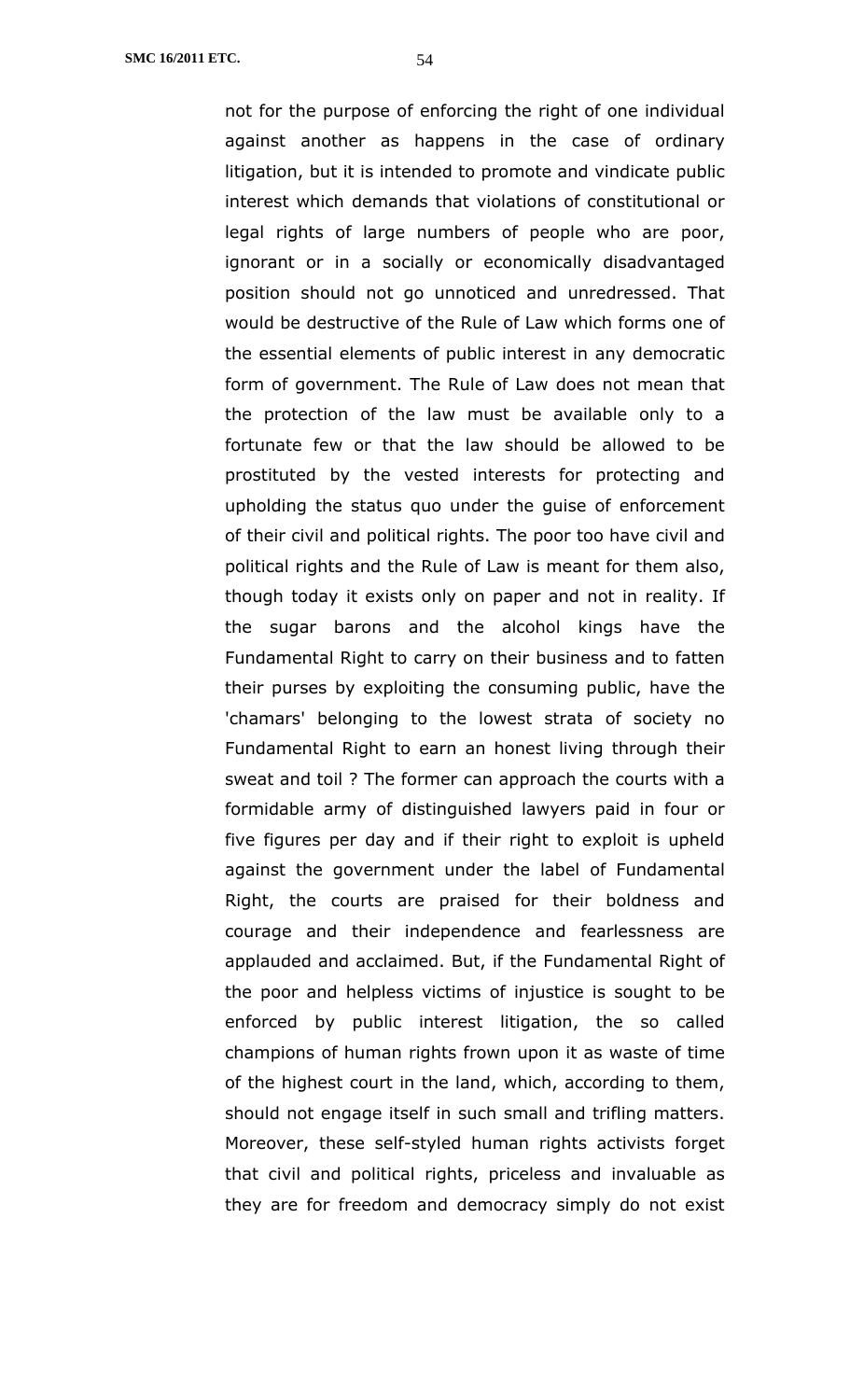not for the purpose of enforcing the right of one individual against another as happens in the case of ordinary litigation, but it is intended to promote and vindicate public interest which demands that violations of constitutional or legal rights of large numbers of people who are poor, ignorant or in a socially or economically disadvantaged position should not go unnoticed and unredressed. That would be destructive of the Rule of Law which forms one of the essential elements of public interest in any democratic form of government. The Rule of Law does not mean that the protection of the law must be available only to a fortunate few or that the law should be allowed to be prostituted by the vested interests for protecting and upholding the status quo under the guise of enforcement of their civil and political rights. The poor too have civil and political rights and the Rule of Law is meant for them also, though today it exists only on paper and not in reality. If the sugar barons and the alcohol kings have the Fundamental Right to carry on their business and to fatten their purses by exploiting the consuming public, have the 'chamars' belonging to the lowest strata of society no Fundamental Right to earn an honest living through their sweat and toil ? The former can approach the courts with a formidable army of distinguished lawyers paid in four or five figures per day and if their right to exploit is upheld against the government under the label of Fundamental Right, the courts are praised for their boldness and courage and their independence and fearlessness are applauded and acclaimed. But, if the Fundamental Right of the poor and helpless victims of injustice is sought to be enforced by public interest litigation, the so called champions of human rights frown upon it as waste of time of the highest court in the land, which, according to them, should not engage itself in such small and trifling matters. Moreover, these self-styled human rights activists forget that civil and political rights, priceless and invaluable as they are for freedom and democracy simply do not exist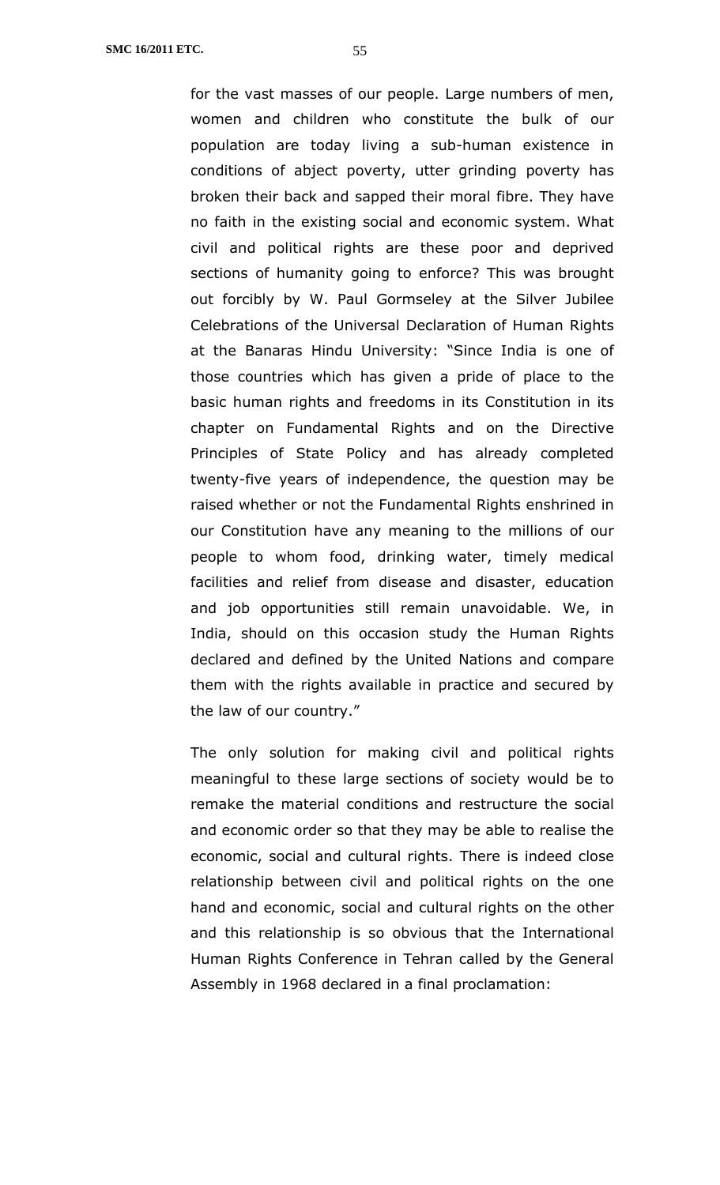for the vast masses of our people. Large numbers of men, women and children who constitute the bulk of our population are today living a sub-human existence in conditions of abject poverty, utter grinding poverty has broken their back and sapped their moral fibre. They have no faith in the existing social and economic system. What civil and political rights are these poor and deprived sections of humanity going to enforce? This was brought out forcibly by W. Paul Gormseley at the Silver Jubilee Celebrations of the Universal Declaration of Human Rights at the Banaras Hindu University: "Since India is one of those countries which has given a pride of place to the basic human rights and freedoms in its Constitution in its chapter on Fundamental Rights and on the Directive Principles of State Policy and has already completed twenty-five years of independence, the question may be raised whether or not the Fundamental Rights enshrined in our Constitution have any meaning to the millions of our people to whom food, drinking water, timely medical facilities and relief from disease and disaster, education and job opportunities still remain unavoidable. We, in India, should on this occasion study the Human Rights declared and defined by the United Nations and compare them with the rights available in practice and secured by the law of our country."

The only solution for making civil and political rights meaningful to these large sections of society would be to remake the material conditions and restructure the social and economic order so that they may be able to realise the economic, social and cultural rights. There is indeed close relationship between civil and political rights on the one hand and economic, social and cultural rights on the other and this relationship is so obvious that the International Human Rights Conference in Tehran called by the General Assembly in 1968 declared in a final proclamation: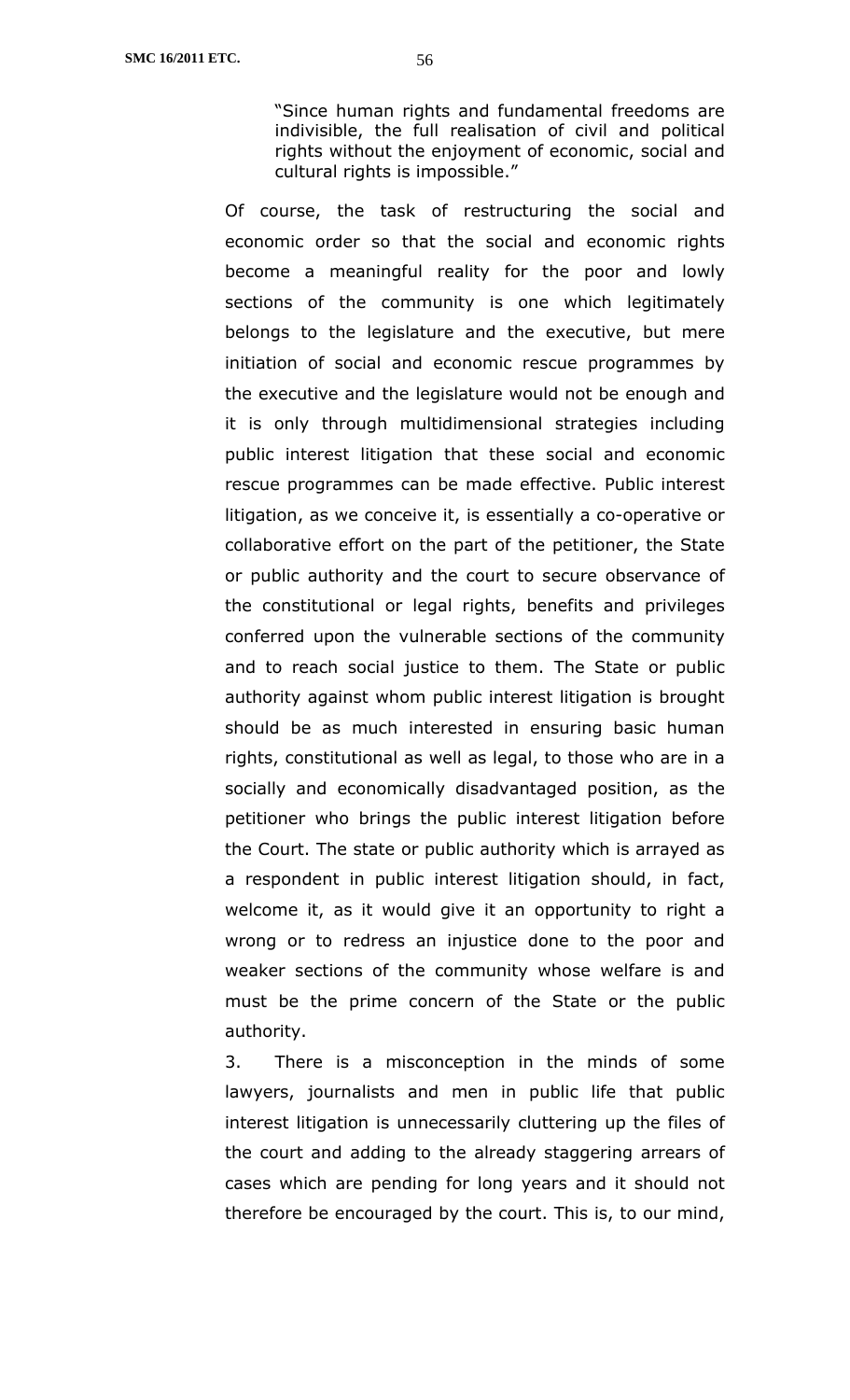> "Since human rights and fundamental freedoms are indivisible, the full realisation of civil and political rights without the enjoyment of economic, social and cultural rights is impossible."

Of course, the task of restructuring the social and economic order so that the social and economic rights become a meaningful reality for the poor and lowly sections of the community is one which legitimately belongs to the legislature and the executive, but mere initiation of social and economic rescue programmes by the executive and the legislature would not be enough and it is only through multidimensional strategies including public interest litigation that these social and economic rescue programmes can be made effective. Public interest litigation, as we conceive it, is essentially a co-operative or collaborative effort on the part of the petitioner, the State or public authority and the court to secure observance of the constitutional or legal rights, benefits and privileges conferred upon the vulnerable sections of the community and to reach social justice to them. The State or public authority against whom public interest litigation is brought should be as much interested in ensuring basic human rights, constitutional as well as legal, to those who are in a socially and economically disadvantaged position, as the petitioner who brings the public interest litigation before the Court. The state or public authority which is arrayed as a respondent in public interest litigation should, in fact, welcome it, as it would give it an opportunity to right a wrong or to redress an injustice done to the poor and weaker sections of the community whose welfare is and must be the prime concern of the State or the public authority.

3. There is a misconception in the minds of some lawyers, journalists and men in public life that public interest litigation is unnecessarily cluttering up the files of the court and adding to the already staggering arrears of cases which are pending for long years and it should not therefore be encouraged by the court. This is, to our mind,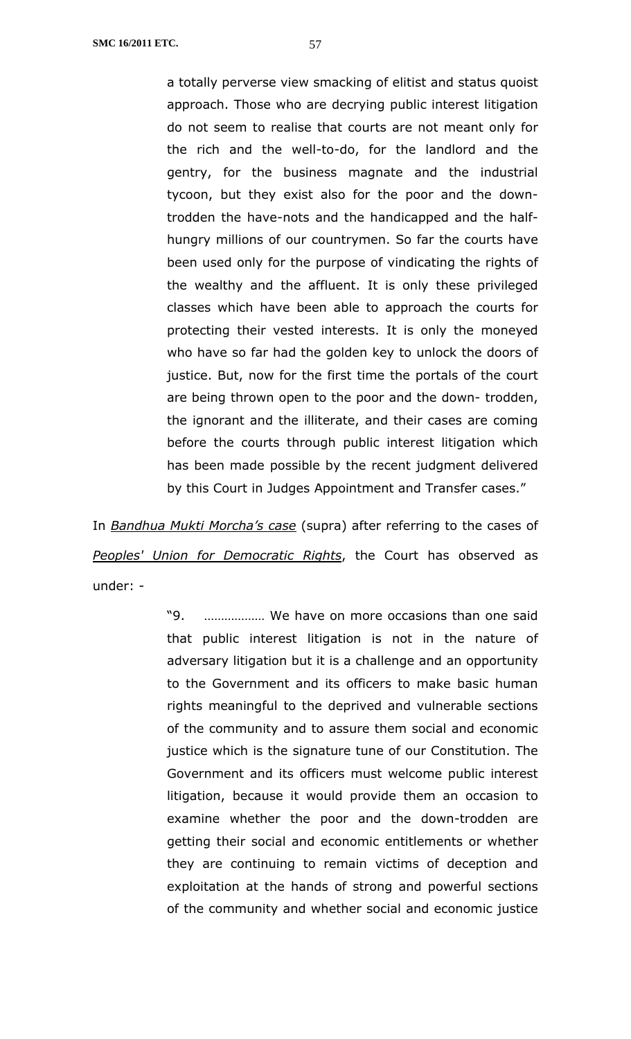> a totally perverse view smacking of elitist and status quoist approach. Those who are decrying public interest litigation do not seem to realise that courts are not meant only for the rich and the well-to-do, for the landlord and the gentry, for the business magnate and the industrial tycoon, but they exist also for the poor and the down-trodden the have-nots and the handicapped and the half-hungry millions of our countrymen. So far the courts have been used only for the purpose of vindicating the rights of the wealthy and the affluent. It is only these privileged classes which have been able to approach the courts for protecting their vested interests. It is only the moneyed who have so far had the golden key to unlock the doors of justice. But, now for the first time the portals of the court are being thrown open to the poor and the down- trodden, the ignorant and the illiterate, and their cases are coming before the courts through public interest litigation which has been made possible by the recent judgment delivered by this Court in Judges Appointment and Transfer cases."

In ***Bandhua Mukti Morcha's case*** (supra) after referring to the cases of ***Peoples' Union for Democratic Rights***, the Court has observed as under: -

> "9. ……………… We have on more occasions than one said that public interest litigation is not in the nature of adversary litigation but it is a challenge and an opportunity to the Government and its officers to make basic human rights meaningful to the deprived and vulnerable sections of the community and to assure them social and economic justice which is the signature tune of our Constitution. The Government and its officers must welcome public interest litigation, because it would provide them an occasion to examine whether the poor and the down-trodden are getting their social and economic entitlements or whether they are continuing to remain victims of deception and exploitation at the hands of strong and powerful sections of the community and whether social and economic justice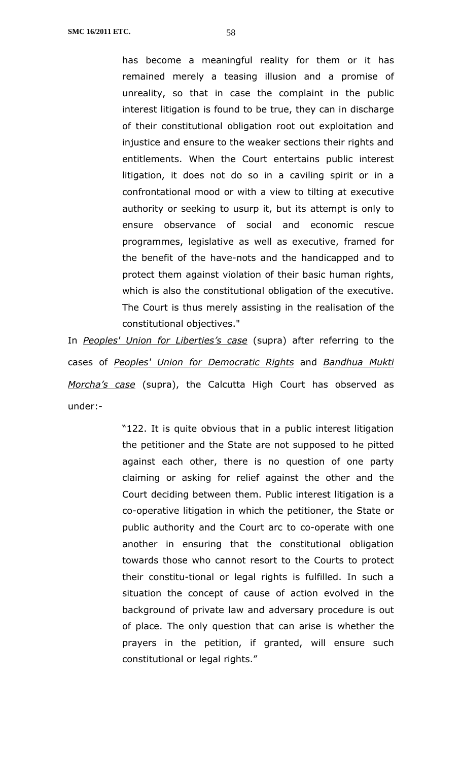> has become a meaningful reality for them or it has remained merely a teasing illusion and a promise of unreality, so that in case the complaint in the public interest litigation is found to be true, they can in discharge of their constitutional obligation root out exploitation and injustice and ensure to the weaker sections their rights and entitlements. When the Court entertains public interest litigation, it does not do so in a caviling spirit or in a confrontational mood or with a view to tilting at executive authority or seeking to usurp it, but its attempt is only to ensure observance of social and economic rescue programmes, legislative as well as executive, framed for the benefit of the have-nots and the handicapped and to protect them against violation of their basic human rights, which is also the constitutional obligation of the executive. The Court is thus merely assisting in the realisation of the constitutional objectives."

In *Peoples' Union for Liberties's case* (supra) after referring to the cases of *Peoples' Union for Democratic Rights* and *Bandhua Mukti Morcha's case* (supra), the Calcutta High Court has observed as under:-

> "122. It is quite obvious that in a public interest litigation the petitioner and the State are not supposed to he pitted against each other, there is no question of one party claiming or asking for relief against the other and the Court deciding between them. Public interest litigation is a co-operative litigation in which the petitioner, the State or public authority and the Court arc to co-operate with one another in ensuring that the constitutional obligation towards those who cannot resort to the Courts to protect their constitu-tional or legal rights is fulfilled. In such a situation the concept of cause of action evolved in the background of private law and adversary procedure is out of place. The only question that can arise is whether the prayers in the petition, if granted, will ensure such constitutional or legal rights."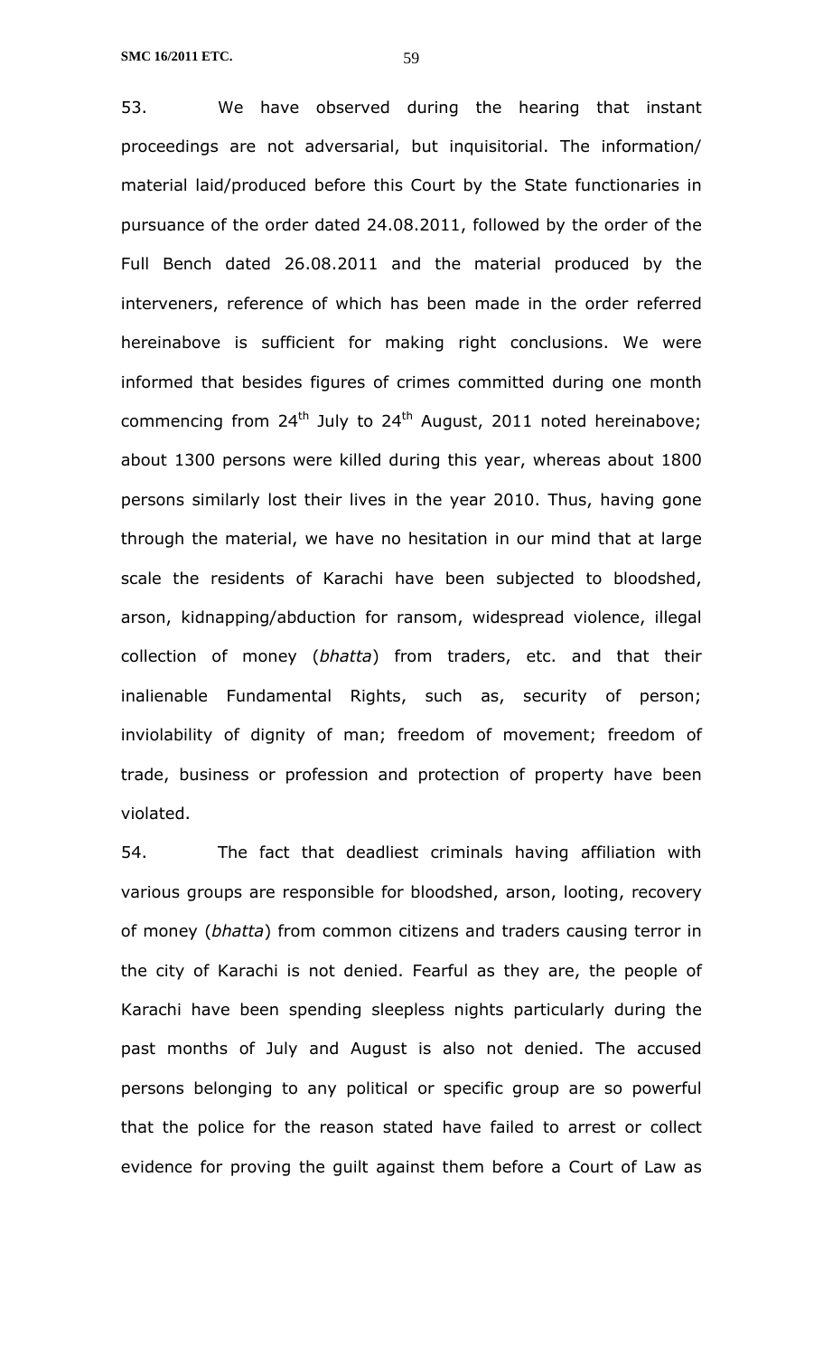53. We have observed during the hearing that instant proceedings are not adversarial, but inquisitorial. The information/ material laid/produced before this Court by the State functionaries in pursuance of the order dated 24.08.2011, followed by the order of the Full Bench dated 26.08.2011 and the material produced by the interveners, reference of which has been made in the order referred hereinabove is sufficient for making right conclusions. We were informed that besides figures of crimes committed during one month commencing from 24th July to 24th August, 2011 noted hereinabove; about 1300 persons were killed during this year, whereas about 1800 persons similarly lost their lives in the year 2010. Thus, having gone through the material, we have no hesitation in our mind that at large scale the residents of Karachi have been subjected to bloodshed, arson, kidnapping/abduction for ransom, widespread violence, illegal collection of money (*bhatta*) from traders, etc. and that their inalienable Fundamental Rights, such as, security of person; inviolability of dignity of man; freedom of movement; freedom of trade, business or profession and protection of property have been violated.

54. The fact that deadliest criminals having affiliation with various groups are responsible for bloodshed, arson, looting, recovery of money (*bhatta*) from common citizens and traders causing terror in the city of Karachi is not denied. Fearful as they are, the people of Karachi have been spending sleepless nights particularly during the past months of July and August is also not denied. The accused persons belonging to any political or specific group are so powerful that the police for the reason stated have failed to arrest or collect evidence for proving the guilt against them before a Court of Law as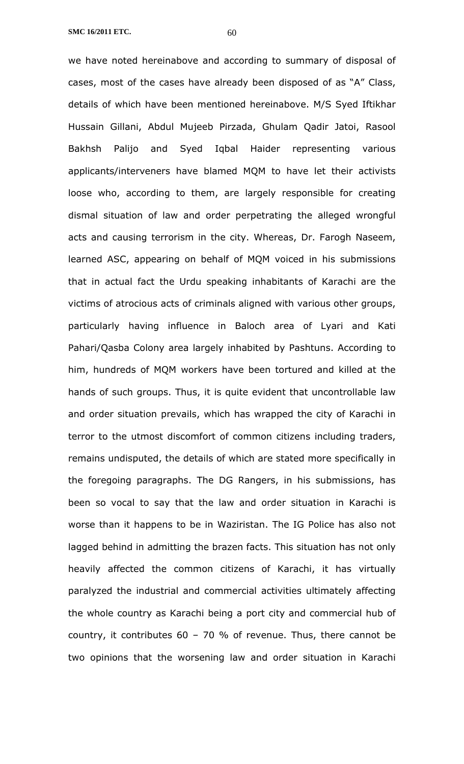we have noted hereinabove and according to summary of disposal of cases, most of the cases have already been disposed of as "A" Class, details of which have been mentioned hereinabove. M/S Syed Iftikhar Hussain Gillani, Abdul Mujeeb Pirzada, Ghulam Qadir Jatoi, Rasool Bakhsh Palijo and Syed Iqbal Haider representing various applicants/interveners have blamed MQM to have let their activists loose who, according to them, are largely responsible for creating dismal situation of law and order perpetrating the alleged wrongful acts and causing terrorism in the city. Whereas, Dr. Farogh Naseem, learned ASC, appearing on behalf of MQM voiced in his submissions that in actual fact the Urdu speaking inhabitants of Karachi are the victims of atrocious acts of criminals aligned with various other groups, particularly having influence in Baloch area of Lyari and Kati Pahari/Qasba Colony area largely inhabited by Pashtuns. According to him, hundreds of MQM workers have been tortured and killed at the hands of such groups. Thus, it is quite evident that uncontrollable law and order situation prevails, which has wrapped the city of Karachi in terror to the utmost discomfort of common citizens including traders, remains undisputed, the details of which are stated more specifically in the foregoing paragraphs. The DG Rangers, in his submissions, has been so vocal to say that the law and order situation in Karachi is worse than it happens to be in Waziristan. The IG Police has also not lagged behind in admitting the brazen facts. This situation has not only heavily affected the common citizens of Karachi, it has virtually paralyzed the industrial and commercial activities ultimately affecting the whole country as Karachi being a port city and commercial hub of country, it contributes 60 – 70 % of revenue. Thus, there cannot be two opinions that the worsening law and order situation in Karachi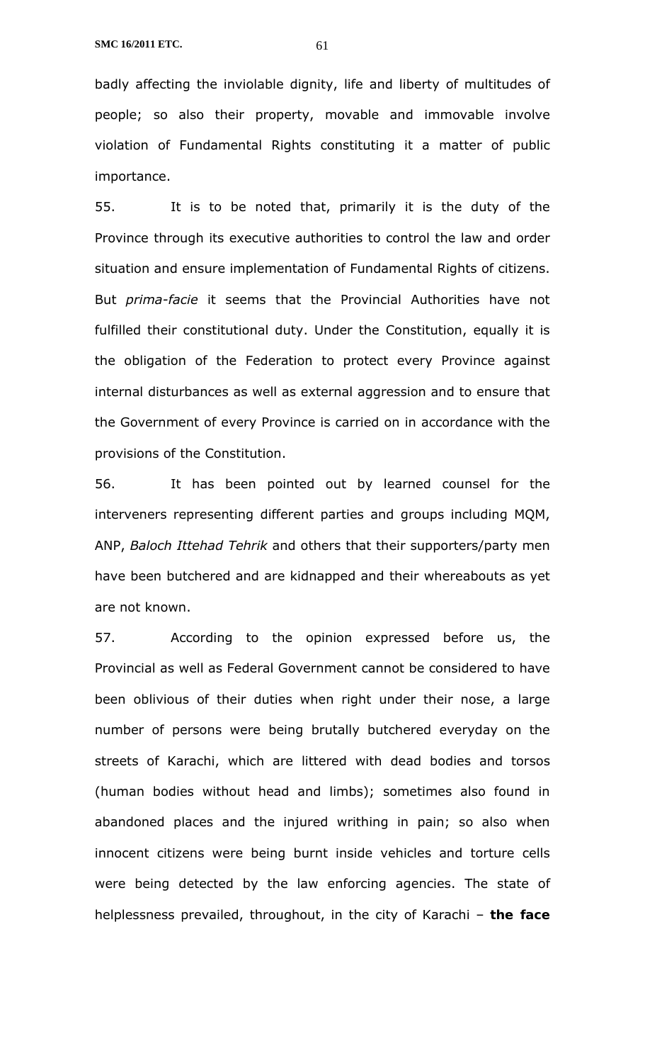badly affecting the inviolable dignity, life and liberty of multitudes of people; so also their property, movable and immovable involve violation of Fundamental Rights constituting it a matter of public importance.

55. It is to be noted that, primarily it is the duty of the Province through its executive authorities to control the law and order situation and ensure implementation of Fundamental Rights of citizens. But *prima-facie* it seems that the Provincial Authorities have not fulfilled their constitutional duty. Under the Constitution, equally it is the obligation of the Federation to protect every Province against internal disturbances as well as external aggression and to ensure that the Government of every Province is carried on in accordance with the provisions of the Constitution.

56. It has been pointed out by learned counsel for the interveners representing different parties and groups including MQM, ANP, *Baloch Ittehad Tehrik* and others that their supporters/party men have been butchered and are kidnapped and their whereabouts as yet are not known.

57. According to the opinion expressed before us, the Provincial as well as Federal Government cannot be considered to have been oblivious of their duties when right under their nose, a large number of persons were being brutally butchered everyday on the streets of Karachi, which are littered with dead bodies and torsos (human bodies without head and limbs); sometimes also found in abandoned places and the injured writhing in pain; so also when innocent citizens were being burnt inside vehicles and torture cells were being detected by the law enforcing agencies. The state of helplessness prevailed, throughout, in the city of Karachi – **the face**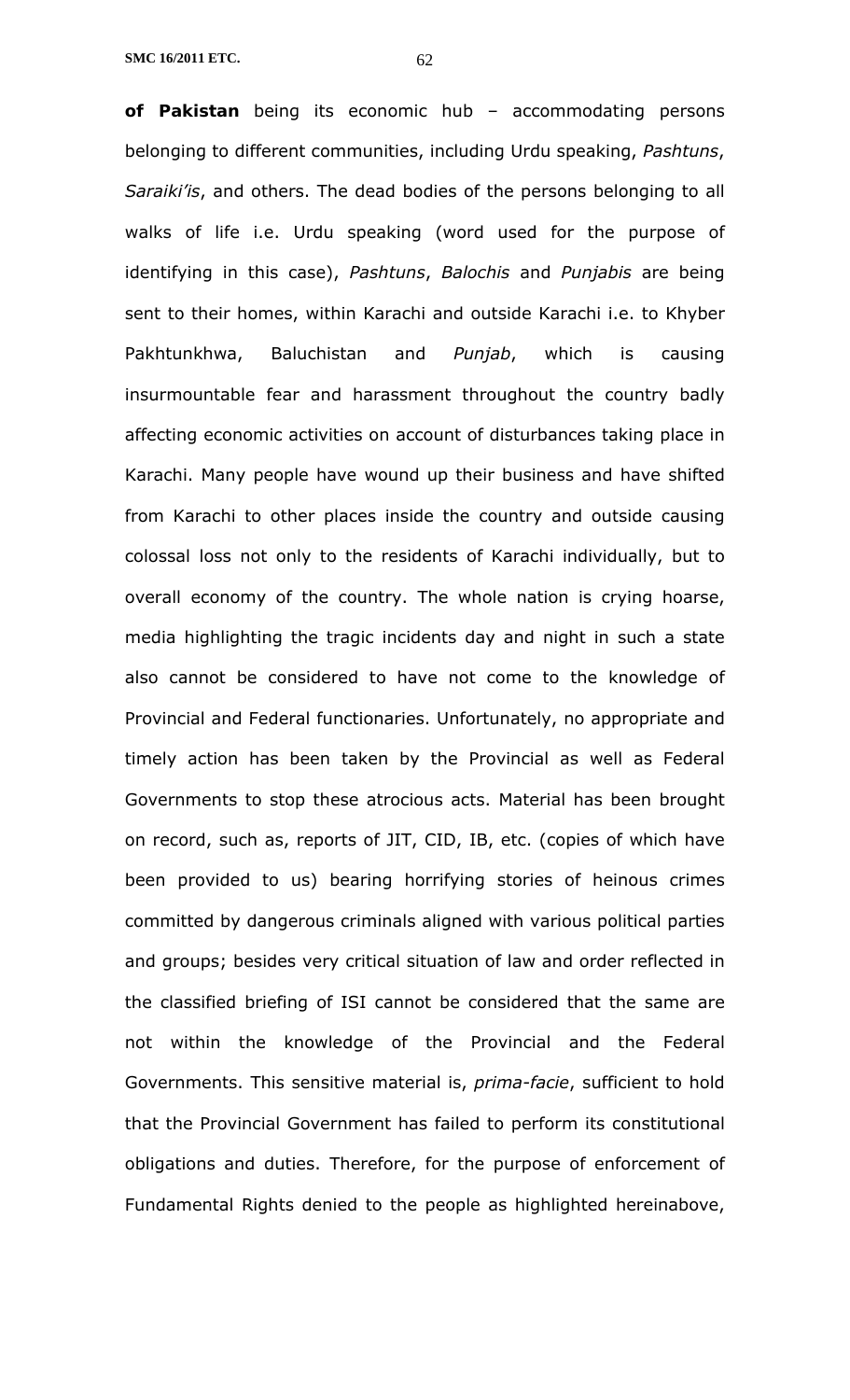**of Pakistan** being its economic hub – accommodating persons belonging to different communities, including Urdu speaking, *Pashtuns*, *Saraiki'is*, and others. The dead bodies of the persons belonging to all walks of life i.e. Urdu speaking (word used for the purpose of identifying in this case), *Pashtuns*, *Balochis* and *Punjabis* are being sent to their homes, within Karachi and outside Karachi i.e. to Khyber Pakhtunkhwa, Baluchistan and *Punjab*, which is causing insurmountable fear and harassment throughout the country badly affecting economic activities on account of disturbances taking place in Karachi. Many people have wound up their business and have shifted from Karachi to other places inside the country and outside causing colossal loss not only to the residents of Karachi individually, but to overall economy of the country. The whole nation is crying hoarse, media highlighting the tragic incidents day and night in such a state also cannot be considered to have not come to the knowledge of Provincial and Federal functionaries. Unfortunately, no appropriate and timely action has been taken by the Provincial as well as Federal Governments to stop these atrocious acts. Material has been brought on record, such as, reports of JIT, CID, IB, etc. (copies of which have been provided to us) bearing horrifying stories of heinous crimes committed by dangerous criminals aligned with various political parties and groups; besides very critical situation of law and order reflected in the classified briefing of ISI cannot be considered that the same are not within the knowledge of the Provincial and the Federal Governments. This sensitive material is, *prima-facie*, sufficient to hold that the Provincial Government has failed to perform its constitutional obligations and duties. Therefore, for the purpose of enforcement of Fundamental Rights denied to the people as highlighted hereinabove,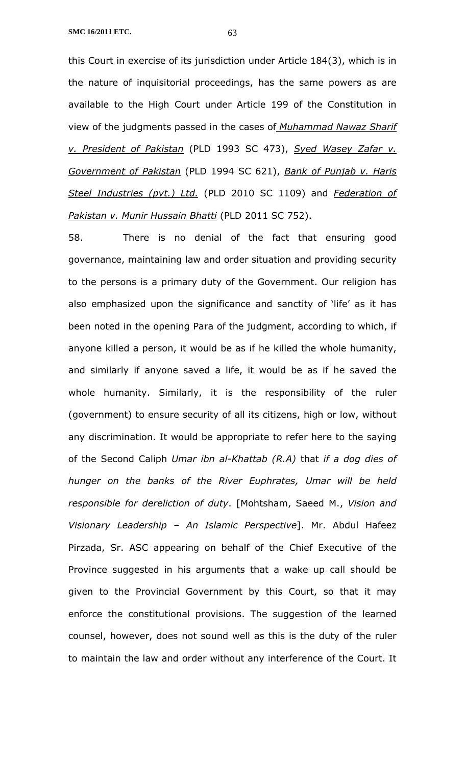this Court in exercise of its jurisdiction under Article 184(3), which is in the nature of inquisitorial proceedings, has the same powers as are available to the High Court under Article 199 of the Constitution in view of the judgments passed in the cases of *Muhammad Nawaz Sharif v. President of Pakistan* (PLD 1993 SC 473), *Syed Wasey Zafar v. Government of Pakistan* (PLD 1994 SC 621), *Bank of Punjab v. Haris Steel Industries (pvt.) Ltd.* (PLD 2010 SC 1109) and *Federation of Pakistan v. Munir Hussain Bhatti* (PLD 2011 SC 752).

58. There is no denial of the fact that ensuring good governance, maintaining law and order situation and providing security to the persons is a primary duty of the Government. Our religion has also emphasized upon the significance and sanctity of 'life' as it has been noted in the opening Para of the judgment, according to which, if anyone killed a person, it would be as if he killed the whole humanity, and similarly if anyone saved a life, it would be as if he saved the whole humanity. Similarly, it is the responsibility of the ruler (government) to ensure security of all its citizens, high or low, without any discrimination. It would be appropriate to refer here to the saying of the Second Caliph *Umar ibn al-Khattab (R.A)* that *if a dog dies of hunger on the banks of the River Euphrates, Umar will be held responsible for dereliction of duty*. [Mohtsham, Saeed M., *Vision and Visionary Leadership – An Islamic Perspective*]. Mr. Abdul Hafeez Pirzada, Sr. ASC appearing on behalf of the Chief Executive of the Province suggested in his arguments that a wake up call should be given to the Provincial Government by this Court, so that it may enforce the constitutional provisions. The suggestion of the learned counsel, however, does not sound well as this is the duty of the ruler to maintain the law and order without any interference of the Court. It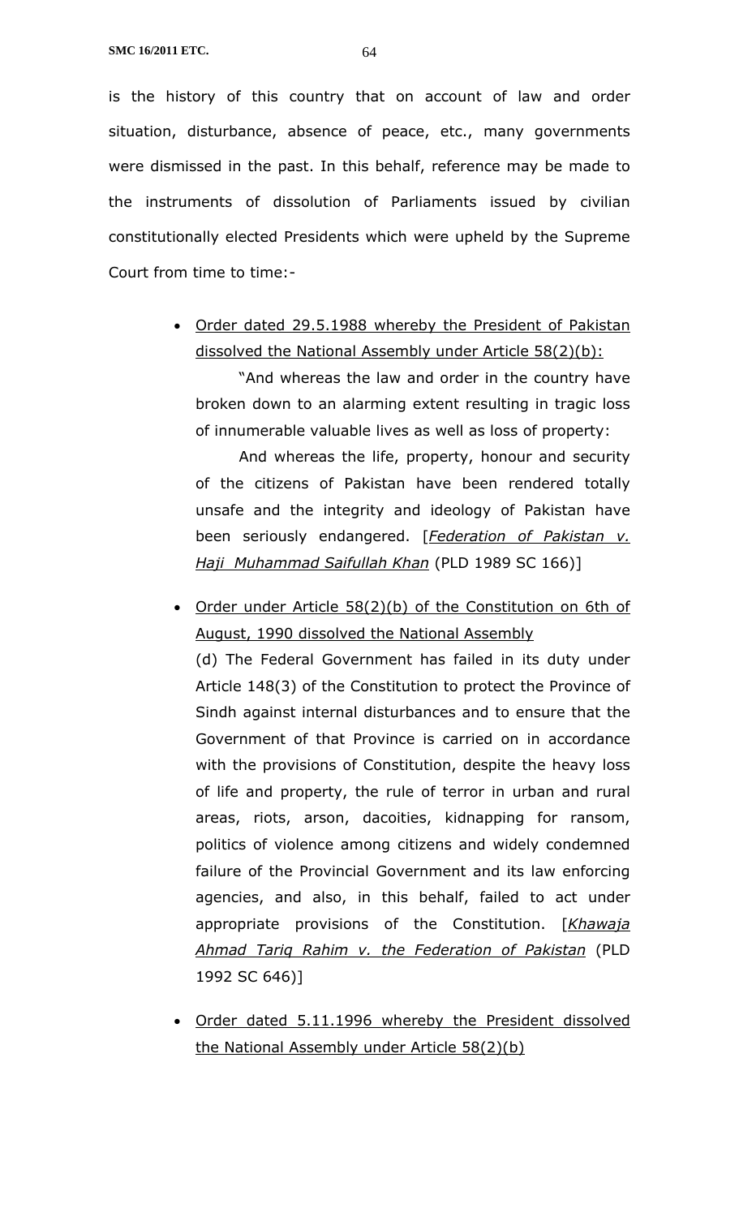is the history of this country that on account of law and order situation, disturbance, absence of peace, etc., many governments were dismissed in the past. In this behalf, reference may be made to the instruments of dissolution of Parliaments issued by civilian constitutionally elected Presidents which were upheld by the Supreme Court from time to time:-

- Order dated 29.5.1988 whereby the President of Pakistan dissolved the National Assembly under Article 58(2)(b):

  "And whereas the law and order in the country have broken down to an alarming extent resulting in tragic loss of innumerable valuable lives as well as loss of property:

  And whereas the life, property, honour and security of the citizens of Pakistan have been rendered totally unsafe and the integrity and ideology of Pakistan have been seriously endangered. [*Federation of Pakistan v. Haji Muhammad Saifullah Khan* (PLD 1989 SC 166)]

- Order under Article 58(2)(b) of the Constitution on 6th of August, 1990 dissolved the National Assembly

  (d) The Federal Government has failed in its duty under Article 148(3) of the Constitution to protect the Province of Sindh against internal disturbances and to ensure that the Government of that Province is carried on in accordance with the provisions of Constitution, despite the heavy loss of life and property, the rule of terror in urban and rural areas, riots, arson, dacoities, kidnapping for ransom, politics of violence among citizens and widely condemned failure of the Provincial Government and its law enforcing agencies, and also, in this behalf, failed to act under appropriate provisions of the Constitution. [*Khawaja Ahmad Tariq Rahim v. the Federation of Pakistan* (PLD 1992 SC 646)]

- Order dated 5.11.1996 whereby the President dissolved the National Assembly under Article 58(2)(b)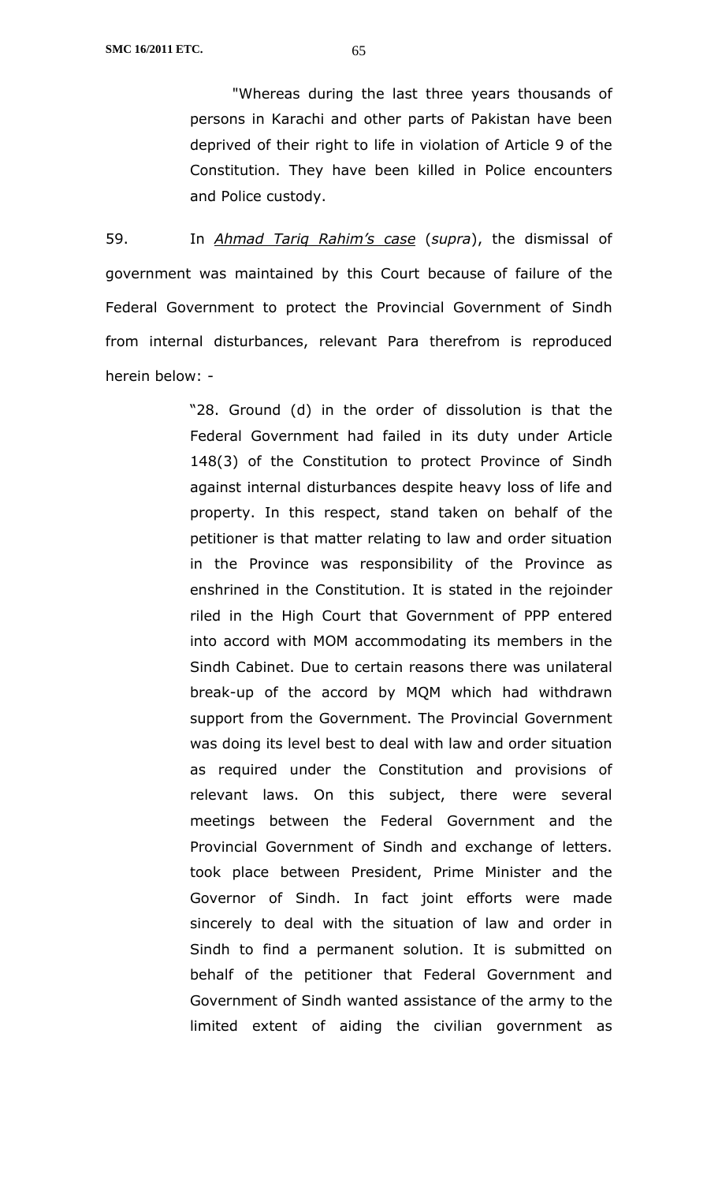> "Whereas during the last three years thousands of persons in Karachi and other parts of Pakistan have been deprived of their right to life in violation of Article 9 of the Constitution. They have been killed in Police encounters and Police custody.

59. In *Ahmad Tariq Rahim's case* (*supra*), the dismissal of government was maintained by this Court because of failure of the Federal Government to protect the Provincial Government of Sindh from internal disturbances, relevant Para therefrom is reproduced herein below: -

> "28. Ground (d) in the order of dissolution is that the Federal Government had failed in its duty under Article 148(3) of the Constitution to protect Province of Sindh against internal disturbances despite heavy loss of life and property. In this respect, stand taken on behalf of the petitioner is that matter relating to law and order situation in the Province was responsibility of the Province as enshrined in the Constitution. It is stated in the rejoinder riled in the High Court that Government of PPP entered into accord with MOM accommodating its members in the Sindh Cabinet. Due to certain reasons there was unilateral break-up of the accord by MQM which had withdrawn support from the Government. The Provincial Government was doing its level best to deal with law and order situation as required under the Constitution and provisions of relevant laws. On this subject, there were several meetings between the Federal Government and the Provincial Government of Sindh and exchange of letters. took place between President, Prime Minister and the Governor of Sindh. In fact joint efforts were made sincerely to deal with the situation of law and order in Sindh to find a permanent solution. It is submitted on behalf of the petitioner that Federal Government and Government of Sindh wanted assistance of the army to the limited extent of aiding the civilian government as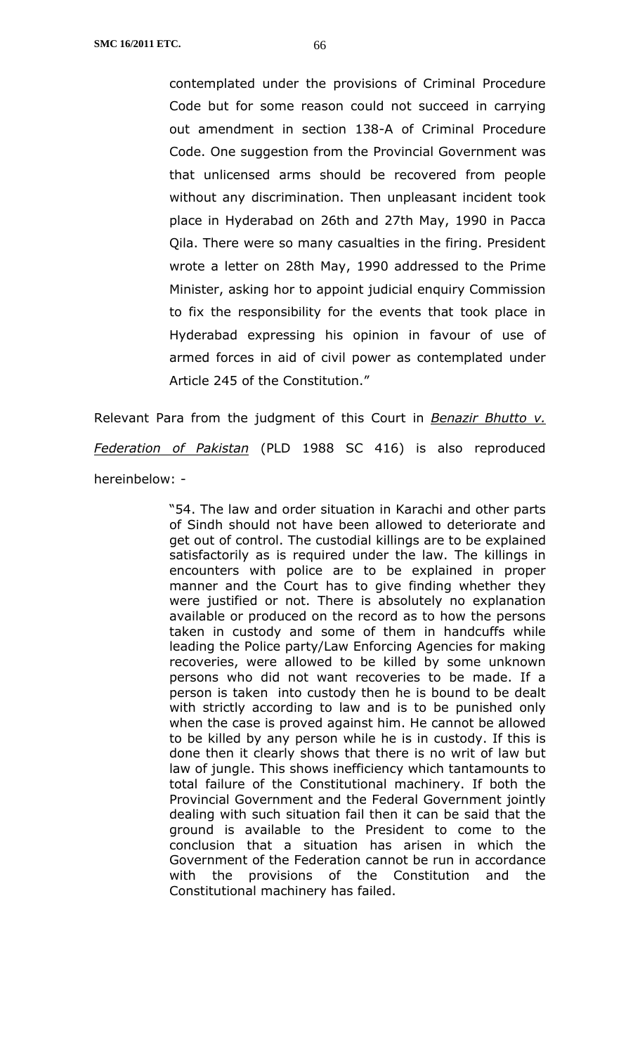contemplated under the provisions of Criminal Procedure Code but for some reason could not succeed in carrying out amendment in section 138-A of Criminal Procedure Code. One suggestion from the Provincial Government was that unlicensed arms should be recovered from people without any discrimination. Then unpleasant incident took place in Hyderabad on 26th and 27th May, 1990 in Pacca Qila. There were so many casualties in the firing. President wrote a letter on 28th May, 1990 addressed to the Prime Minister, asking hor to appoint judicial enquiry Commission to fix the responsibility for the events that took place in Hyderabad expressing his opinion in favour of use of armed forces in aid of civil power as contemplated under Article 245 of the Constitution."

Relevant Para from the judgment of this Court in <u>*Benazir Bhutto v. Federation of Pakistan*</u> (PLD 1988 SC 416) is also reproduced hereinbelow: -

> "54. The law and order situation in Karachi and other parts of Sindh should not have been allowed to deteriorate and get out of control. The custodial killings are to be explained satisfactorily as is required under the law. The killings in encounters with police are to be explained in proper manner and the Court has to give finding whether they were justified or not. There is absolutely no explanation available or produced on the record as to how the persons taken in custody and some of them in handcuffs while leading the Police party/Law Enforcing Agencies for making recoveries, were allowed to be killed by some unknown persons who did not want recoveries to be made. If a person is taken into custody then he is bound to be dealt with strictly according to law and is to be punished only when the case is proved against him. He cannot be allowed to be killed by any person while he is in custody. If this is done then it clearly shows that there is no writ of law but law of jungle. This shows inefficiency which tantamounts to total failure of the Constitutional machinery. If both the Provincial Government and the Federal Government jointly dealing with such situation fail then it can be said that the ground is available to the President to come to the conclusion that a situation has arisen in which the Government of the Federation cannot be run in accordance with the provisions of the Constitution and the Constitutional machinery has failed.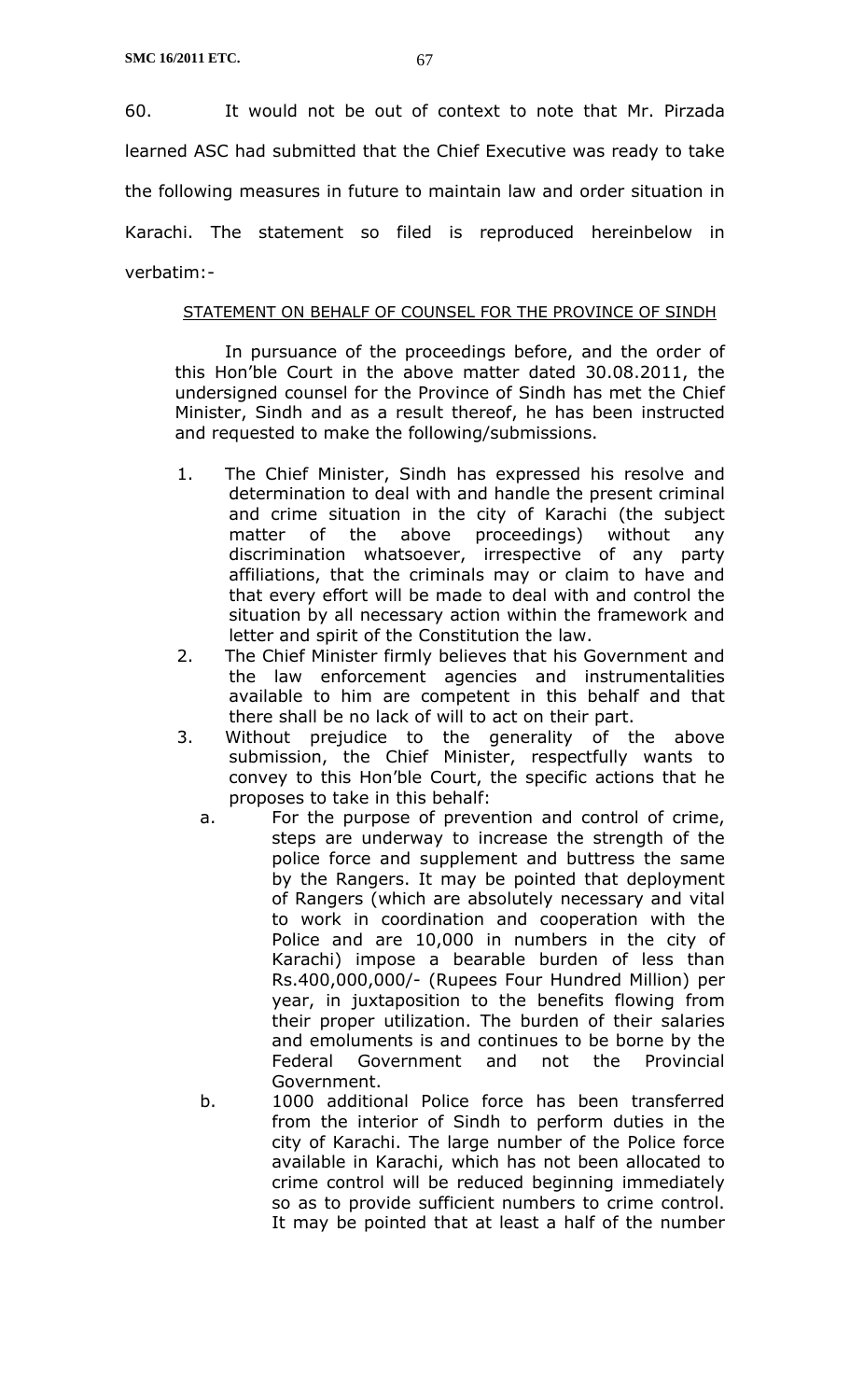60. It would not be out of context to note that Mr. Pirzada learned ASC had submitted that the Chief Executive was ready to take the following measures in future to maintain law and order situation in Karachi. The statement so filed is reproduced hereinbelow in verbatim:-

<u>STATEMENT ON BEHALF OF COUNSEL FOR THE PROVINCE OF SINDH</u>

In pursuance of the proceedings before, and the order of this Hon'ble Court in the above matter dated 30.08.2011, the undersigned counsel for the Province of Sindh has met the Chief Minister, Sindh and as a result thereof, he has been instructed and requested to make the following/submissions.

1. The Chief Minister, Sindh has expressed his resolve and determination to deal with and handle the present criminal and crime situation in the city of Karachi (the subject matter of the above proceedings) without any discrimination whatsoever, irrespective of any party affiliations, that the criminals may or claim to have and that every effort will be made to deal with and control the situation by all necessary action within the framework and letter and spirit of the Constitution the law.
2. The Chief Minister firmly believes that his Government and the law enforcement agencies and instrumentalities available to him are competent in this behalf and that there shall be no lack of will to act on their part.
3. Without prejudice to the generality of the above submission, the Chief Minister, respectfully wants to convey to this Hon'ble Court, the specific actions that he proposes to take in this behalf:
   a. For the purpose of prevention and control of crime, steps are underway to increase the strength of the police force and supplement and buttress the same by the Rangers. It may be pointed that deployment of Rangers (which are absolutely necessary and vital to work in coordination and cooperation with the Police and are 10,000 in numbers in the city of Karachi) impose a bearable burden of less than Rs.400,000,000/- (Rupees Four Hundred Million) per year, in juxtaposition to the benefits flowing from their proper utilization. The burden of their salaries and emoluments is and continues to be borne by the Federal Government and not the Provincial Government.
   b. 1000 additional Police force has been transferred from the interior of Sindh to perform duties in the city of Karachi. The large number of the Police force available in Karachi, which has not been allocated to crime control will be reduced beginning immediately so as to provide sufficient numbers to crime control. It may be pointed that at least a half of the number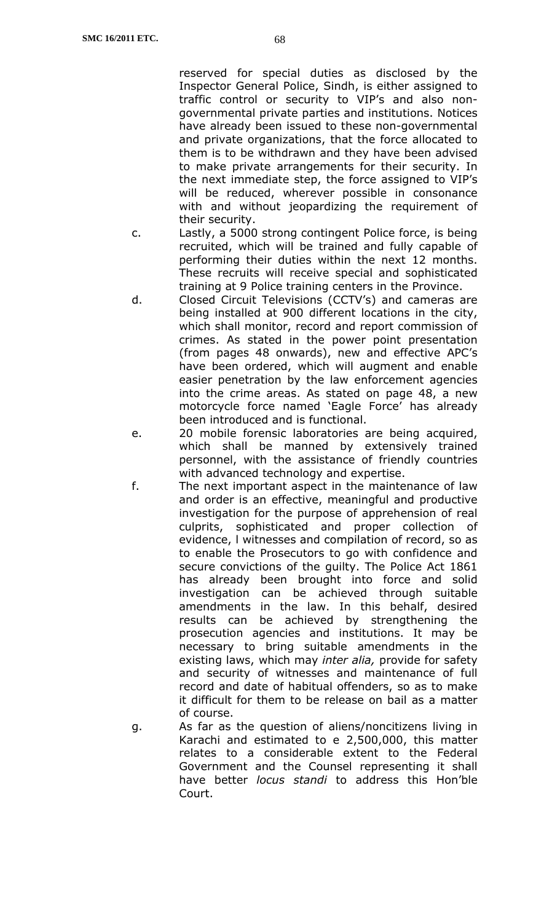reserved for special duties as disclosed by the Inspector General Police, Sindh, is either assigned to traffic control or security to VIP's and also non-governmental private parties and institutions. Notices have already been issued to these non-governmental and private organizations, that the force allocated to them is to be withdrawn and they have been advised to make private arrangements for their security. In the next immediate step, the force assigned to VIP's will be reduced, wherever possible in consonance with and without jeopardizing the requirement of their security.

c. Lastly, a 5000 strong contingent Police force, is being recruited, which will be trained and fully capable of performing their duties within the next 12 months. These recruits will receive special and sophisticated training at 9 Police training centers in the Province.

d. Closed Circuit Televisions (CCTV's) and cameras are being installed at 900 different locations in the city, which shall monitor, record and report commission of crimes. As stated in the power point presentation (from pages 48 onwards), new and effective APC's have been ordered, which will augment and enable easier penetration by the law enforcement agencies into the crime areas. As stated on page 48, a new motorcycle force named 'Eagle Force' has already been introduced and is functional.

e. 20 mobile forensic laboratories are being acquired, which shall be manned by extensively trained personnel, with the assistance of friendly countries with advanced technology and expertise.

f. The next important aspect in the maintenance of law and order is an effective, meaningful and productive investigation for the purpose of apprehension of real culprits, sophisticated and proper collection of evidence, l witnesses and compilation of record, so as to enable the Prosecutors to go with confidence and secure convictions of the guilty. The Police Act 1861 has already been brought into force and solid investigation can be achieved through suitable amendments in the law. In this behalf, desired results can be achieved by strengthening the prosecution agencies and institutions. It may be necessary to bring suitable amendments in the existing laws, which may *inter alia,* provide for safety and security of witnesses and maintenance of full record and date of habitual offenders, so as to make it difficult for them to be release on bail as a matter of course.

g. As far as the question of aliens/noncitizens living in Karachi and estimated to e 2,500,000, this matter relates to a considerable extent to the Federal Government and the Counsel representing it shall have better *locus standi* to address this Hon'ble Court.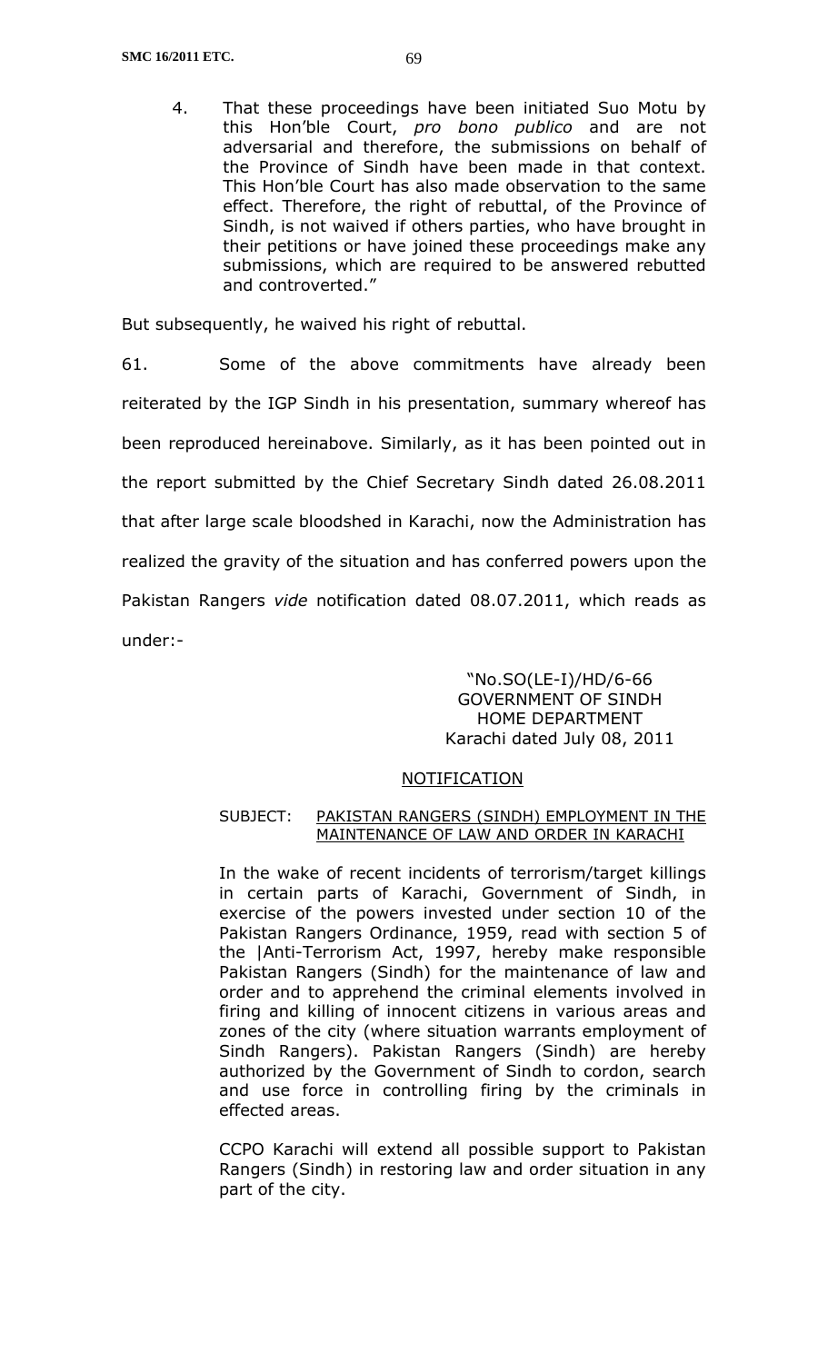> 4. That these proceedings have been initiated Suo Motu by this Hon'ble Court, *pro bono publico* and are not adversarial and therefore, the submissions on behalf of the Province of Sindh have been made in that context. This Hon'ble Court has also made observation to the same effect. Therefore, the right of rebuttal, of the Province of Sindh, is not waived if others parties, who have brought in their petitions or have joined these proceedings make any submissions, which are required to be answered rebutted and controverted."

But subsequently, he waived his right of rebuttal.

61. Some of the above commitments have already been reiterated by the IGP Sindh in his presentation, summary whereof has been reproduced hereinabove. Similarly, as it has been pointed out in the report submitted by the Chief Secretary Sindh dated 26.08.2011 that after large scale bloodshed in Karachi, now the Administration has realized the gravity of the situation and has conferred powers upon the Pakistan Rangers *vide* notification dated 08.07.2011, which reads as under:-

> "No.SO(LE-I)/HD/6-66
> GOVERNMENT OF SINDH
> HOME DEPARTMENT
> Karachi dated July 08, 2011
>
> NOTIFICATION
>
> SUBJECT: PAKISTAN RANGERS (SINDH) EMPLOYMENT IN THE MAINTENANCE OF LAW AND ORDER IN KARACHI
>
> In the wake of recent incidents of terrorism/target killings in certain parts of Karachi, Government of Sindh, in exercise of the powers invested under section 10 of the Pakistan Rangers Ordinance, 1959, read with section 5 of the |Anti-Terrorism Act, 1997, hereby make responsible Pakistan Rangers (Sindh) for the maintenance of law and order and to apprehend the criminal elements involved in firing and killing of innocent citizens in various areas and zones of the city (where situation warrants employment of Sindh Rangers). Pakistan Rangers (Sindh) are hereby authorized by the Government of Sindh to cordon, search and use force in controlling firing by the criminals in effected areas.
>
> CCPO Karachi will extend all possible support to Pakistan Rangers (Sindh) in restoring law and order situation in any part of the city.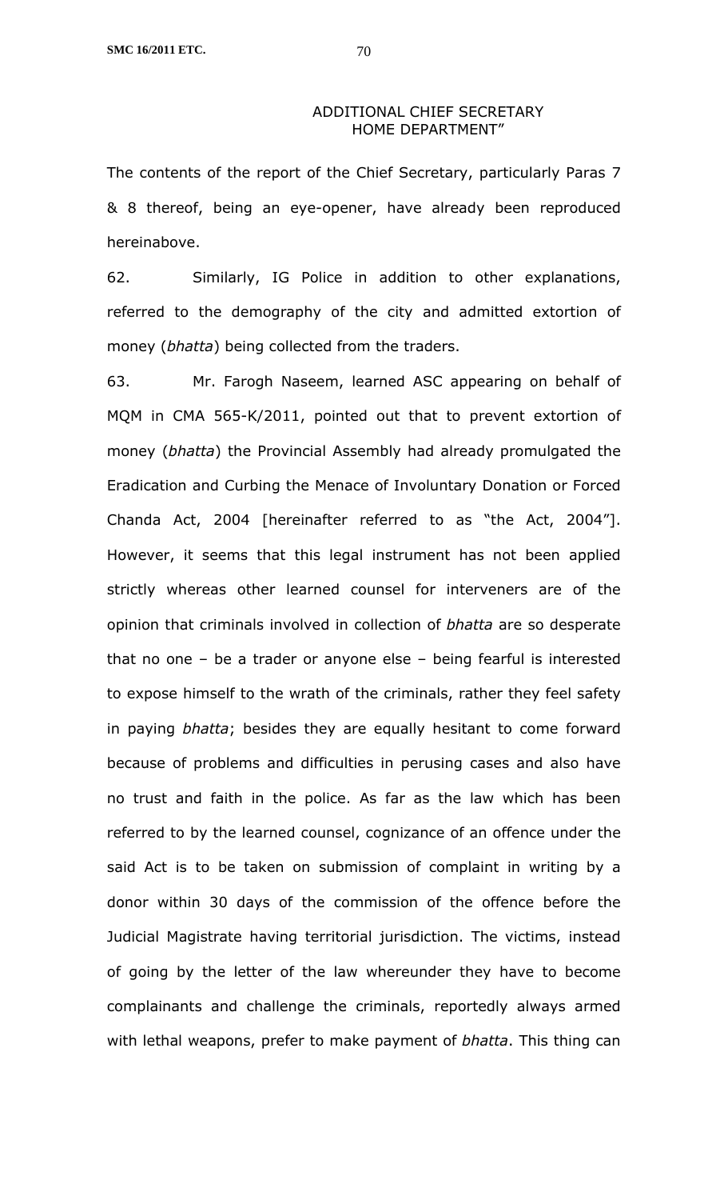ADDITIONAL CHIEF SECRETARY
HOME DEPARTMENT"

The contents of the report of the Chief Secretary, particularly Paras 7 & 8 thereof, being an eye-opener, have already been reproduced hereinabove.

62. Similarly, IG Police in addition to other explanations, referred to the demography of the city and admitted extortion of money (*bhatta*) being collected from the traders.

63. Mr. Farogh Naseem, learned ASC appearing on behalf of MQM in CMA 565-K/2011, pointed out that to prevent extortion of money (*bhatta*) the Provincial Assembly had already promulgated the Eradication and Curbing the Menace of Involuntary Donation or Forced Chanda Act, 2004 [hereinafter referred to as "the Act, 2004"]. However, it seems that this legal instrument has not been applied strictly whereas other learned counsel for interveners are of the opinion that criminals involved in collection of *bhatta* are so desperate that no one – be a trader or anyone else – being fearful is interested to expose himself to the wrath of the criminals, rather they feel safety in paying *bhatta*; besides they are equally hesitant to come forward because of problems and difficulties in perusing cases and also have no trust and faith in the police. As far as the law which has been referred to by the learned counsel, cognizance of an offence under the said Act is to be taken on submission of complaint in writing by a donor within 30 days of the commission of the offence before the Judicial Magistrate having territorial jurisdiction. The victims, instead of going by the letter of the law whereunder they have to become complainants and challenge the criminals, reportedly always armed with lethal weapons, prefer to make payment of *bhatta*. This thing can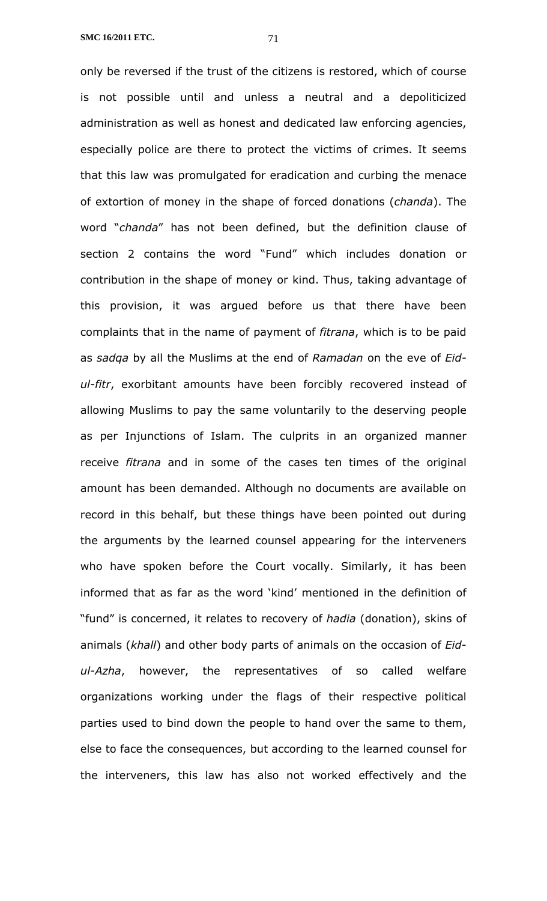only be reversed if the trust of the citizens is restored, which of course is not possible until and unless a neutral and a depoliticized administration as well as honest and dedicated law enforcing agencies, especially police are there to protect the victims of crimes. It seems that this law was promulgated for eradication and curbing the menace of extortion of money in the shape of forced donations (*chanda*). The word "*chanda*" has not been defined, but the definition clause of section 2 contains the word "Fund" which includes donation or contribution in the shape of money or kind. Thus, taking advantage of this provision, it was argued before us that there have been complaints that in the name of payment of *fitrana*, which is to be paid as *sadqa* by all the Muslims at the end of *Ramadan* on the eve of *Eid-ul-fitr*, exorbitant amounts have been forcibly recovered instead of allowing Muslims to pay the same voluntarily to the deserving people as per Injunctions of Islam. The culprits in an organized manner receive *fitrana* and in some of the cases ten times of the original amount has been demanded. Although no documents are available on record in this behalf, but these things have been pointed out during the arguments by the learned counsel appearing for the interveners who have spoken before the Court vocally. Similarly, it has been informed that as far as the word 'kind' mentioned in the definition of "fund" is concerned, it relates to recovery of *hadia* (donation), skins of animals (*khall*) and other body parts of animals on the occasion of *Eid-ul-Azha*, however, the representatives of so called welfare organizations working under the flags of their respective political parties used to bind down the people to hand over the same to them, else to face the consequences, but according to the learned counsel for the interveners, this law has also not worked effectively and the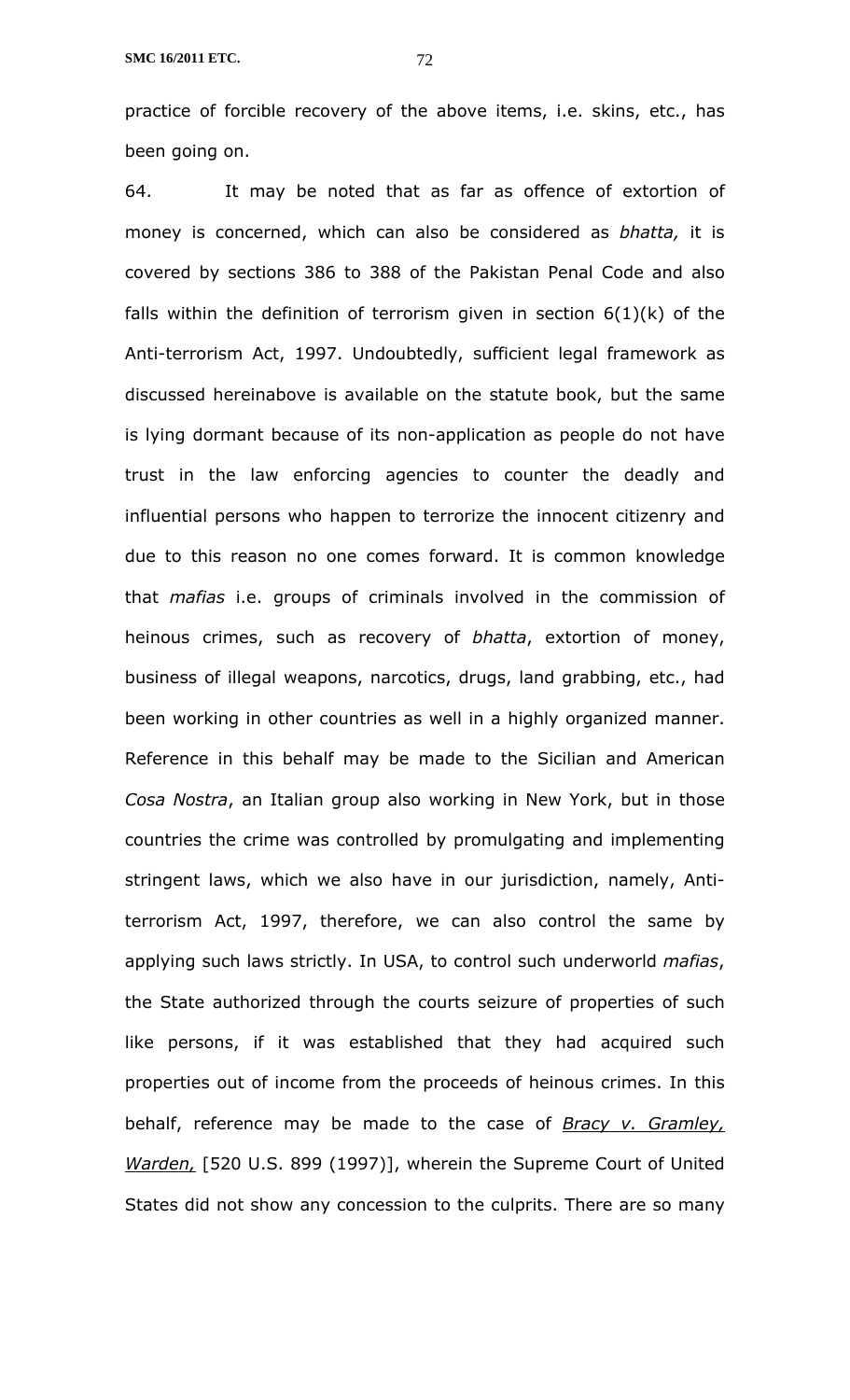practice of forcible recovery of the above items, i.e. skins, etc., has been going on.

64. It may be noted that as far as offence of extortion of money is concerned, which can also be considered as *bhatta,* it is covered by sections 386 to 388 of the Pakistan Penal Code and also falls within the definition of terrorism given in section 6(1)(k) of the Anti-terrorism Act, 1997. Undoubtedly, sufficient legal framework as discussed hereinabove is available on the statute book, but the same is lying dormant because of its non-application as people do not have trust in the law enforcing agencies to counter the deadly and influential persons who happen to terrorize the innocent citizenry and due to this reason no one comes forward. It is common knowledge that *mafias* i.e. groups of criminals involved in the commission of heinous crimes, such as recovery of *bhatta*, extortion of money, business of illegal weapons, narcotics, drugs, land grabbing, etc., had been working in other countries as well in a highly organized manner. Reference in this behalf may be made to the Sicilian and American *Cosa Nostra*, an Italian group also working in New York, but in those countries the crime was controlled by promulgating and implementing stringent laws, which we also have in our jurisdiction, namely, Anti-terrorism Act, 1997, therefore, we can also control the same by applying such laws strictly. In USA, to control such underworld *mafias*, the State authorized through the courts seizure of properties of such like persons, if it was established that they had acquired such properties out of income from the proceeds of heinous crimes. In this behalf, reference may be made to the case of *Bracy v. Gramley, Warden,* [520 U.S. 899 (1997)], wherein the Supreme Court of United States did not show any concession to the culprits. There are so many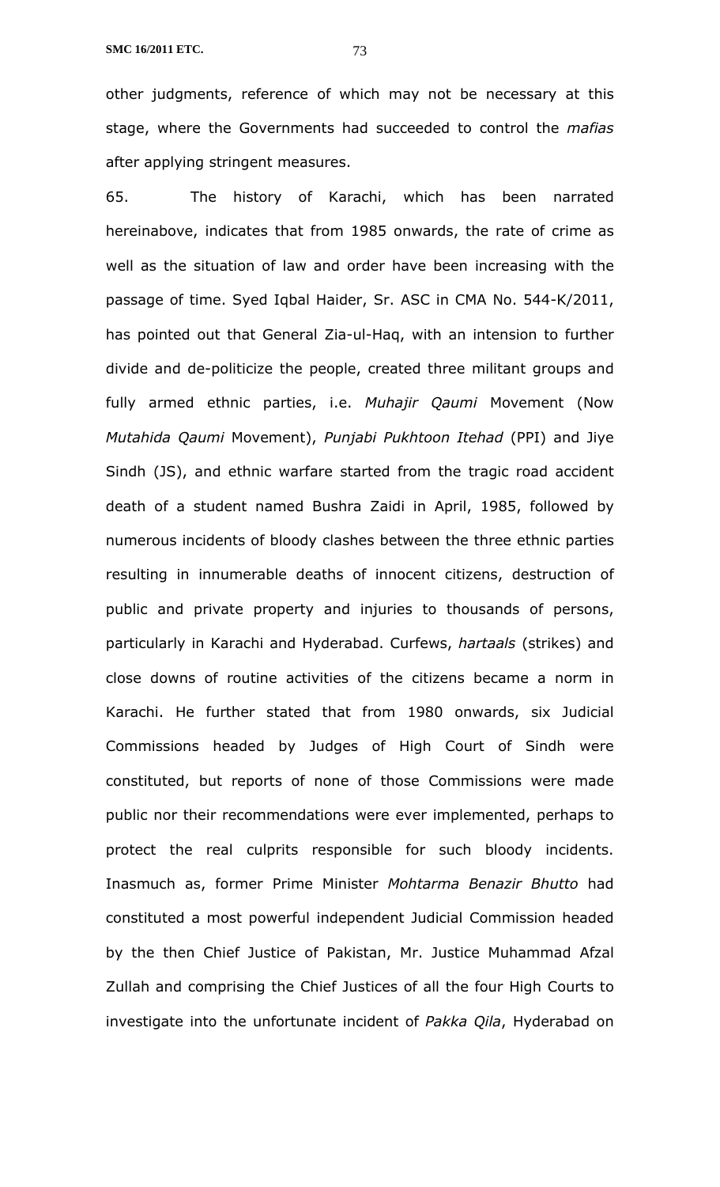other judgments, reference of which may not be necessary at this stage, where the Governments had succeeded to control the *mafias* after applying stringent measures.

65. The history of Karachi, which has been narrated hereinabove, indicates that from 1985 onwards, the rate of crime as well as the situation of law and order have been increasing with the passage of time. Syed Iqbal Haider, Sr. ASC in CMA No. 544-K/2011, has pointed out that General Zia-ul-Haq, with an intension to further divide and de-politicize the people, created three militant groups and fully armed ethnic parties, i.e. *Muhajir Qaumi* Movement (Now *Mutahida Qaumi* Movement), *Punjabi Pukhtoon Itehad* (PPI) and Jiye Sindh (JS), and ethnic warfare started from the tragic road accident death of a student named Bushra Zaidi in April, 1985, followed by numerous incidents of bloody clashes between the three ethnic parties resulting in innumerable deaths of innocent citizens, destruction of public and private property and injuries to thousands of persons, particularly in Karachi and Hyderabad. Curfews, *hartaals* (strikes) and close downs of routine activities of the citizens became a norm in Karachi. He further stated that from 1980 onwards, six Judicial Commissions headed by Judges of High Court of Sindh were constituted, but reports of none of those Commissions were made public nor their recommendations were ever implemented, perhaps to protect the real culprits responsible for such bloody incidents. Inasmuch as, former Prime Minister *Mohtarma Benazir Bhutto* had constituted a most powerful independent Judicial Commission headed by the then Chief Justice of Pakistan, Mr. Justice Muhammad Afzal Zullah and comprising the Chief Justices of all the four High Courts to investigate into the unfortunate incident of *Pakka Qila*, Hyderabad on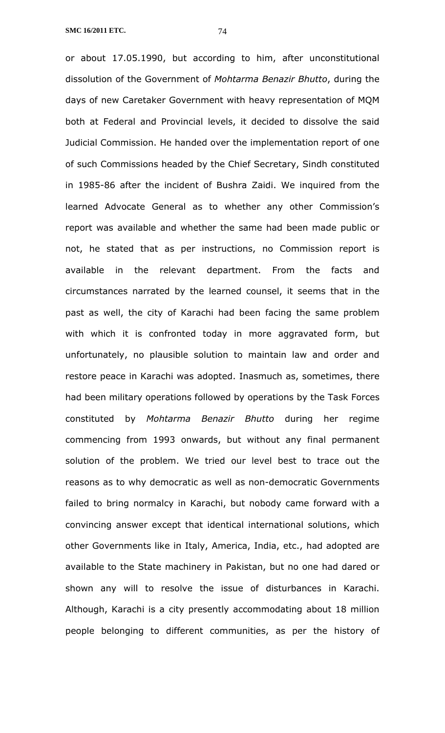or about 17.05.1990, but according to him, after unconstitutional dissolution of the Government of *Mohtarma Benazir Bhutto*, during the days of new Caretaker Government with heavy representation of MQM both at Federal and Provincial levels, it decided to dissolve the said Judicial Commission. He handed over the implementation report of one of such Commissions headed by the Chief Secretary, Sindh constituted in 1985-86 after the incident of Bushra Zaidi. We inquired from the learned Advocate General as to whether any other Commission's report was available and whether the same had been made public or not, he stated that as per instructions, no Commission report is available in the relevant department. From the facts and circumstances narrated by the learned counsel, it seems that in the past as well, the city of Karachi had been facing the same problem with which it is confronted today in more aggravated form, but unfortunately, no plausible solution to maintain law and order and restore peace in Karachi was adopted. Inasmuch as, sometimes, there had been military operations followed by operations by the Task Forces constituted by *Mohtarma Benazir Bhutto* during her regime commencing from 1993 onwards, but without any final permanent solution of the problem. We tried our level best to trace out the reasons as to why democratic as well as non-democratic Governments failed to bring normalcy in Karachi, but nobody came forward with a convincing answer except that identical international solutions, which other Governments like in Italy, America, India, etc., had adopted are available to the State machinery in Pakistan, but no one had dared or shown any will to resolve the issue of disturbances in Karachi. Although, Karachi is a city presently accommodating about 18 million people belonging to different communities, as per the history of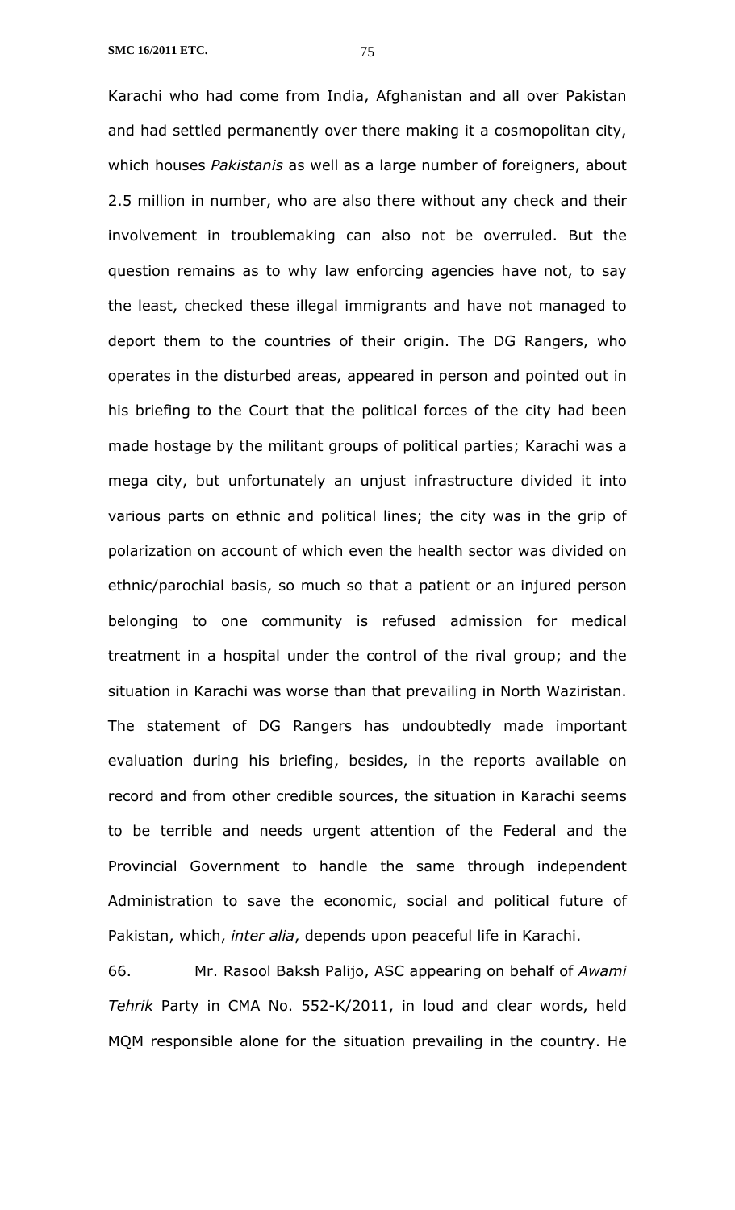Karachi who had come from India, Afghanistan and all over Pakistan and had settled permanently over there making it a cosmopolitan city, which houses *Pakistanis* as well as a large number of foreigners, about 2.5 million in number, who are also there without any check and their involvement in troublemaking can also not be overruled. But the question remains as to why law enforcing agencies have not, to say the least, checked these illegal immigrants and have not managed to deport them to the countries of their origin. The DG Rangers, who operates in the disturbed areas, appeared in person and pointed out in his briefing to the Court that the political forces of the city had been made hostage by the militant groups of political parties; Karachi was a mega city, but unfortunately an unjust infrastructure divided it into various parts on ethnic and political lines; the city was in the grip of polarization on account of which even the health sector was divided on ethnic/parochial basis, so much so that a patient or an injured person belonging to one community is refused admission for medical treatment in a hospital under the control of the rival group; and the situation in Karachi was worse than that prevailing in North Waziristan. The statement of DG Rangers has undoubtedly made important evaluation during his briefing, besides, in the reports available on record and from other credible sources, the situation in Karachi seems to be terrible and needs urgent attention of the Federal and the Provincial Government to handle the same through independent Administration to save the economic, social and political future of Pakistan, which, *inter alia*, depends upon peaceful life in Karachi.

66. Mr. Rasool Baksh Palijo, ASC appearing on behalf of *Awami Tehrik* Party in CMA No. 552-K/2011, in loud and clear words, held MQM responsible alone for the situation prevailing in the country. He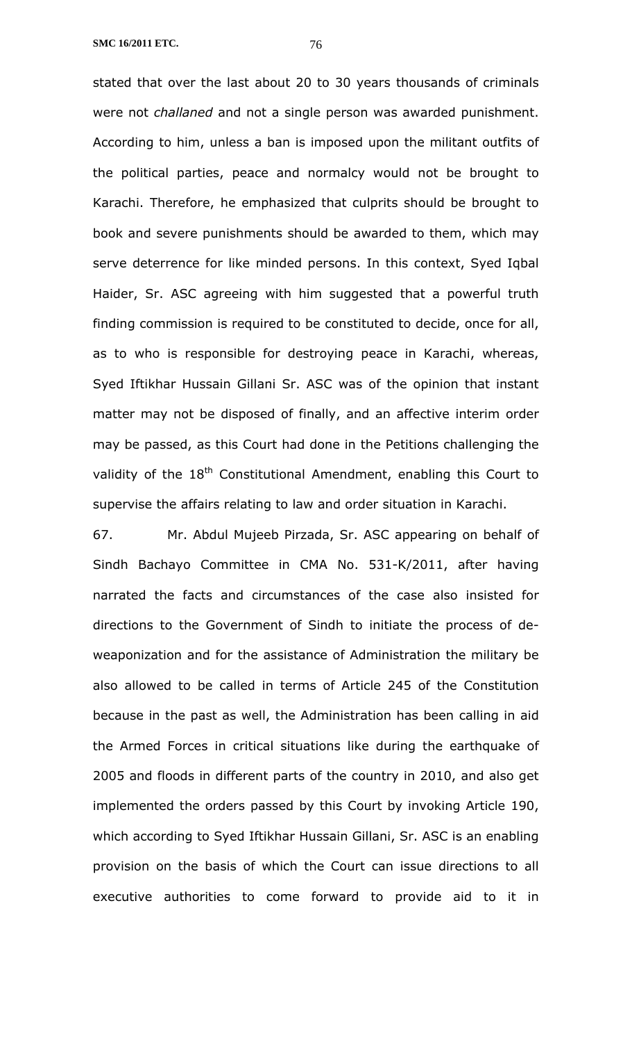stated that over the last about 20 to 30 years thousands of criminals were not *challaned* and not a single person was awarded punishment. According to him, unless a ban is imposed upon the militant outfits of the political parties, peace and normalcy would not be brought to Karachi. Therefore, he emphasized that culprits should be brought to book and severe punishments should be awarded to them, which may serve deterrence for like minded persons. In this context, Syed Iqbal Haider, Sr. ASC agreeing with him suggested that a powerful truth finding commission is required to be constituted to decide, once for all, as to who is responsible for destroying peace in Karachi, whereas, Syed Iftikhar Hussain Gillani Sr. ASC was of the opinion that instant matter may not be disposed of finally, and an affective interim order may be passed, as this Court had done in the Petitions challenging the validity of the 18th Constitutional Amendment, enabling this Court to supervise the affairs relating to law and order situation in Karachi.

67. Mr. Abdul Mujeeb Pirzada, Sr. ASC appearing on behalf of Sindh Bachayo Committee in CMA No. 531-K/2011, after having narrated the facts and circumstances of the case also insisted for directions to the Government of Sindh to initiate the process of de-weaponization and for the assistance of Administration the military be also allowed to be called in terms of Article 245 of the Constitution because in the past as well, the Administration has been calling in aid the Armed Forces in critical situations like during the earthquake of 2005 and floods in different parts of the country in 2010, and also get implemented the orders passed by this Court by invoking Article 190, which according to Syed Iftikhar Hussain Gillani, Sr. ASC is an enabling provision on the basis of which the Court can issue directions to all executive authorities to come forward to provide aid to it in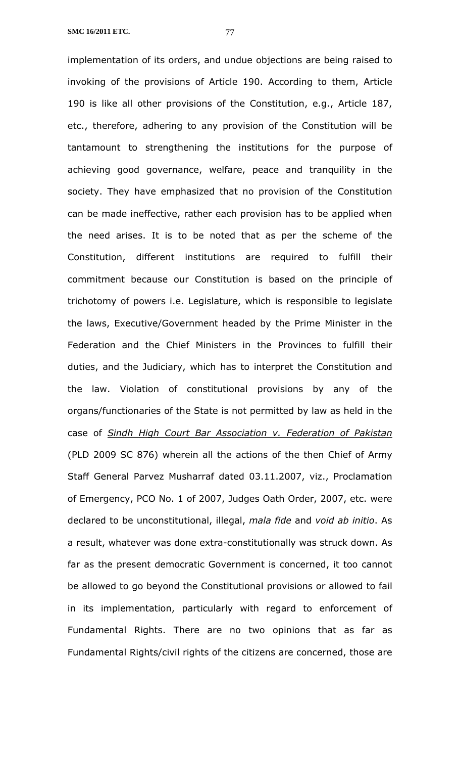implementation of its orders, and undue objections are being raised to invoking of the provisions of Article 190. According to them, Article 190 is like all other provisions of the Constitution, e.g., Article 187, etc., therefore, adhering to any provision of the Constitution will be tantamount to strengthening the institutions for the purpose of achieving good governance, welfare, peace and tranquility in the society. They have emphasized that no provision of the Constitution can be made ineffective, rather each provision has to be applied when the need arises. It is to be noted that as per the scheme of the Constitution, different institutions are required to fulfill their commitment because our Constitution is based on the principle of trichotomy of powers i.e. Legislature, which is responsible to legislate the laws, Executive/Government headed by the Prime Minister in the Federation and the Chief Ministers in the Provinces to fulfill their duties, and the Judiciary, which has to interpret the Constitution and the law. Violation of constitutional provisions by any of the organs/functionaries of the State is not permitted by law as held in the case of *Sindh High Court Bar Association v. Federation of Pakistan* (PLD 2009 SC 876) wherein all the actions of the then Chief of Army Staff General Parvez Musharraf dated 03.11.2007, viz., Proclamation of Emergency, PCO No. 1 of 2007, Judges Oath Order, 2007, etc. were declared to be unconstitutional, illegal, *mala fide* and *void ab initio*. As a result, whatever was done extra-constitutionally was struck down. As far as the present democratic Government is concerned, it too cannot be allowed to go beyond the Constitutional provisions or allowed to fail in its implementation, particularly with regard to enforcement of Fundamental Rights. There are no two opinions that as far as Fundamental Rights/civil rights of the citizens are concerned, those are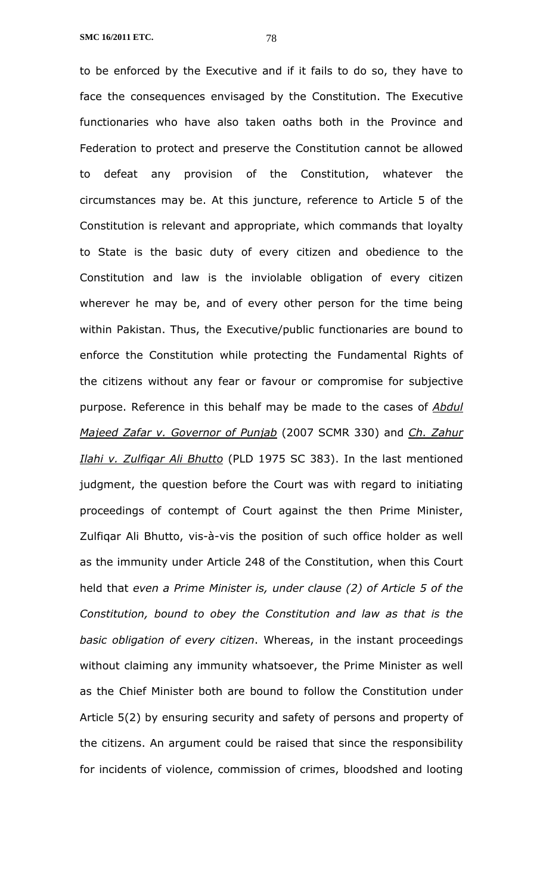to be enforced by the Executive and if it fails to do so, they have to face the consequences envisaged by the Constitution. The Executive functionaries who have also taken oaths both in the Province and Federation to protect and preserve the Constitution cannot be allowed to defeat any provision of the Constitution, whatever the circumstances may be. At this juncture, reference to Article 5 of the Constitution is relevant and appropriate, which commands that loyalty to State is the basic duty of every citizen and obedience to the Constitution and law is the inviolable obligation of every citizen wherever he may be, and of every other person for the time being within Pakistan. Thus, the Executive/public functionaries are bound to enforce the Constitution while protecting the Fundamental Rights of the citizens without any fear or favour or compromise for subjective purpose. Reference in this behalf may be made to the cases of *Abdul Majeed Zafar v. Governor of Punjab* (2007 SCMR 330) and *Ch. Zahur Ilahi v. Zulfiqar Ali Bhutto* (PLD 1975 SC 383). In the last mentioned judgment, the question before the Court was with regard to initiating proceedings of contempt of Court against the then Prime Minister, Zulfiqar Ali Bhutto, vis-à-vis the position of such office holder as well as the immunity under Article 248 of the Constitution, when this Court held that *even a Prime Minister is, under clause (2) of Article 5 of the Constitution, bound to obey the Constitution and law as that is the basic obligation of every citizen*. Whereas, in the instant proceedings without claiming any immunity whatsoever, the Prime Minister as well as the Chief Minister both are bound to follow the Constitution under Article 5(2) by ensuring security and safety of persons and property of the citizens. An argument could be raised that since the responsibility for incidents of violence, commission of crimes, bloodshed and looting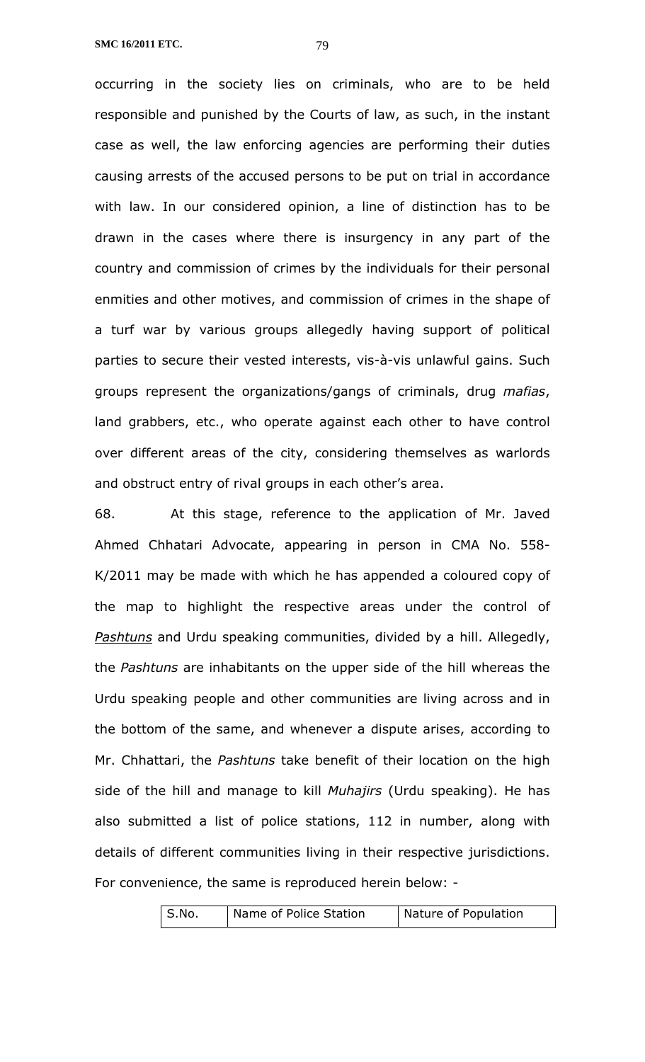occurring in the society lies on criminals, who are to be held responsible and punished by the Courts of law, as such, in the instant case as well, the law enforcing agencies are performing their duties causing arrests of the accused persons to be put on trial in accordance with law. In our considered opinion, a line of distinction has to be drawn in the cases where there is insurgency in any part of the country and commission of crimes by the individuals for their personal enmities and other motives, and commission of crimes in the shape of a turf war by various groups allegedly having support of political parties to secure their vested interests, vis-à-vis unlawful gains. Such groups represent the organizations/gangs of criminals, drug *mafias*, land grabbers, etc., who operate against each other to have control over different areas of the city, considering themselves as warlords and obstruct entry of rival groups in each other's area.

68. At this stage, reference to the application of Mr. Javed Ahmed Chhatari Advocate, appearing in person in CMA No. 558-K/2011 may be made with which he has appended a coloured copy of the map to highlight the respective areas under the control of ***Pashtuns*** and Urdu speaking communities, divided by a hill. Allegedly, the *Pashtuns* are inhabitants on the upper side of the hill whereas the Urdu speaking people and other communities are living across and in the bottom of the same, and whenever a dispute arises, according to Mr. Chhattari, the *Pashtuns* take benefit of their location on the high side of the hill and manage to kill *Muhajirs* (Urdu speaking). He has also submitted a list of police stations, 112 in number, along with details of different communities living in their respective jurisdictions. For convenience, the same is reproduced herein below: -

| S.No. | Name of Police Station | Nature of Population |
|---|---|---|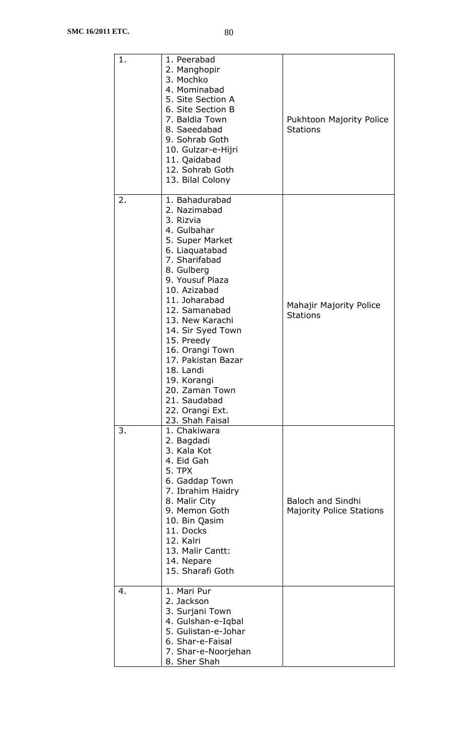| | | |
|---|---|---|
| 1. | 1. Peerabad<br>2. Manghopir<br>3. Mochko<br>4. Mominabad<br>5. Site Section A<br>6. Site Section B<br>7. Baldia Town<br>8. Saeedabad<br>9. Sohrab Goth<br>10. Gulzar-e-Hijri<br>11. Qaidabad<br>12. Sohrab Goth<br>13. Bilal Colony | Pukhtoon Majority Police Stations |
| 2. | 1. Bahadurabad<br>2. Nazimabad<br>3. Rizvia<br>4. Gulbahar<br>5. Super Market<br>6. Liaquatabad<br>7. Sharifabad<br>8. Gulberg<br>9. Yousuf Plaza<br>10. Azizabad<br>11. Joharabad<br>12. Samanabad<br>13. New Karachi<br>14. Sir Syed Town<br>15. Preedy<br>16. Orangi Town<br>17. Pakistan Bazar<br>18. Landi<br>19. Korangi<br>20. Zaman Town<br>21. Saudabad<br>22. Orangi Ext.<br>23. Shah Faisal | Mahajir Majority Police Stations |
| 3. | 1. Chakiwara<br>2. Bagdadi<br>3. Kala Kot<br>4. Eid Gah<br>5. TPX<br>6. Gaddap Town<br>7. Ibrahim Haidry<br>8. Malir City<br>9. Memon Goth<br>10. Bin Qasim<br>11. Docks<br>12. Kalri<br>13. Malir Cantt:<br>14. Nepare<br>15. Sharafi Goth | Baloch and Sindhi Majority Police Stations |
| 4. | 1. Mari Pur<br>2. Jackson<br>3. Surjani Town<br>4. Gulshan-e-Iqbal<br>5. Gulistan-e-Johar<br>6. Shar-e-Faisal<br>7. Shar-e-Noorjehan<br>8. Sher Shah | |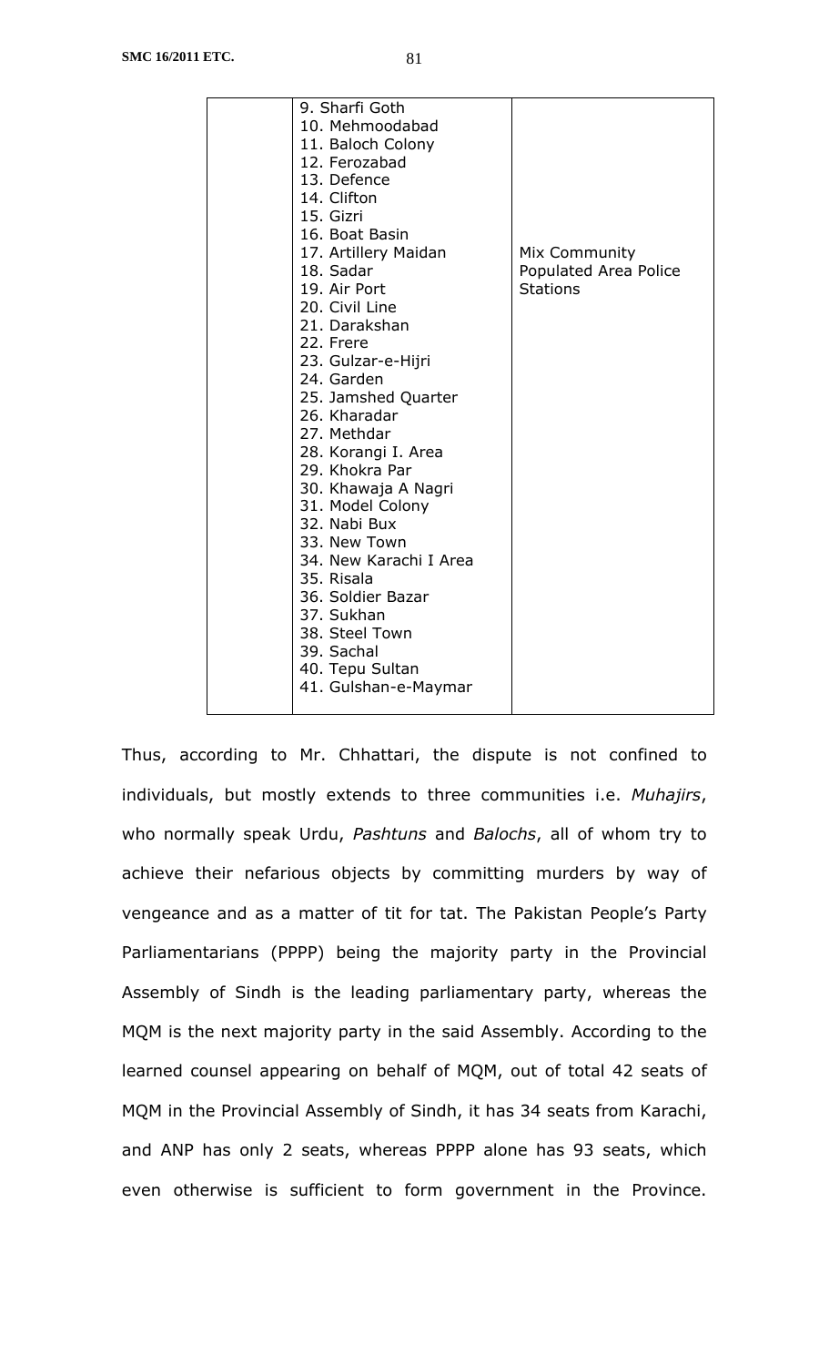| | | |
|---|---|---|
| | 9. Sharfi Goth<br>10. Mehmoodabad<br>11. Baloch Colony<br>12. Ferozabad<br>13. Defence<br>14. Clifton<br>15. Gizri<br>16. Boat Basin<br>17. Artillery Maidan<br>18. Sadar<br>19. Air Port<br>20. Civil Line<br>21. Darakshan<br>22. Frere<br>23. Gulzar-e-Hijri<br>24. Garden<br>25. Jamshed Quarter<br>26. Kharadar<br>27. Methdar<br>28. Korangi I. Area<br>29. Khokra Par<br>30. Khawaja A Nagri<br>31. Model Colony<br>32. Nabi Bux<br>33. New Town<br>34. New Karachi I Area<br>35. Risala<br>36. Soldier Bazar<br>37. Sukhan<br>38. Steel Town<br>39. Sachal<br>40. Tepu Sultan<br>41. Gulshan-e-Maymar | Mix Community Populated Area Police Stations |

Thus, according to Mr. Chhattari, the dispute is not confined to individuals, but mostly extends to three communities i.e. *Muhajirs*, who normally speak Urdu, *Pashtuns* and *Balochs*, all of whom try to achieve their nefarious objects by committing murders by way of vengeance and as a matter of tit for tat. The Pakistan People's Party Parliamentarians (PPPP) being the majority party in the Provincial Assembly of Sindh is the leading parliamentary party, whereas the MQM is the next majority party in the said Assembly. According to the learned counsel appearing on behalf of MQM, out of total 42 seats of MQM in the Provincial Assembly of Sindh, it has 34 seats from Karachi, and ANP has only 2 seats, whereas PPPP alone has 93 seats, which even otherwise is sufficient to form government in the Province.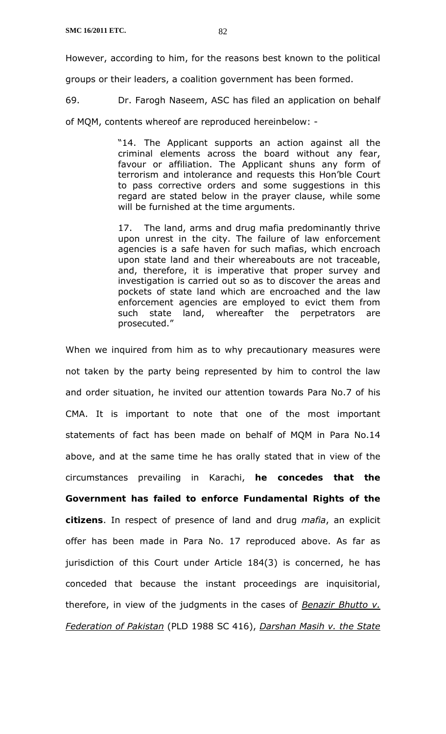However, according to him, for the reasons best known to the political groups or their leaders, a coalition government has been formed.

69. Dr. Farogh Naseem, ASC has filed an application on behalf of MQM, contents whereof are reproduced hereinbelow: -

> "14. The Applicant supports an action against all the criminal elements across the board without any fear, favour or affiliation. The Applicant shuns any form of terrorism and intolerance and requests this Hon'ble Court to pass corrective orders and some suggestions in this regard are stated below in the prayer clause, while some will be furnished at the time arguments.
>
> 17. The land, arms and drug mafia predominantly thrive upon unrest in the city. The failure of law enforcement agencies is a safe haven for such mafias, which encroach upon state land and their whereabouts are not traceable, and, therefore, it is imperative that proper survey and investigation is carried out so as to discover the areas and pockets of state land which are encroached and the law enforcement agencies are employed to evict them from such state land, whereafter the perpetrators are prosecuted."

When we inquired from him as to why precautionary measures were not taken by the party being represented by him to control the law and order situation, he invited our attention towards Para No.7 of his CMA. It is important to note that one of the most important statements of fact has been made on behalf of MQM in Para No.14 above, and at the same time he has orally stated that in view of the circumstances prevailing in Karachi, **he concedes that the Government has failed to enforce Fundamental Rights of the citizens**. In respect of presence of land and drug *mafia*, an explicit offer has been made in Para No. 17 reproduced above. As far as jurisdiction of this Court under Article 184(3) is concerned, he has conceded that because the instant proceedings are inquisitorial, therefore, in view of the judgments in the cases of *Benazir Bhutto v. Federation of Pakistan* (PLD 1988 SC 416), *Darshan Masih v. the State*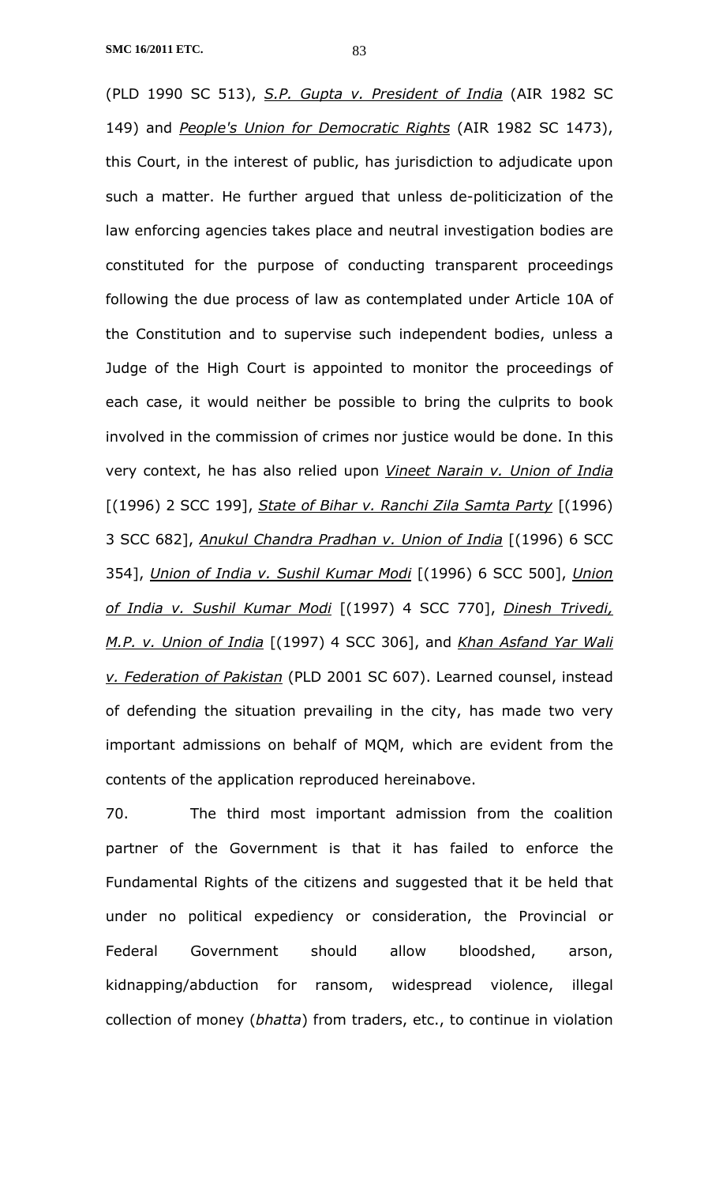(PLD 1990 SC 513), ***S.P. Gupta v. President of India*** (AIR 1982 SC 149) and ***People's Union for Democratic Rights*** (AIR 1982 SC 1473), this Court, in the interest of public, has jurisdiction to adjudicate upon such a matter. He further argued that unless de-politicization of the law enforcing agencies takes place and neutral investigation bodies are constituted for the purpose of conducting transparent proceedings following the due process of law as contemplated under Article 10A of the Constitution and to supervise such independent bodies, unless a Judge of the High Court is appointed to monitor the proceedings of each case, it would neither be possible to bring the culprits to book involved in the commission of crimes nor justice would be done. In this very context, he has also relied upon ***Vineet Narain v. Union of India*** [(1996) 2 SCC 199], ***State of Bihar v. Ranchi Zila Samta Party*** [(1996) 3 SCC 682], ***Anukul Chandra Pradhan v. Union of India*** [(1996) 6 SCC 354], ***Union of India v. Sushil Kumar Modi*** [(1996) 6 SCC 500], ***Union of India v. Sushil Kumar Modi*** [(1997) 4 SCC 770], ***Dinesh Trivedi, M.P. v. Union of India*** [(1997) 4 SCC 306], and ***Khan Asfand Yar Wali v. Federation of Pakistan*** (PLD 2001 SC 607). Learned counsel, instead of defending the situation prevailing in the city, has made two very important admissions on behalf of MQM, which are evident from the contents of the application reproduced hereinabove.

70. The third most important admission from the coalition partner of the Government is that it has failed to enforce the Fundamental Rights of the citizens and suggested that it be held that under no political expediency or consideration, the Provincial or Federal Government should allow bloodshed, arson, kidnapping/abduction for ransom, widespread violence, illegal collection of money (*bhatta*) from traders, etc., to continue in violation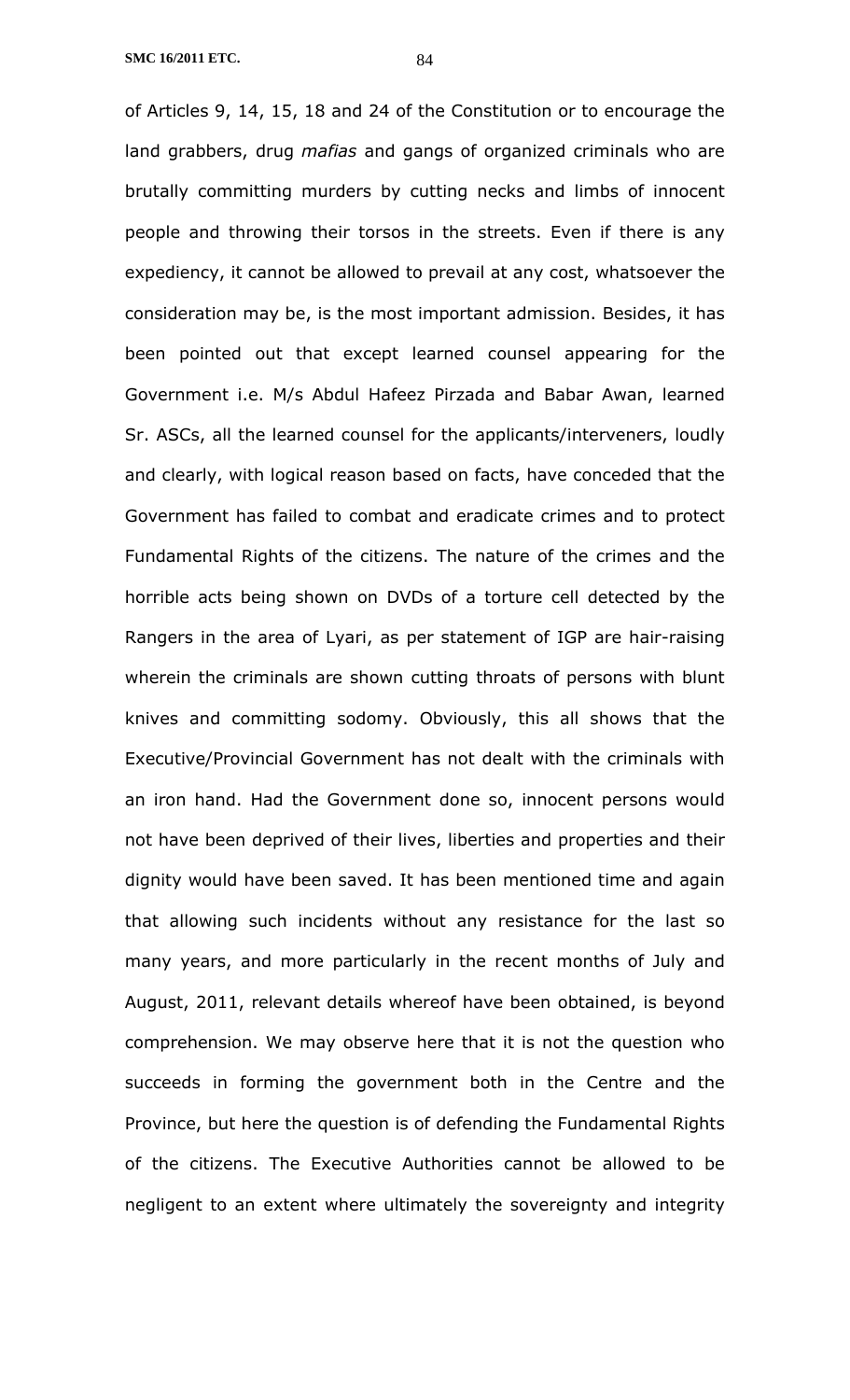of Articles 9, 14, 15, 18 and 24 of the Constitution or to encourage the land grabbers, drug *mafias* and gangs of organized criminals who are brutally committing murders by cutting necks and limbs of innocent people and throwing their torsos in the streets. Even if there is any expediency, it cannot be allowed to prevail at any cost, whatsoever the consideration may be, is the most important admission. Besides, it has been pointed out that except learned counsel appearing for the Government i.e. M/s Abdul Hafeez Pirzada and Babar Awan, learned Sr. ASCs, all the learned counsel for the applicants/interveners, loudly and clearly, with logical reason based on facts, have conceded that the Government has failed to combat and eradicate crimes and to protect Fundamental Rights of the citizens. The nature of the crimes and the horrible acts being shown on DVDs of a torture cell detected by the Rangers in the area of Lyari, as per statement of IGP are hair-raising wherein the criminals are shown cutting throats of persons with blunt knives and committing sodomy. Obviously, this all shows that the Executive/Provincial Government has not dealt with the criminals with an iron hand. Had the Government done so, innocent persons would not have been deprived of their lives, liberties and properties and their dignity would have been saved. It has been mentioned time and again that allowing such incidents without any resistance for the last so many years, and more particularly in the recent months of July and August, 2011, relevant details whereof have been obtained, is beyond comprehension. We may observe here that it is not the question who succeeds in forming the government both in the Centre and the Province, but here the question is of defending the Fundamental Rights of the citizens. The Executive Authorities cannot be allowed to be negligent to an extent where ultimately the sovereignty and integrity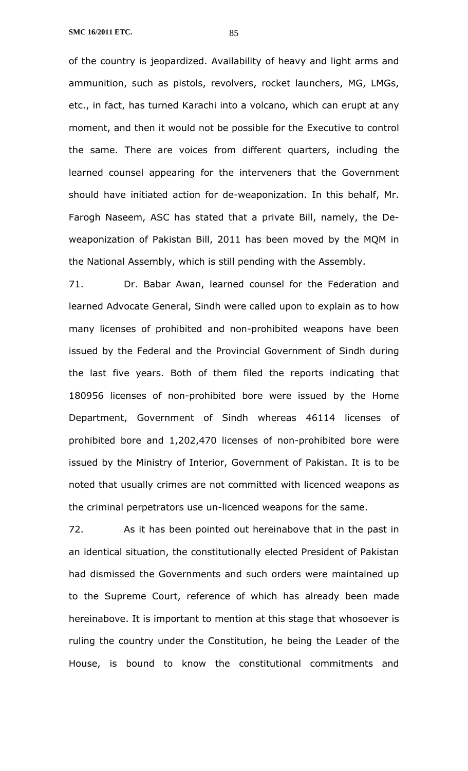of the country is jeopardized. Availability of heavy and light arms and ammunition, such as pistols, revolvers, rocket launchers, MG, LMGs, etc., in fact, has turned Karachi into a volcano, which can erupt at any moment, and then it would not be possible for the Executive to control the same. There are voices from different quarters, including the learned counsel appearing for the interveners that the Government should have initiated action for de-weaponization. In this behalf, Mr. Farogh Naseem, ASC has stated that a private Bill, namely, the De-weaponization of Pakistan Bill, 2011 has been moved by the MQM in the National Assembly, which is still pending with the Assembly.

71. Dr. Babar Awan, learned counsel for the Federation and learned Advocate General, Sindh were called upon to explain as to how many licenses of prohibited and non-prohibited weapons have been issued by the Federal and the Provincial Government of Sindh during the last five years. Both of them filed the reports indicating that 180956 licenses of non-prohibited bore were issued by the Home Department, Government of Sindh whereas 46114 licenses of prohibited bore and 1,202,470 licenses of non-prohibited bore were issued by the Ministry of Interior, Government of Pakistan. It is to be noted that usually crimes are not committed with licenced weapons as the criminal perpetrators use un-licenced weapons for the same.

72. As it has been pointed out hereinabove that in the past in an identical situation, the constitutionally elected President of Pakistan had dismissed the Governments and such orders were maintained up to the Supreme Court, reference of which has already been made hereinabove. It is important to mention at this stage that whosoever is ruling the country under the Constitution, he being the Leader of the House, is bound to know the constitutional commitments and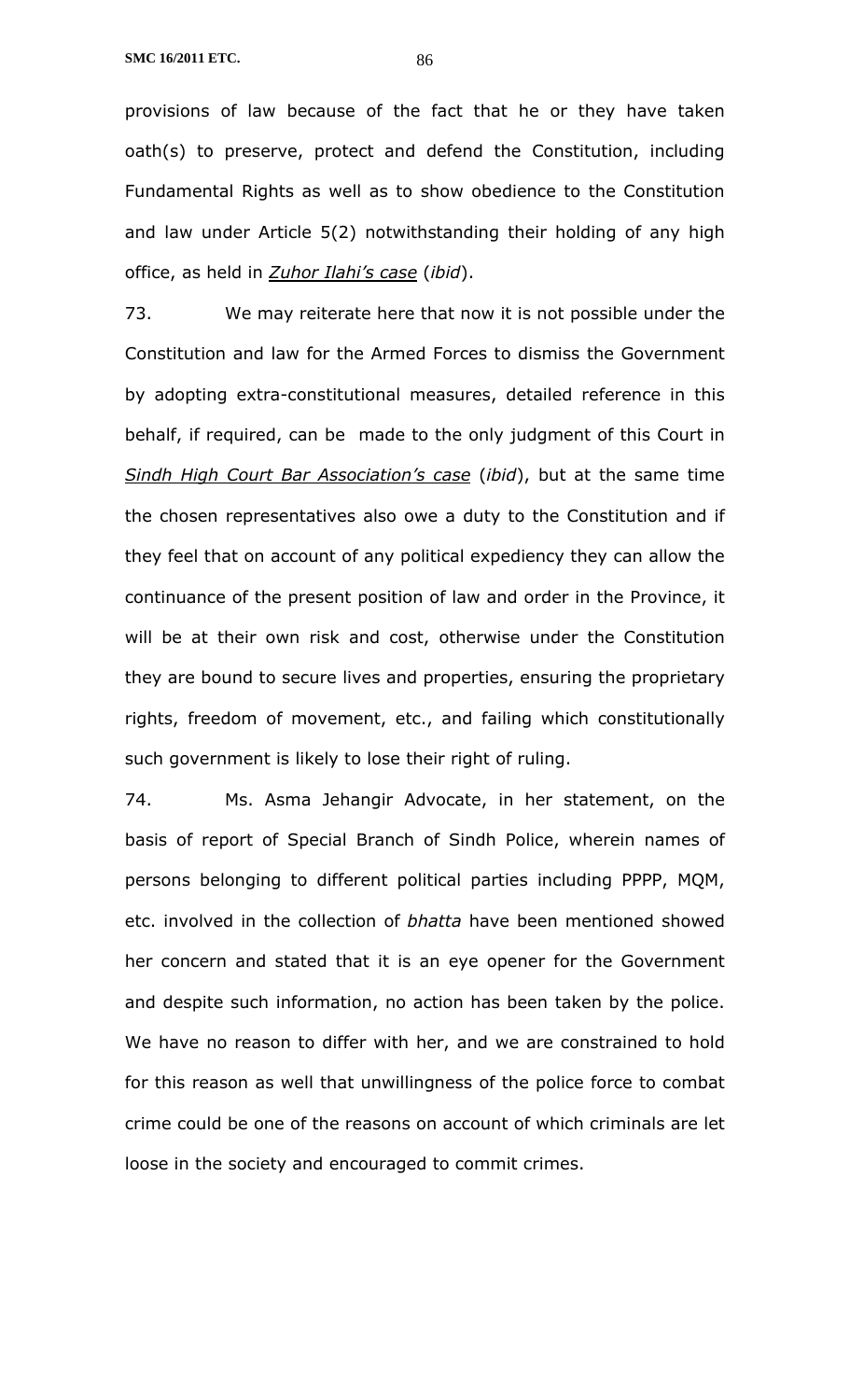provisions of law because of the fact that he or they have taken oath(s) to preserve, protect and defend the Constitution, including Fundamental Rights as well as to show obedience to the Constitution and law under Article 5(2) notwithstanding their holding of any high office, as held in *Zuhor Ilahi's case* (*ibid*).

73. We may reiterate here that now it is not possible under the Constitution and law for the Armed Forces to dismiss the Government by adopting extra-constitutional measures, detailed reference in this behalf, if required, can be made to the only judgment of this Court in *Sindh High Court Bar Association's case* (*ibid*), but at the same time the chosen representatives also owe a duty to the Constitution and if they feel that on account of any political expediency they can allow the continuance of the present position of law and order in the Province, it will be at their own risk and cost, otherwise under the Constitution they are bound to secure lives and properties, ensuring the proprietary rights, freedom of movement, etc., and failing which constitutionally such government is likely to lose their right of ruling.

74. Ms. Asma Jehangir Advocate, in her statement, on the basis of report of Special Branch of Sindh Police, wherein names of persons belonging to different political parties including PPPP, MQM, etc. involved in the collection of *bhatta* have been mentioned showed her concern and stated that it is an eye opener for the Government and despite such information, no action has been taken by the police. We have no reason to differ with her, and we are constrained to hold for this reason as well that unwillingness of the police force to combat crime could be one of the reasons on account of which criminals are let loose in the society and encouraged to commit crimes.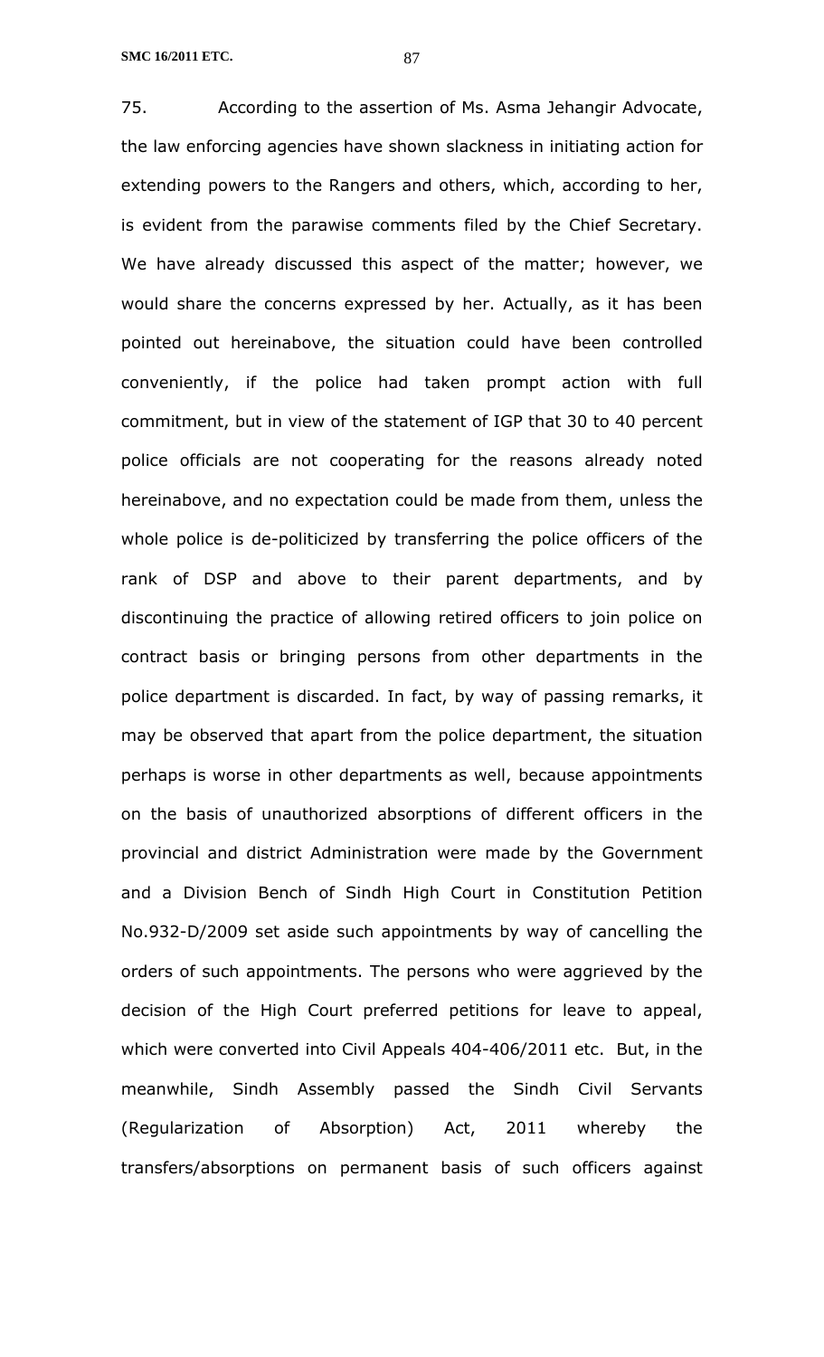75. According to the assertion of Ms. Asma Jehangir Advocate, the law enforcing agencies have shown slackness in initiating action for extending powers to the Rangers and others, which, according to her, is evident from the parawise comments filed by the Chief Secretary. We have already discussed this aspect of the matter; however, we would share the concerns expressed by her. Actually, as it has been pointed out hereinabove, the situation could have been controlled conveniently, if the police had taken prompt action with full commitment, but in view of the statement of IGP that 30 to 40 percent police officials are not cooperating for the reasons already noted hereinabove, and no expectation could be made from them, unless the whole police is de-politicized by transferring the police officers of the rank of DSP and above to their parent departments, and by discontinuing the practice of allowing retired officers to join police on contract basis or bringing persons from other departments in the police department is discarded. In fact, by way of passing remarks, it may be observed that apart from the police department, the situation perhaps is worse in other departments as well, because appointments on the basis of unauthorized absorptions of different officers in the provincial and district Administration were made by the Government and a Division Bench of Sindh High Court in Constitution Petition No.932-D/2009 set aside such appointments by way of cancelling the orders of such appointments. The persons who were aggrieved by the decision of the High Court preferred petitions for leave to appeal, which were converted into Civil Appeals 404-406/2011 etc. But, in the meanwhile, Sindh Assembly passed the Sindh Civil Servants (Regularization of Absorption) Act, 2011 whereby the transfers/absorptions on permanent basis of such officers against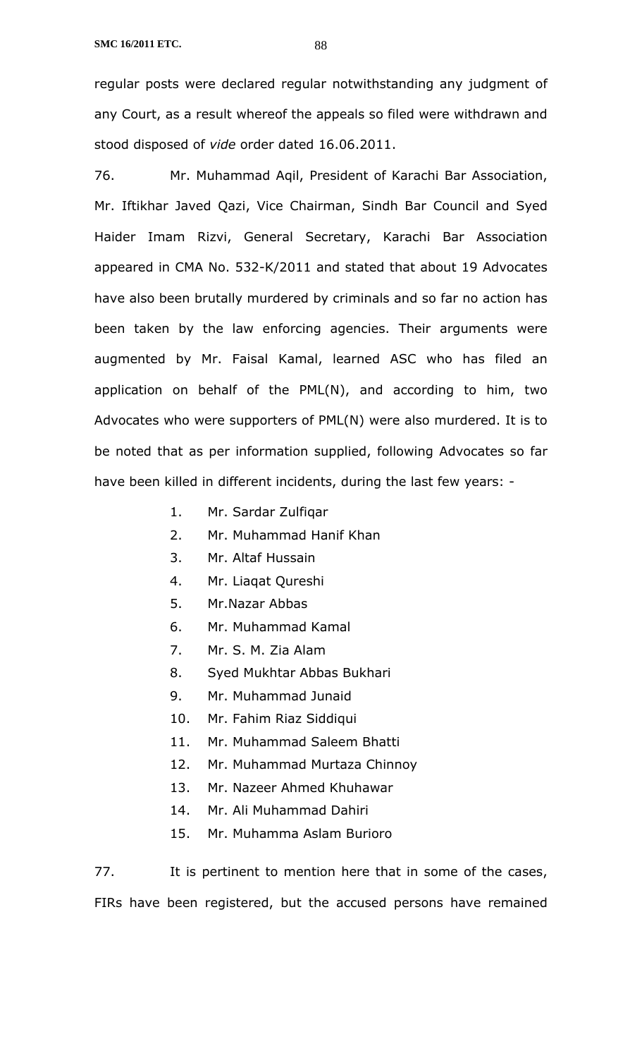regular posts were declared regular notwithstanding any judgment of any Court, as a result whereof the appeals so filed were withdrawn and stood disposed of *vide* order dated 16.06.2011.

76. Mr. Muhammad Aqil, President of Karachi Bar Association, Mr. Iftikhar Javed Qazi, Vice Chairman, Sindh Bar Council and Syed Haider Imam Rizvi, General Secretary, Karachi Bar Association appeared in CMA No. 532-K/2011 and stated that about 19 Advocates have also been brutally murdered by criminals and so far no action has been taken by the law enforcing agencies. Their arguments were augmented by Mr. Faisal Kamal, learned ASC who has filed an application on behalf of the PML(N), and according to him, two Advocates who were supporters of PML(N) were also murdered. It is to be noted that as per information supplied, following Advocates so far have been killed in different incidents, during the last few years: -

1. Mr. Sardar Zulfiqar
2. Mr. Muhammad Hanif Khan
3. Mr. Altaf Hussain
4. Mr. Liaqat Qureshi
5. Mr.Nazar Abbas
6. Mr. Muhammad Kamal
7. Mr. S. M. Zia Alam
8. Syed Mukhtar Abbas Bukhari
9. Mr. Muhammad Junaid
10. Mr. Fahim Riaz Siddiqui
11. Mr. Muhammad Saleem Bhatti
12. Mr. Muhammad Murtaza Chinnoy
13. Mr. Nazeer Ahmed Khuhawar
14. Mr. Ali Muhammad Dahiri
15. Mr. Muhamma Aslam Burioro

77. It is pertinent to mention here that in some of the cases, FIRs have been registered, but the accused persons have remained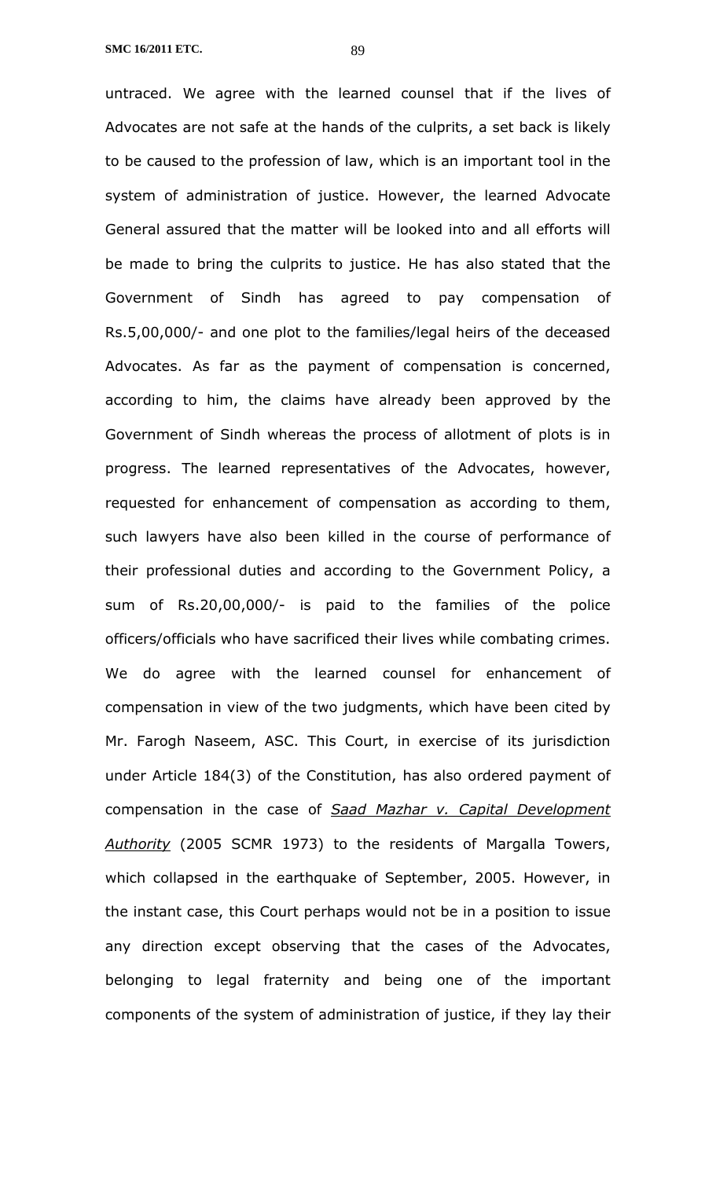untraced. We agree with the learned counsel that if the lives of Advocates are not safe at the hands of the culprits, a set back is likely to be caused to the profession of law, which is an important tool in the system of administration of justice. However, the learned Advocate General assured that the matter will be looked into and all efforts will be made to bring the culprits to justice. He has also stated that the Government of Sindh has agreed to pay compensation of Rs.5,00,000/- and one plot to the families/legal heirs of the deceased Advocates. As far as the payment of compensation is concerned, according to him, the claims have already been approved by the Government of Sindh whereas the process of allotment of plots is in progress. The learned representatives of the Advocates, however, requested for enhancement of compensation as according to them, such lawyers have also been killed in the course of performance of their professional duties and according to the Government Policy, a sum of Rs.20,00,000/- is paid to the families of the police officers/officials who have sacrificed their lives while combating crimes. We do agree with the learned counsel for enhancement of compensation in view of the two judgments, which have been cited by Mr. Farogh Naseem, ASC. This Court, in exercise of its jurisdiction under Article 184(3) of the Constitution, has also ordered payment of compensation in the case of *Saad Mazhar v. Capital Development Authority* (2005 SCMR 1973) to the residents of Margalla Towers, which collapsed in the earthquake of September, 2005. However, in the instant case, this Court perhaps would not be in a position to issue any direction except observing that the cases of the Advocates, belonging to legal fraternity and being one of the important components of the system of administration of justice, if they lay their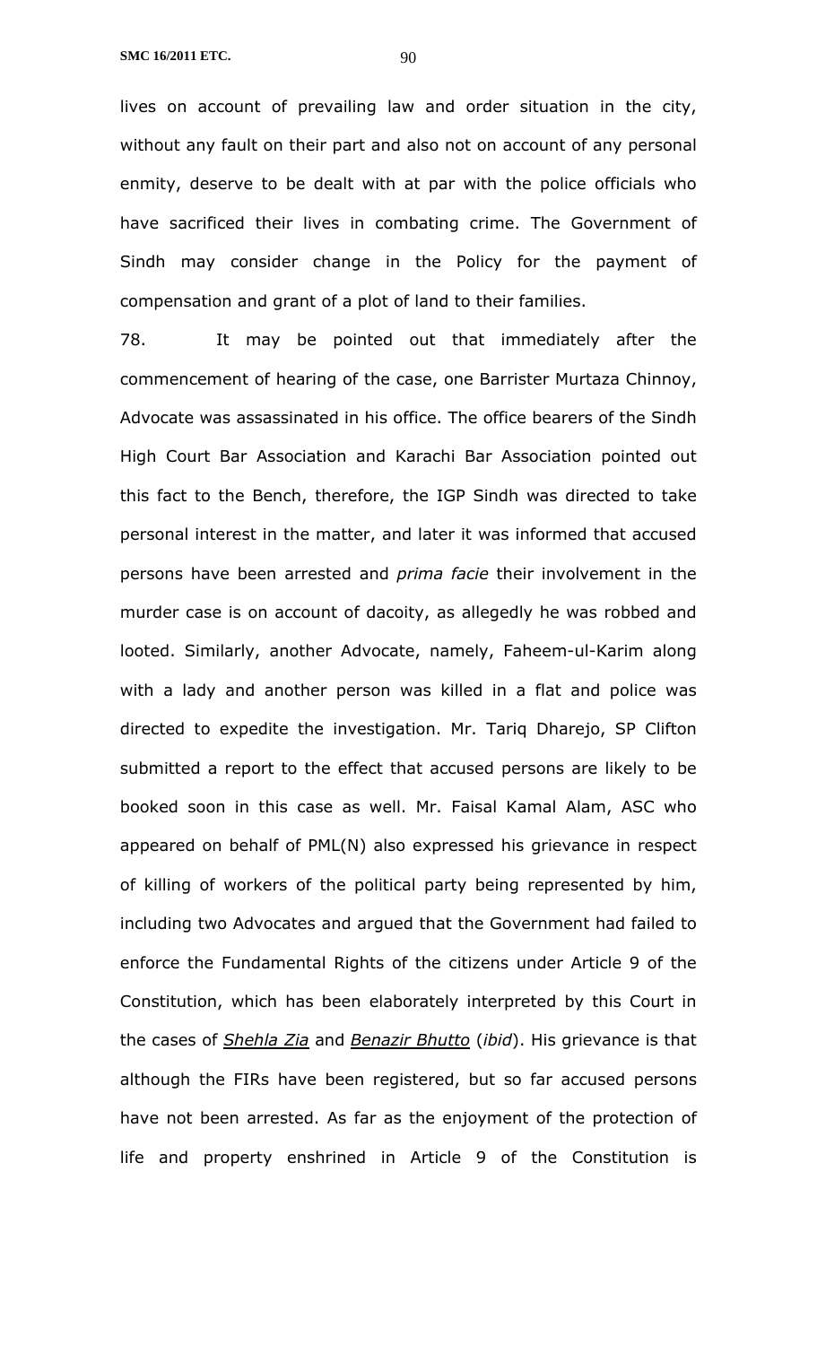lives on account of prevailing law and order situation in the city, without any fault on their part and also not on account of any personal enmity, deserve to be dealt with at par with the police officials who have sacrificed their lives in combating crime. The Government of Sindh may consider change in the Policy for the payment of compensation and grant of a plot of land to their families.

78. It may be pointed out that immediately after the commencement of hearing of the case, one Barrister Murtaza Chinnoy, Advocate was assassinated in his office. The office bearers of the Sindh High Court Bar Association and Karachi Bar Association pointed out this fact to the Bench, therefore, the IGP Sindh was directed to take personal interest in the matter, and later it was informed that accused persons have been arrested and *prima facie* their involvement in the murder case is on account of dacoity, as allegedly he was robbed and looted. Similarly, another Advocate, namely, Faheem-ul-Karim along with a lady and another person was killed in a flat and police was directed to expedite the investigation. Mr. Tariq Dharejo, SP Clifton submitted a report to the effect that accused persons are likely to be booked soon in this case as well. Mr. Faisal Kamal Alam, ASC who appeared on behalf of PML(N) also expressed his grievance in respect of killing of workers of the political party being represented by him, including two Advocates and argued that the Government had failed to enforce the Fundamental Rights of the citizens under Article 9 of the Constitution, which has been elaborately interpreted by this Court in the cases of *Shehla Zia* and *Benazir Bhutto* (*ibid*). His grievance is that although the FIRs have been registered, but so far accused persons have not been arrested. As far as the enjoyment of the protection of life and property enshrined in Article 9 of the Constitution is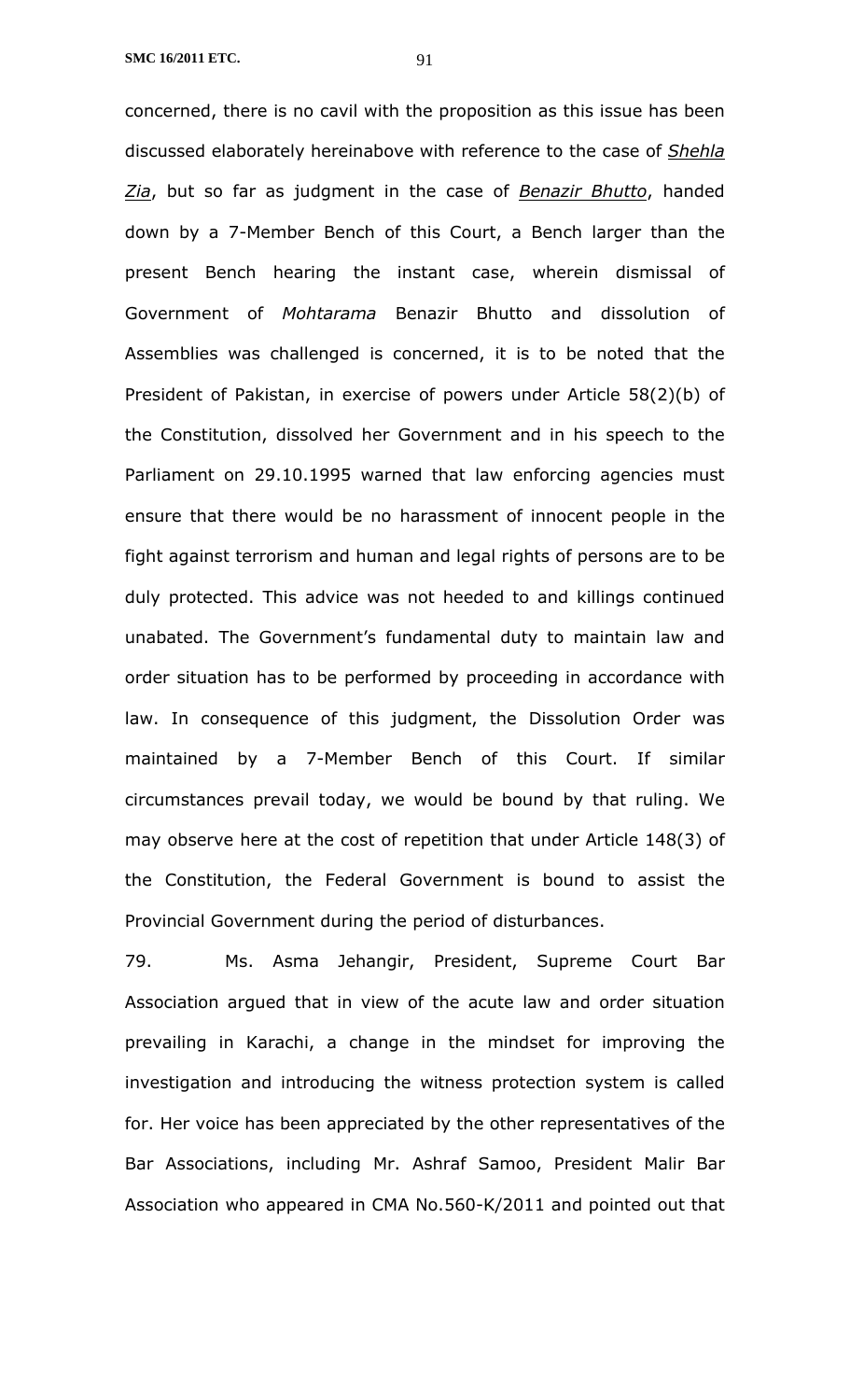concerned, there is no cavil with the proposition as this issue has been discussed elaborately hereinabove with reference to the case of *Shehla Zia*, but so far as judgment in the case of *Benazir Bhutto*, handed down by a 7-Member Bench of this Court, a Bench larger than the present Bench hearing the instant case, wherein dismissal of Government of *Mohtarama* Benazir Bhutto and dissolution of Assemblies was challenged is concerned, it is to be noted that the President of Pakistan, in exercise of powers under Article 58(2)(b) of the Constitution, dissolved her Government and in his speech to the Parliament on 29.10.1995 warned that law enforcing agencies must ensure that there would be no harassment of innocent people in the fight against terrorism and human and legal rights of persons are to be duly protected. This advice was not heeded to and killings continued unabated. The Government's fundamental duty to maintain law and order situation has to be performed by proceeding in accordance with law. In consequence of this judgment, the Dissolution Order was maintained by a 7-Member Bench of this Court. If similar circumstances prevail today, we would be bound by that ruling. We may observe here at the cost of repetition that under Article 148(3) of the Constitution, the Federal Government is bound to assist the Provincial Government during the period of disturbances.

79. Ms. Asma Jehangir, President, Supreme Court Bar Association argued that in view of the acute law and order situation prevailing in Karachi, a change in the mindset for improving the investigation and introducing the witness protection system is called for. Her voice has been appreciated by the other representatives of the Bar Associations, including Mr. Ashraf Samoo, President Malir Bar Association who appeared in CMA No.560-K/2011 and pointed out that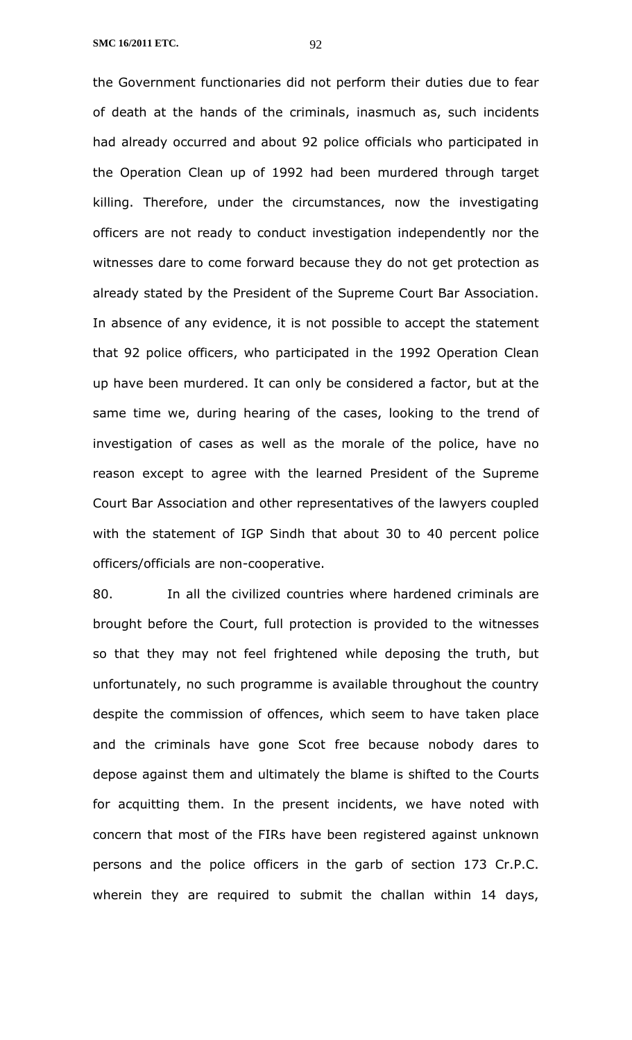the Government functionaries did not perform their duties due to fear of death at the hands of the criminals, inasmuch as, such incidents had already occurred and about 92 police officials who participated in the Operation Clean up of 1992 had been murdered through target killing. Therefore, under the circumstances, now the investigating officers are not ready to conduct investigation independently nor the witnesses dare to come forward because they do not get protection as already stated by the President of the Supreme Court Bar Association. In absence of any evidence, it is not possible to accept the statement that 92 police officers, who participated in the 1992 Operation Clean up have been murdered. It can only be considered a factor, but at the same time we, during hearing of the cases, looking to the trend of investigation of cases as well as the morale of the police, have no reason except to agree with the learned President of the Supreme Court Bar Association and other representatives of the lawyers coupled with the statement of IGP Sindh that about 30 to 40 percent police officers/officials are non-cooperative.

80. In all the civilized countries where hardened criminals are brought before the Court, full protection is provided to the witnesses so that they may not feel frightened while deposing the truth, but unfortunately, no such programme is available throughout the country despite the commission of offences, which seem to have taken place and the criminals have gone Scot free because nobody dares to depose against them and ultimately the blame is shifted to the Courts for acquitting them. In the present incidents, we have noted with concern that most of the FIRs have been registered against unknown persons and the police officers in the garb of section 173 Cr.P.C. wherein they are required to submit the challan within 14 days,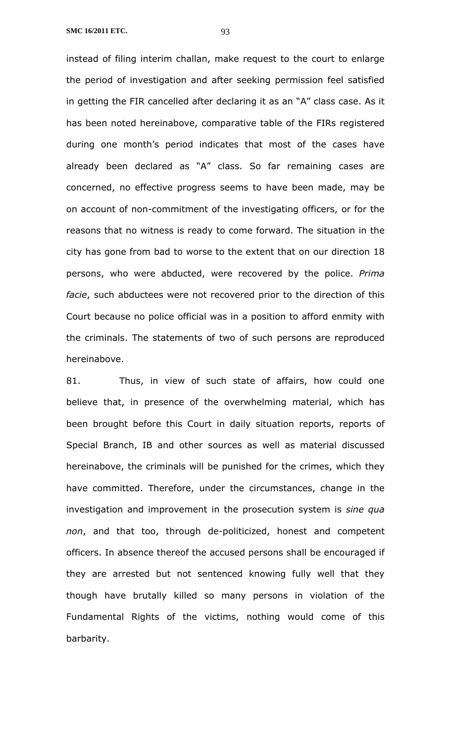instead of filing interim challan, make request to the court to enlarge the period of investigation and after seeking permission feel satisfied in getting the FIR cancelled after declaring it as an "A" class case. As it has been noted hereinabove, comparative table of the FIRs registered during one month's period indicates that most of the cases have already been declared as "A" class. So far remaining cases are concerned, no effective progress seems to have been made, may be on account of non-commitment of the investigating officers, or for the reasons that no witness is ready to come forward. The situation in the city has gone from bad to worse to the extent that on our direction 18 persons, who were abducted, were recovered by the police. *Prima facie*, such abductees were not recovered prior to the direction of this Court because no police official was in a position to afford enmity with the criminals. The statements of two of such persons are reproduced hereinabove.

81. Thus, in view of such state of affairs, how could one believe that, in presence of the overwhelming material, which has been brought before this Court in daily situation reports, reports of Special Branch, IB and other sources as well as material discussed hereinabove, the criminals will be punished for the crimes, which they have committed. Therefore, under the circumstances, change in the investigation and improvement in the prosecution system is *sine qua non*, and that too, through de-politicized, honest and competent officers. In absence thereof the accused persons shall be encouraged if they are arrested but not sentenced knowing fully well that they though have brutally killed so many persons in violation of the Fundamental Rights of the victims, nothing would come of this barbarity.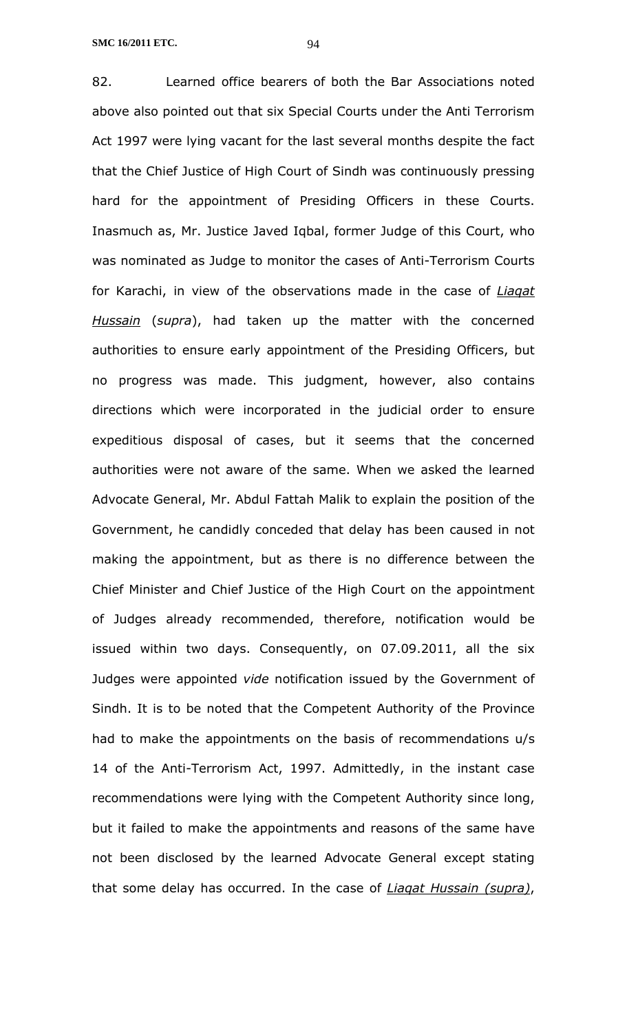82. Learned office bearers of both the Bar Associations noted above also pointed out that six Special Courts under the Anti Terrorism Act 1997 were lying vacant for the last several months despite the fact that the Chief Justice of High Court of Sindh was continuously pressing hard for the appointment of Presiding Officers in these Courts. Inasmuch as, Mr. Justice Javed Iqbal, former Judge of this Court, who was nominated as Judge to monitor the cases of Anti-Terrorism Courts for Karachi, in view of the observations made in the case of <u>*Liaqat Hussain*</u> (*supra*), had taken up the matter with the concerned authorities to ensure early appointment of the Presiding Officers, but no progress was made. This judgment, however, also contains directions which were incorporated in the judicial order to ensure expeditious disposal of cases, but it seems that the concerned authorities were not aware of the same. When we asked the learned Advocate General, Mr. Abdul Fattah Malik to explain the position of the Government, he candidly conceded that delay has been caused in not making the appointment, but as there is no difference between the Chief Minister and Chief Justice of the High Court on the appointment of Judges already recommended, therefore, notification would be issued within two days. Consequently, on 07.09.2011, all the six Judges were appointed *vide* notification issued by the Government of Sindh. It is to be noted that the Competent Authority of the Province had to make the appointments on the basis of recommendations u/s 14 of the Anti-Terrorism Act, 1997. Admittedly, in the instant case recommendations were lying with the Competent Authority since long, but it failed to make the appointments and reasons of the same have not been disclosed by the learned Advocate General except stating that some delay has occurred. In the case of <u>*Liaqat Hussain (supra)*</u>,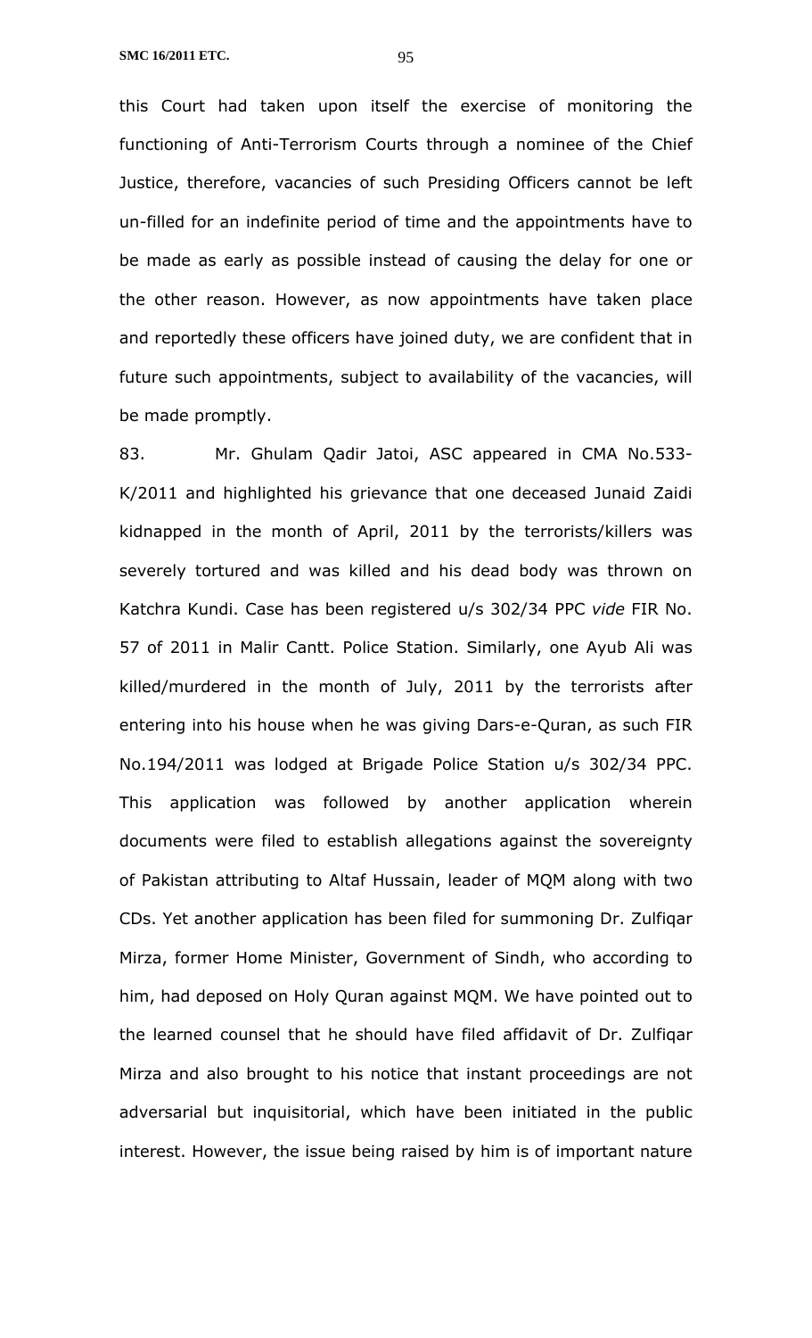this Court had taken upon itself the exercise of monitoring the functioning of Anti-Terrorism Courts through a nominee of the Chief Justice, therefore, vacancies of such Presiding Officers cannot be left un-filled for an indefinite period of time and the appointments have to be made as early as possible instead of causing the delay for one or the other reason. However, as now appointments have taken place and reportedly these officers have joined duty, we are confident that in future such appointments, subject to availability of the vacancies, will be made promptly.

83. Mr. Ghulam Qadir Jatoi, ASC appeared in CMA No.533-K/2011 and highlighted his grievance that one deceased Junaid Zaidi kidnapped in the month of April, 2011 by the terrorists/killers was severely tortured and was killed and his dead body was thrown on Katchra Kundi. Case has been registered u/s 302/34 PPC *vide* FIR No. 57 of 2011 in Malir Cantt. Police Station. Similarly, one Ayub Ali was killed/murdered in the month of July, 2011 by the terrorists after entering into his house when he was giving Dars-e-Quran, as such FIR No.194/2011 was lodged at Brigade Police Station u/s 302/34 PPC. This application was followed by another application wherein documents were filed to establish allegations against the sovereignty of Pakistan attributing to Altaf Hussain, leader of MQM along with two CDs. Yet another application has been filed for summoning Dr. Zulfiqar Mirza, former Home Minister, Government of Sindh, who according to him, had deposed on Holy Quran against MQM. We have pointed out to the learned counsel that he should have filed affidavit of Dr. Zulfiqar Mirza and also brought to his notice that instant proceedings are not adversarial but inquisitorial, which have been initiated in the public interest. However, the issue being raised by him is of important nature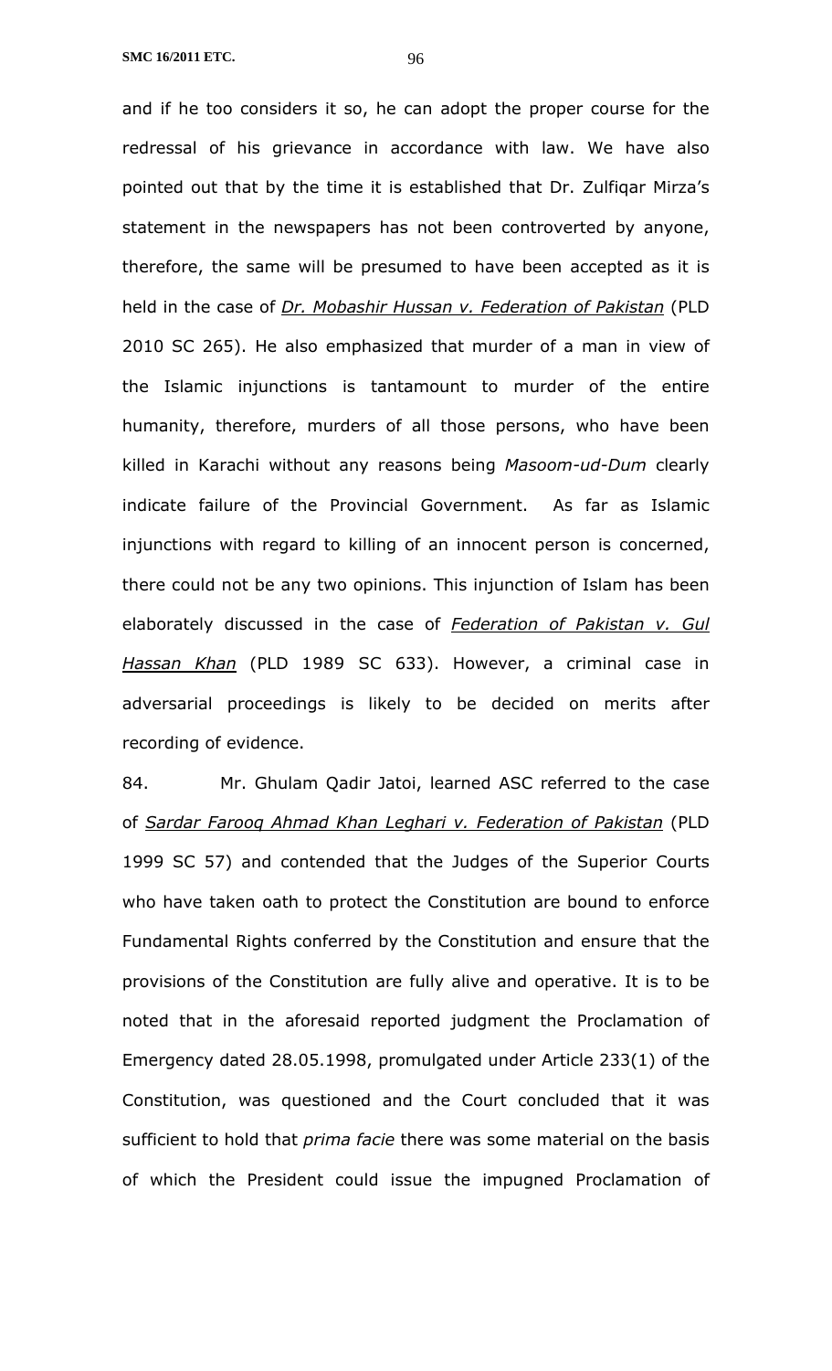and if he too considers it so, he can adopt the proper course for the redressal of his grievance in accordance with law. We have also pointed out that by the time it is established that Dr. Zulfiqar Mirza's statement in the newspapers has not been controverted by anyone, therefore, the same will be presumed to have been accepted as it is held in the case of *Dr. Mobashir Hussan v. Federation of Pakistan* (PLD 2010 SC 265). He also emphasized that murder of a man in view of the Islamic injunctions is tantamount to murder of the entire humanity, therefore, murders of all those persons, who have been killed in Karachi without any reasons being *Masoom-ud-Dum* clearly indicate failure of the Provincial Government. As far as Islamic injunctions with regard to killing of an innocent person is concerned, there could not be any two opinions. This injunction of Islam has been elaborately discussed in the case of *Federation of Pakistan v. Gul Hassan Khan* (PLD 1989 SC 633). However, a criminal case in adversarial proceedings is likely to be decided on merits after recording of evidence.

84. Mr. Ghulam Qadir Jatoi, learned ASC referred to the case of *Sardar Farooq Ahmad Khan Leghari v. Federation of Pakistan* (PLD 1999 SC 57) and contended that the Judges of the Superior Courts who have taken oath to protect the Constitution are bound to enforce Fundamental Rights conferred by the Constitution and ensure that the provisions of the Constitution are fully alive and operative. It is to be noted that in the aforesaid reported judgment the Proclamation of Emergency dated 28.05.1998, promulgated under Article 233(1) of the Constitution, was questioned and the Court concluded that it was sufficient to hold that *prima facie* there was some material on the basis of which the President could issue the impugned Proclamation of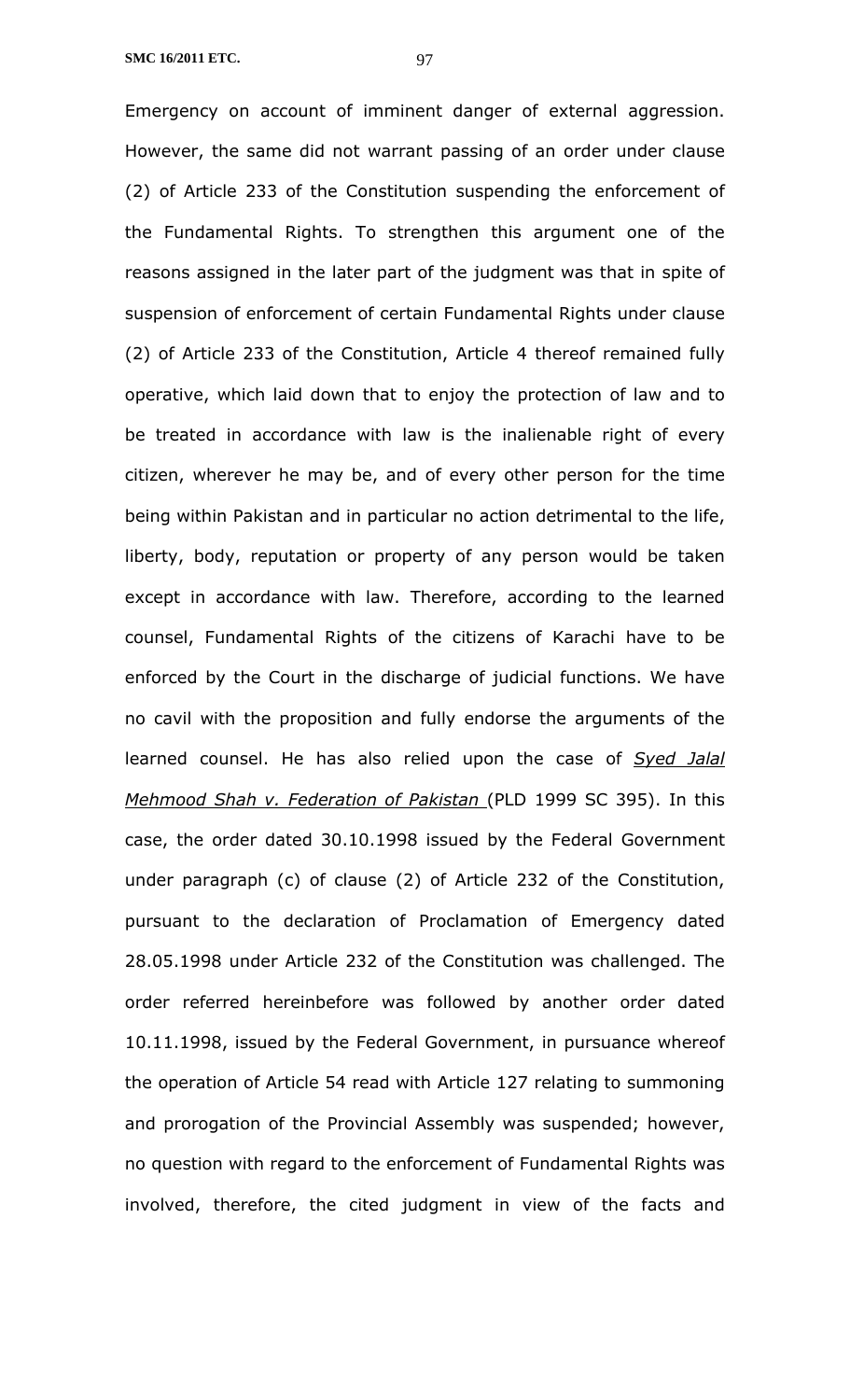Emergency on account of imminent danger of external aggression. However, the same did not warrant passing of an order under clause (2) of Article 233 of the Constitution suspending the enforcement of the Fundamental Rights. To strengthen this argument one of the reasons assigned in the later part of the judgment was that in spite of suspension of enforcement of certain Fundamental Rights under clause (2) of Article 233 of the Constitution, Article 4 thereof remained fully operative, which laid down that to enjoy the protection of law and to be treated in accordance with law is the inalienable right of every citizen, wherever he may be, and of every other person for the time being within Pakistan and in particular no action detrimental to the life, liberty, body, reputation or property of any person would be taken except in accordance with law. Therefore, according to the learned counsel, Fundamental Rights of the citizens of Karachi have to be enforced by the Court in the discharge of judicial functions. We have no cavil with the proposition and fully endorse the arguments of the learned counsel. He has also relied upon the case of ***Syed Jalal Mehmood Shah v. Federation of Pakistan*** (PLD 1999 SC 395). In this case, the order dated 30.10.1998 issued by the Federal Government under paragraph (c) of clause (2) of Article 232 of the Constitution, pursuant to the declaration of Proclamation of Emergency dated 28.05.1998 under Article 232 of the Constitution was challenged. The order referred hereinbefore was followed by another order dated 10.11.1998, issued by the Federal Government, in pursuance whereof the operation of Article 54 read with Article 127 relating to summoning and prorogation of the Provincial Assembly was suspended; however, no question with regard to the enforcement of Fundamental Rights was involved, therefore, the cited judgment in view of the facts and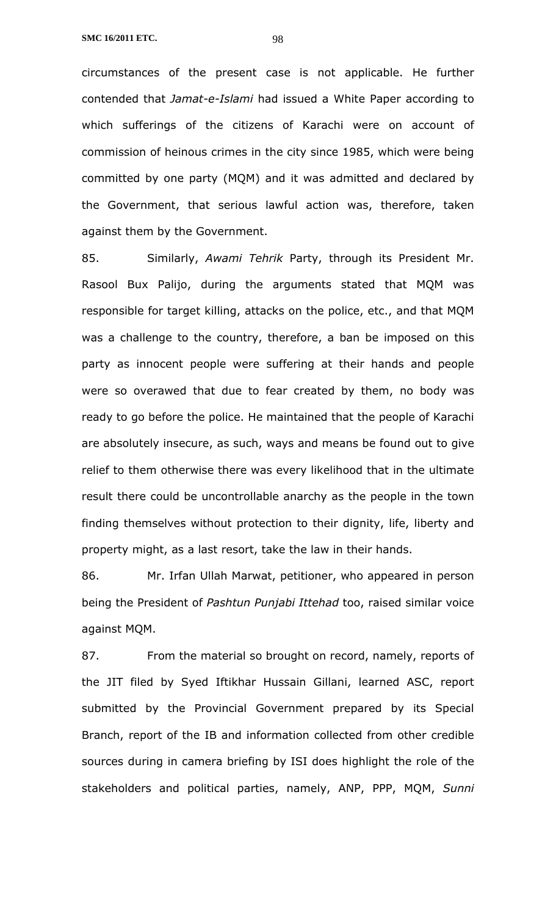circumstances of the present case is not applicable. He further contended that *Jamat-e-Islami* had issued a White Paper according to which sufferings of the citizens of Karachi were on account of commission of heinous crimes in the city since 1985, which were being committed by one party (MQM) and it was admitted and declared by the Government, that serious lawful action was, therefore, taken against them by the Government.

85. Similarly, *Awami Tehrik* Party, through its President Mr. Rasool Bux Palijo, during the arguments stated that MQM was responsible for target killing, attacks on the police, etc., and that MQM was a challenge to the country, therefore, a ban be imposed on this party as innocent people were suffering at their hands and people were so overawed that due to fear created by them, no body was ready to go before the police. He maintained that the people of Karachi are absolutely insecure, as such, ways and means be found out to give relief to them otherwise there was every likelihood that in the ultimate result there could be uncontrollable anarchy as the people in the town finding themselves without protection to their dignity, life, liberty and property might, as a last resort, take the law in their hands.

86. Mr. Irfan Ullah Marwat, petitioner, who appeared in person being the President of *Pashtun Punjabi Ittehad* too, raised similar voice against MQM.

87. From the material so brought on record, namely, reports of the JIT filed by Syed Iftikhar Hussain Gillani, learned ASC, report submitted by the Provincial Government prepared by its Special Branch, report of the IB and information collected from other credible sources during in camera briefing by ISI does highlight the role of the stakeholders and political parties, namely, ANP, PPP, MQM, *Sunni*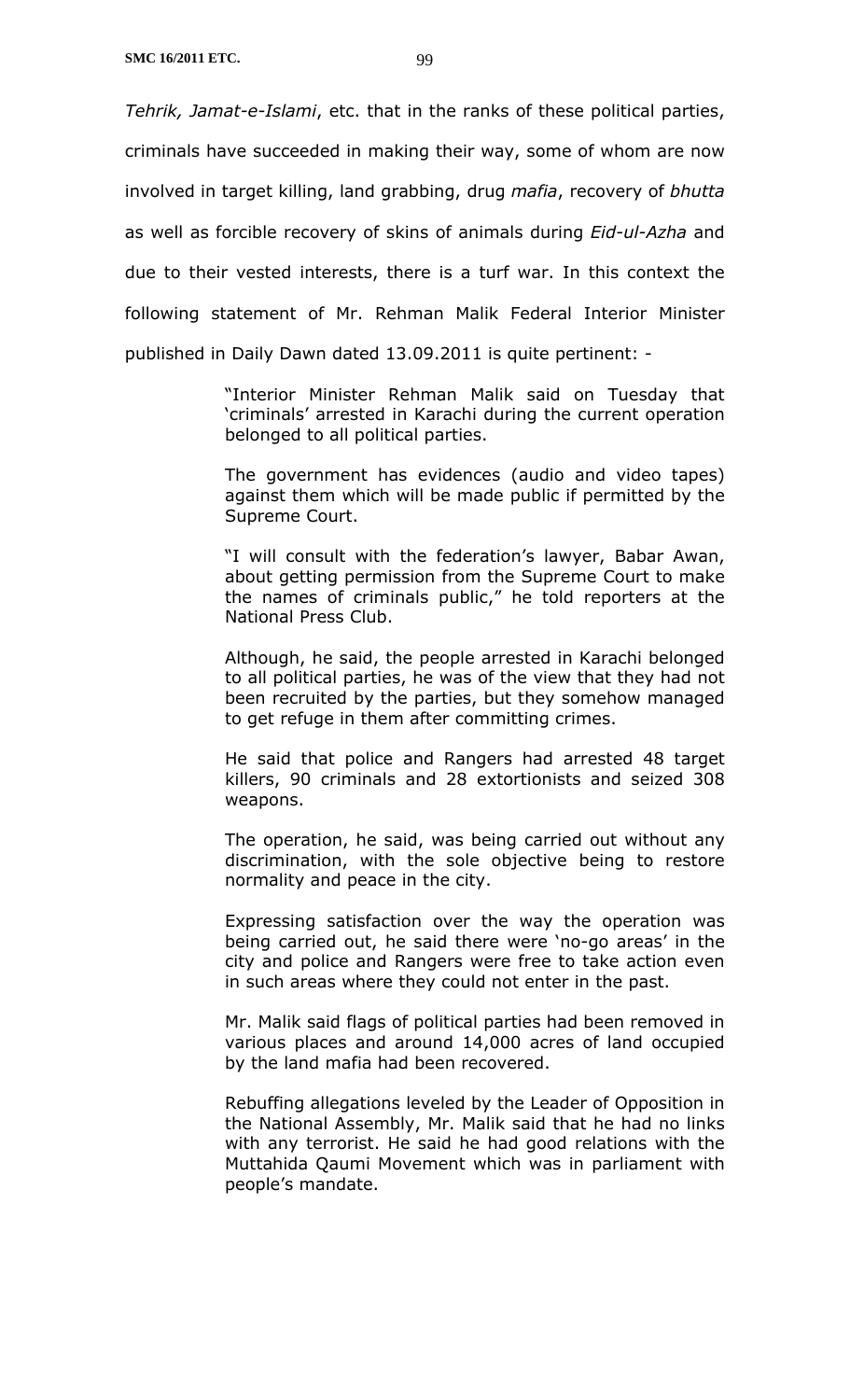*Tehrik, Jamat-e-Islami*, etc. that in the ranks of these political parties, criminals have succeeded in making their way, some of whom are now involved in target killing, land grabbing, drug *mafia*, recovery of *bhutta* as well as forcible recovery of skins of animals during *Eid-ul-Azha* and due to their vested interests, there is a turf war. In this context the following statement of Mr. Rehman Malik Federal Interior Minister published in Daily Dawn dated 13.09.2011 is quite pertinent: -

> "Interior Minister Rehman Malik said on Tuesday that 'criminals' arrested in Karachi during the current operation belonged to all political parties.
>
> The government has evidences (audio and video tapes) against them which will be made public if permitted by the Supreme Court.
>
> "I will consult with the federation's lawyer, Babar Awan, about getting permission from the Supreme Court to make the names of criminals public," he told reporters at the National Press Club.
>
> Although, he said, the people arrested in Karachi belonged to all political parties, he was of the view that they had not been recruited by the parties, but they somehow managed to get refuge in them after committing crimes.
>
> He said that police and Rangers had arrested 48 target killers, 90 criminals and 28 extortionists and seized 308 weapons.
>
> The operation, he said, was being carried out without any discrimination, with the sole objective being to restore normality and peace in the city.
>
> Expressing satisfaction over the way the operation was being carried out, he said there were 'no-go areas' in the city and police and Rangers were free to take action even in such areas where they could not enter in the past.
>
> Mr. Malik said flags of political parties had been removed in various places and around 14,000 acres of land occupied by the land mafia had been recovered.
>
> Rebuffing allegations leveled by the Leader of Opposition in the National Assembly, Mr. Malik said that he had no links with any terrorist. He said he had good relations with the Muttahida Qaumi Movement which was in parliament with people's mandate.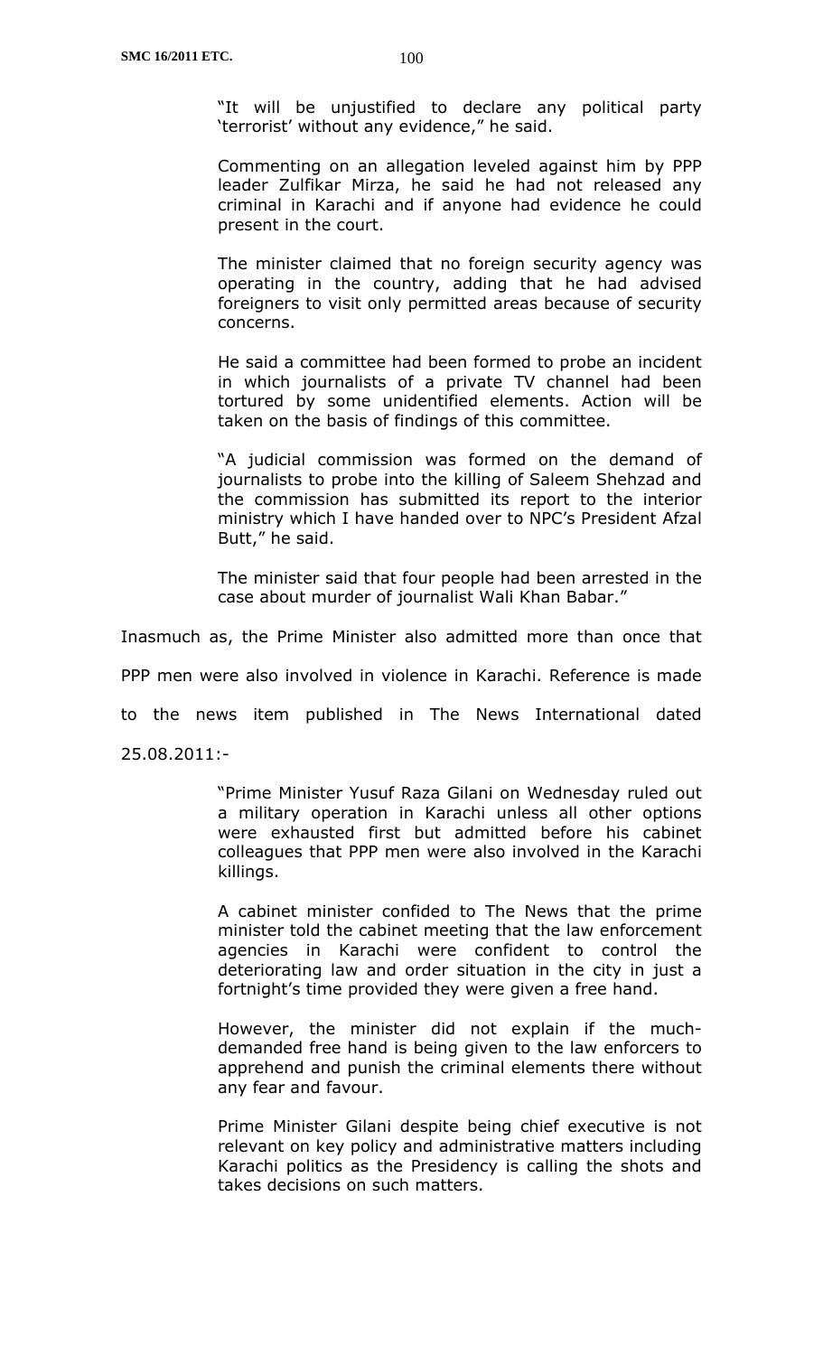> "It will be unjustified to declare any political party 'terrorist' without any evidence," he said.
>
> Commenting on an allegation leveled against him by PPP leader Zulfikar Mirza, he said he had not released any criminal in Karachi and if anyone had evidence he could present in the court.
>
> The minister claimed that no foreign security agency was operating in the country, adding that he had advised foreigners to visit only permitted areas because of security concerns.
>
> He said a committee had been formed to probe an incident in which journalists of a private TV channel had been tortured by some unidentified elements. Action will be taken on the basis of findings of this committee.
>
> "A judicial commission was formed on the demand of journalists to probe into the killing of Saleem Shehzad and the commission has submitted its report to the interior ministry which I have handed over to NPC's President Afzal Butt," he said.
>
> The minister said that four people had been arrested in the case about murder of journalist Wali Khan Babar."

Inasmuch as, the Prime Minister also admitted more than once that PPP men were also involved in violence in Karachi. Reference is made to the news item published in The News International dated 25.08.2011:-

> "Prime Minister Yusuf Raza Gilani on Wednesday ruled out a military operation in Karachi unless all other options were exhausted first but admitted before his cabinet colleagues that PPP men were also involved in the Karachi killings.
>
> A cabinet minister confided to The News that the prime minister told the cabinet meeting that the law enforcement agencies in Karachi were confident to control the deteriorating law and order situation in the city in just a fortnight's time provided they were given a free hand.
>
> However, the minister did not explain if the much-demanded free hand is being given to the law enforcers to apprehend and punish the criminal elements there without any fear and favour.
>
> Prime Minister Gilani despite being chief executive is not relevant on key policy and administrative matters including Karachi politics as the Presidency is calling the shots and takes decisions on such matters.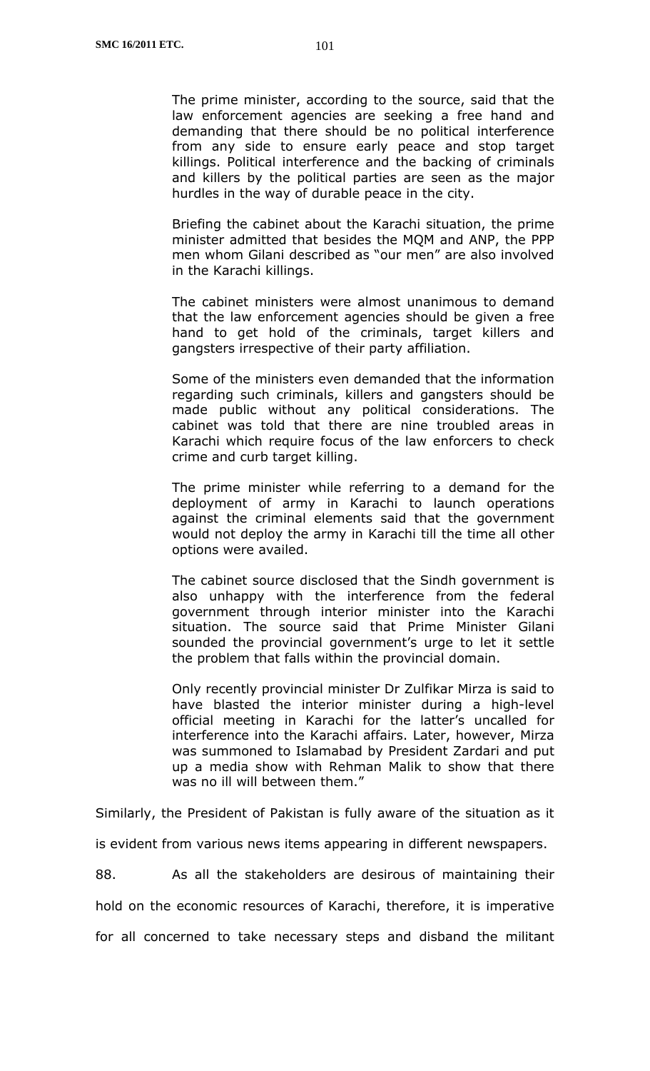> The prime minister, according to the source, said that the law enforcement agencies are seeking a free hand and demanding that there should be no political interference from any side to ensure early peace and stop target killings. Political interference and the backing of criminals and killers by the political parties are seen as the major hurdles in the way of durable peace in the city.
>
> Briefing the cabinet about the Karachi situation, the prime minister admitted that besides the MQM and ANP, the PPP men whom Gilani described as "our men" are also involved in the Karachi killings.
>
> The cabinet ministers were almost unanimous to demand that the law enforcement agencies should be given a free hand to get hold of the criminals, target killers and gangsters irrespective of their party affiliation.
>
> Some of the ministers even demanded that the information regarding such criminals, killers and gangsters should be made public without any political considerations. The cabinet was told that there are nine troubled areas in Karachi which require focus of the law enforcers to check crime and curb target killing.
>
> The prime minister while referring to a demand for the deployment of army in Karachi to launch operations against the criminal elements said that the government would not deploy the army in Karachi till the time all other options were availed.
>
> The cabinet source disclosed that the Sindh government is also unhappy with the interference from the federal government through interior minister into the Karachi situation. The source said that Prime Minister Gilani sounded the provincial government's urge to let it settle the problem that falls within the provincial domain.
>
> Only recently provincial minister Dr Zulfikar Mirza is said to have blasted the interior minister during a high-level official meeting in Karachi for the latter's uncalled for interference into the Karachi affairs. Later, however, Mirza was summoned to Islamabad by President Zardari and put up a media show with Rehman Malik to show that there was no ill will between them."

Similarly, the President of Pakistan is fully aware of the situation as it is evident from various news items appearing in different newspapers.

88. As all the stakeholders are desirous of maintaining their hold on the economic resources of Karachi, therefore, it is imperative for all concerned to take necessary steps and disband the militant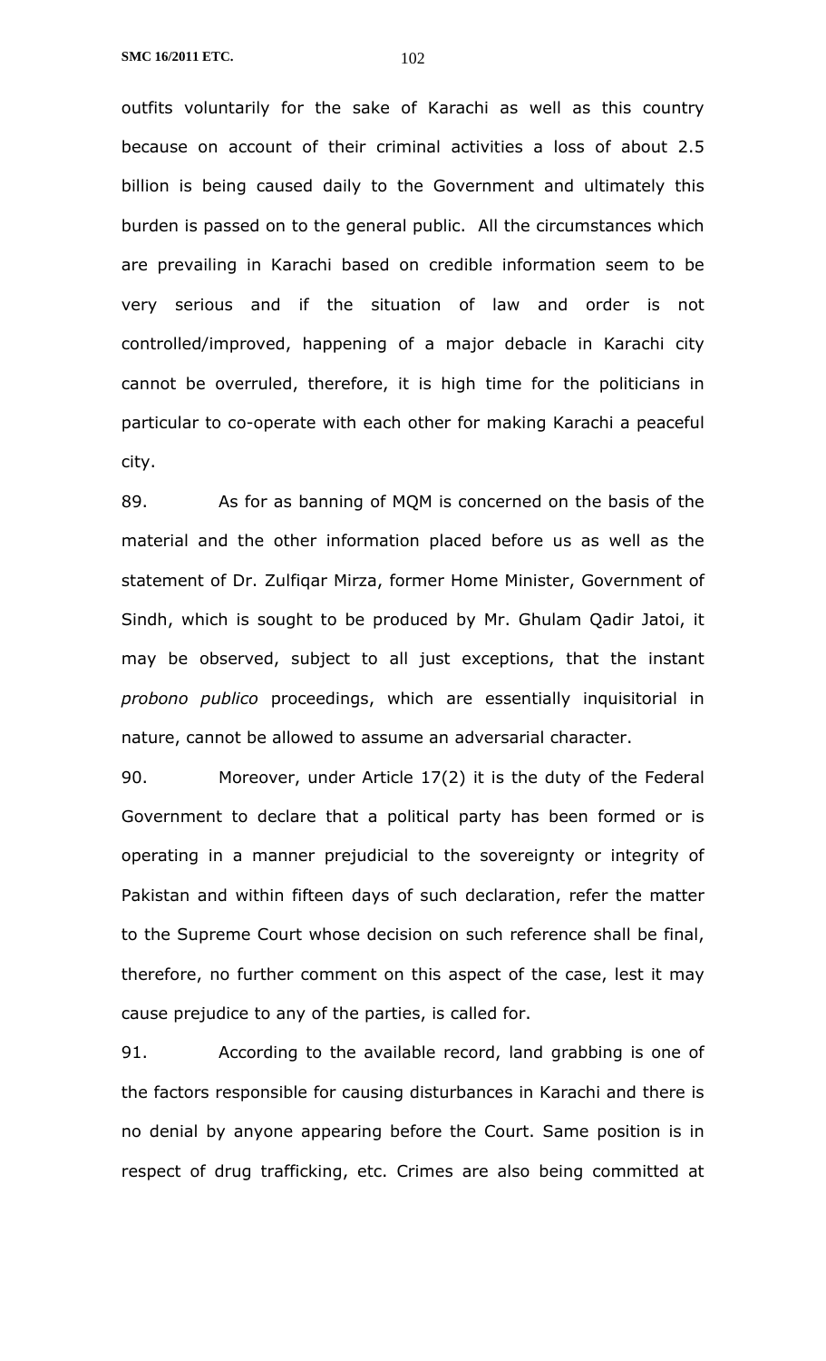outfits voluntarily for the sake of Karachi as well as this country because on account of their criminal activities a loss of about 2.5 billion is being caused daily to the Government and ultimately this burden is passed on to the general public. All the circumstances which are prevailing in Karachi based on credible information seem to be very serious and if the situation of law and order is not controlled/improved, happening of a major debacle in Karachi city cannot be overruled, therefore, it is high time for the politicians in particular to co-operate with each other for making Karachi a peaceful city.

89. As for as banning of MQM is concerned on the basis of the material and the other information placed before us as well as the statement of Dr. Zulfiqar Mirza, former Home Minister, Government of Sindh, which is sought to be produced by Mr. Ghulam Qadir Jatoi, it may be observed, subject to all just exceptions, that the instant *probono publico* proceedings, which are essentially inquisitorial in nature, cannot be allowed to assume an adversarial character.

90. Moreover, under Article 17(2) it is the duty of the Federal Government to declare that a political party has been formed or is operating in a manner prejudicial to the sovereignty or integrity of Pakistan and within fifteen days of such declaration, refer the matter to the Supreme Court whose decision on such reference shall be final, therefore, no further comment on this aspect of the case, lest it may cause prejudice to any of the parties, is called for.

91. According to the available record, land grabbing is one of the factors responsible for causing disturbances in Karachi and there is no denial by anyone appearing before the Court. Same position is in respect of drug trafficking, etc. Crimes are also being committed at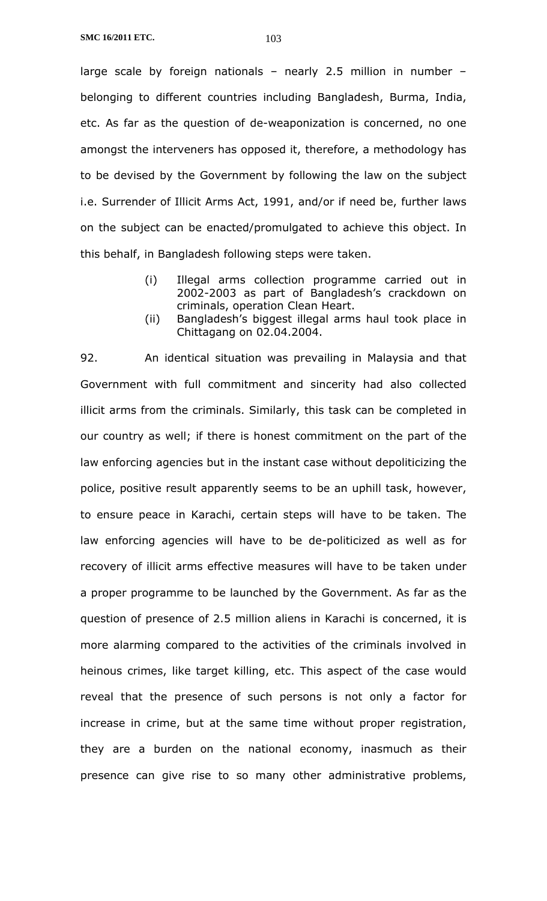large scale by foreign nationals – nearly 2.5 million in number – belonging to different countries including Bangladesh, Burma, India, etc. As far as the question of de-weaponization is concerned, no one amongst the interveners has opposed it, therefore, a methodology has to be devised by the Government by following the law on the subject i.e. Surrender of Illicit Arms Act, 1991, and/or if need be, further laws on the subject can be enacted/promulgated to achieve this object. In this behalf, in Bangladesh following steps were taken.

(i) Illegal arms collection programme carried out in 2002-2003 as part of Bangladesh's crackdown on criminals, operation Clean Heart.

(ii) Bangladesh's biggest illegal arms haul took place in Chittagang on 02.04.2004.

92. An identical situation was prevailing in Malaysia and that Government with full commitment and sincerity had also collected illicit arms from the criminals. Similarly, this task can be completed in our country as well; if there is honest commitment on the part of the law enforcing agencies but in the instant case without depoliticizing the police, positive result apparently seems to be an uphill task, however, to ensure peace in Karachi, certain steps will have to be taken. The law enforcing agencies will have to be de-politicized as well as for recovery of illicit arms effective measures will have to be taken under a proper programme to be launched by the Government. As far as the question of presence of 2.5 million aliens in Karachi is concerned, it is more alarming compared to the activities of the criminals involved in heinous crimes, like target killing, etc. This aspect of the case would reveal that the presence of such persons is not only a factor for increase in crime, but at the same time without proper registration, they are a burden on the national economy, inasmuch as their presence can give rise to so many other administrative problems,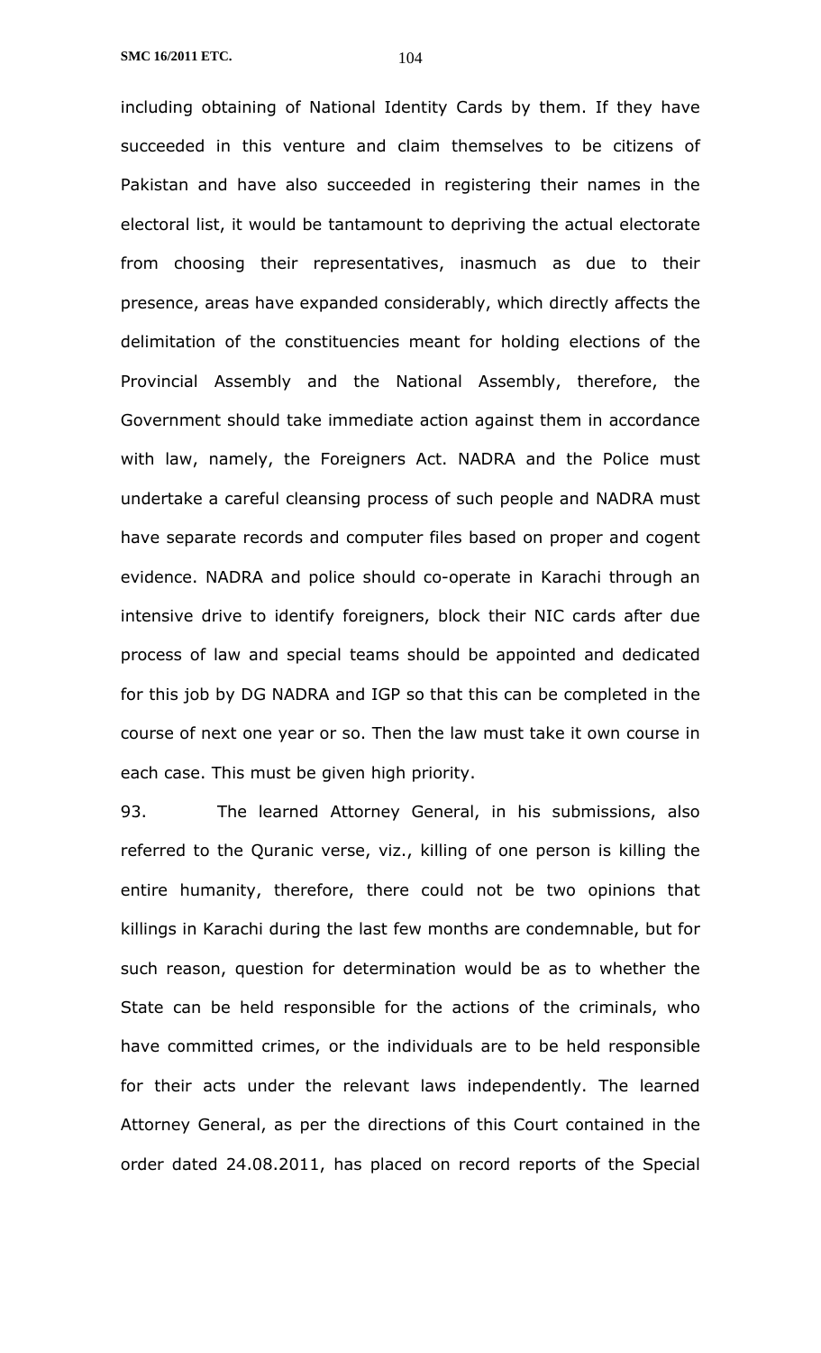including obtaining of National Identity Cards by them. If they have succeeded in this venture and claim themselves to be citizens of Pakistan and have also succeeded in registering their names in the electoral list, it would be tantamount to depriving the actual electorate from choosing their representatives, inasmuch as due to their presence, areas have expanded considerably, which directly affects the delimitation of the constituencies meant for holding elections of the Provincial Assembly and the National Assembly, therefore, the Government should take immediate action against them in accordance with law, namely, the Foreigners Act. NADRA and the Police must undertake a careful cleansing process of such people and NADRA must have separate records and computer files based on proper and cogent evidence. NADRA and police should co-operate in Karachi through an intensive drive to identify foreigners, block their NIC cards after due process of law and special teams should be appointed and dedicated for this job by DG NADRA and IGP so that this can be completed in the course of next one year or so. Then the law must take it own course in each case. This must be given high priority.

93. The learned Attorney General, in his submissions, also referred to the Quranic verse, viz., killing of one person is killing the entire humanity, therefore, there could not be two opinions that killings in Karachi during the last few months are condemnable, but for such reason, question for determination would be as to whether the State can be held responsible for the actions of the criminals, who have committed crimes, or the individuals are to be held responsible for their acts under the relevant laws independently. The learned Attorney General, as per the directions of this Court contained in the order dated 24.08.2011, has placed on record reports of the Special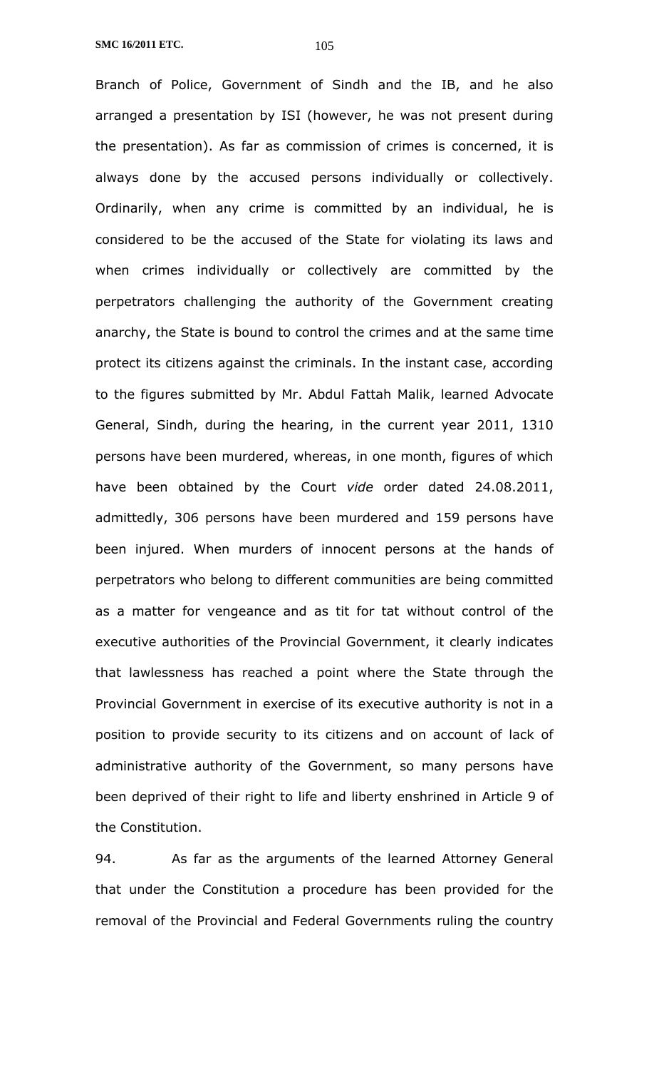Branch of Police, Government of Sindh and the IB, and he also arranged a presentation by ISI (however, he was not present during the presentation). As far as commission of crimes is concerned, it is always done by the accused persons individually or collectively. Ordinarily, when any crime is committed by an individual, he is considered to be the accused of the State for violating its laws and when crimes individually or collectively are committed by the perpetrators challenging the authority of the Government creating anarchy, the State is bound to control the crimes and at the same time protect its citizens against the criminals. In the instant case, according to the figures submitted by Mr. Abdul Fattah Malik, learned Advocate General, Sindh, during the hearing, in the current year 2011, 1310 persons have been murdered, whereas, in one month, figures of which have been obtained by the Court *vide* order dated 24.08.2011, admittedly, 306 persons have been murdered and 159 persons have been injured. When murders of innocent persons at the hands of perpetrators who belong to different communities are being committed as a matter for vengeance and as tit for tat without control of the executive authorities of the Provincial Government, it clearly indicates that lawlessness has reached a point where the State through the Provincial Government in exercise of its executive authority is not in a position to provide security to its citizens and on account of lack of administrative authority of the Government, so many persons have been deprived of their right to life and liberty enshrined in Article 9 of the Constitution.

94. As far as the arguments of the learned Attorney General that under the Constitution a procedure has been provided for the removal of the Provincial and Federal Governments ruling the country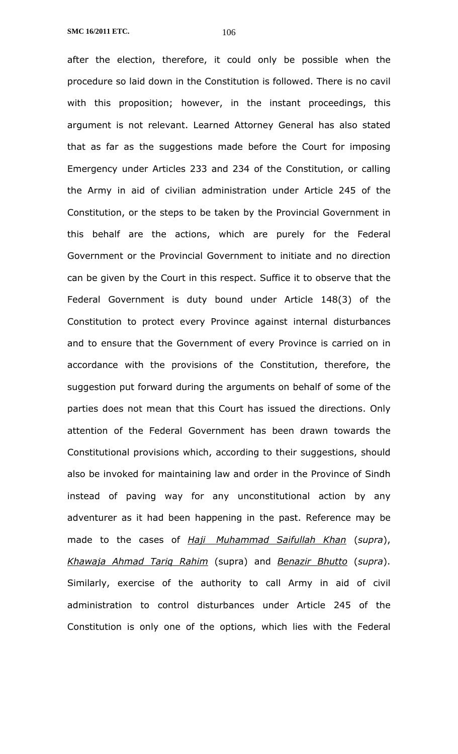after the election, therefore, it could only be possible when the procedure so laid down in the Constitution is followed. There is no cavil with this proposition; however, in the instant proceedings, this argument is not relevant. Learned Attorney General has also stated that as far as the suggestions made before the Court for imposing Emergency under Articles 233 and 234 of the Constitution, or calling the Army in aid of civilian administration under Article 245 of the Constitution, or the steps to be taken by the Provincial Government in this behalf are the actions, which are purely for the Federal Government or the Provincial Government to initiate and no direction can be given by the Court in this respect. Suffice it to observe that the Federal Government is duty bound under Article 148(3) of the Constitution to protect every Province against internal disturbances and to ensure that the Government of every Province is carried on in accordance with the provisions of the Constitution, therefore, the suggestion put forward during the arguments on behalf of some of the parties does not mean that this Court has issued the directions. Only attention of the Federal Government has been drawn towards the Constitutional provisions which, according to their suggestions, should also be invoked for maintaining law and order in the Province of Sindh instead of paving way for any unconstitutional action by any adventurer as it had been happening in the past. Reference may be made to the cases of ***Haji Muhammad Saifullah Khan*** (*supra*), ***Khawaja Ahmad Tariq Rahim*** (supra) and ***Benazir Bhutto*** (*supra*). Similarly, exercise of the authority to call Army in aid of civil administration to control disturbances under Article 245 of the Constitution is only one of the options, which lies with the Federal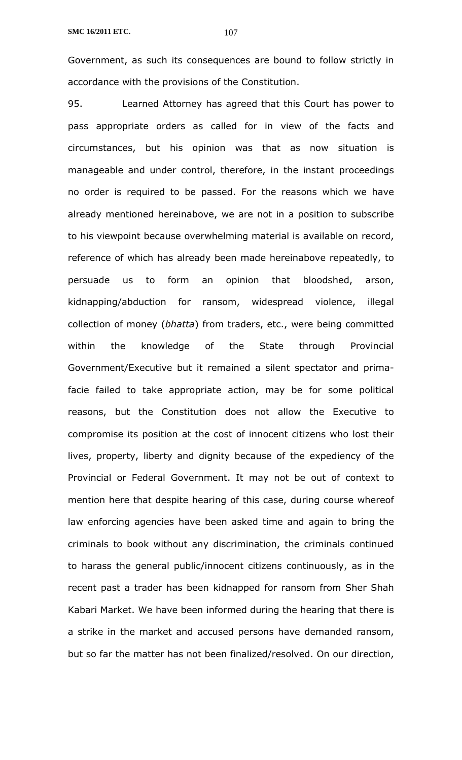Government, as such its consequences are bound to follow strictly in accordance with the provisions of the Constitution.

95. Learned Attorney has agreed that this Court has power to pass appropriate orders as called for in view of the facts and circumstances, but his opinion was that as now situation is manageable and under control, therefore, in the instant proceedings no order is required to be passed. For the reasons which we have already mentioned hereinabove, we are not in a position to subscribe to his viewpoint because overwhelming material is available on record, reference of which has already been made hereinabove repeatedly, to persuade us to form an opinion that bloodshed, arson, kidnapping/abduction for ransom, widespread violence, illegal collection of money (*bhatta*) from traders, etc., were being committed within the knowledge of the State through Provincial Government/Executive but it remained a silent spectator and prima-facie failed to take appropriate action, may be for some political reasons, but the Constitution does not allow the Executive to compromise its position at the cost of innocent citizens who lost their lives, property, liberty and dignity because of the expediency of the Provincial or Federal Government. It may not be out of context to mention here that despite hearing of this case, during course whereof law enforcing agencies have been asked time and again to bring the criminals to book without any discrimination, the criminals continued to harass the general public/innocent citizens continuously, as in the recent past a trader has been kidnapped for ransom from Sher Shah Kabari Market. We have been informed during the hearing that there is a strike in the market and accused persons have demanded ransom, but so far the matter has not been finalized/resolved. On our direction,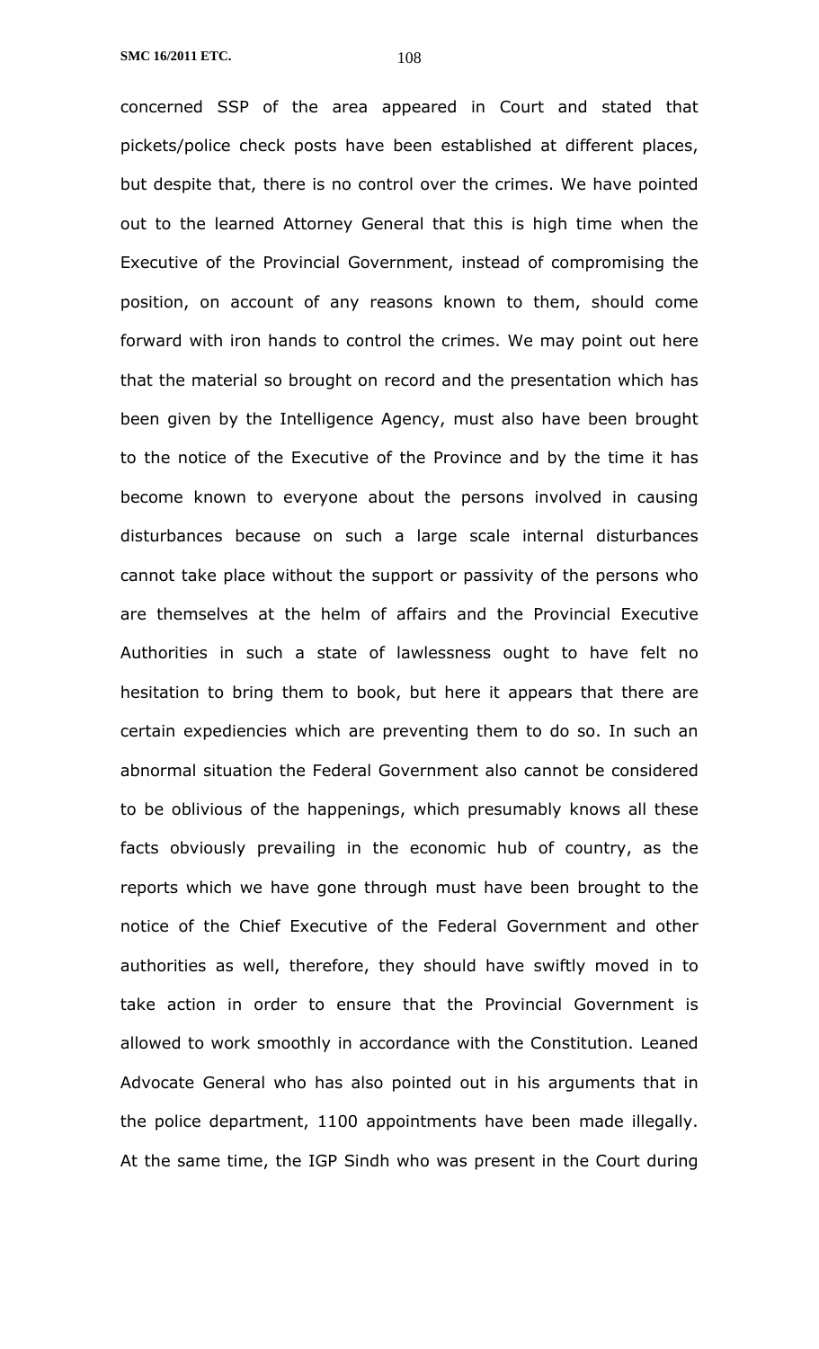concerned SSP of the area appeared in Court and stated that pickets/police check posts have been established at different places, but despite that, there is no control over the crimes. We have pointed out to the learned Attorney General that this is high time when the Executive of the Provincial Government, instead of compromising the position, on account of any reasons known to them, should come forward with iron hands to control the crimes. We may point out here that the material so brought on record and the presentation which has been given by the Intelligence Agency, must also have been brought to the notice of the Executive of the Province and by the time it has become known to everyone about the persons involved in causing disturbances because on such a large scale internal disturbances cannot take place without the support or passivity of the persons who are themselves at the helm of affairs and the Provincial Executive Authorities in such a state of lawlessness ought to have felt no hesitation to bring them to book, but here it appears that there are certain expediencies which are preventing them to do so. In such an abnormal situation the Federal Government also cannot be considered to be oblivious of the happenings, which presumably knows all these facts obviously prevailing in the economic hub of country, as the reports which we have gone through must have been brought to the notice of the Chief Executive of the Federal Government and other authorities as well, therefore, they should have swiftly moved in to take action in order to ensure that the Provincial Government is allowed to work smoothly in accordance with the Constitution. Leaned Advocate General who has also pointed out in his arguments that in the police department, 1100 appointments have been made illegally. At the same time, the IGP Sindh who was present in the Court during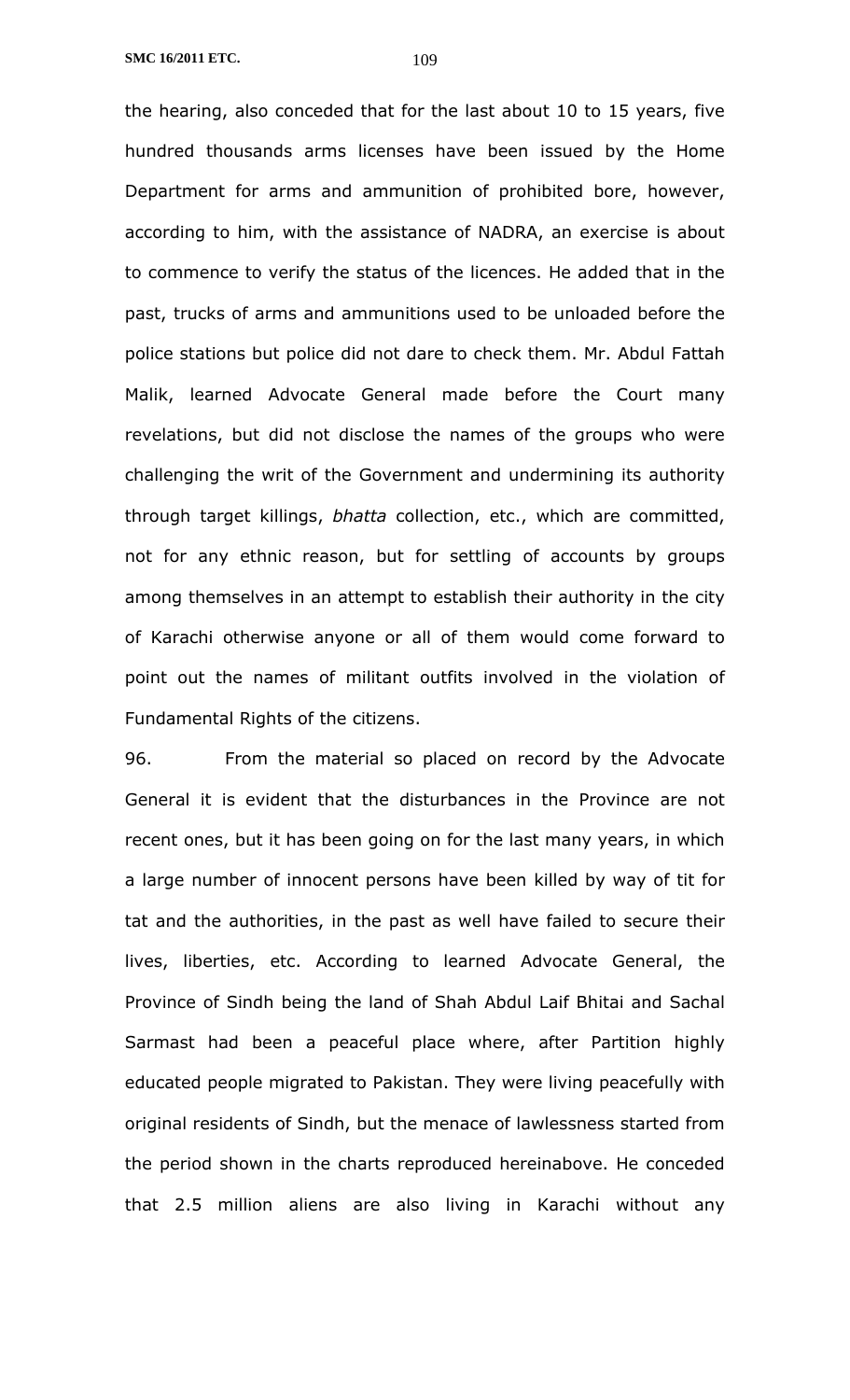the hearing, also conceded that for the last about 10 to 15 years, five hundred thousands arms licenses have been issued by the Home Department for arms and ammunition of prohibited bore, however, according to him, with the assistance of NADRA, an exercise is about to commence to verify the status of the licences. He added that in the past, trucks of arms and ammunitions used to be unloaded before the police stations but police did not dare to check them. Mr. Abdul Fattah Malik, learned Advocate General made before the Court many revelations, but did not disclose the names of the groups who were challenging the writ of the Government and undermining its authority through target killings, *bhatta* collection, etc., which are committed, not for any ethnic reason, but for settling of accounts by groups among themselves in an attempt to establish their authority in the city of Karachi otherwise anyone or all of them would come forward to point out the names of militant outfits involved in the violation of Fundamental Rights of the citizens.

96. From the material so placed on record by the Advocate General it is evident that the disturbances in the Province are not recent ones, but it has been going on for the last many years, in which a large number of innocent persons have been killed by way of tit for tat and the authorities, in the past as well have failed to secure their lives, liberties, etc. According to learned Advocate General, the Province of Sindh being the land of Shah Abdul Laif Bhitai and Sachal Sarmast had been a peaceful place where, after Partition highly educated people migrated to Pakistan. They were living peacefully with original residents of Sindh, but the menace of lawlessness started from the period shown in the charts reproduced hereinabove. He conceded that 2.5 million aliens are also living in Karachi without any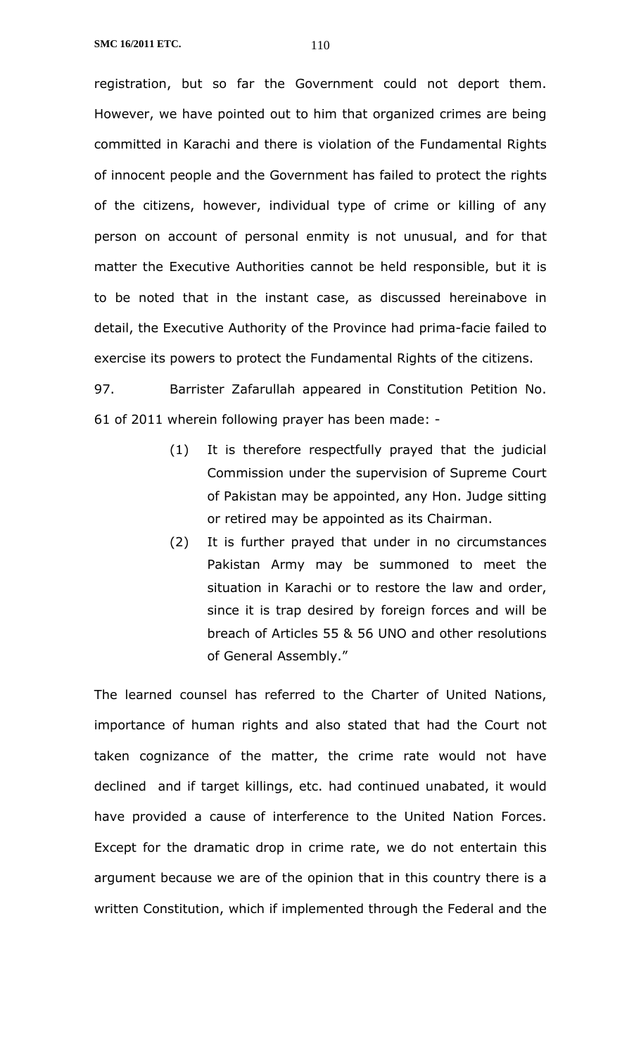registration, but so far the Government could not deport them. However, we have pointed out to him that organized crimes are being committed in Karachi and there is violation of the Fundamental Rights of innocent people and the Government has failed to protect the rights of the citizens, however, individual type of crime or killing of any person on account of personal enmity is not unusual, and for that matter the Executive Authorities cannot be held responsible, but it is to be noted that in the instant case, as discussed hereinabove in detail, the Executive Authority of the Province had prima-facie failed to exercise its powers to protect the Fundamental Rights of the citizens.

97. Barrister Zafarullah appeared in Constitution Petition No. 61 of 2011 wherein following prayer has been made: -

> (1) It is therefore respectfully prayed that the judicial Commission under the supervision of Supreme Court of Pakistan may be appointed, any Hon. Judge sitting or retired may be appointed as its Chairman.
>
> (2) It is further prayed that under in no circumstances Pakistan Army may be summoned to meet the situation in Karachi or to restore the law and order, since it is trap desired by foreign forces and will be breach of Articles 55 & 56 UNO and other resolutions of General Assembly."

The learned counsel has referred to the Charter of United Nations, importance of human rights and also stated that had the Court not taken cognizance of the matter, the crime rate would not have declined and if target killings, etc. had continued unabated, it would have provided a cause of interference to the United Nation Forces. Except for the dramatic drop in crime rate, we do not entertain this argument because we are of the opinion that in this country there is a written Constitution, which if implemented through the Federal and the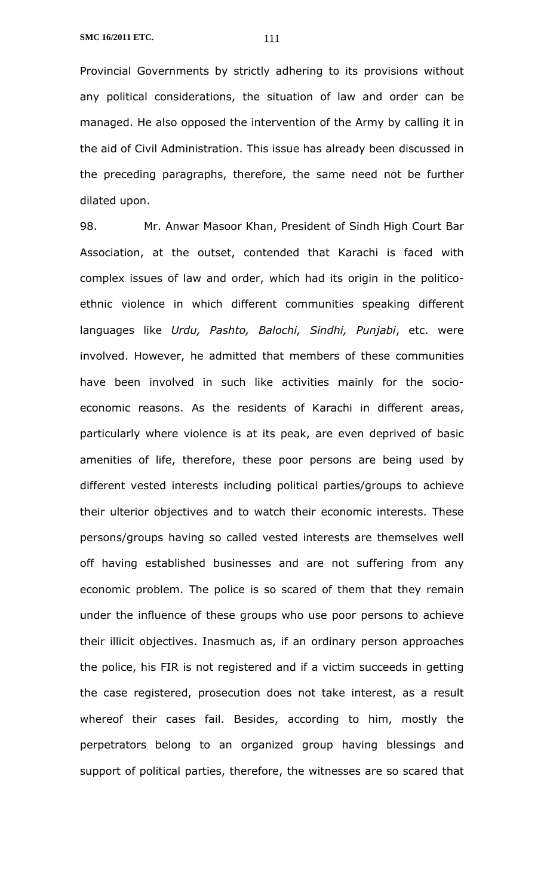Provincial Governments by strictly adhering to its provisions without any political considerations, the situation of law and order can be managed. He also opposed the intervention of the Army by calling it in the aid of Civil Administration. This issue has already been discussed in the preceding paragraphs, therefore, the same need not be further dilated upon.

98. Mr. Anwar Masoor Khan, President of Sindh High Court Bar Association, at the outset, contended that Karachi is faced with complex issues of law and order, which had its origin in the politico-ethnic violence in which different communities speaking different languages like *Urdu, Pashto, Balochi, Sindhi, Punjabi*, etc. were involved. However, he admitted that members of these communities have been involved in such like activities mainly for the socio-economic reasons. As the residents of Karachi in different areas, particularly where violence is at its peak, are even deprived of basic amenities of life, therefore, these poor persons are being used by different vested interests including political parties/groups to achieve their ulterior objectives and to watch their economic interests. These persons/groups having so called vested interests are themselves well off having established businesses and are not suffering from any economic problem. The police is so scared of them that they remain under the influence of these groups who use poor persons to achieve their illicit objectives. Inasmuch as, if an ordinary person approaches the police, his FIR is not registered and if a victim succeeds in getting the case registered, prosecution does not take interest, as a result whereof their cases fail. Besides, according to him, mostly the perpetrators belong to an organized group having blessings and support of political parties, therefore, the witnesses are so scared that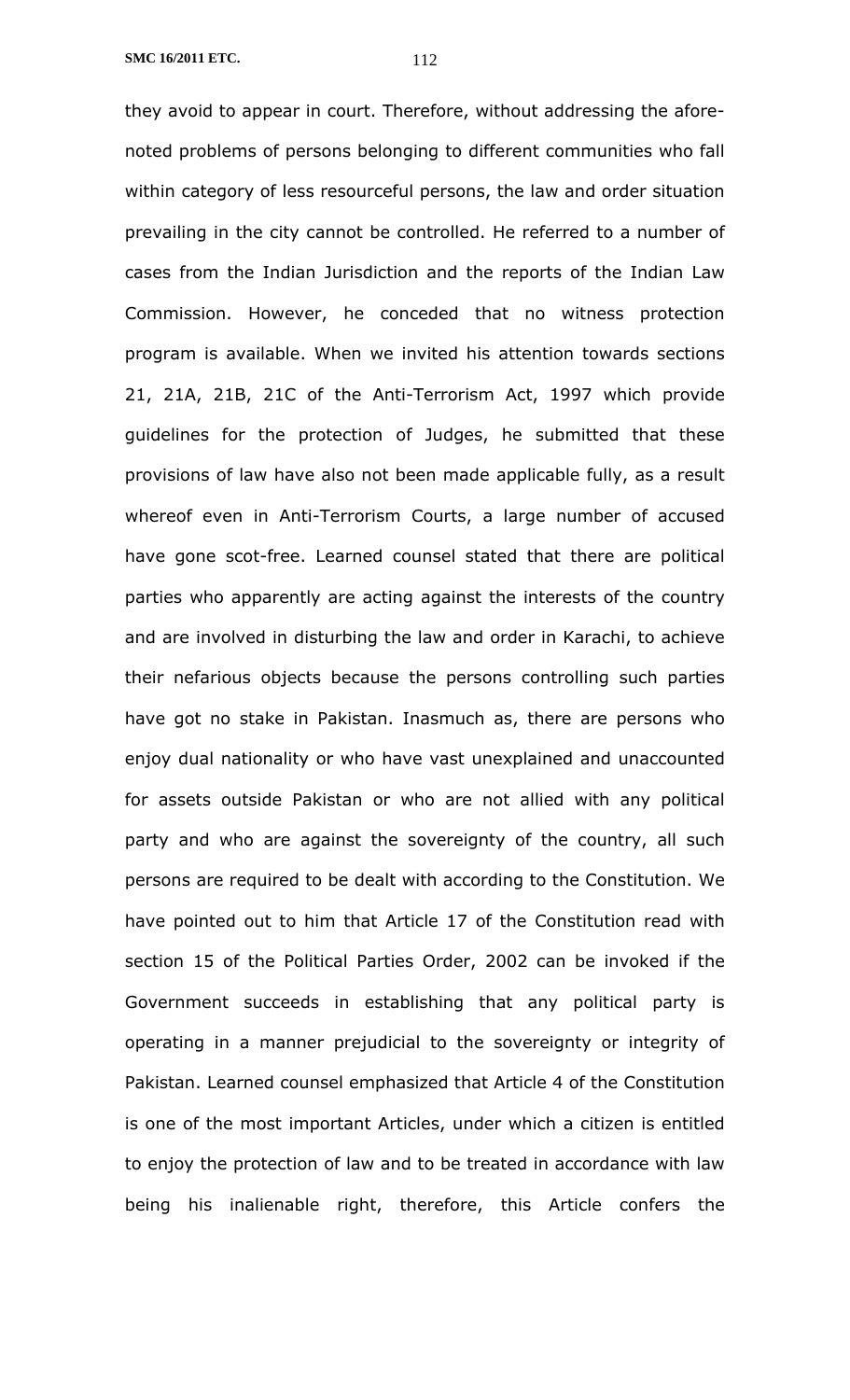they avoid to appear in court. Therefore, without addressing the afore-noted problems of persons belonging to different communities who fall within category of less resourceful persons, the law and order situation prevailing in the city cannot be controlled. He referred to a number of cases from the Indian Jurisdiction and the reports of the Indian Law Commission. However, he conceded that no witness protection program is available. When we invited his attention towards sections 21, 21A, 21B, 21C of the Anti-Terrorism Act, 1997 which provide guidelines for the protection of Judges, he submitted that these provisions of law have also not been made applicable fully, as a result whereof even in Anti-Terrorism Courts, a large number of accused have gone scot-free. Learned counsel stated that there are political parties who apparently are acting against the interests of the country and are involved in disturbing the law and order in Karachi, to achieve their nefarious objects because the persons controlling such parties have got no stake in Pakistan. Inasmuch as, there are persons who enjoy dual nationality or who have vast unexplained and unaccounted for assets outside Pakistan or who are not allied with any political party and who are against the sovereignty of the country, all such persons are required to be dealt with according to the Constitution. We have pointed out to him that Article 17 of the Constitution read with section 15 of the Political Parties Order, 2002 can be invoked if the Government succeeds in establishing that any political party is operating in a manner prejudicial to the sovereignty or integrity of Pakistan. Learned counsel emphasized that Article 4 of the Constitution is one of the most important Articles, under which a citizen is entitled to enjoy the protection of law and to be treated in accordance with law being his inalienable right, therefore, this Article confers the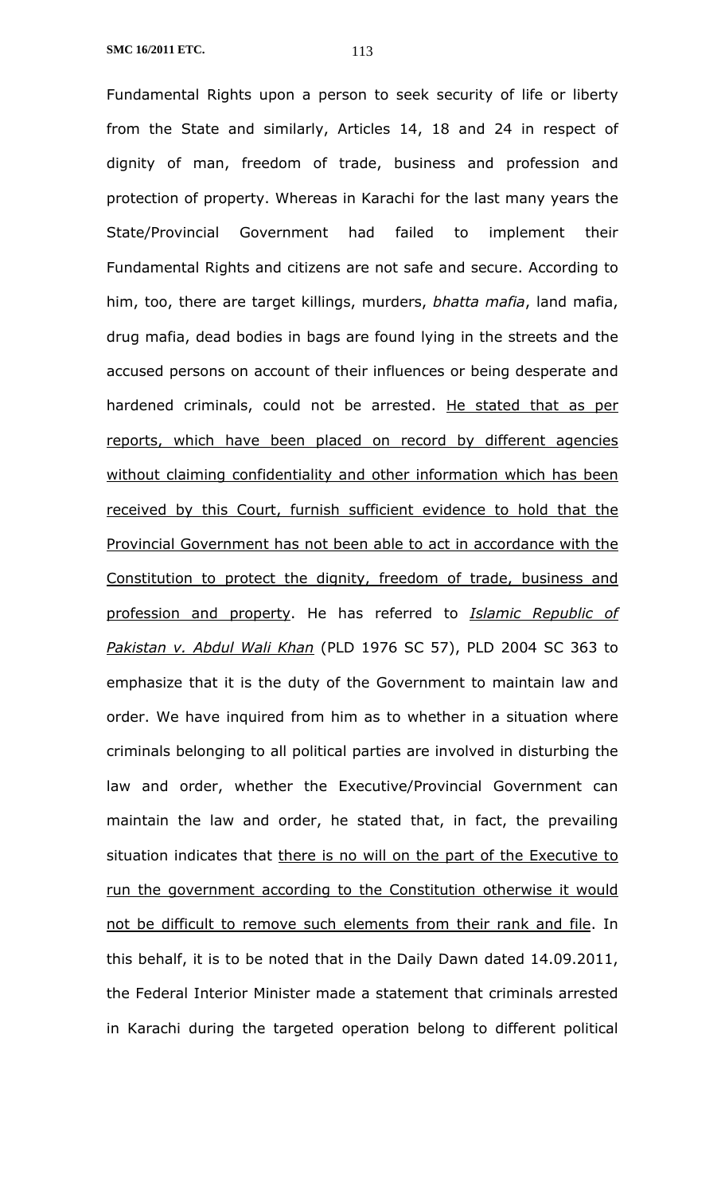Fundamental Rights upon a person to seek security of life or liberty from the State and similarly, Articles 14, 18 and 24 in respect of dignity of man, freedom of trade, business and profession and protection of property. Whereas in Karachi for the last many years the State/Provincial Government had failed to implement their Fundamental Rights and citizens are not safe and secure. According to him, too, there are target killings, murders, *bhatta mafia*, land mafia, drug mafia, dead bodies in bags are found lying in the streets and the accused persons on account of their influences or being desperate and hardened criminals, could not be arrested. <u>He stated that as per reports, which have been placed on record by different agencies without claiming confidentiality and other information which has been received by this Court, furnish sufficient evidence to hold that the Provincial Government has not been able to act in accordance with the Constitution to protect the dignity, freedom of trade, business and profession and property</u>. He has referred to ***Islamic Republic of Pakistan v. Abdul Wali Khan*** (PLD 1976 SC 57), PLD 2004 SC 363 to emphasize that it is the duty of the Government to maintain law and order. We have inquired from him as to whether in a situation where criminals belonging to all political parties are involved in disturbing the law and order, whether the Executive/Provincial Government can maintain the law and order, he stated that, in fact, the prevailing situation indicates that <u>there is no will on the part of the Executive to run the government according to the Constitution otherwise it would not be difficult to remove such elements from their rank and file</u>. In this behalf, it is to be noted that in the Daily Dawn dated 14.09.2011, the Federal Interior Minister made a statement that criminals arrested in Karachi during the targeted operation belong to different political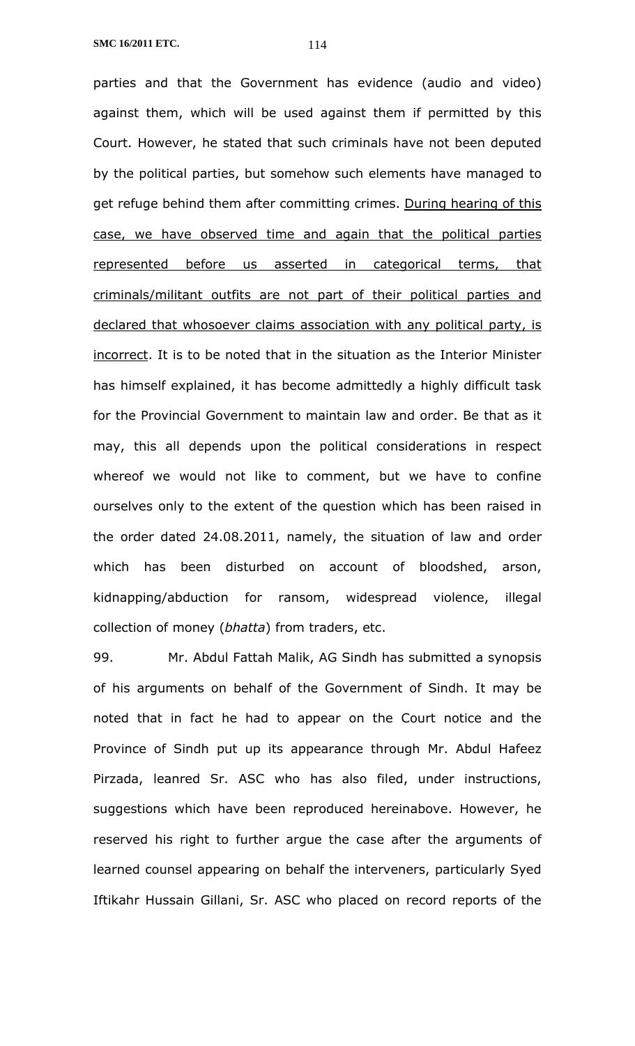parties and that the Government has evidence (audio and video) against them, which will be used against them if permitted by this Court. However, he stated that such criminals have not been deputed by the political parties, but somehow such elements have managed to get refuge behind them after committing crimes. <u>During hearing of this case, we have observed time and again that the political parties represented before us asserted in categorical terms, that criminals/militant outfits are not part of their political parties and declared that whosoever claims association with any political party, is incorrect</u>. It is to be noted that in the situation as the Interior Minister has himself explained, it has become admittedly a highly difficult task for the Provincial Government to maintain law and order. Be that as it may, this all depends upon the political considerations in respect whereof we would not like to comment, but we have to confine ourselves only to the extent of the question which has been raised in the order dated 24.08.2011, namely, the situation of law and order which has been disturbed on account of bloodshed, arson, kidnapping/abduction for ransom, widespread violence, illegal collection of money (*bhatta*) from traders, etc.

99. Mr. Abdul Fattah Malik, AG Sindh has submitted a synopsis of his arguments on behalf of the Government of Sindh. It may be noted that in fact he had to appear on the Court notice and the Province of Sindh put up its appearance through Mr. Abdul Hafeez Pirzada, leanred Sr. ASC who has also filed, under instructions, suggestions which have been reproduced hereinabove. However, he reserved his right to further argue the case after the arguments of learned counsel appearing on behalf the interveners, particularly Syed Iftikahr Hussain Gillani, Sr. ASC who placed on record reports of the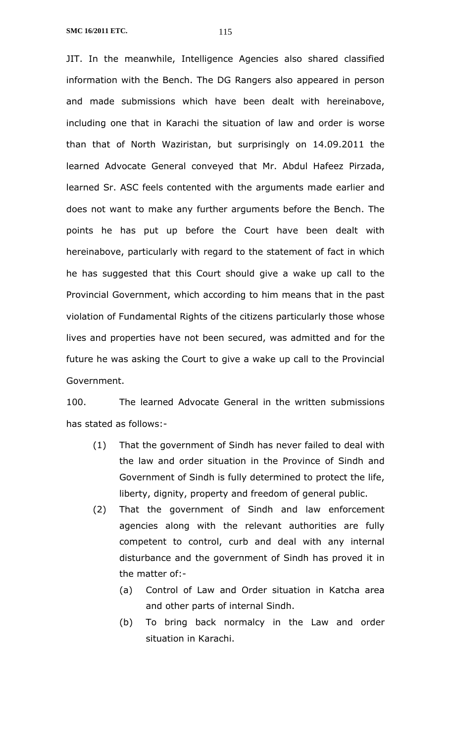JIT. In the meanwhile, Intelligence Agencies also shared classified information with the Bench. The DG Rangers also appeared in person and made submissions which have been dealt with hereinabove, including one that in Karachi the situation of law and order is worse than that of North Waziristan, but surprisingly on 14.09.2011 the learned Advocate General conveyed that Mr. Abdul Hafeez Pirzada, learned Sr. ASC feels contented with the arguments made earlier and does not want to make any further arguments before the Bench. The points he has put up before the Court have been dealt with hereinabove, particularly with regard to the statement of fact in which he has suggested that this Court should give a wake up call to the Provincial Government, which according to him means that in the past violation of Fundamental Rights of the citizens particularly those whose lives and properties have not been secured, was admitted and for the future he was asking the Court to give a wake up call to the Provincial Government.

100. The learned Advocate General in the written submissions has stated as follows:-

(1) That the government of Sindh has never failed to deal with the law and order situation in the Province of Sindh and Government of Sindh is fully determined to protect the life, liberty, dignity, property and freedom of general public.

(2) That the government of Sindh and law enforcement agencies along with the relevant authorities are fully competent to control, curb and deal with any internal disturbance and the government of Sindh has proved it in the matter of:-

   (a) Control of Law and Order situation in Katcha area and other parts of internal Sindh.

   (b) To bring back normalcy in the Law and order situation in Karachi.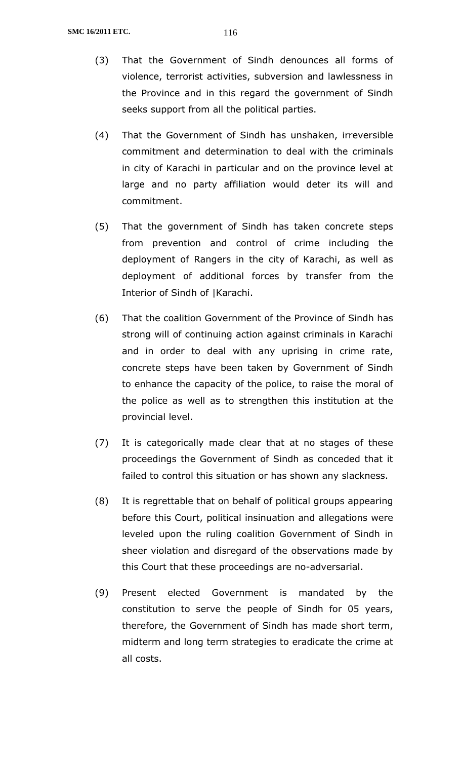(3) That the Government of Sindh denounces all forms of violence, terrorist activities, subversion and lawlessness in the Province and in this regard the government of Sindh seeks support from all the political parties.

(4) That the Government of Sindh has unshaken, irreversible commitment and determination to deal with the criminals in city of Karachi in particular and on the province level at large and no party affiliation would deter its will and commitment.

(5) That the government of Sindh has taken concrete steps from prevention and control of crime including the deployment of Rangers in the city of Karachi, as well as deployment of additional forces by transfer from the Interior of Sindh of |Karachi.

(6) That the coalition Government of the Province of Sindh has strong will of continuing action against criminals in Karachi and in order to deal with any uprising in crime rate, concrete steps have been taken by Government of Sindh to enhance the capacity of the police, to raise the moral of the police as well as to strengthen this institution at the provincial level.

(7) It is categorically made clear that at no stages of these proceedings the Government of Sindh as conceded that it failed to control this situation or has shown any slackness.

(8) It is regrettable that on behalf of political groups appearing before this Court, political insinuation and allegations were leveled upon the ruling coalition Government of Sindh in sheer violation and disregard of the observations made by this Court that these proceedings are no-adversarial.

(9) Present elected Government is mandated by the constitution to serve the people of Sindh for 05 years, therefore, the Government of Sindh has made short term, midterm and long term strategies to eradicate the crime at all costs.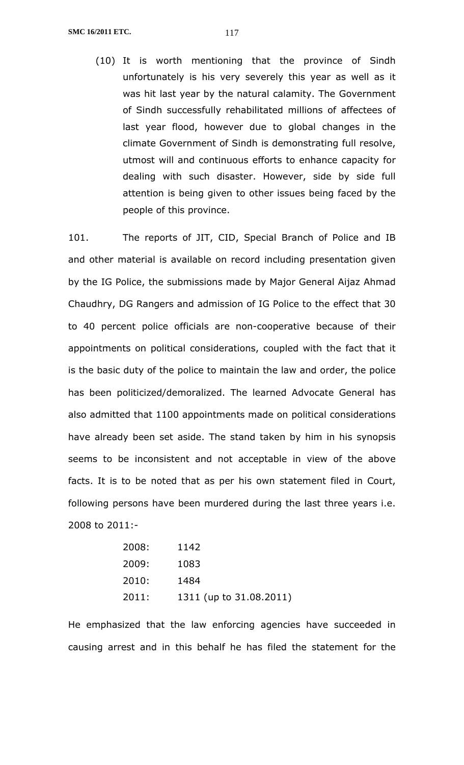(10) It is worth mentioning that the province of Sindh unfortunately is his very severely this year as well as it was hit last year by the natural calamity. The Government of Sindh successfully rehabilitated millions of affectees of last year flood, however due to global changes in the climate Government of Sindh is demonstrating full resolve, utmost will and continuous efforts to enhance capacity for dealing with such disaster. However, side by side full attention is being given to other issues being faced by the people of this province.

101. The reports of JIT, CID, Special Branch of Police and IB and other material is available on record including presentation given by the IG Police, the submissions made by Major General Aijaz Ahmad Chaudhry, DG Rangers and admission of IG Police to the effect that 30 to 40 percent police officials are non-cooperative because of their appointments on political considerations, coupled with the fact that it is the basic duty of the police to maintain the law and order, the police has been politicized/demoralized. The learned Advocate General has also admitted that 1100 appointments made on political considerations have already been set aside. The stand taken by him in his synopsis seems to be inconsistent and not acceptable in view of the above facts. It is to be noted that as per his own statement filed in Court, following persons have been murdered during the last three years i.e. 2008 to 2011:-

| | |
|---|---|
| 2008: | 1142 |
| 2009: | 1083 |
| 2010: | 1484 |
| 2011: | 1311 (up to 31.08.2011) |

He emphasized that the law enforcing agencies have succeeded in causing arrest and in this behalf he has filed the statement for the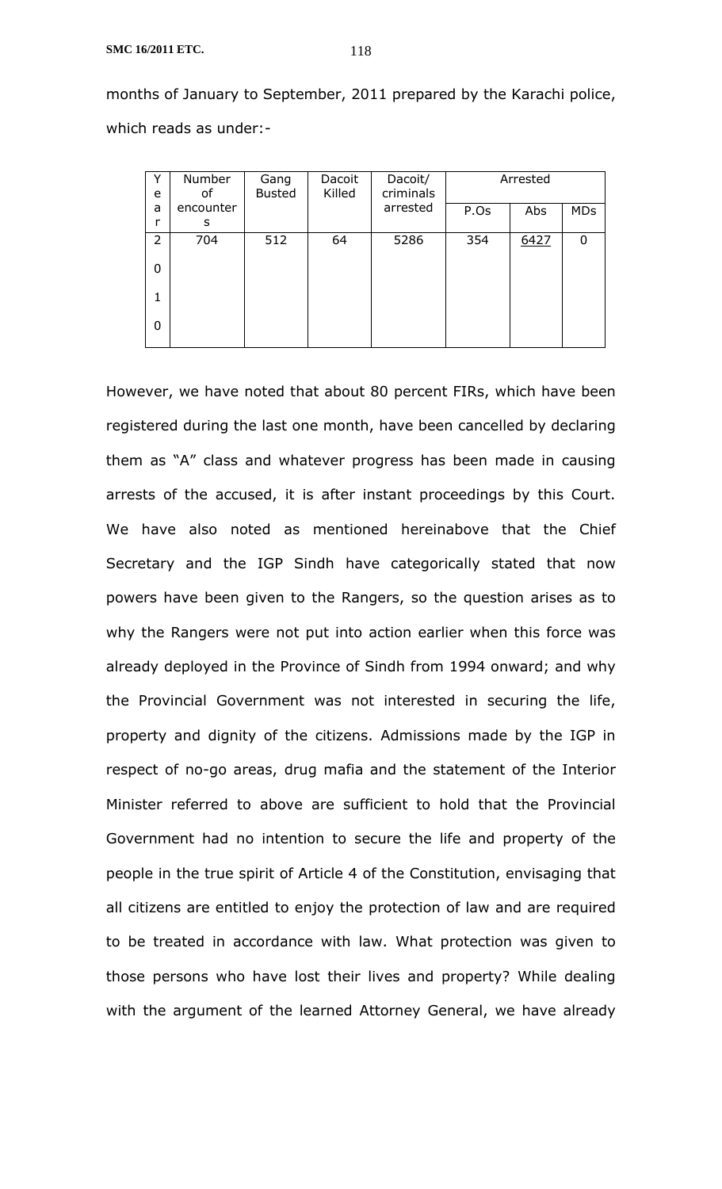months of January to September, 2011 prepared by the Karachi police, which reads as under:-

| Year | Number of encounters | Gang Busted | Dacoit Killed | Dacoit/ criminals arrested | Arrested | | |
|---|---|---|---|---|---|---|---|
| | | | | | P.Os | Abs | MDs |
| 2010 | 704 | 512 | 64 | 5286 | 354 | 6427 | 0 |

However, we have noted that about 80 percent FIRs, which have been registered during the last one month, have been cancelled by declaring them as "A" class and whatever progress has been made in causing arrests of the accused, it is after instant proceedings by this Court. We have also noted as mentioned hereinabove that the Chief Secretary and the IGP Sindh have categorically stated that now powers have been given to the Rangers, so the question arises as to why the Rangers were not put into action earlier when this force was already deployed in the Province of Sindh from 1994 onward; and why the Provincial Government was not interested in securing the life, property and dignity of the citizens. Admissions made by the IGP in respect of no-go areas, drug mafia and the statement of the Interior Minister referred to above are sufficient to hold that the Provincial Government had no intention to secure the life and property of the people in the true spirit of Article 4 of the Constitution, envisaging that all citizens are entitled to enjoy the protection of law and are required to be treated in accordance with law. What protection was given to those persons who have lost their lives and property? While dealing with the argument of the learned Attorney General, we have already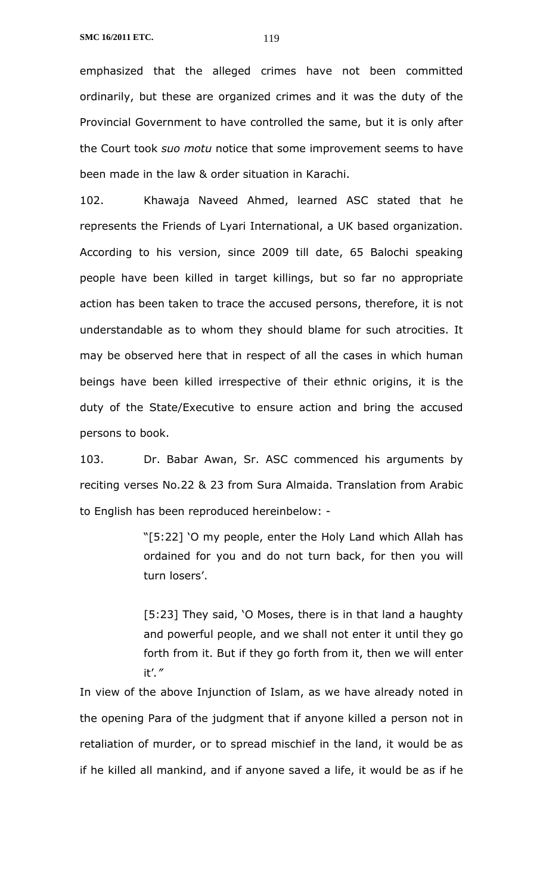emphasized that the alleged crimes have not been committed ordinarily, but these are organized crimes and it was the duty of the Provincial Government to have controlled the same, but it is only after the Court took *suo motu* notice that some improvement seems to have been made in the law & order situation in Karachi.

102. Khawaja Naveed Ahmed, learned ASC stated that he represents the Friends of Lyari International, a UK based organization. According to his version, since 2009 till date, 65 Balochi speaking people have been killed in target killings, but so far no appropriate action has been taken to trace the accused persons, therefore, it is not understandable as to whom they should blame for such atrocities. It may be observed here that in respect of all the cases in which human beings have been killed irrespective of their ethnic origins, it is the duty of the State/Executive to ensure action and bring the accused persons to book.

103. Dr. Babar Awan, Sr. ASC commenced his arguments by reciting verses No.22 & 23 from Sura Almaida. Translation from Arabic to English has been reproduced hereinbelow: -

> "[5:22] 'O my people, enter the Holy Land which Allah has ordained for you and do not turn back, for then you will turn losers'.
>
> [5:23] They said, 'O Moses, there is in that land a haughty and powerful people, and we shall not enter it until they go forth from it. But if they go forth from it, then we will enter it'."

In view of the above Injunction of Islam, as we have already noted in the opening Para of the judgment that if anyone killed a person not in retaliation of murder, or to spread mischief in the land, it would be as if he killed all mankind, and if anyone saved a life, it would be as if he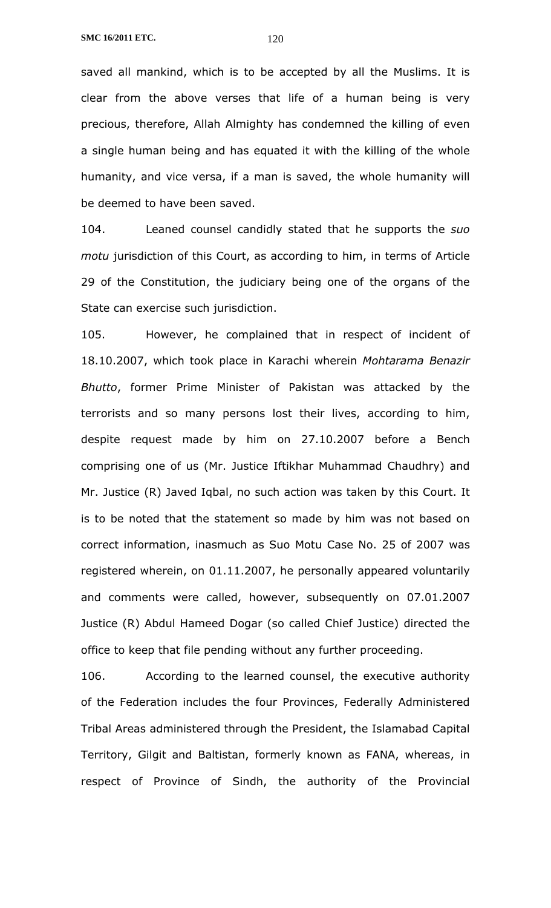saved all mankind, which is to be accepted by all the Muslims. It is clear from the above verses that life of a human being is very precious, therefore, Allah Almighty has condemned the killing of even a single human being and has equated it with the killing of the whole humanity, and vice versa, if a man is saved, the whole humanity will be deemed to have been saved.

104. Leaned counsel candidly stated that he supports the *suo motu* jurisdiction of this Court, as according to him, in terms of Article 29 of the Constitution, the judiciary being one of the organs of the State can exercise such jurisdiction.

105. However, he complained that in respect of incident of 18.10.2007, which took place in Karachi wherein *Mohtarama Benazir Bhutto*, former Prime Minister of Pakistan was attacked by the terrorists and so many persons lost their lives, according to him, despite request made by him on 27.10.2007 before a Bench comprising one of us (Mr. Justice Iftikhar Muhammad Chaudhry) and Mr. Justice (R) Javed Iqbal, no such action was taken by this Court. It is to be noted that the statement so made by him was not based on correct information, inasmuch as Suo Motu Case No. 25 of 2007 was registered wherein, on 01.11.2007, he personally appeared voluntarily and comments were called, however, subsequently on 07.01.2007 Justice (R) Abdul Hameed Dogar (so called Chief Justice) directed the office to keep that file pending without any further proceeding.

106. According to the learned counsel, the executive authority of the Federation includes the four Provinces, Federally Administered Tribal Areas administered through the President, the Islamabad Capital Territory, Gilgit and Baltistan, formerly known as FANA, whereas, in respect of Province of Sindh, the authority of the Provincial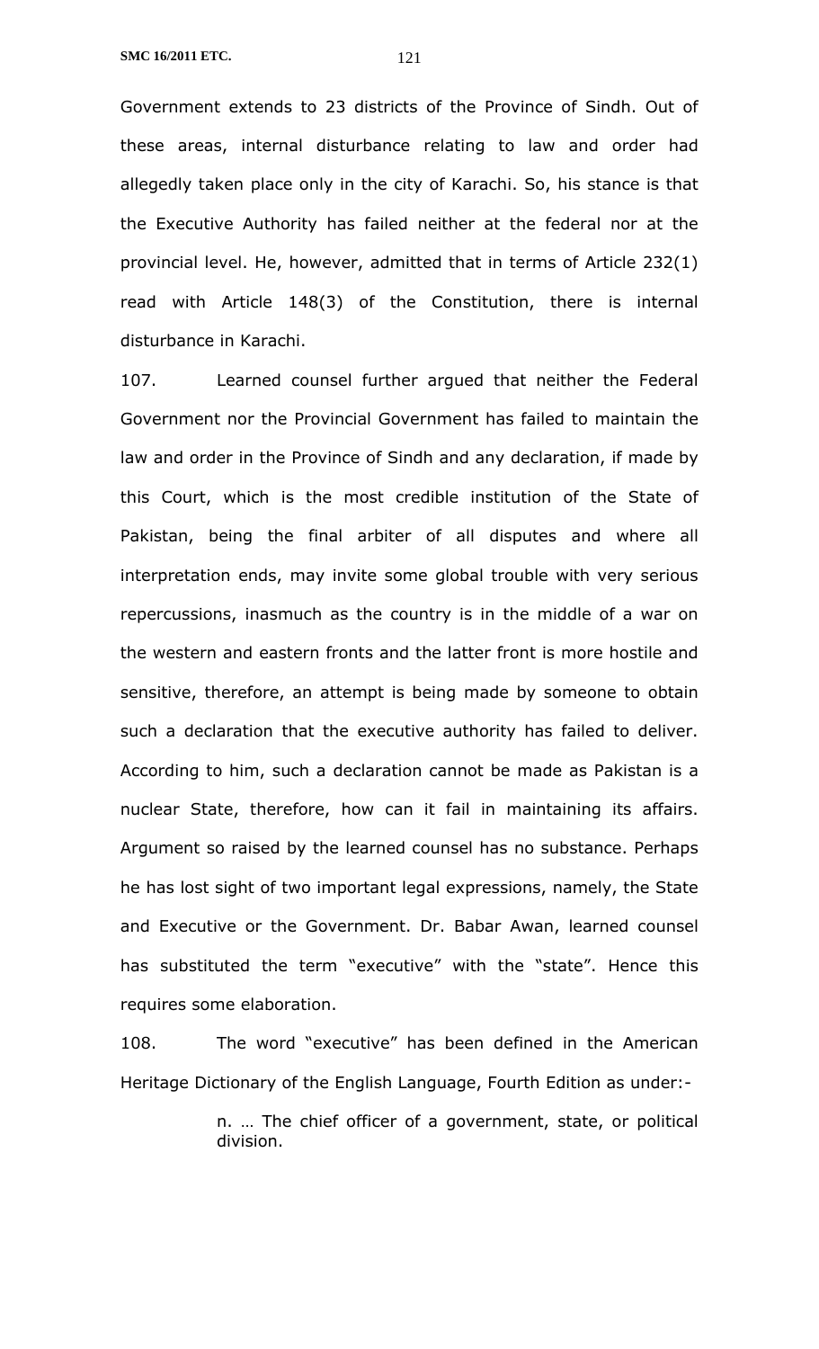Government extends to 23 districts of the Province of Sindh. Out of these areas, internal disturbance relating to law and order had allegedly taken place only in the city of Karachi. So, his stance is that the Executive Authority has failed neither at the federal nor at the provincial level. He, however, admitted that in terms of Article 232(1) read with Article 148(3) of the Constitution, there is internal disturbance in Karachi.

107. Learned counsel further argued that neither the Federal Government nor the Provincial Government has failed to maintain the law and order in the Province of Sindh and any declaration, if made by this Court, which is the most credible institution of the State of Pakistan, being the final arbiter of all disputes and where all interpretation ends, may invite some global trouble with very serious repercussions, inasmuch as the country is in the middle of a war on the western and eastern fronts and the latter front is more hostile and sensitive, therefore, an attempt is being made by someone to obtain such a declaration that the executive authority has failed to deliver. According to him, such a declaration cannot be made as Pakistan is a nuclear State, therefore, how can it fail in maintaining its affairs. Argument so raised by the learned counsel has no substance. Perhaps he has lost sight of two important legal expressions, namely, the State and Executive or the Government. Dr. Babar Awan, learned counsel has substituted the term "executive" with the "state". Hence this requires some elaboration.

108. The word "executive" has been defined in the American Heritage Dictionary of the English Language, Fourth Edition as under:-

> n. … The chief officer of a government, state, or political division.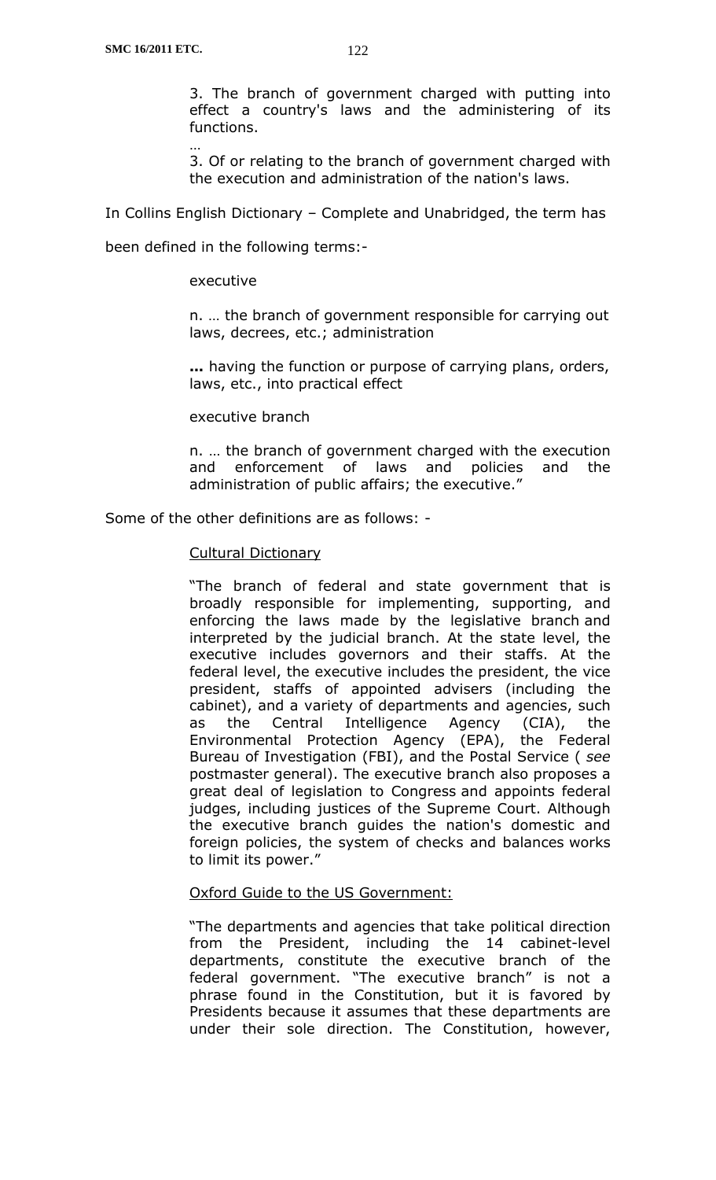> 3. The branch of government charged with putting into effect a country's laws and the administering of its functions.
>
> …
>
> 3. Of or relating to the branch of government charged with the execution and administration of the nation's laws.

In Collins English Dictionary – Complete and Unabridged, the term has been defined in the following terms:-

> executive
>
> n. … the branch of government responsible for carrying out laws, decrees, etc.; administration
>
> **...** having the function or purpose of carrying plans, orders, laws, etc., into practical effect
>
> executive branch
>
> n. … the branch of government charged with the execution and enforcement of laws and policies and the administration of public affairs; the executive."

Some of the other definitions are as follows: -

> Cultural Dictionary
>
> "The branch of federal and state government that is broadly responsible for implementing, supporting, and enforcing the laws made by the legislative branch and interpreted by the judicial branch. At the state level, the executive includes governors and their staffs. At the federal level, the executive includes the president, the vice president, staffs of appointed advisers (including the cabinet), and a variety of departments and agencies, such as the Central Intelligence Agency (CIA), the Environmental Protection Agency (EPA), the Federal Bureau of Investigation (FBI), and the Postal Service ( *see* postmaster general). The executive branch also proposes a great deal of legislation to Congress and appoints federal judges, including justices of the Supreme Court. Although the executive branch guides the nation's domestic and foreign policies, the system of checks and balances works to limit its power."
>
> Oxford Guide to the US Government:
>
> "The departments and agencies that take political direction from the President, including the 14 cabinet-level departments, constitute the executive branch of the federal government. "The executive branch" is not a phrase found in the Constitution, but it is favored by Presidents because it assumes that these departments are under their sole direction. The Constitution, however,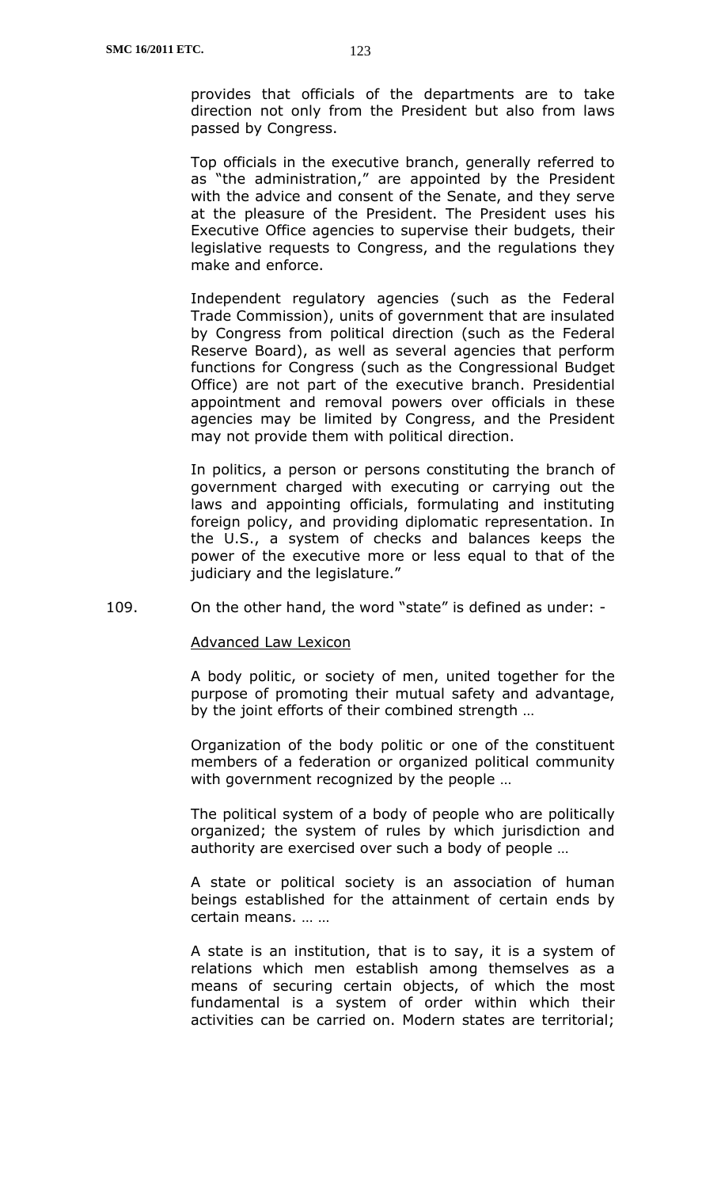provides that officials of the departments are to take direction not only from the President but also from laws passed by Congress.

Top officials in the executive branch, generally referred to as "the administration," are appointed by the President with the advice and consent of the Senate, and they serve at the pleasure of the President. The President uses his Executive Office agencies to supervise their budgets, their legislative requests to Congress, and the regulations they make and enforce.

Independent regulatory agencies (such as the Federal Trade Commission), units of government that are insulated by Congress from political direction (such as the Federal Reserve Board), as well as several agencies that perform functions for Congress (such as the Congressional Budget Office) are not part of the executive branch. Presidential appointment and removal powers over officials in these agencies may be limited by Congress, and the President may not provide them with political direction.

In politics, a person or persons constituting the branch of government charged with executing or carrying out the laws and appointing officials, formulating and instituting foreign policy, and providing diplomatic representation. In the U.S., a system of checks and balances keeps the power of the executive more or less equal to that of the judiciary and the legislature."

109. On the other hand, the word "state" is defined as under: -

<u>Advanced Law Lexicon</u>

A body politic, or society of men, united together for the purpose of promoting their mutual safety and advantage, by the joint efforts of their combined strength …

Organization of the body politic or one of the constituent members of a federation or organized political community with government recognized by the people …

The political system of a body of people who are politically organized; the system of rules by which jurisdiction and authority are exercised over such a body of people …

A state or political society is an association of human beings established for the attainment of certain ends by certain means. … …

A state is an institution, that is to say, it is a system of relations which men establish among themselves as a means of securing certain objects, of which the most fundamental is a system of order within which their activities can be carried on. Modern states are territorial;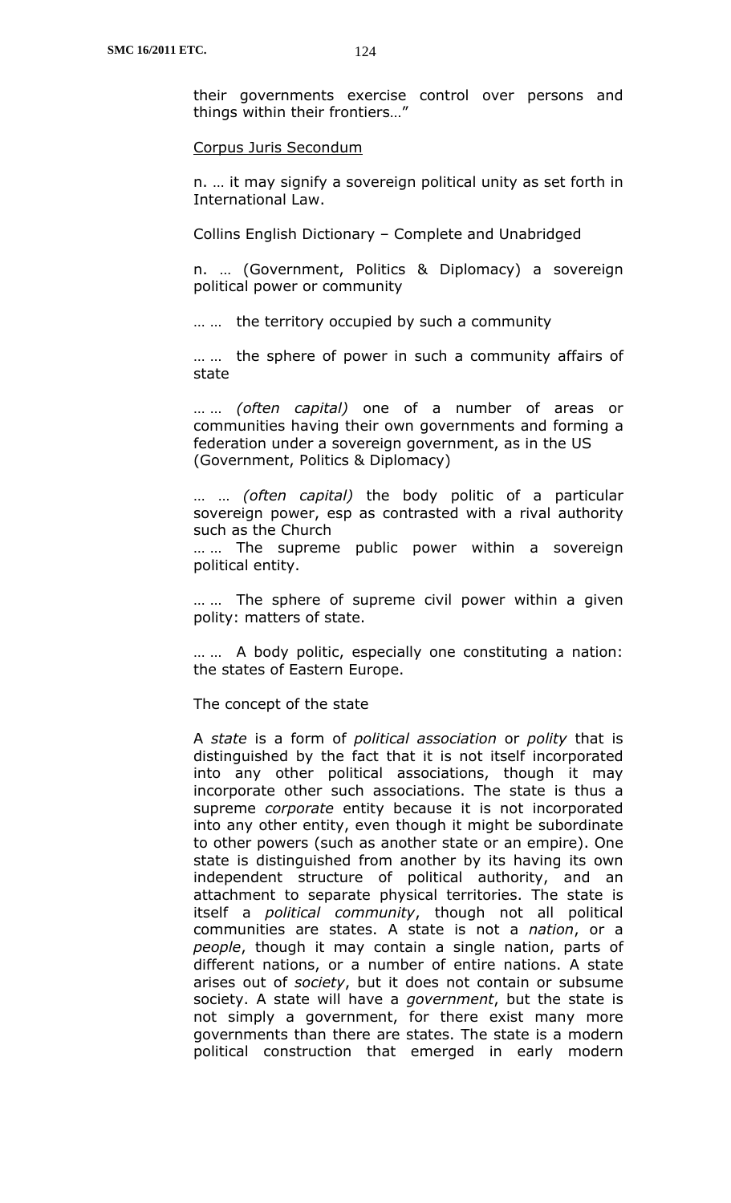their governments exercise control over persons and things within their frontiers…"

<u>Corpus Juris Secondum</u>

n. … it may signify a sovereign political unity as set forth in International Law.

Collins English Dictionary – Complete and Unabridged

n. … (Government, Politics & Diplomacy) a sovereign political power or community

… … the territory occupied by such a community

… … the sphere of power in such a community affairs of state

… … *(often capital)* one of a number of areas or communities having their own governments and forming a federation under a sovereign government, as in the US (Government, Politics & Diplomacy)

… … *(often capital)* the body politic of a particular sovereign power, esp as contrasted with a rival authority such as the Church

… … The supreme public power within a sovereign political entity.

… … The sphere of supreme civil power within a given polity: matters of state.

… … A body politic, especially one constituting a nation: the states of Eastern Europe.

The concept of the state

A *state* is a form of *political association* or *polity* that is distinguished by the fact that it is not itself incorporated into any other political associations, though it may incorporate other such associations. The state is thus a supreme *corporate* entity because it is not incorporated into any other entity, even though it might be subordinate to other powers (such as another state or an empire). One state is distinguished from another by its having its own independent structure of political authority, and an attachment to separate physical territories. The state is itself a *political community*, though not all political communities are states. A state is not a *nation*, or a *people*, though it may contain a single nation, parts of different nations, or a number of entire nations. A state arises out of *society*, but it does not contain or subsume society. A state will have a *government*, but the state is not simply a government, for there exist many more governments than there are states. The state is a modern political construction that emerged in early modern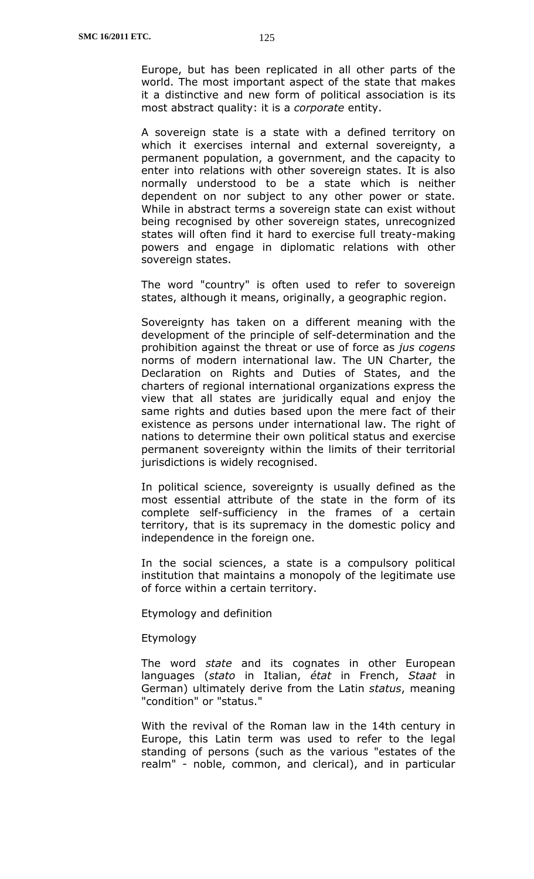Europe, but has been replicated in all other parts of the world. The most important aspect of the state that makes it a distinctive and new form of political association is its most abstract quality: it is a *corporate* entity.

A sovereign state is a state with a defined territory on which it exercises internal and external sovereignty, a permanent population, a government, and the capacity to enter into relations with other sovereign states. It is also normally understood to be a state which is neither dependent on nor subject to any other power or state. While in abstract terms a sovereign state can exist without being recognised by other sovereign states, unrecognized states will often find it hard to exercise full treaty-making powers and engage in diplomatic relations with other sovereign states.

The word "country" is often used to refer to sovereign states, although it means, originally, a geographic region.

Sovereignty has taken on a different meaning with the development of the principle of self-determination and the prohibition against the threat or use of force as *jus cogens* norms of modern international law. The UN Charter, the Declaration on Rights and Duties of States, and the charters of regional international organizations express the view that all states are juridically equal and enjoy the same rights and duties based upon the mere fact of their existence as persons under international law. The right of nations to determine their own political status and exercise permanent sovereignty within the limits of their territorial jurisdictions is widely recognised.

In political science, sovereignty is usually defined as the most essential attribute of the state in the form of its complete self-sufficiency in the frames of a certain territory, that is its supremacy in the domestic policy and independence in the foreign one.

In the social sciences, a state is a compulsory political institution that maintains a monopoly of the legitimate use of force within a certain territory.

Etymology and definition

Etymology

The word *state* and its cognates in other European languages (*stato* in Italian, *état* in French, *Staat* in German) ultimately derive from the Latin *status*, meaning "condition" or "status."

With the revival of the Roman law in the 14th century in Europe, this Latin term was used to refer to the legal standing of persons (such as the various "estates of the realm" - noble, common, and clerical), and in particular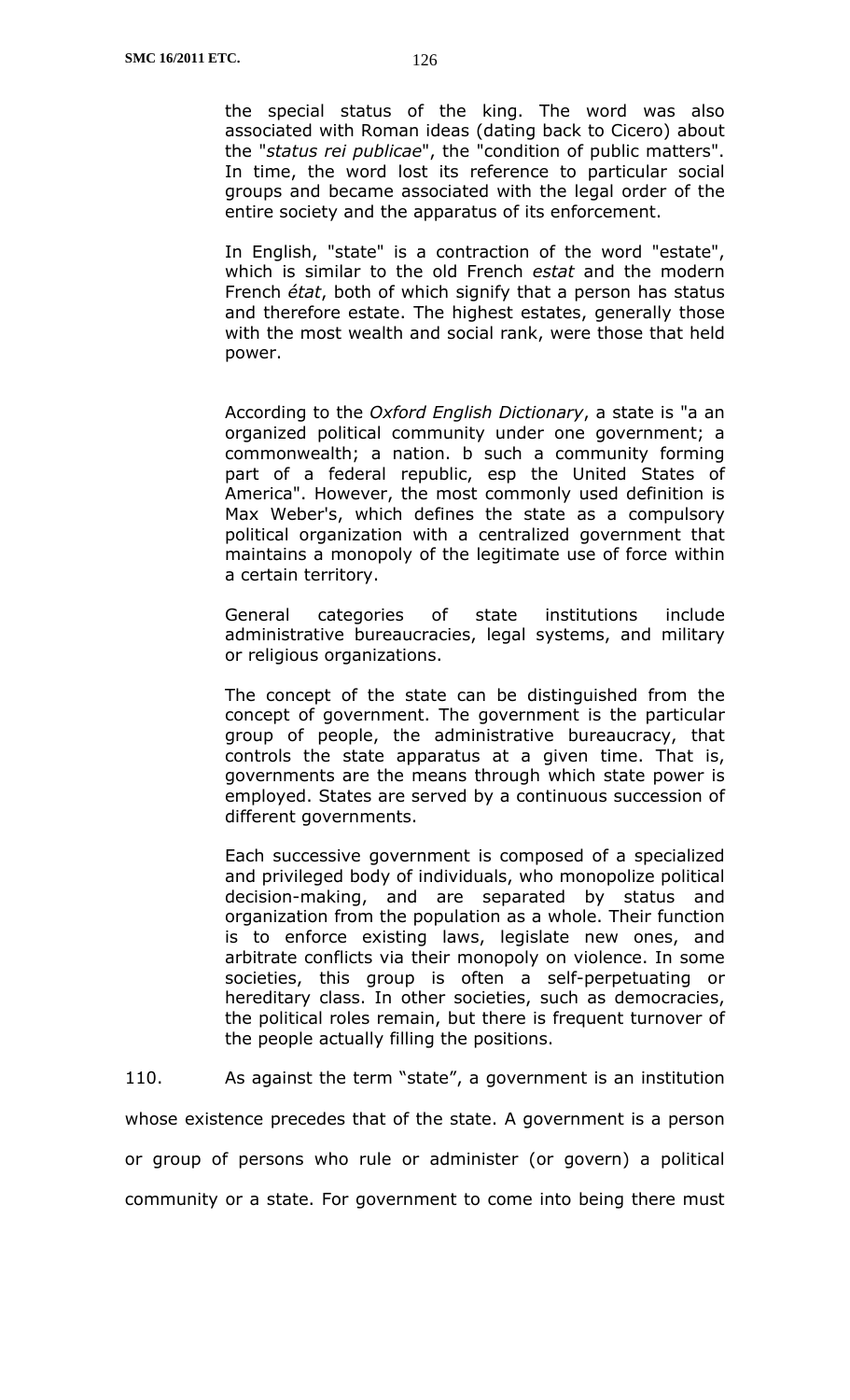the special status of the king. The word was also associated with Roman ideas (dating back to Cicero) about the "*status rei publicae*", the "condition of public matters". In time, the word lost its reference to particular social groups and became associated with the legal order of the entire society and the apparatus of its enforcement.

In English, "state" is a contraction of the word "estate", which is similar to the old French *estat* and the modern French *état*, both of which signify that a person has status and therefore estate. The highest estates, generally those with the most wealth and social rank, were those that held power.

According to the *Oxford English Dictionary*, a state is "a an organized political community under one government; a commonwealth; a nation. b such a community forming part of a federal republic, esp the United States of America". However, the most commonly used definition is Max Weber's, which defines the state as a compulsory political organization with a centralized government that maintains a monopoly of the legitimate use of force within a certain territory.

General categories of state institutions include administrative bureaucracies, legal systems, and military or religious organizations.

The concept of the state can be distinguished from the concept of government. The government is the particular group of people, the administrative bureaucracy, that controls the state apparatus at a given time. That is, governments are the means through which state power is employed. States are served by a continuous succession of different governments.

Each successive government is composed of a specialized and privileged body of individuals, who monopolize political decision-making, and are separated by status and organization from the population as a whole. Their function is to enforce existing laws, legislate new ones, and arbitrate conflicts via their monopoly on violence. In some societies, this group is often a self-perpetuating or hereditary class. In other societies, such as democracies, the political roles remain, but there is frequent turnover of the people actually filling the positions.

110. As against the term "state", a government is an institution whose existence precedes that of the state. A government is a person or group of persons who rule or administer (or govern) a political community or a state. For government to come into being there must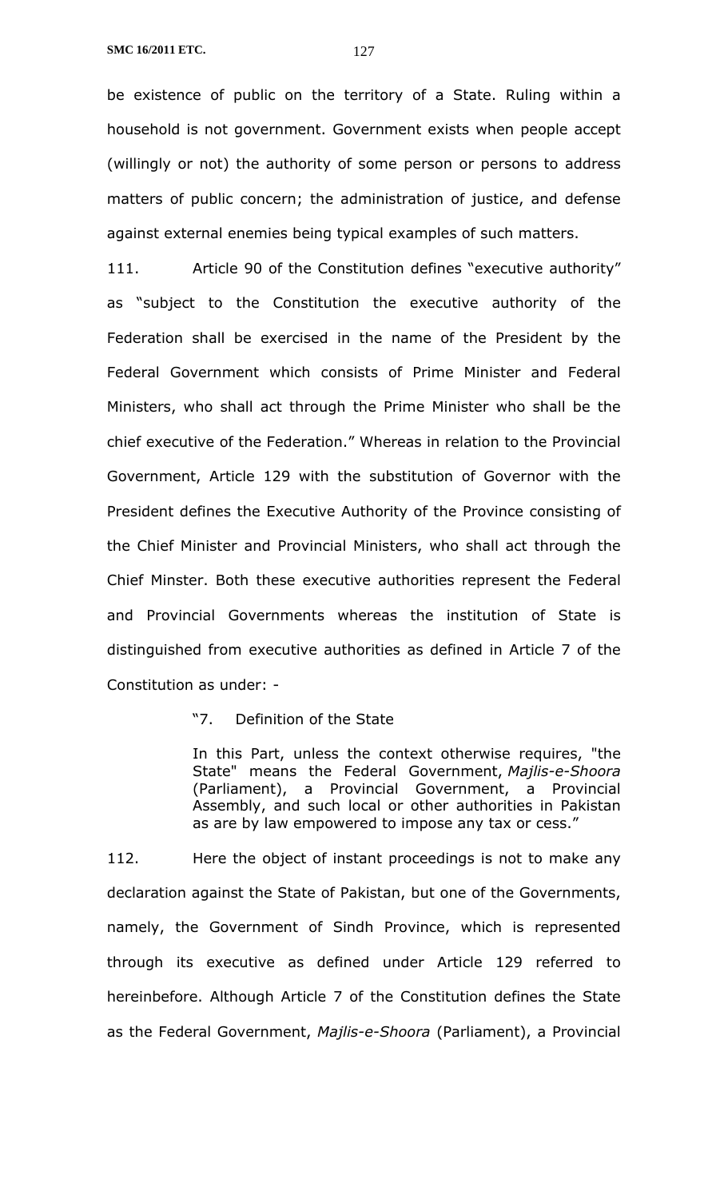be existence of public on the territory of a State. Ruling within a household is not government. Government exists when people accept (willingly or not) the authority of some person or persons to address matters of public concern; the administration of justice, and defense against external enemies being typical examples of such matters.

111. Article 90 of the Constitution defines "executive authority" as "subject to the Constitution the executive authority of the Federation shall be exercised in the name of the President by the Federal Government which consists of Prime Minister and Federal Ministers, who shall act through the Prime Minister who shall be the chief executive of the Federation." Whereas in relation to the Provincial Government, Article 129 with the substitution of Governor with the President defines the Executive Authority of the Province consisting of the Chief Minister and Provincial Ministers, who shall act through the Chief Minster. Both these executive authorities represent the Federal and Provincial Governments whereas the institution of State is distinguished from executive authorities as defined in Article 7 of the Constitution as under: -

> "7. Definition of the State
>
> In this Part, unless the context otherwise requires, "the State" means the Federal Government, *Majlis-e-Shoora* (Parliament), a Provincial Government, a Provincial Assembly, and such local or other authorities in Pakistan as are by law empowered to impose any tax or cess."

112. Here the object of instant proceedings is not to make any declaration against the State of Pakistan, but one of the Governments, namely, the Government of Sindh Province, which is represented through its executive as defined under Article 129 referred to hereinbefore. Although Article 7 of the Constitution defines the State as the Federal Government, *Majlis-e-Shoora* (Parliament), a Provincial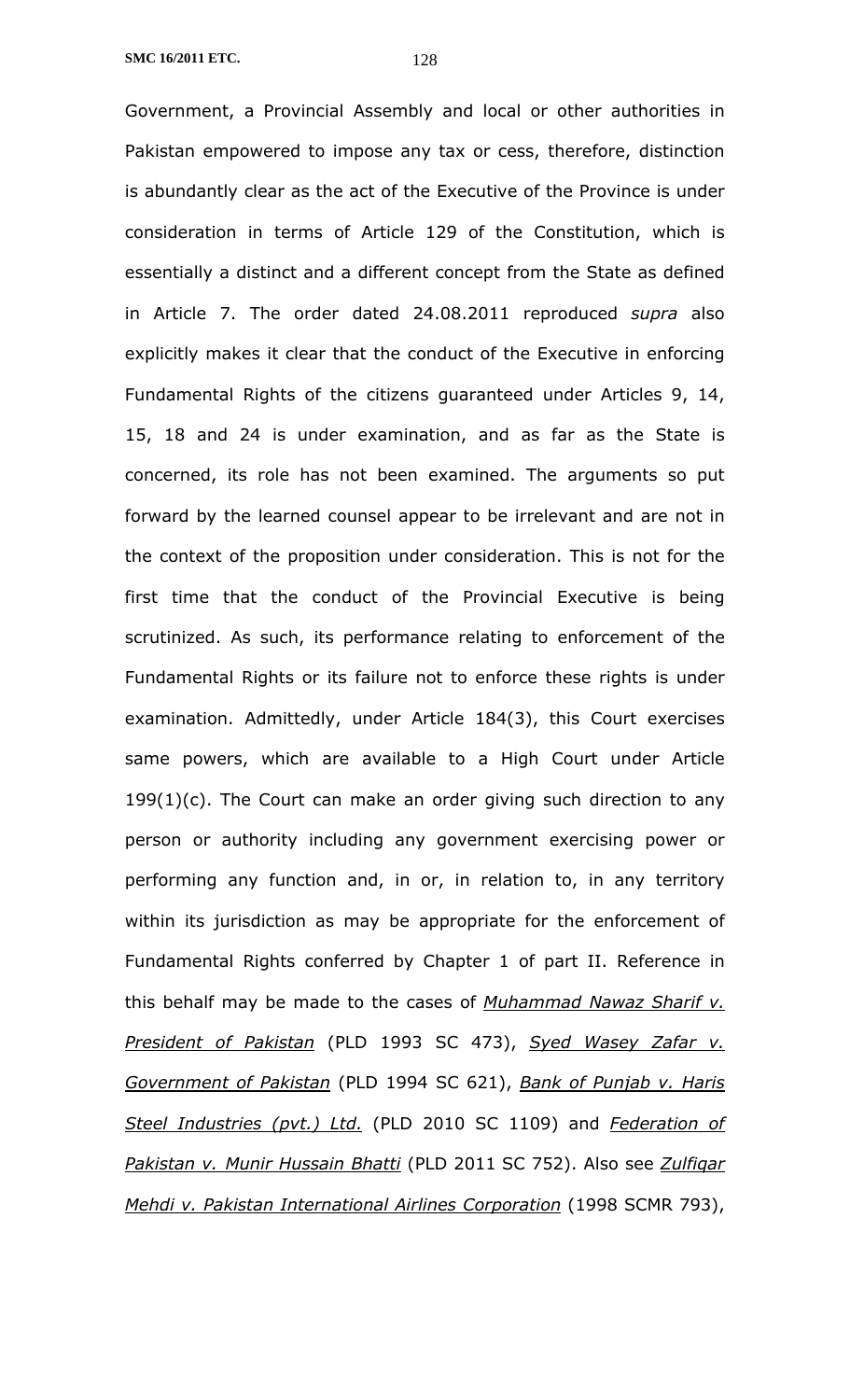Government, a Provincial Assembly and local or other authorities in Pakistan empowered to impose any tax or cess, therefore, distinction is abundantly clear as the act of the Executive of the Province is under consideration in terms of Article 129 of the Constitution, which is essentially a distinct and a different concept from the State as defined in Article 7. The order dated 24.08.2011 reproduced *supra* also explicitly makes it clear that the conduct of the Executive in enforcing Fundamental Rights of the citizens guaranteed under Articles 9, 14, 15, 18 and 24 is under examination, and as far as the State is concerned, its role has not been examined. The arguments so put forward by the learned counsel appear to be irrelevant and are not in the context of the proposition under consideration. This is not for the first time that the conduct of the Provincial Executive is being scrutinized. As such, its performance relating to enforcement of the Fundamental Rights or its failure not to enforce these rights is under examination. Admittedly, under Article 184(3), this Court exercises same powers, which are available to a High Court under Article 199(1)(c). The Court can make an order giving such direction to any person or authority including any government exercising power or performing any function and, in or, in relation to, in any territory within its jurisdiction as may be appropriate for the enforcement of Fundamental Rights conferred by Chapter 1 of part II. Reference in this behalf may be made to the cases of *Muhammad Nawaz Sharif v. President of Pakistan* (PLD 1993 SC 473), *Syed Wasey Zafar v. Government of Pakistan* (PLD 1994 SC 621), *Bank of Punjab v. Haris Steel Industries (pvt.) Ltd.* (PLD 2010 SC 1109) and *Federation of Pakistan v. Munir Hussain Bhatti* (PLD 2011 SC 752). Also see *Zulfiqar Mehdi v. Pakistan International Airlines Corporation* (1998 SCMR 793),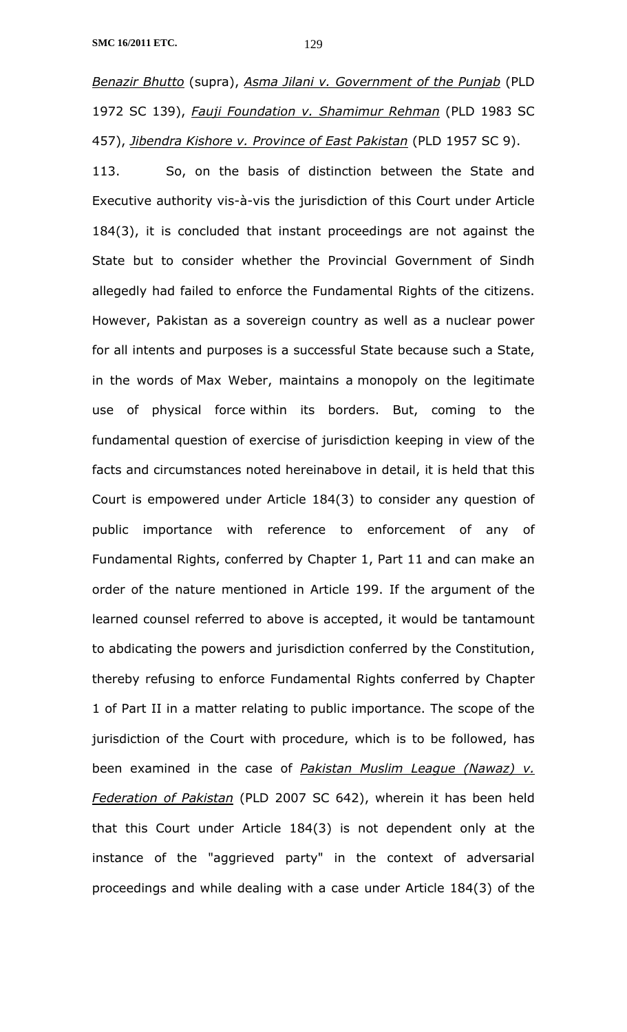*Benazir Bhutto* (supra), *Asma Jilani v. Government of the Punjab* (PLD 1972 SC 139), *Fauji Foundation v. Shamimur Rehman* (PLD 1983 SC 457), *Jibendra Kishore v. Province of East Pakistan* (PLD 1957 SC 9).

113. So, on the basis of distinction between the State and Executive authority vis-à-vis the jurisdiction of this Court under Article 184(3), it is concluded that instant proceedings are not against the State but to consider whether the Provincial Government of Sindh allegedly had failed to enforce the Fundamental Rights of the citizens. However, Pakistan as a sovereign country as well as a nuclear power for all intents and purposes is a successful State because such a State, in the words of Max Weber, maintains a monopoly on the legitimate use of physical force within its borders. But, coming to the fundamental question of exercise of jurisdiction keeping in view of the facts and circumstances noted hereinabove in detail, it is held that this Court is empowered under Article 184(3) to consider any question of public importance with reference to enforcement of any of Fundamental Rights, conferred by Chapter 1, Part 11 and can make an order of the nature mentioned in Article 199. If the argument of the learned counsel referred to above is accepted, it would be tantamount to abdicating the powers and jurisdiction conferred by the Constitution, thereby refusing to enforce Fundamental Rights conferred by Chapter 1 of Part II in a matter relating to public importance. The scope of the jurisdiction of the Court with procedure, which is to be followed, has been examined in the case of *Pakistan Muslim League (Nawaz) v. Federation of Pakistan* (PLD 2007 SC 642), wherein it has been held that this Court under Article 184(3) is not dependent only at the instance of the "aggrieved party" in the context of adversarial proceedings and while dealing with a case under Article 184(3) of the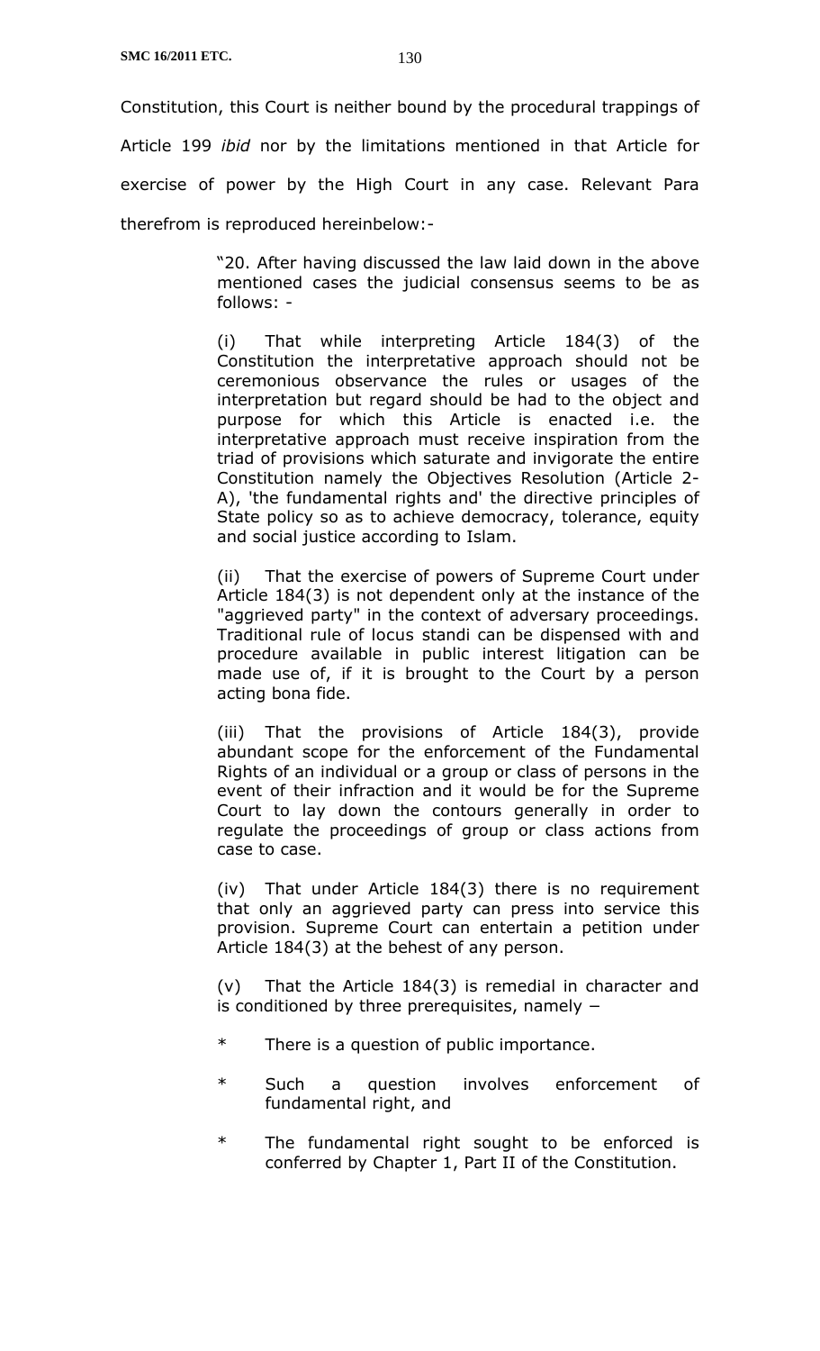Constitution, this Court is neither bound by the procedural trappings of Article 199 *ibid* nor by the limitations mentioned in that Article for exercise of power by the High Court in any case. Relevant Para therefrom is reproduced hereinbelow:-

> "20. After having discussed the law laid down in the above mentioned cases the judicial consensus seems to be as follows: -
>
> (i) That while interpreting Article 184(3) of the Constitution the interpretative approach should not be ceremonious observance the rules or usages of the interpretation but regard should be had to the object and purpose for which this Article is enacted i.e. the interpretative approach must receive inspiration from the triad of provisions which saturate and invigorate the entire Constitution namely the Objectives Resolution (Article 2-A), 'the fundamental rights and' the directive principles of State policy so as to achieve democracy, tolerance, equity and social justice according to Islam.
>
> (ii) That the exercise of powers of Supreme Court under Article 184(3) is not dependent only at the instance of the "aggrieved party" in the context of adversary proceedings. Traditional rule of locus standi can be dispensed with and procedure available in public interest litigation can be made use of, if it is brought to the Court by a person acting bona fide.
>
> (iii) That the provisions of Article 184(3), provide abundant scope for the enforcement of the Fundamental Rights of an individual or a group or class of persons in the event of their infraction and it would be for the Supreme Court to lay down the contours generally in order to regulate the proceedings of group or class actions from case to case.
>
> (iv) That under Article 184(3) there is no requirement that only an aggrieved party can press into service this provision. Supreme Court can entertain a petition under Article 184(3) at the behest of any person.
>
> (v) That the Article 184(3) is remedial in character and is conditioned by three prerequisites, namely –
>
> * There is a question of public importance.
> * Such a question involves enforcement of fundamental right, and
> * The fundamental right sought to be enforced is conferred by Chapter 1, Part II of the Constitution.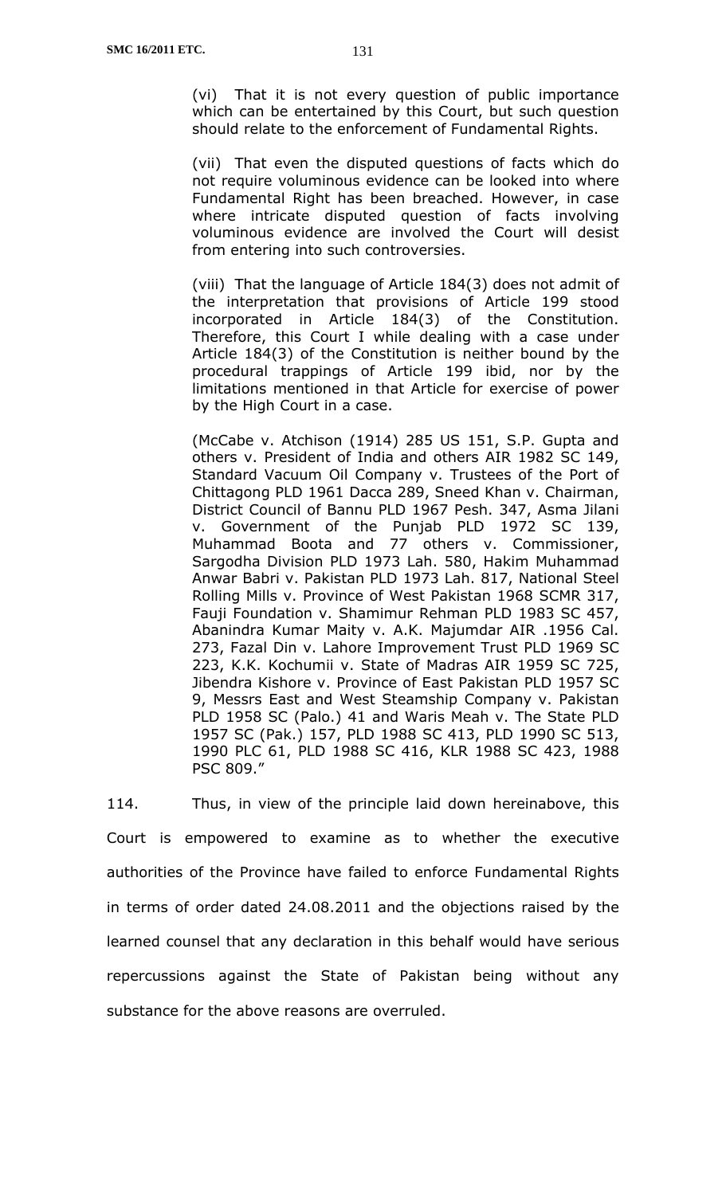(vi) That it is not every question of public importance which can be entertained by this Court, but such question should relate to the enforcement of Fundamental Rights.

(vii) That even the disputed questions of facts which do not require voluminous evidence can be looked into where Fundamental Right has been breached. However, in case where intricate disputed question of facts involving voluminous evidence are involved the Court will desist from entering into such controversies.

(viii) That the language of Article 184(3) does not admit of the interpretation that provisions of Article 199 stood incorporated in Article 184(3) of the Constitution. Therefore, this Court I while dealing with a case under Article 184(3) of the Constitution is neither bound by the procedural trappings of Article 199 ibid, nor by the limitations mentioned in that Article for exercise of power by the High Court in a case.

(McCabe v. Atchison (1914) 285 US 151, S.P. Gupta and others v. President of India and others AIR 1982 SC 149, Standard Vacuum Oil Company v. Trustees of the Port of Chittagong PLD 1961 Dacca 289, Sneed Khan v. Chairman, District Council of Bannu PLD 1967 Pesh. 347, Asma Jilani v. Government of the Punjab PLD 1972 SC 139, Muhammad Boota and 77 others v. Commissioner, Sargodha Division PLD 1973 Lah. 580, Hakim Muhammad Anwar Babri v. Pakistan PLD 1973 Lah. 817, National Steel Rolling Mills v. Province of West Pakistan 1968 SCMR 317, Fauji Foundation v. Shamimur Rehman PLD 1983 SC 457, Abanindra Kumar Maity v. A.K. Majumdar AIR .1956 Cal. 273, Fazal Din v. Lahore Improvement Trust PLD 1969 SC 223, K.K. Kochumii v. State of Madras AIR 1959 SC 725, Jibendra Kishore v. Province of East Pakistan PLD 1957 SC 9, Messrs East and West Steamship Company v. Pakistan PLD 1958 SC (Palo.) 41 and Waris Meah v. The State PLD 1957 SC (Pak.) 157, PLD 1988 SC 413, PLD 1990 SC 513, 1990 PLC 61, PLD 1988 SC 416, KLR 1988 SC 423, 1988 PSC 809."

114. Thus, in view of the principle laid down hereinabove, this Court is empowered to examine as to whether the executive authorities of the Province have failed to enforce Fundamental Rights in terms of order dated 24.08.2011 and the objections raised by the learned counsel that any declaration in this behalf would have serious repercussions against the State of Pakistan being without any substance for the above reasons are overruled.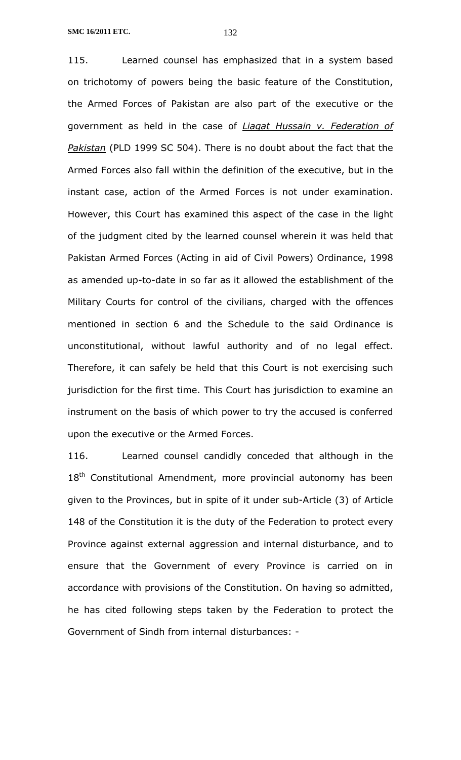115. Learned counsel has emphasized that in a system based on trichotomy of powers being the basic feature of the Constitution, the Armed Forces of Pakistan are also part of the executive or the government as held in the case of *Liaqat Hussain v. Federation of Pakistan* (PLD 1999 SC 504). There is no doubt about the fact that the Armed Forces also fall within the definition of the executive, but in the instant case, action of the Armed Forces is not under examination. However, this Court has examined this aspect of the case in the light of the judgment cited by the learned counsel wherein it was held that Pakistan Armed Forces (Acting in aid of Civil Powers) Ordinance, 1998 as amended up-to-date in so far as it allowed the establishment of the Military Courts for control of the civilians, charged with the offences mentioned in section 6 and the Schedule to the said Ordinance is unconstitutional, without lawful authority and of no legal effect. Therefore, it can safely be held that this Court is not exercising such jurisdiction for the first time. This Court has jurisdiction to examine an instrument on the basis of which power to try the accused is conferred upon the executive or the Armed Forces.

116. Learned counsel candidly conceded that although in the 18th Constitutional Amendment, more provincial autonomy has been given to the Provinces, but in spite of it under sub-Article (3) of Article 148 of the Constitution it is the duty of the Federation to protect every Province against external aggression and internal disturbance, and to ensure that the Government of every Province is carried on in accordance with provisions of the Constitution. On having so admitted, he has cited following steps taken by the Federation to protect the Government of Sindh from internal disturbances: -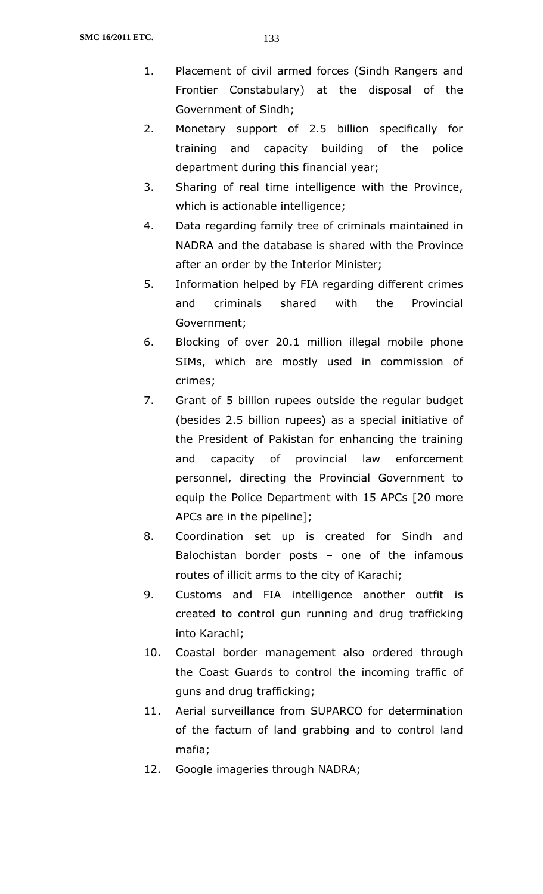1. Placement of civil armed forces (Sindh Rangers and Frontier Constabulary) at the disposal of the Government of Sindh;
2. Monetary support of 2.5 billion specifically for training and capacity building of the police department during this financial year;
3. Sharing of real time intelligence with the Province, which is actionable intelligence;
4. Data regarding family tree of criminals maintained in NADRA and the database is shared with the Province after an order by the Interior Minister;
5. Information helped by FIA regarding different crimes and criminals shared with the Provincial Government;
6. Blocking of over 20.1 million illegal mobile phone SIMs, which are mostly used in commission of crimes;
7. Grant of 5 billion rupees outside the regular budget (besides 2.5 billion rupees) as a special initiative of the President of Pakistan for enhancing the training and capacity of provincial law enforcement personnel, directing the Provincial Government to equip the Police Department with 15 APCs [20 more APCs are in the pipeline];
8. Coordination set up is created for Sindh and Balochistan border posts – one of the infamous routes of illicit arms to the city of Karachi;
9. Customs and FIA intelligence another outfit is created to control gun running and drug trafficking into Karachi;
10. Coastal border management also ordered through the Coast Guards to control the incoming traffic of guns and drug trafficking;
11. Aerial surveillance from SUPARCO for determination of the factum of land grabbing and to control land mafia;
12. Google imageries through NADRA;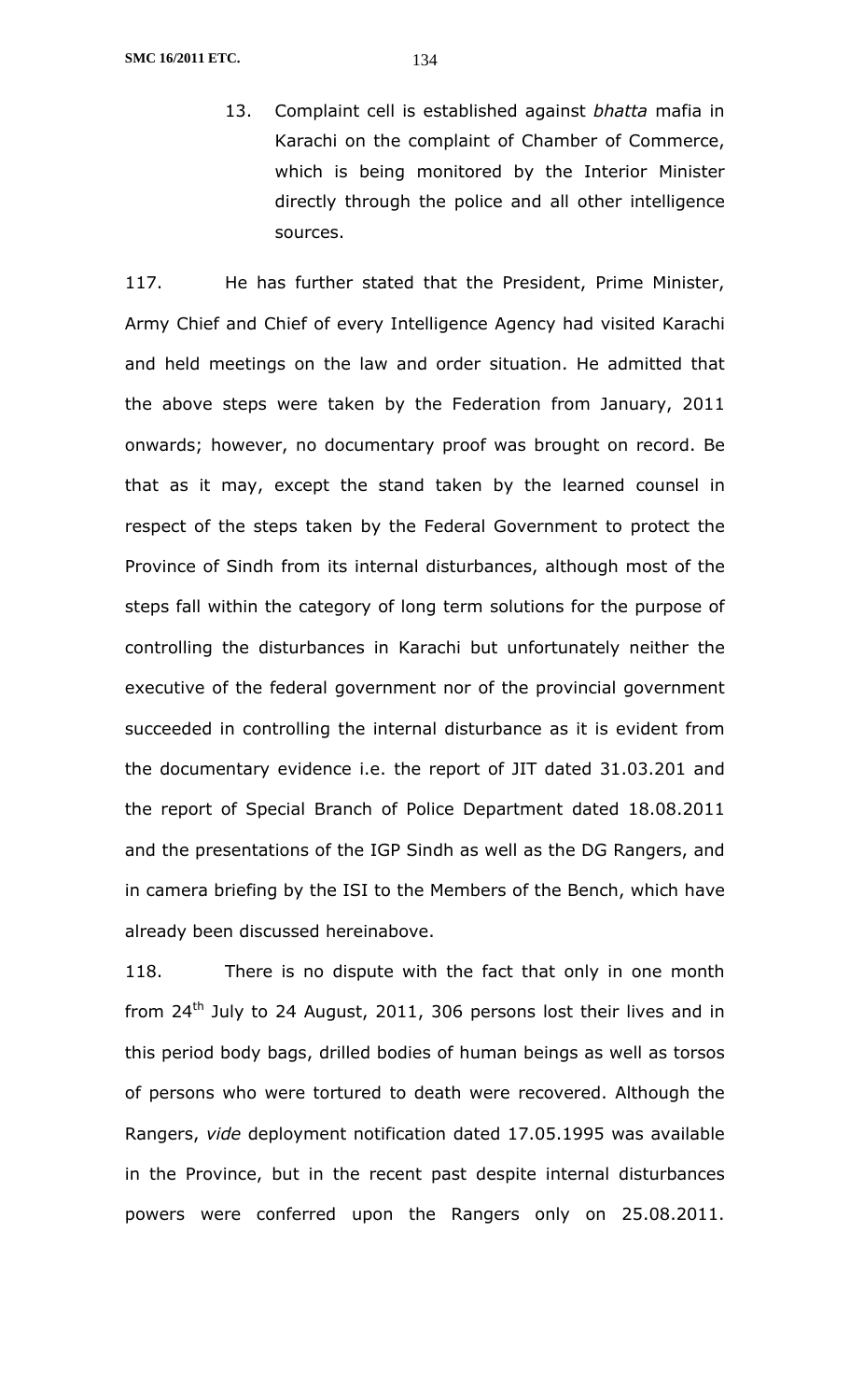13. Complaint cell is established against *bhatta* mafia in Karachi on the complaint of Chamber of Commerce, which is being monitored by the Interior Minister directly through the police and all other intelligence sources.

117. He has further stated that the President, Prime Minister, Army Chief and Chief of every Intelligence Agency had visited Karachi and held meetings on the law and order situation. He admitted that the above steps were taken by the Federation from January, 2011 onwards; however, no documentary proof was brought on record. Be that as it may, except the stand taken by the learned counsel in respect of the steps taken by the Federal Government to protect the Province of Sindh from its internal disturbances, although most of the steps fall within the category of long term solutions for the purpose of controlling the disturbances in Karachi but unfortunately neither the executive of the federal government nor of the provincial government succeeded in controlling the internal disturbance as it is evident from the documentary evidence i.e. the report of JIT dated 31.03.201 and the report of Special Branch of Police Department dated 18.08.2011 and the presentations of the IGP Sindh as well as the DG Rangers, and in camera briefing by the ISI to the Members of the Bench, which have already been discussed hereinabove.

118. There is no dispute with the fact that only in one month from 24th July to 24 August, 2011, 306 persons lost their lives and in this period body bags, drilled bodies of human beings as well as torsos of persons who were tortured to death were recovered. Although the Rangers, *vide* deployment notification dated 17.05.1995 was available in the Province, but in the recent past despite internal disturbances powers were conferred upon the Rangers only on 25.08.2011.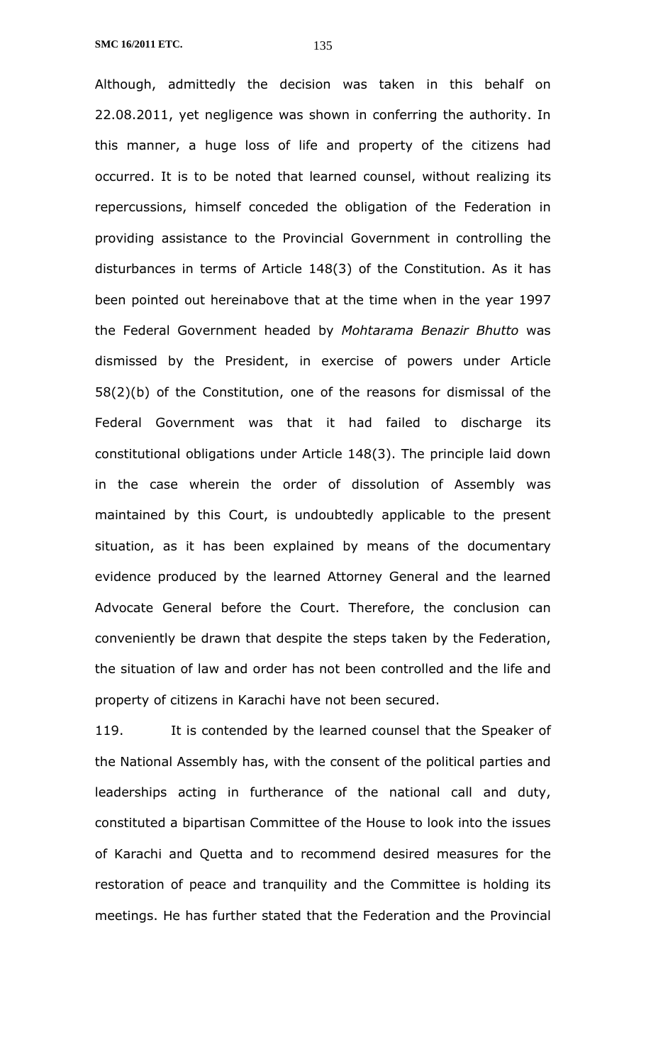Although, admittedly the decision was taken in this behalf on 22.08.2011, yet negligence was shown in conferring the authority. In this manner, a huge loss of life and property of the citizens had occurred. It is to be noted that learned counsel, without realizing its repercussions, himself conceded the obligation of the Federation in providing assistance to the Provincial Government in controlling the disturbances in terms of Article 148(3) of the Constitution. As it has been pointed out hereinabove that at the time when in the year 1997 the Federal Government headed by *Mohtarama Benazir Bhutto* was dismissed by the President, in exercise of powers under Article 58(2)(b) of the Constitution, one of the reasons for dismissal of the Federal Government was that it had failed to discharge its constitutional obligations under Article 148(3). The principle laid down in the case wherein the order of dissolution of Assembly was maintained by this Court, is undoubtedly applicable to the present situation, as it has been explained by means of the documentary evidence produced by the learned Attorney General and the learned Advocate General before the Court. Therefore, the conclusion can conveniently be drawn that despite the steps taken by the Federation, the situation of law and order has not been controlled and the life and property of citizens in Karachi have not been secured.

119. It is contended by the learned counsel that the Speaker of the National Assembly has, with the consent of the political parties and leaderships acting in furtherance of the national call and duty, constituted a bipartisan Committee of the House to look into the issues of Karachi and Quetta and to recommend desired measures for the restoration of peace and tranquility and the Committee is holding its meetings. He has further stated that the Federation and the Provincial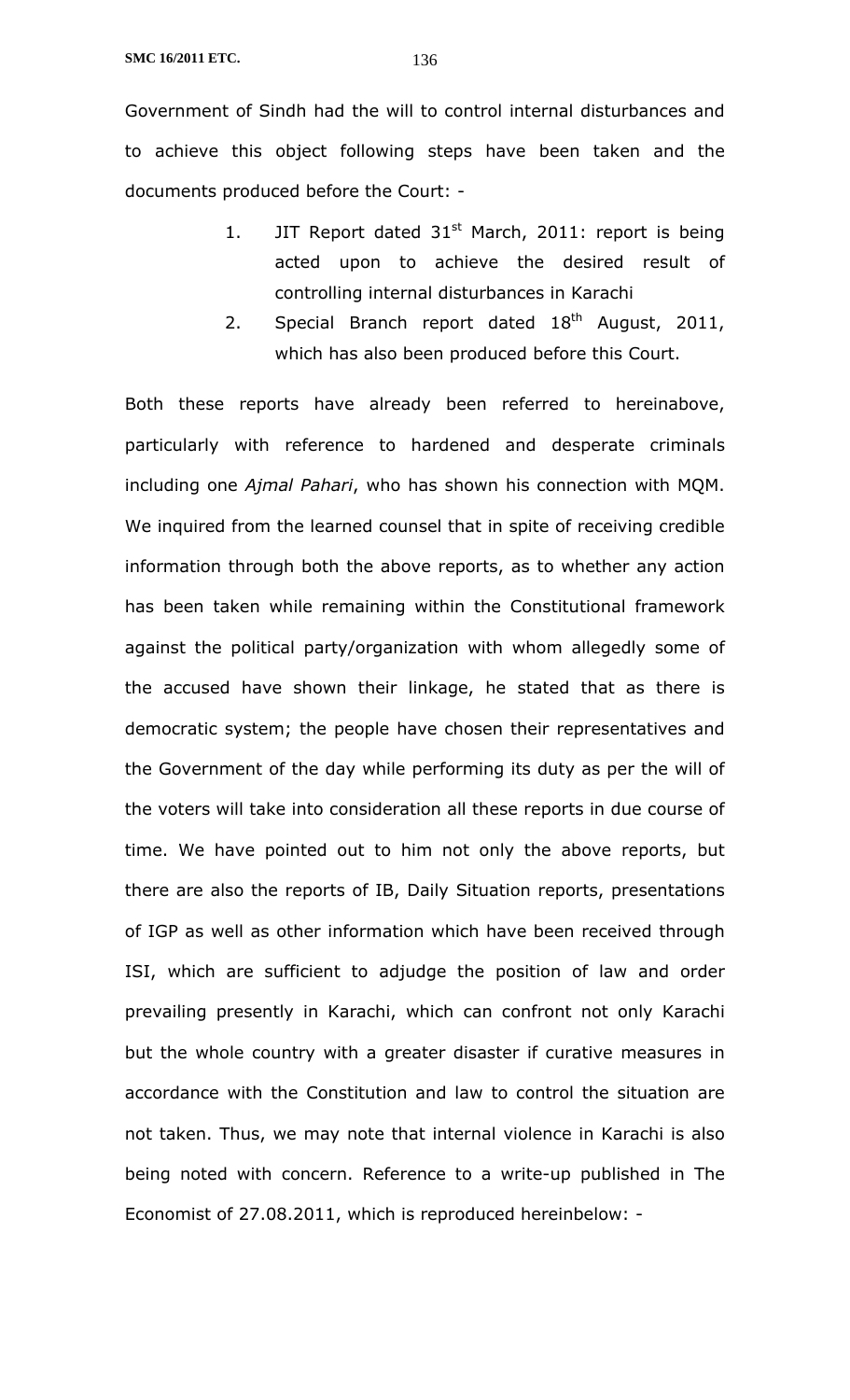Government of Sindh had the will to control internal disturbances and to achieve this object following steps have been taken and the documents produced before the Court: -

1. JIT Report dated 31st March, 2011: report is being acted upon to achieve the desired result of controlling internal disturbances in Karachi
2. Special Branch report dated 18th August, 2011, which has also been produced before this Court.

Both these reports have already been referred to hereinabove, particularly with reference to hardened and desperate criminals including one *Ajmal Pahari*, who has shown his connection with MQM. We inquired from the learned counsel that in spite of receiving credible information through both the above reports, as to whether any action has been taken while remaining within the Constitutional framework against the political party/organization with whom allegedly some of the accused have shown their linkage, he stated that as there is democratic system; the people have chosen their representatives and the Government of the day while performing its duty as per the will of the voters will take into consideration all these reports in due course of time. We have pointed out to him not only the above reports, but there are also the reports of IB, Daily Situation reports, presentations of IGP as well as other information which have been received through ISI, which are sufficient to adjudge the position of law and order prevailing presently in Karachi, which can confront not only Karachi but the whole country with a greater disaster if curative measures in accordance with the Constitution and law to control the situation are not taken. Thus, we may note that internal violence in Karachi is also being noted with concern. Reference to a write-up published in The Economist of 27.08.2011, which is reproduced hereinbelow: -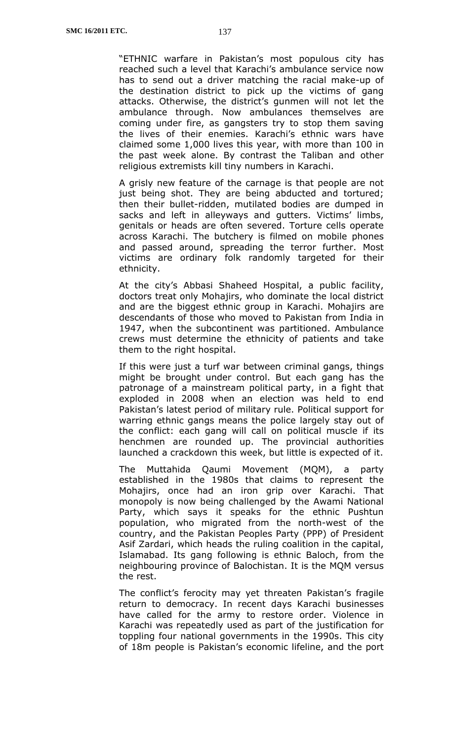"ETHNIC warfare in Pakistan's most populous city has reached such a level that Karachi's ambulance service now has to send out a driver matching the racial make-up of the destination district to pick up the victims of gang attacks. Otherwise, the district's gunmen will not let the ambulance through. Now ambulances themselves are coming under fire, as gangsters try to stop them saving the lives of their enemies. Karachi's ethnic wars have claimed some 1,000 lives this year, with more than 100 in the past week alone. By contrast the Taliban and other religious extremists kill tiny numbers in Karachi.

A grisly new feature of the carnage is that people are not just being shot. They are being abducted and tortured; then their bullet-ridden, mutilated bodies are dumped in sacks and left in alleyways and gutters. Victims' limbs, genitals or heads are often severed. Torture cells operate across Karachi. The butchery is filmed on mobile phones and passed around, spreading the terror further. Most victims are ordinary folk randomly targeted for their ethnicity.

At the city's Abbasi Shaheed Hospital, a public facility, doctors treat only Mohajirs, who dominate the local district and are the biggest ethnic group in Karachi. Mohajirs are descendants of those who moved to Pakistan from India in 1947, when the subcontinent was partitioned. Ambulance crews must determine the ethnicity of patients and take them to the right hospital.

If this were just a turf war between criminal gangs, things might be brought under control. But each gang has the patronage of a mainstream political party, in a fight that exploded in 2008 when an election was held to end Pakistan's latest period of military rule. Political support for warring ethnic gangs means the police largely stay out of the conflict: each gang will call on political muscle if its henchmen are rounded up. The provincial authorities launched a crackdown this week, but little is expected of it.

The Muttahida Qaumi Movement (MQM), a party established in the 1980s that claims to represent the Mohajirs, once had an iron grip over Karachi. That monopoly is now being challenged by the Awami National Party, which says it speaks for the ethnic Pushtun population, who migrated from the north-west of the country, and the Pakistan Peoples Party (PPP) of President Asif Zardari, which heads the ruling coalition in the capital, Islamabad. Its gang following is ethnic Baloch, from the neighbouring province of Balochistan. It is the MQM versus the rest.

The conflict's ferocity may yet threaten Pakistan's fragile return to democracy. In recent days Karachi businesses have called for the army to restore order. Violence in Karachi was repeatedly used as part of the justification for toppling four national governments in the 1990s. This city of 18m people is Pakistan's economic lifeline, and the port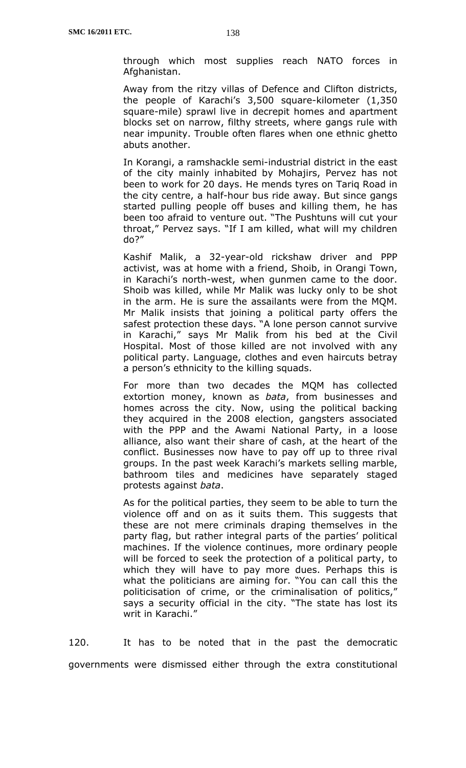through which most supplies reach NATO forces in Afghanistan.

> Away from the ritzy villas of Defence and Clifton districts, the people of Karachi's 3,500 square-kilometer (1,350 square-mile) sprawl live in decrepit homes and apartment blocks set on narrow, filthy streets, where gangs rule with near impunity. Trouble often flares when one ethnic ghetto abuts another.
>
> In Korangi, a ramshackle semi-industrial district in the east of the city mainly inhabited by Mohajirs, Pervez has not been to work for 20 days. He mends tyres on Tariq Road in the city centre, a half-hour bus ride away. But since gangs started pulling people off buses and killing them, he has been too afraid to venture out. "The Pushtuns will cut your throat," Pervez says. "If I am killed, what will my children do?"
>
> Kashif Malik, a 32-year-old rickshaw driver and PPP activist, was at home with a friend, Shoib, in Orangi Town, in Karachi's north-west, when gunmen came to the door. Shoib was killed, while Mr Malik was lucky only to be shot in the arm. He is sure the assailants were from the MQM. Mr Malik insists that joining a political party offers the safest protection these days. "A lone person cannot survive in Karachi," says Mr Malik from his bed at the Civil Hospital. Most of those killed are not involved with any political party. Language, clothes and even haircuts betray a person's ethnicity to the killing squads.
>
> For more than two decades the MQM has collected extortion money, known as *bata*, from businesses and homes across the city. Now, using the political backing they acquired in the 2008 election, gangsters associated with the PPP and the Awami National Party, in a loose alliance, also want their share of cash, at the heart of the conflict. Businesses now have to pay off up to three rival groups. In the past week Karachi's markets selling marble, bathroom tiles and medicines have separately staged protests against *bata*.
>
> As for the political parties, they seem to be able to turn the violence off and on as it suits them. This suggests that these are not mere criminals draping themselves in the party flag, but rather integral parts of the parties' political machines. If the violence continues, more ordinary people will be forced to seek the protection of a political party, to which they will have to pay more dues. Perhaps this is what the politicians are aiming for. "You can call this the politicisation of crime, or the criminalisation of politics," says a security official in the city. "The state has lost its writ in Karachi."

120. It has to be noted that in the past the democratic governments were dismissed either through the extra constitutional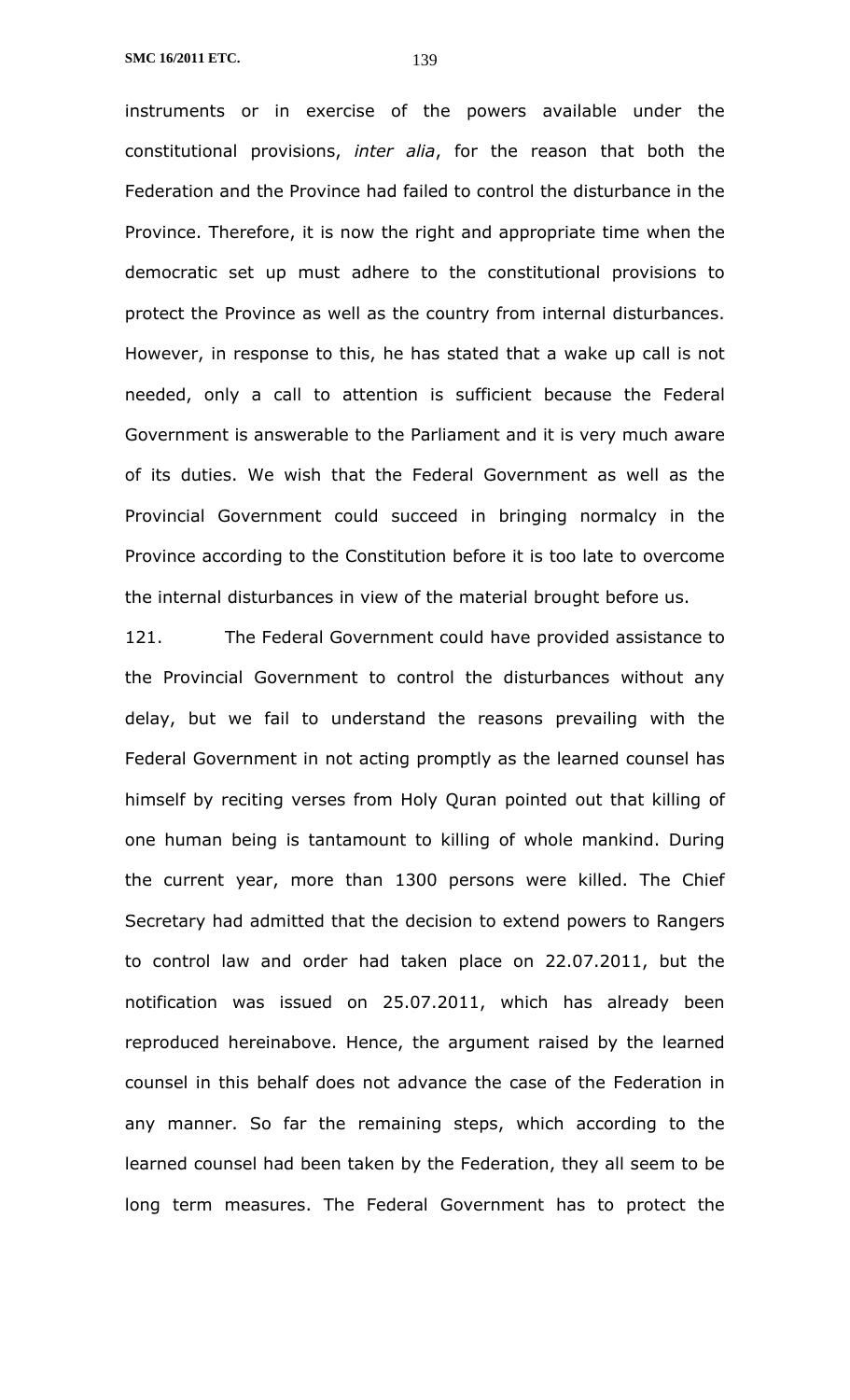instruments or in exercise of the powers available under the constitutional provisions, *inter alia*, for the reason that both the Federation and the Province had failed to control the disturbance in the Province. Therefore, it is now the right and appropriate time when the democratic set up must adhere to the constitutional provisions to protect the Province as well as the country from internal disturbances. However, in response to this, he has stated that a wake up call is not needed, only a call to attention is sufficient because the Federal Government is answerable to the Parliament and it is very much aware of its duties. We wish that the Federal Government as well as the Provincial Government could succeed in bringing normalcy in the Province according to the Constitution before it is too late to overcome the internal disturbances in view of the material brought before us.

121. The Federal Government could have provided assistance to the Provincial Government to control the disturbances without any delay, but we fail to understand the reasons prevailing with the Federal Government in not acting promptly as the learned counsel has himself by reciting verses from Holy Quran pointed out that killing of one human being is tantamount to killing of whole mankind. During the current year, more than 1300 persons were killed. The Chief Secretary had admitted that the decision to extend powers to Rangers to control law and order had taken place on 22.07.2011, but the notification was issued on 25.07.2011, which has already been reproduced hereinabove. Hence, the argument raised by the learned counsel in this behalf does not advance the case of the Federation in any manner. So far the remaining steps, which according to the learned counsel had been taken by the Federation, they all seem to be long term measures. The Federal Government has to protect the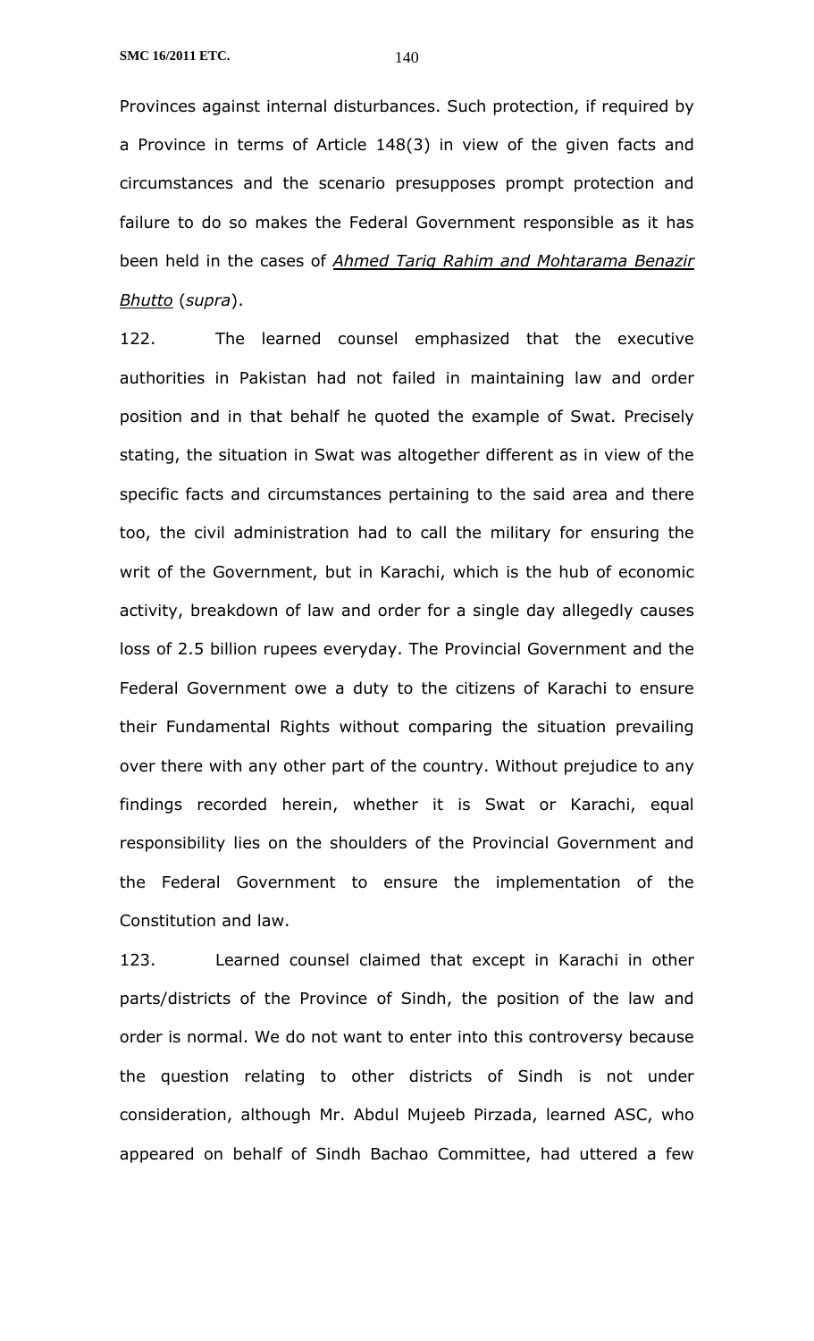Provinces against internal disturbances. Such protection, if required by a Province in terms of Article 148(3) in view of the given facts and circumstances and the scenario presupposes prompt protection and failure to do so makes the Federal Government responsible as it has been held in the cases of ***Ahmed Tariq Rahim and Mohtarama Benazir Bhutto*** (*supra*).

122. The learned counsel emphasized that the executive authorities in Pakistan had not failed in maintaining law and order position and in that behalf he quoted the example of Swat. Precisely stating, the situation in Swat was altogether different as in view of the specific facts and circumstances pertaining to the said area and there too, the civil administration had to call the military for ensuring the writ of the Government, but in Karachi, which is the hub of economic activity, breakdown of law and order for a single day allegedly causes loss of 2.5 billion rupees everyday. The Provincial Government and the Federal Government owe a duty to the citizens of Karachi to ensure their Fundamental Rights without comparing the situation prevailing over there with any other part of the country. Without prejudice to any findings recorded herein, whether it is Swat or Karachi, equal responsibility lies on the shoulders of the Provincial Government and the Federal Government to ensure the implementation of the Constitution and law.

123. Learned counsel claimed that except in Karachi in other parts/districts of the Province of Sindh, the position of the law and order is normal. We do not want to enter into this controversy because the question relating to other districts of Sindh is not under consideration, although Mr. Abdul Mujeeb Pirzada, learned ASC, who appeared on behalf of Sindh Bachao Committee, had uttered a few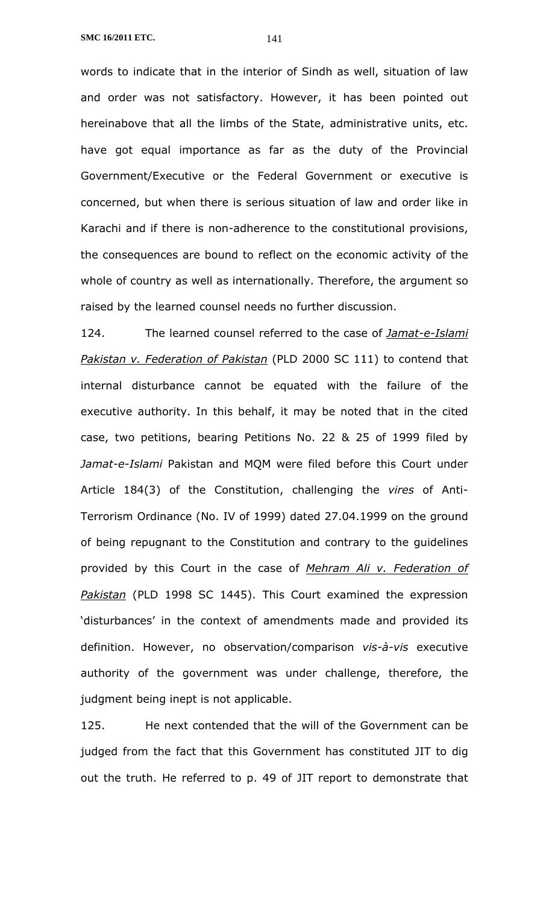words to indicate that in the interior of Sindh as well, situation of law and order was not satisfactory. However, it has been pointed out hereinabove that all the limbs of the State, administrative units, etc. have got equal importance as far as the duty of the Provincial Government/Executive or the Federal Government or executive is concerned, but when there is serious situation of law and order like in Karachi and if there is non-adherence to the constitutional provisions, the consequences are bound to reflect on the economic activity of the whole of country as well as internationally. Therefore, the argument so raised by the learned counsel needs no further discussion.

124. The learned counsel referred to the case of *Jamat-e-Islami Pakistan v. Federation of Pakistan* (PLD 2000 SC 111) to contend that internal disturbance cannot be equated with the failure of the executive authority. In this behalf, it may be noted that in the cited case, two petitions, bearing Petitions No. 22 & 25 of 1999 filed by *Jamat-e-Islami* Pakistan and MQM were filed before this Court under Article 184(3) of the Constitution, challenging the *vires* of Anti-Terrorism Ordinance (No. IV of 1999) dated 27.04.1999 on the ground of being repugnant to the Constitution and contrary to the guidelines provided by this Court in the case of *Mehram Ali v. Federation of Pakistan* (PLD 1998 SC 1445). This Court examined the expression 'disturbances' in the context of amendments made and provided its definition. However, no observation/comparison *vis-à-vis* executive authority of the government was under challenge, therefore, the judgment being inept is not applicable.

125. He next contended that the will of the Government can be judged from the fact that this Government has constituted JIT to dig out the truth. He referred to p. 49 of JIT report to demonstrate that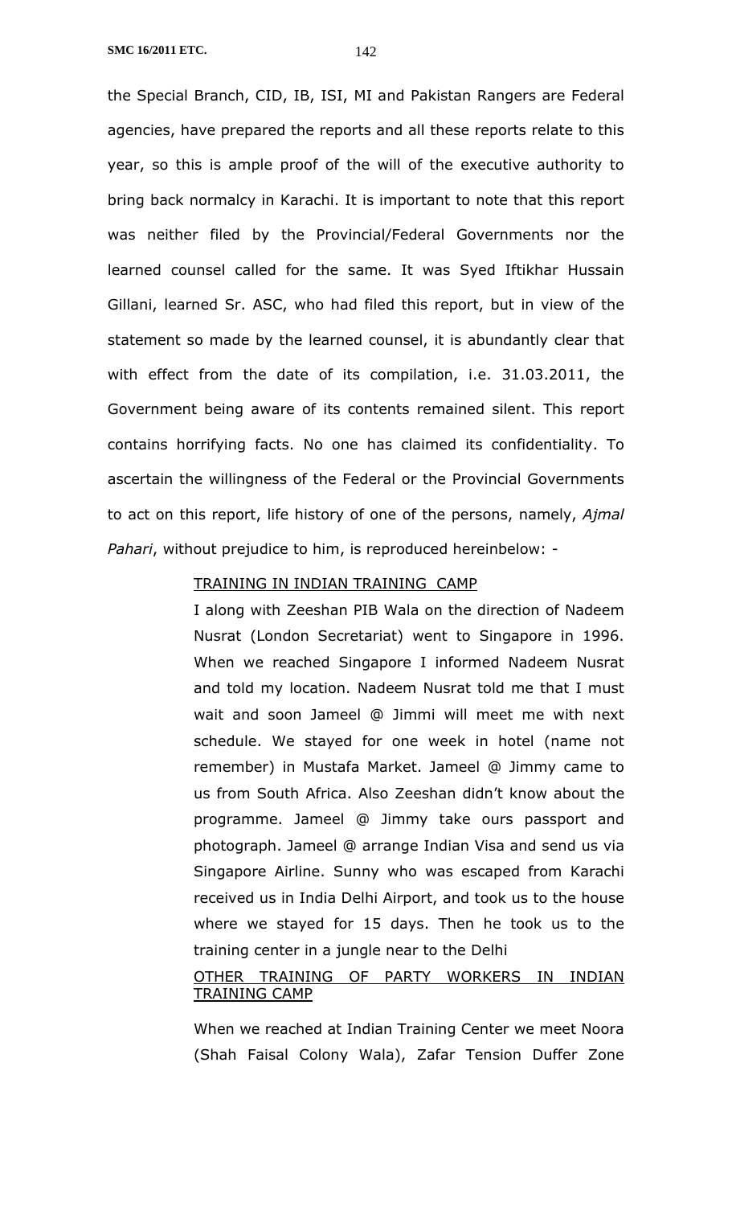the Special Branch, CID, IB, ISI, MI and Pakistan Rangers are Federal agencies, have prepared the reports and all these reports relate to this year, so this is ample proof of the will of the executive authority to bring back normalcy in Karachi. It is important to note that this report was neither filed by the Provincial/Federal Governments nor the learned counsel called for the same. It was Syed Iftikhar Hussain Gillani, learned Sr. ASC, who had filed this report, but in view of the statement so made by the learned counsel, it is abundantly clear that with effect from the date of its compilation, i.e. 31.03.2011, the Government being aware of its contents remained silent. This report contains horrifying facts. No one has claimed its confidentiality. To ascertain the willingness of the Federal or the Provincial Governments to act on this report, life history of one of the persons, namely, *Ajmal Pahari*, without prejudice to him, is reproduced hereinbelow: -

> <u>TRAINING IN INDIAN TRAINING CAMP</u>
>
> I along with Zeeshan PIB Wala on the direction of Nadeem Nusrat (London Secretariat) went to Singapore in 1996. When we reached Singapore I informed Nadeem Nusrat and told my location. Nadeem Nusrat told me that I must wait and soon Jameel @ Jimmi will meet me with next schedule. We stayed for one week in hotel (name not remember) in Mustafa Market. Jameel @ Jimmy came to us from South Africa. Also Zeeshan didn't know about the programme. Jameel @ Jimmy take ours passport and photograph. Jameel @ arrange Indian Visa and send us via Singapore Airline. Sunny who was escaped from Karachi received us in India Delhi Airport, and took us to the house where we stayed for 15 days. Then he took us to the training center in a jungle near to the Delhi
>
> <u>OTHER TRAINING OF PARTY WORKERS IN INDIAN TRAINING CAMP</u>
>
> When we reached at Indian Training Center we meet Noora (Shah Faisal Colony Wala), Zafar Tension Duffer Zone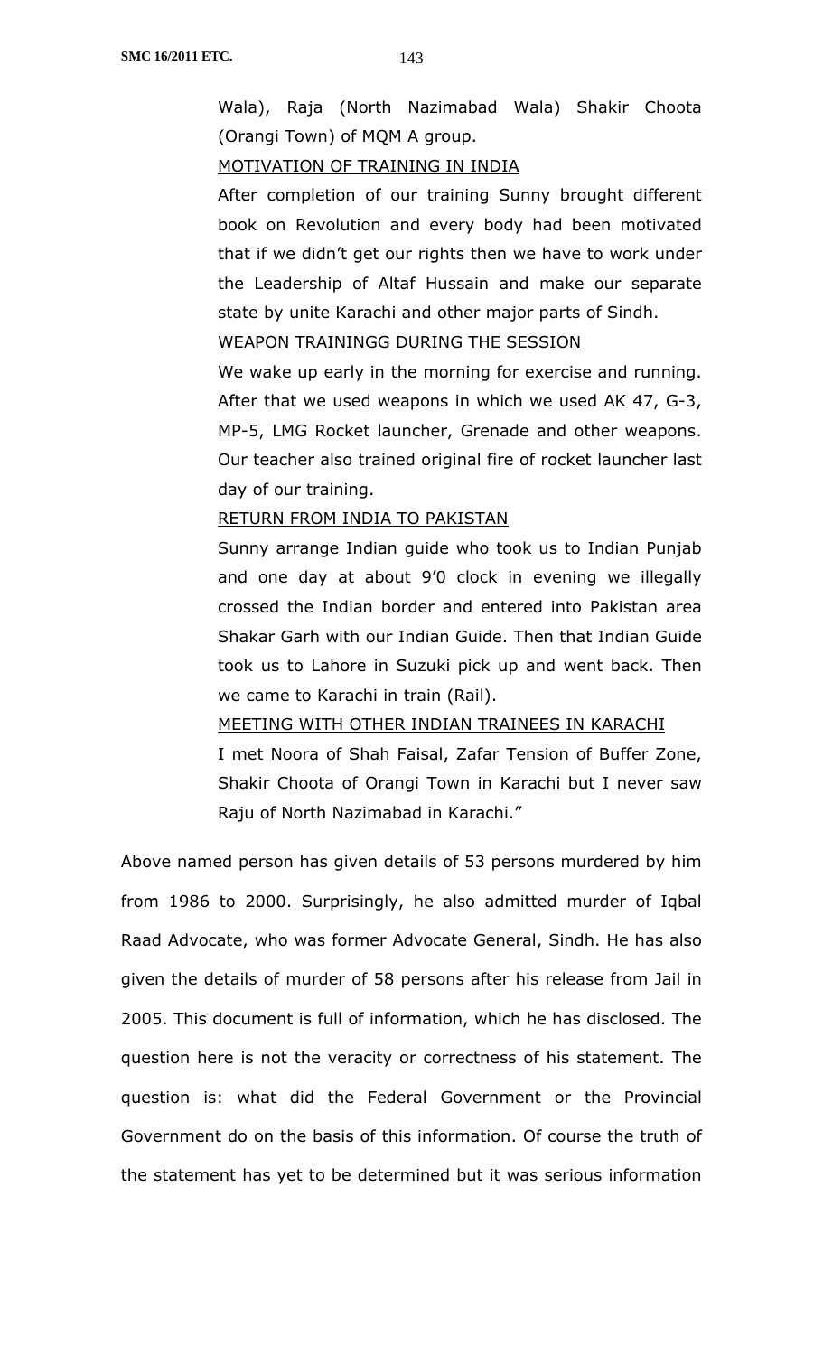Wala), Raja (North Nazimabad Wala) Shakir Choota (Orangi Town) of MQM A group.

MOTIVATION OF TRAINING IN INDIA

After completion of our training Sunny brought different book on Revolution and every body had been motivated that if we didn't get our rights then we have to work under the Leadership of Altaf Hussain and make our separate state by unite Karachi and other major parts of Sindh.

WEAPON TRAININGG DURING THE SESSION

We wake up early in the morning for exercise and running. After that we used weapons in which we used AK 47, G-3, MP-5, LMG Rocket launcher, Grenade and other weapons. Our teacher also trained original fire of rocket launcher last day of our training.

RETURN FROM INDIA TO PAKISTAN

Sunny arrange Indian guide who took us to Indian Punjab and one day at about 9'0 clock in evening we illegally crossed the Indian border and entered into Pakistan area Shakar Garh with our Indian Guide. Then that Indian Guide took us to Lahore in Suzuki pick up and went back. Then we came to Karachi in train (Rail).

MEETING WITH OTHER INDIAN TRAINEES IN KARACHI

I met Noora of Shah Faisal, Zafar Tension of Buffer Zone, Shakir Choota of Orangi Town in Karachi but I never saw Raju of North Nazimabad in Karachi."

Above named person has given details of 53 persons murdered by him from 1986 to 2000. Surprisingly, he also admitted murder of Iqbal Raad Advocate, who was former Advocate General, Sindh. He has also given the details of murder of 58 persons after his release from Jail in 2005. This document is full of information, which he has disclosed. The question here is not the veracity or correctness of his statement. The question is: what did the Federal Government or the Provincial Government do on the basis of this information. Of course the truth of the statement has yet to be determined but it was serious information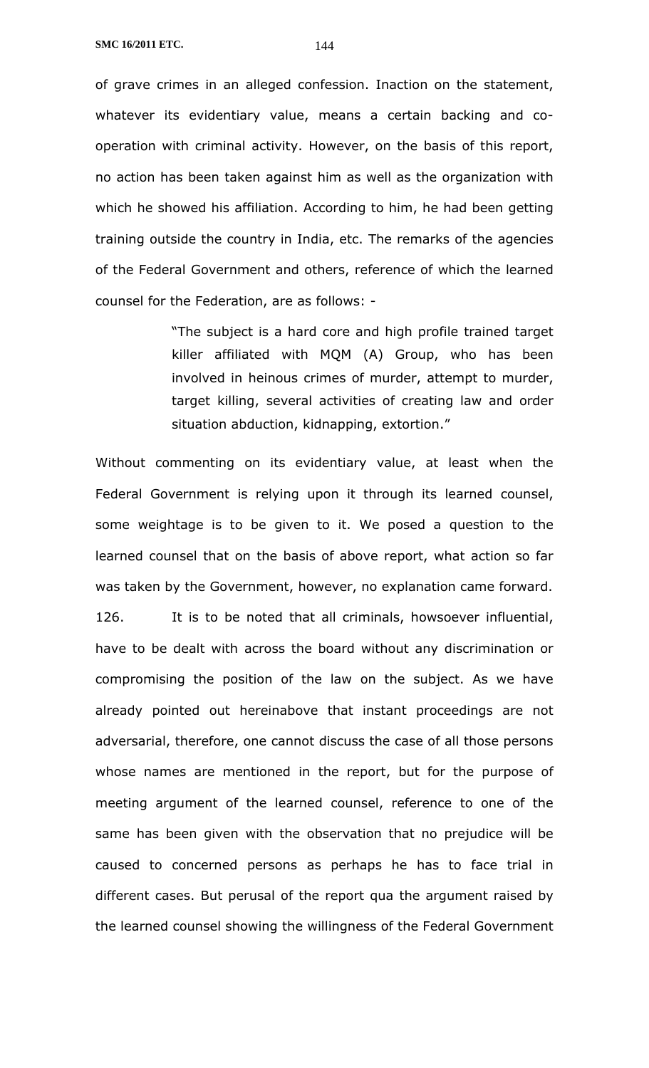of grave crimes in an alleged confession. Inaction on the statement, whatever its evidentiary value, means a certain backing and co-operation with criminal activity. However, on the basis of this report, no action has been taken against him as well as the organization with which he showed his affiliation. According to him, he had been getting training outside the country in India, etc. The remarks of the agencies of the Federal Government and others, reference of which the learned counsel for the Federation, are as follows: -

> "The subject is a hard core and high profile trained target killer affiliated with MQM (A) Group, who has been involved in heinous crimes of murder, attempt to murder, target killing, several activities of creating law and order situation abduction, kidnapping, extortion."

Without commenting on its evidentiary value, at least when the Federal Government is relying upon it through its learned counsel, some weightage is to be given to it. We posed a question to the learned counsel that on the basis of above report, what action so far was taken by the Government, however, no explanation came forward.

126. It is to be noted that all criminals, howsoever influential, have to be dealt with across the board without any discrimination or compromising the position of the law on the subject. As we have already pointed out hereinabove that instant proceedings are not adversarial, therefore, one cannot discuss the case of all those persons whose names are mentioned in the report, but for the purpose of meeting argument of the learned counsel, reference to one of the same has been given with the observation that no prejudice will be caused to concerned persons as perhaps he has to face trial in different cases. But perusal of the report qua the argument raised by the learned counsel showing the willingness of the Federal Government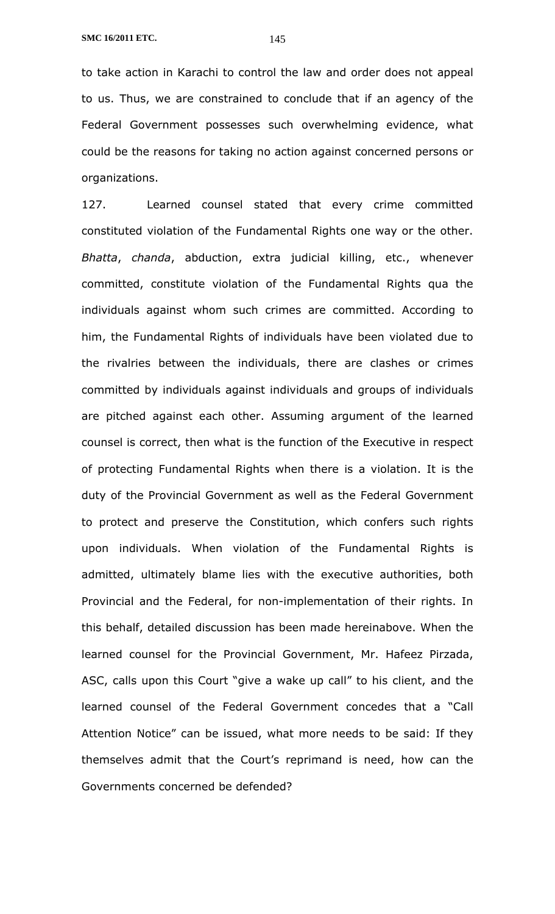to take action in Karachi to control the law and order does not appeal to us. Thus, we are constrained to conclude that if an agency of the Federal Government possesses such overwhelming evidence, what could be the reasons for taking no action against concerned persons or organizations.

127. Learned counsel stated that every crime committed constituted violation of the Fundamental Rights one way or the other. *Bhatta*, *chanda*, abduction, extra judicial killing, etc., whenever committed, constitute violation of the Fundamental Rights qua the individuals against whom such crimes are committed. According to him, the Fundamental Rights of individuals have been violated due to the rivalries between the individuals, there are clashes or crimes committed by individuals against individuals and groups of individuals are pitched against each other. Assuming argument of the learned counsel is correct, then what is the function of the Executive in respect of protecting Fundamental Rights when there is a violation. It is the duty of the Provincial Government as well as the Federal Government to protect and preserve the Constitution, which confers such rights upon individuals. When violation of the Fundamental Rights is admitted, ultimately blame lies with the executive authorities, both Provincial and the Federal, for non-implementation of their rights. In this behalf, detailed discussion has been made hereinabove. When the learned counsel for the Provincial Government, Mr. Hafeez Pirzada, ASC, calls upon this Court "give a wake up call" to his client, and the learned counsel of the Federal Government concedes that a "Call Attention Notice" can be issued, what more needs to be said: If they themselves admit that the Court's reprimand is need, how can the Governments concerned be defended?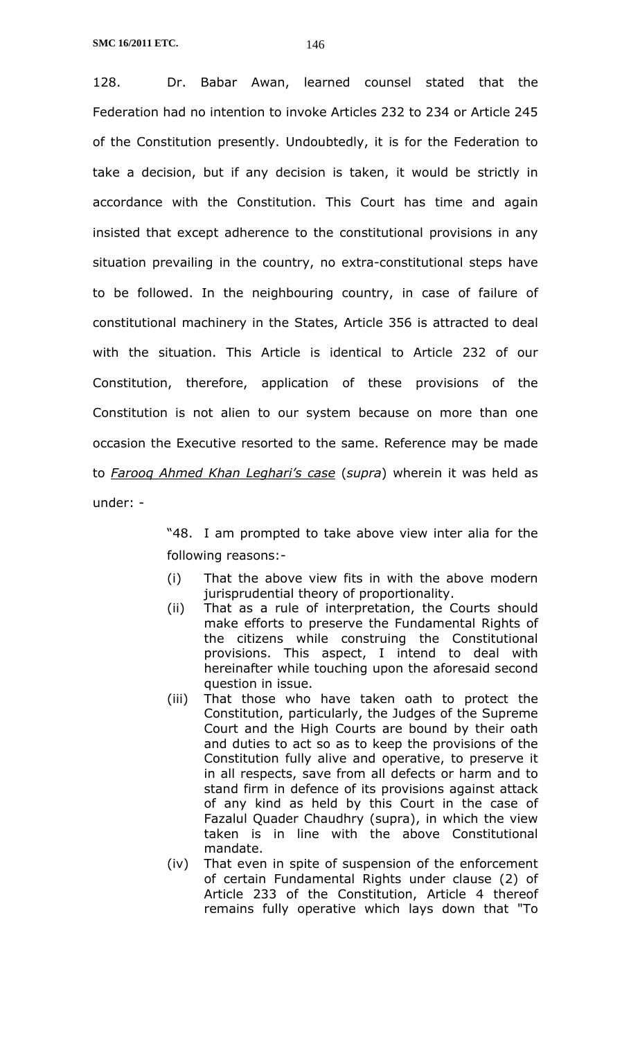128. Dr. Babar Awan, learned counsel stated that the Federation had no intention to invoke Articles 232 to 234 or Article 245 of the Constitution presently. Undoubtedly, it is for the Federation to take a decision, but if any decision is taken, it would be strictly in accordance with the Constitution. This Court has time and again insisted that except adherence to the constitutional provisions in any situation prevailing in the country, no extra-constitutional steps have to be followed. In the neighbouring country, in case of failure of constitutional machinery in the States, Article 356 is attracted to deal with the situation. This Article is identical to Article 232 of our Constitution, therefore, application of these provisions of the Constitution is not alien to our system because on more than one occasion the Executive resorted to the same. Reference may be made to *Farooq Ahmed Khan Leghari's case* (*supra*) wherein it was held as under: -

> "48. I am prompted to take above view inter alia for the following reasons:-
>
> (i) That the above view fits in with the above modern jurisprudential theory of proportionality.
>
> (ii) That as a rule of interpretation, the Courts should make efforts to preserve the Fundamental Rights of the citizens while construing the Constitutional provisions. This aspect, I intend to deal with hereinafter while touching upon the aforesaid second question in issue.
>
> (iii) That those who have taken oath to protect the Constitution, particularly, the Judges of the Supreme Court and the High Courts are bound by their oath and duties to act so as to keep the provisions of the Constitution fully alive and operative, to preserve it in all respects, save from all defects or harm and to stand firm in defence of its provisions against attack of any kind as held by this Court in the case of Fazalul Quader Chaudhry (supra), in which the view taken is in line with the above Constitutional mandate.
>
> (iv) That even in spite of suspension of the enforcement of certain Fundamental Rights under clause (2) of Article 233 of the Constitution, Article 4 thereof remains fully operative which lays down that "To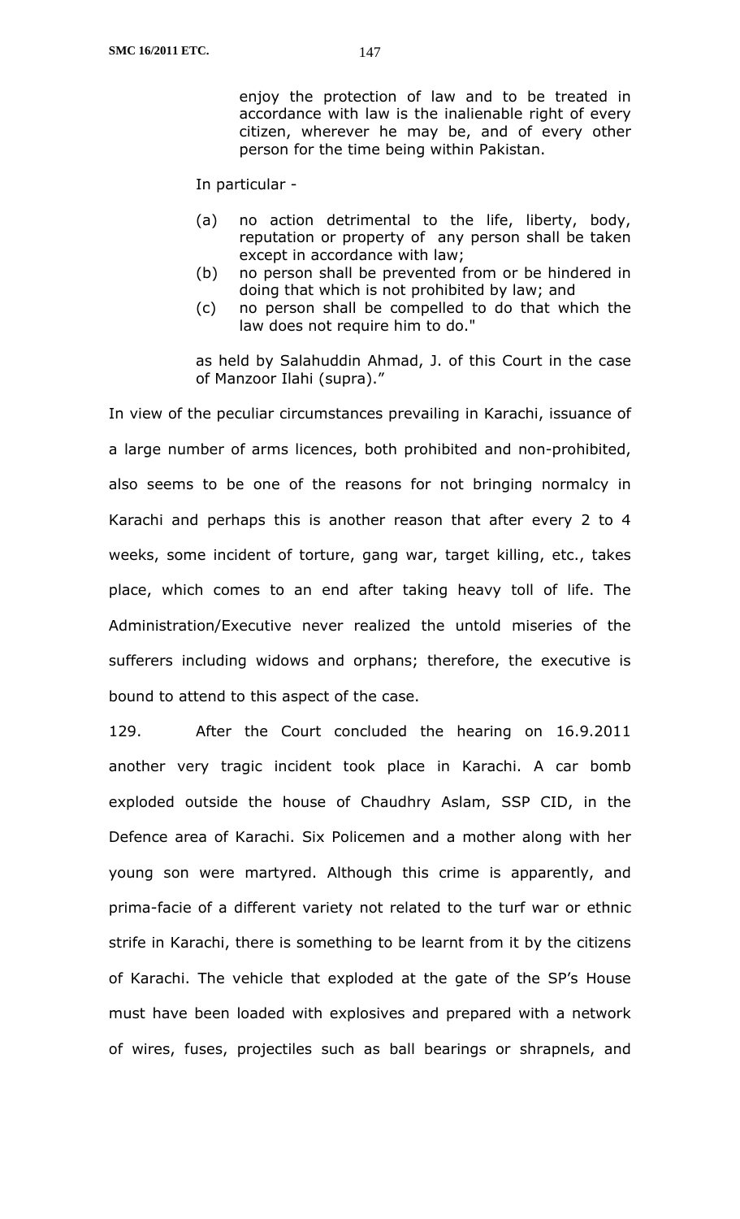> enjoy the protection of law and to be treated in accordance with law is the inalienable right of every citizen, wherever he may be, and of every other person for the time being within Pakistan.
>
> In particular -
>
> (a) no action detrimental to the life, liberty, body, reputation or property of any person shall be taken except in accordance with law;
>
> (b) no person shall be prevented from or be hindered in doing that which is not prohibited by law; and
>
> (c) no person shall be compelled to do that which the law does not require him to do."
>
> as held by Salahuddin Ahmad, J. of this Court in the case of Manzoor Ilahi (supra)."

In view of the peculiar circumstances prevailing in Karachi, issuance of a large number of arms licences, both prohibited and non-prohibited, also seems to be one of the reasons for not bringing normalcy in Karachi and perhaps this is another reason that after every 2 to 4 weeks, some incident of torture, gang war, target killing, etc., takes place, which comes to an end after taking heavy toll of life. The Administration/Executive never realized the untold miseries of the sufferers including widows and orphans; therefore, the executive is bound to attend to this aspect of the case.

129. After the Court concluded the hearing on 16.9.2011 another very tragic incident took place in Karachi. A car bomb exploded outside the house of Chaudhry Aslam, SSP CID, in the Defence area of Karachi. Six Policemen and a mother along with her young son were martyred. Although this crime is apparently, and prima-facie of a different variety not related to the turf war or ethnic strife in Karachi, there is something to be learnt from it by the citizens of Karachi. The vehicle that exploded at the gate of the SP's House must have been loaded with explosives and prepared with a network of wires, fuses, projectiles such as ball bearings or shrapnels, and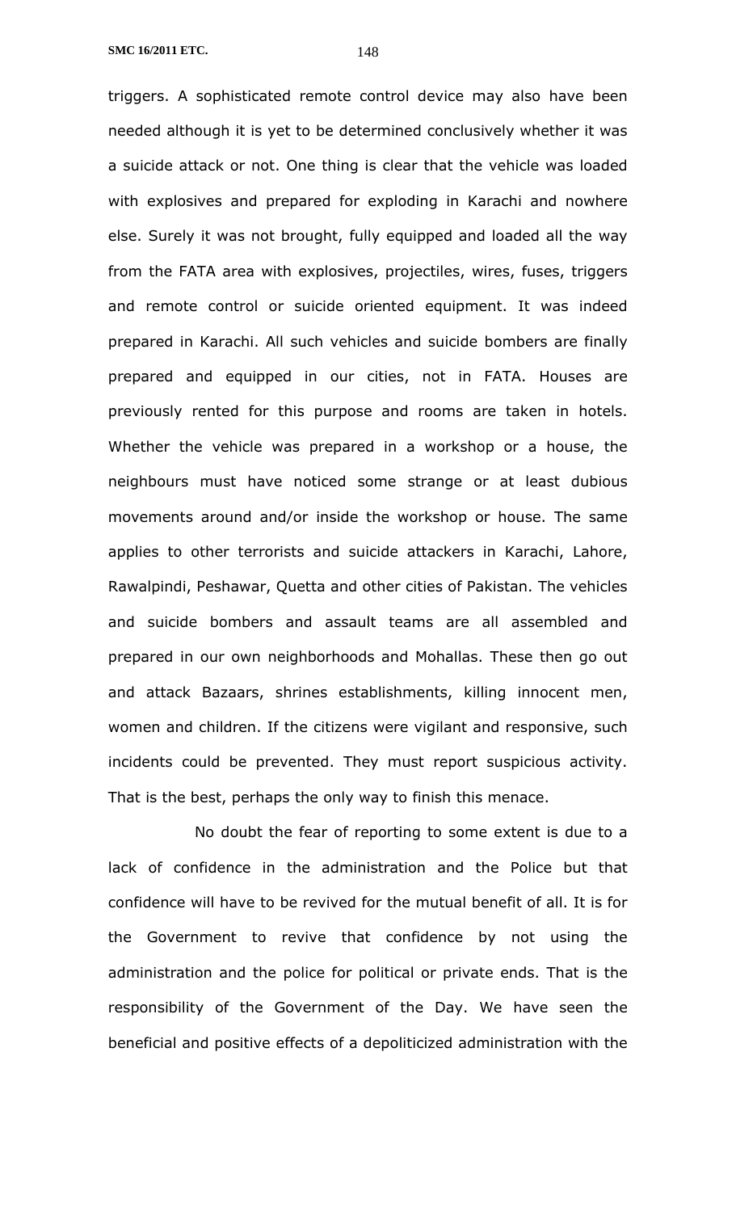triggers. A sophisticated remote control device may also have been needed although it is yet to be determined conclusively whether it was a suicide attack or not. One thing is clear that the vehicle was loaded with explosives and prepared for exploding in Karachi and nowhere else. Surely it was not brought, fully equipped and loaded all the way from the FATA area with explosives, projectiles, wires, fuses, triggers and remote control or suicide oriented equipment. It was indeed prepared in Karachi. All such vehicles and suicide bombers are finally prepared and equipped in our cities, not in FATA. Houses are previously rented for this purpose and rooms are taken in hotels. Whether the vehicle was prepared in a workshop or a house, the neighbours must have noticed some strange or at least dubious movements around and/or inside the workshop or house. The same applies to other terrorists and suicide attackers in Karachi, Lahore, Rawalpindi, Peshawar, Quetta and other cities of Pakistan. The vehicles and suicide bombers and assault teams are all assembled and prepared in our own neighborhoods and Mohallas. These then go out and attack Bazaars, shrines establishments, killing innocent men, women and children. If the citizens were vigilant and responsive, such incidents could be prevented. They must report suspicious activity. That is the best, perhaps the only way to finish this menace.

No doubt the fear of reporting to some extent is due to a lack of confidence in the administration and the Police but that confidence will have to be revived for the mutual benefit of all. It is for the Government to revive that confidence by not using the administration and the police for political or private ends. That is the responsibility of the Government of the Day. We have seen the beneficial and positive effects of a depoliticized administration with the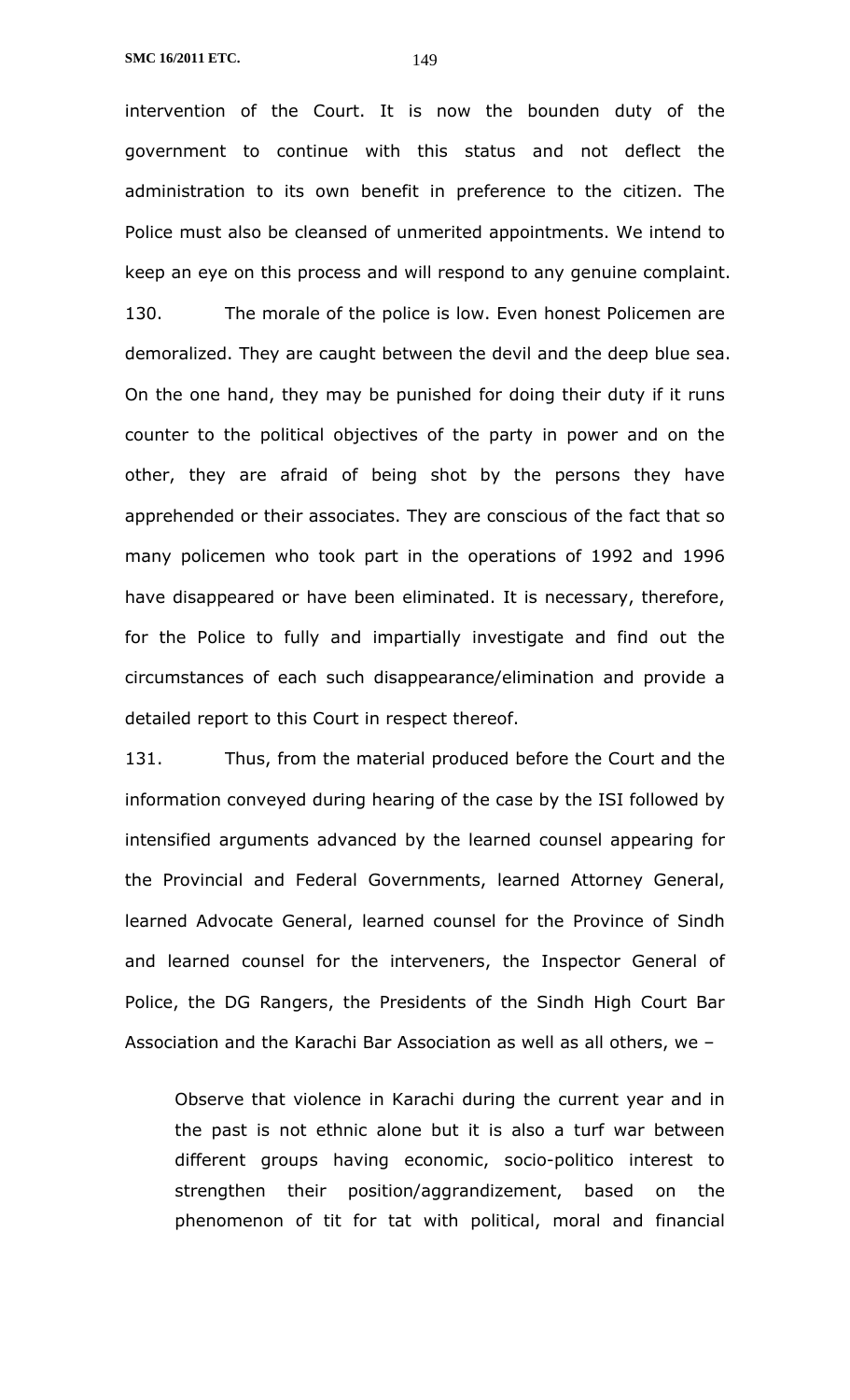intervention of the Court. It is now the bounden duty of the government to continue with this status and not deflect the administration to its own benefit in preference to the citizen. The Police must also be cleansed of unmerited appointments. We intend to keep an eye on this process and will respond to any genuine complaint.

130. The morale of the police is low. Even honest Policemen are demoralized. They are caught between the devil and the deep blue sea. On the one hand, they may be punished for doing their duty if it runs counter to the political objectives of the party in power and on the other, they are afraid of being shot by the persons they have apprehended or their associates. They are conscious of the fact that so many policemen who took part in the operations of 1992 and 1996 have disappeared or have been eliminated. It is necessary, therefore, for the Police to fully and impartially investigate and find out the circumstances of each such disappearance/elimination and provide a detailed report to this Court in respect thereof.

131. Thus, from the material produced before the Court and the information conveyed during hearing of the case by the ISI followed by intensified arguments advanced by the learned counsel appearing for the Provincial and Federal Governments, learned Attorney General, learned Advocate General, learned counsel for the Province of Sindh and learned counsel for the interveners, the Inspector General of Police, the DG Rangers, the Presidents of the Sindh High Court Bar Association and the Karachi Bar Association as well as all others, we –

> Observe that violence in Karachi during the current year and in the past is not ethnic alone but it is also a turf war between different groups having economic, socio-politico interest to strengthen their position/aggrandizement, based on the phenomenon of tit for tat with political, moral and financial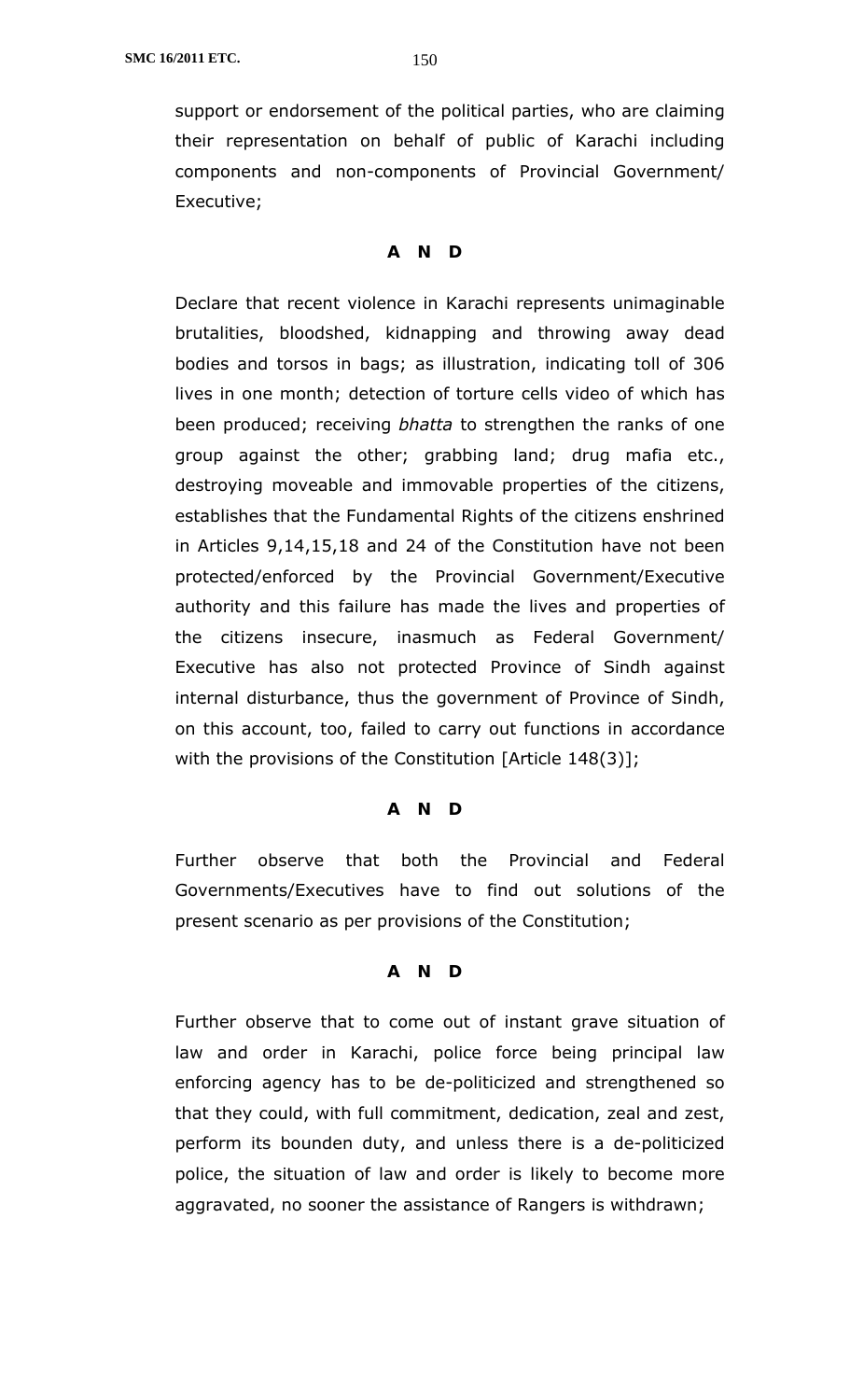support or endorsement of the political parties, who are claiming their representation on behalf of public of Karachi including components and non-components of Provincial Government/ Executive;

**A N D**

Declare that recent violence in Karachi represents unimaginable brutalities, bloodshed, kidnapping and throwing away dead bodies and torsos in bags; as illustration, indicating toll of 306 lives in one month; detection of torture cells video of which has been produced; receiving *bhatta* to strengthen the ranks of one group against the other; grabbing land; drug mafia etc., destroying moveable and immovable properties of the citizens, establishes that the Fundamental Rights of the citizens enshrined in Articles 9,14,15,18 and 24 of the Constitution have not been protected/enforced by the Provincial Government/Executive authority and this failure has made the lives and properties of the citizens insecure, inasmuch as Federal Government/ Executive has also not protected Province of Sindh against internal disturbance, thus the government of Province of Sindh, on this account, too, failed to carry out functions in accordance with the provisions of the Constitution [Article 148(3)];

**A N D**

Further observe that both the Provincial and Federal Governments/Executives have to find out solutions of the present scenario as per provisions of the Constitution;

**A N D**

Further observe that to come out of instant grave situation of law and order in Karachi, police force being principal law enforcing agency has to be de-politicized and strengthened so that they could, with full commitment, dedication, zeal and zest, perform its bounden duty, and unless there is a de-politicized police, the situation of law and order is likely to become more aggravated, no sooner the assistance of Rangers is withdrawn;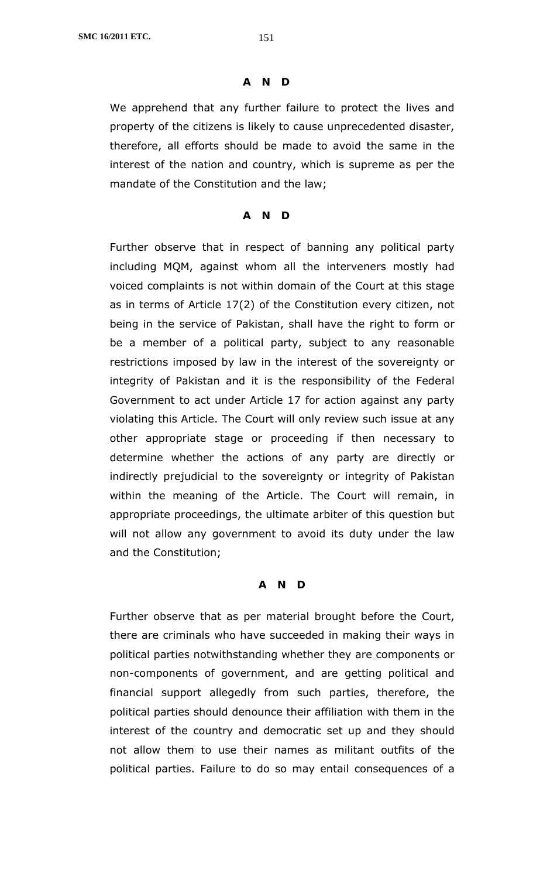**A N D**

We apprehend that any further failure to protect the lives and property of the citizens is likely to cause unprecedented disaster, therefore, all efforts should be made to avoid the same in the interest of the nation and country, which is supreme as per the mandate of the Constitution and the law;

**A N D**

Further observe that in respect of banning any political party including MQM, against whom all the interveners mostly had voiced complaints is not within domain of the Court at this stage as in terms of Article 17(2) of the Constitution every citizen, not being in the service of Pakistan, shall have the right to form or be a member of a political party, subject to any reasonable restrictions imposed by law in the interest of the sovereignty or integrity of Pakistan and it is the responsibility of the Federal Government to act under Article 17 for action against any party violating this Article. The Court will only review such issue at any other appropriate stage or proceeding if then necessary to determine whether the actions of any party are directly or indirectly prejudicial to the sovereignty or integrity of Pakistan within the meaning of the Article. The Court will remain, in appropriate proceedings, the ultimate arbiter of this question but will not allow any government to avoid its duty under the law and the Constitution;

**A N D**

Further observe that as per material brought before the Court, there are criminals who have succeeded in making their ways in political parties notwithstanding whether they are components or non-components of government, and are getting political and financial support allegedly from such parties, therefore, the political parties should denounce their affiliation with them in the interest of the country and democratic set up and they should not allow them to use their names as militant outfits of the political parties. Failure to do so may entail consequences of a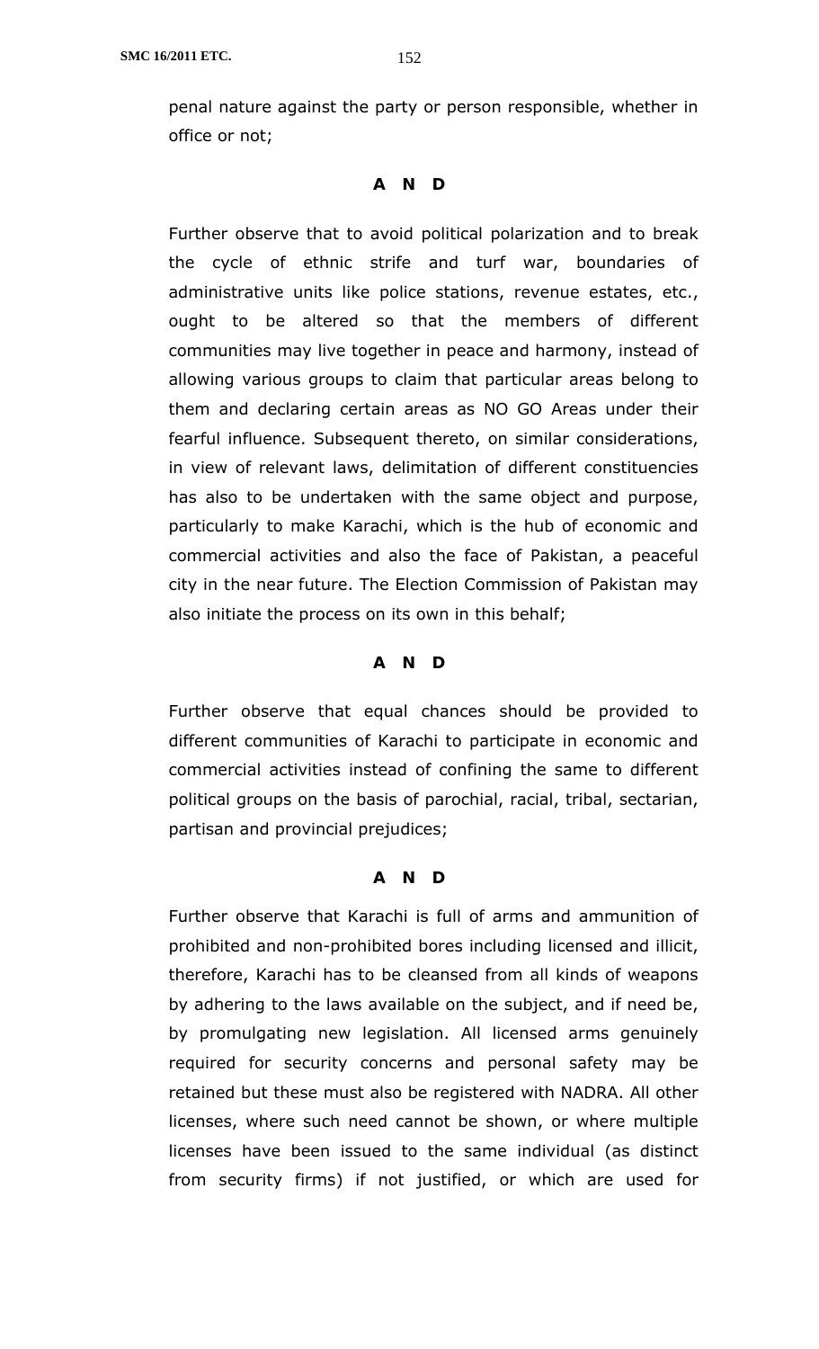penal nature against the party or person responsible, whether in office or not;

**A N D**

Further observe that to avoid political polarization and to break the cycle of ethnic strife and turf war, boundaries of administrative units like police stations, revenue estates, etc., ought to be altered so that the members of different communities may live together in peace and harmony, instead of allowing various groups to claim that particular areas belong to them and declaring certain areas as NO GO Areas under their fearful influence. Subsequent thereto, on similar considerations, in view of relevant laws, delimitation of different constituencies has also to be undertaken with the same object and purpose, particularly to make Karachi, which is the hub of economic and commercial activities and also the face of Pakistan, a peaceful city in the near future. The Election Commission of Pakistan may also initiate the process on its own in this behalf;

**A N D**

Further observe that equal chances should be provided to different communities of Karachi to participate in economic and commercial activities instead of confining the same to different political groups on the basis of parochial, racial, tribal, sectarian, partisan and provincial prejudices;

**A N D**

Further observe that Karachi is full of arms and ammunition of prohibited and non-prohibited bores including licensed and illicit, therefore, Karachi has to be cleansed from all kinds of weapons by adhering to the laws available on the subject, and if need be, by promulgating new legislation. All licensed arms genuinely required for security concerns and personal safety may be retained but these must also be registered with NADRA. All other licenses, where such need cannot be shown, or where multiple licenses have been issued to the same individual (as distinct from security firms) if not justified, or which are used for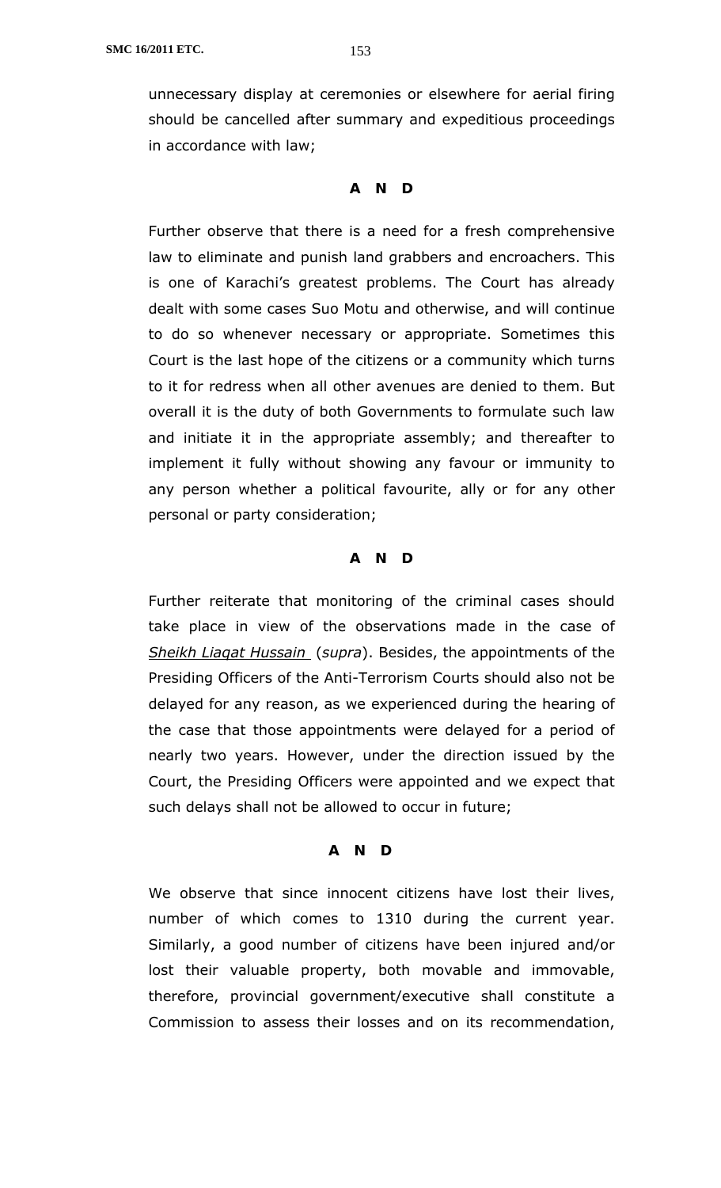unnecessary display at ceremonies or elsewhere for aerial firing should be cancelled after summary and expeditious proceedings in accordance with law;

**A N D**

Further observe that there is a need for a fresh comprehensive law to eliminate and punish land grabbers and encroachers. This is one of Karachi's greatest problems. The Court has already dealt with some cases Suo Motu and otherwise, and will continue to do so whenever necessary or appropriate. Sometimes this Court is the last hope of the citizens or a community which turns to it for redress when all other avenues are denied to them. But overall it is the duty of both Governments to formulate such law and initiate it in the appropriate assembly; and thereafter to implement it fully without showing any favour or immunity to any person whether a political favourite, ally or for any other personal or party consideration;

**A N D**

Further reiterate that monitoring of the criminal cases should take place in view of the observations made in the case of *Sheikh Liaqat Hussain* (*supra*). Besides, the appointments of the Presiding Officers of the Anti-Terrorism Courts should also not be delayed for any reason, as we experienced during the hearing of the case that those appointments were delayed for a period of nearly two years. However, under the direction issued by the Court, the Presiding Officers were appointed and we expect that such delays shall not be allowed to occur in future;

**A N D**

We observe that since innocent citizens have lost their lives, number of which comes to 1310 during the current year. Similarly, a good number of citizens have been injured and/or lost their valuable property, both movable and immovable, therefore, provincial government/executive shall constitute a Commission to assess their losses and on its recommendation,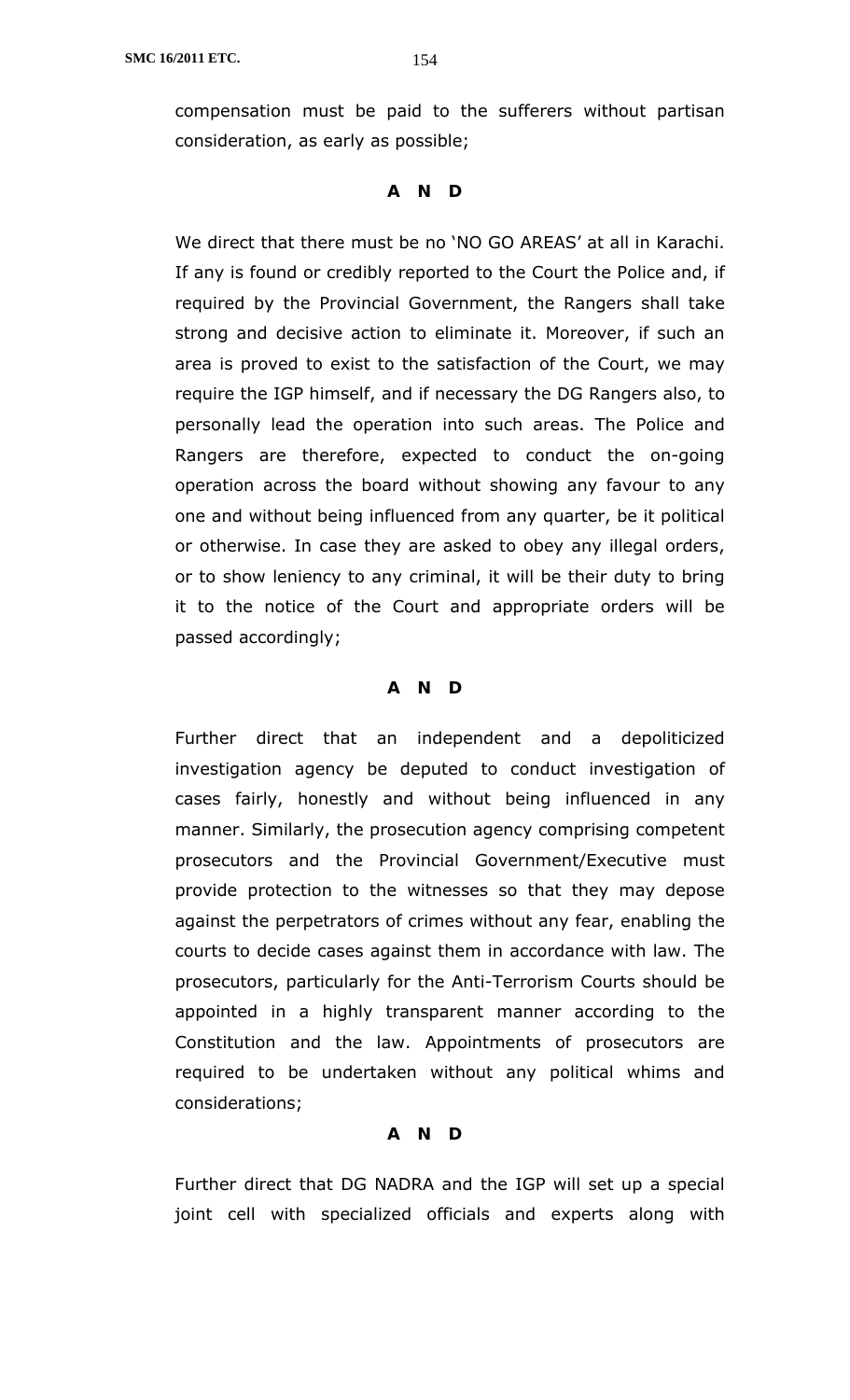compensation must be paid to the sufferers without partisan consideration, as early as possible;

**A N D**

We direct that there must be no 'NO GO AREAS' at all in Karachi. If any is found or credibly reported to the Court the Police and, if required by the Provincial Government, the Rangers shall take strong and decisive action to eliminate it. Moreover, if such an area is proved to exist to the satisfaction of the Court, we may require the IGP himself, and if necessary the DG Rangers also, to personally lead the operation into such areas. The Police and Rangers are therefore, expected to conduct the on-going operation across the board without showing any favour to any one and without being influenced from any quarter, be it political or otherwise. In case they are asked to obey any illegal orders, or to show leniency to any criminal, it will be their duty to bring it to the notice of the Court and appropriate orders will be passed accordingly;

**A N D**

Further direct that an independent and a depoliticized investigation agency be deputed to conduct investigation of cases fairly, honestly and without being influenced in any manner. Similarly, the prosecution agency comprising competent prosecutors and the Provincial Government/Executive must provide protection to the witnesses so that they may depose against the perpetrators of crimes without any fear, enabling the courts to decide cases against them in accordance with law. The prosecutors, particularly for the Anti-Terrorism Courts should be appointed in a highly transparent manner according to the Constitution and the law. Appointments of prosecutors are required to be undertaken without any political whims and considerations;

**A N D**

Further direct that DG NADRA and the IGP will set up a special joint cell with specialized officials and experts along with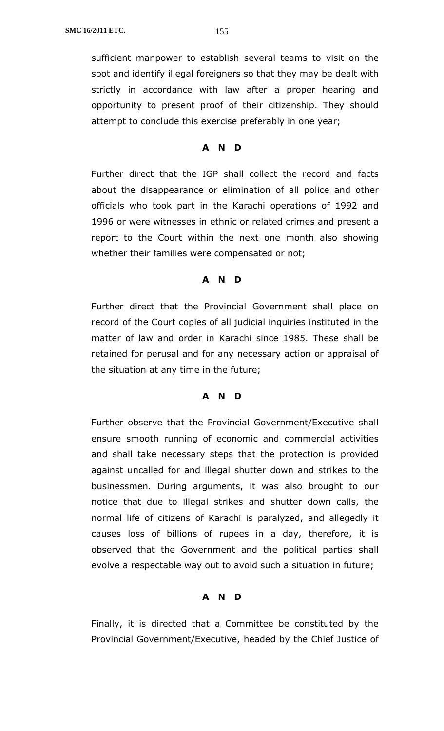sufficient manpower to establish several teams to visit on the spot and identify illegal foreigners so that they may be dealt with strictly in accordance with law after a proper hearing and opportunity to present proof of their citizenship. They should attempt to conclude this exercise preferably in one year;

**A N D**

Further direct that the IGP shall collect the record and facts about the disappearance or elimination of all police and other officials who took part in the Karachi operations of 1992 and 1996 or were witnesses in ethnic or related crimes and present a report to the Court within the next one month also showing whether their families were compensated or not;

**A N D**

Further direct that the Provincial Government shall place on record of the Court copies of all judicial inquiries instituted in the matter of law and order in Karachi since 1985. These shall be retained for perusal and for any necessary action or appraisal of the situation at any time in the future;

**A N D**

Further observe that the Provincial Government/Executive shall ensure smooth running of economic and commercial activities and shall take necessary steps that the protection is provided against uncalled for and illegal shutter down and strikes to the businessmen. During arguments, it was also brought to our notice that due to illegal strikes and shutter down calls, the normal life of citizens of Karachi is paralyzed, and allegedly it causes loss of billions of rupees in a day, therefore, it is observed that the Government and the political parties shall evolve a respectable way out to avoid such a situation in future;

**A N D**

Finally, it is directed that a Committee be constituted by the Provincial Government/Executive, headed by the Chief Justice of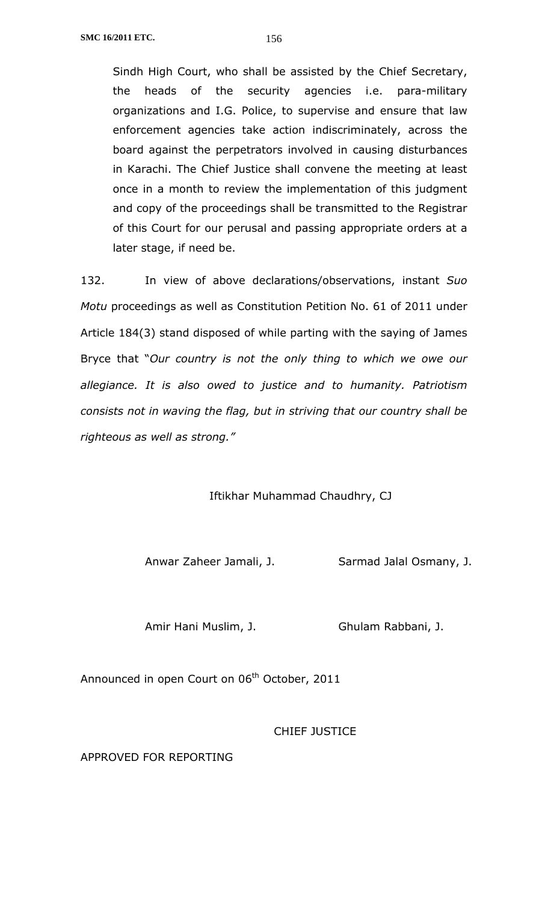Sindh High Court, who shall be assisted by the Chief Secretary, the heads of the security agencies i.e. para-military organizations and I.G. Police, to supervise and ensure that law enforcement agencies take action indiscriminately, across the board against the perpetrators involved in causing disturbances in Karachi. The Chief Justice shall convene the meeting at least once in a month to review the implementation of this judgment and copy of the proceedings shall be transmitted to the Registrar of this Court for our perusal and passing appropriate orders at a later stage, if need be.

132. In view of above declarations/observations, instant *Suo Motu* proceedings as well as Constitution Petition No. 61 of 2011 under Article 184(3) stand disposed of while parting with the saying of James Bryce that "*Our country is not the only thing to which we owe our allegiance. It is also owed to justice and to humanity. Patriotism consists not in waving the flag, but in striving that our country shall be righteous as well as strong.*"

Iftikhar Muhammad Chaudhry, CJ

Anwar Zaheer Jamali, J. Sarmad Jalal Osmany, J.

Amir Hani Muslim, J. Ghulam Rabbani, J.

Announced in open Court on 06th October, 2011

CHIEF JUSTICE

APPROVED FOR REPORTING